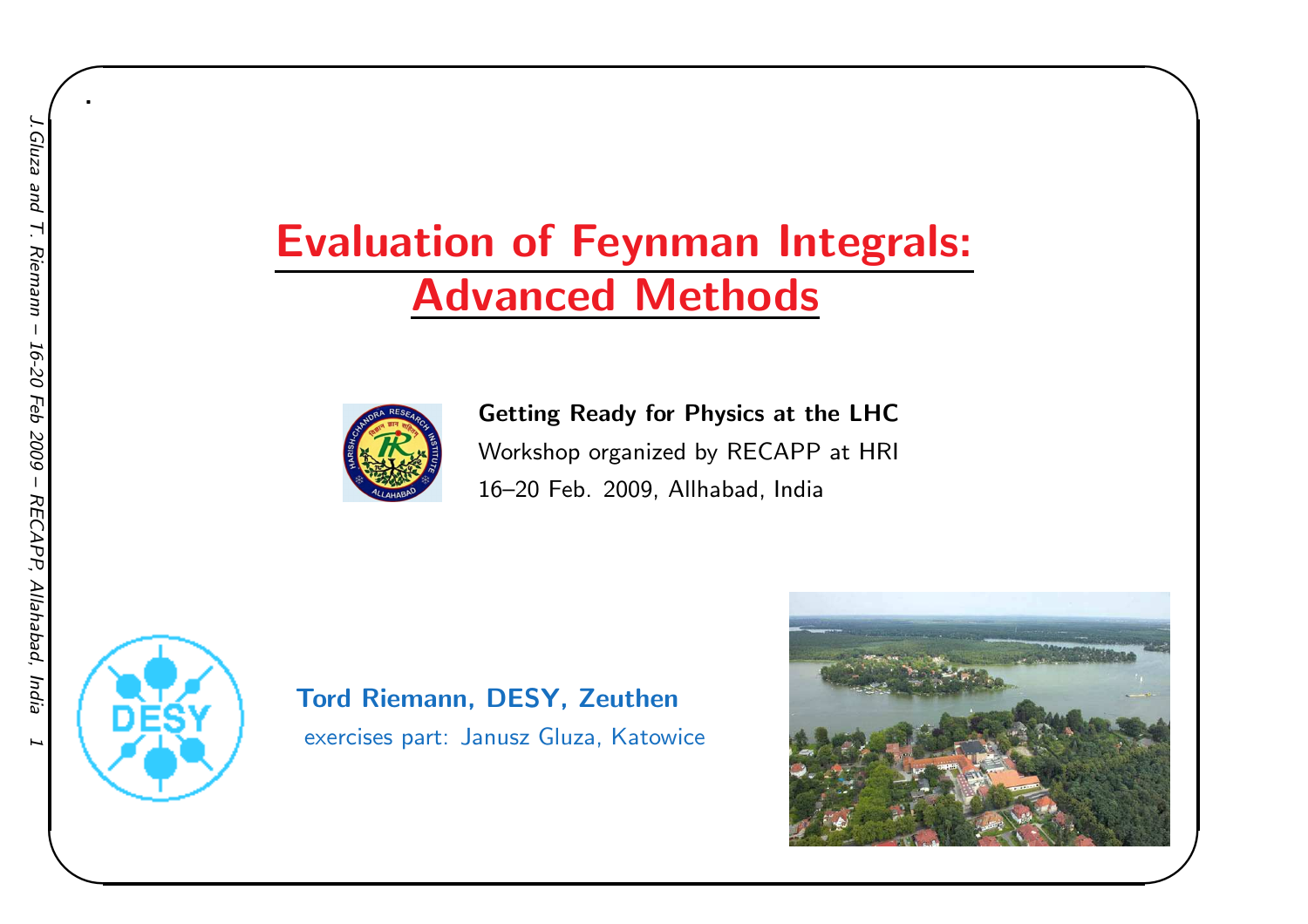# Evaluation of Feynman Integrals: Advanced Methods

**Getting Ready for Physics at the LHC**

Workshop organized by RECAPP at HRI

16–20 Feb. 2009, Allhabad, India

**Tord Riemann, DESY, Zeuthen**

exercises part: Janusz Gluza, Katowice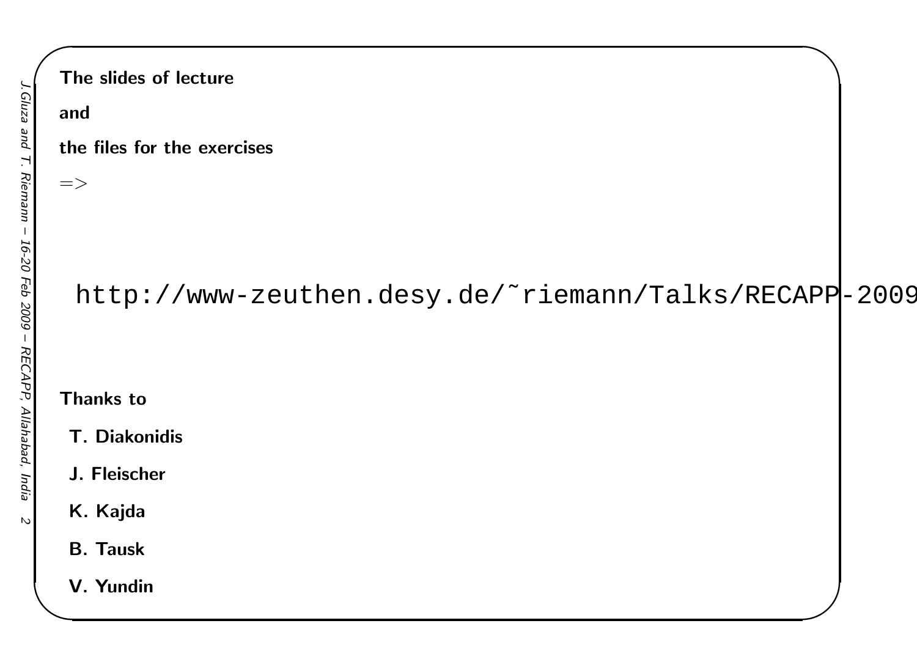**The slides of lecture**

**and**

**the files for the exercises**

=>

```
http://www-zeuthen.desy.de/~riemann/Talks/RECAPP-2009
```

**Thanks to**

**T. Diakonidis**

**J. Fleischer**

**K. Kajda**

**B. Tausk**

**V. Yundin**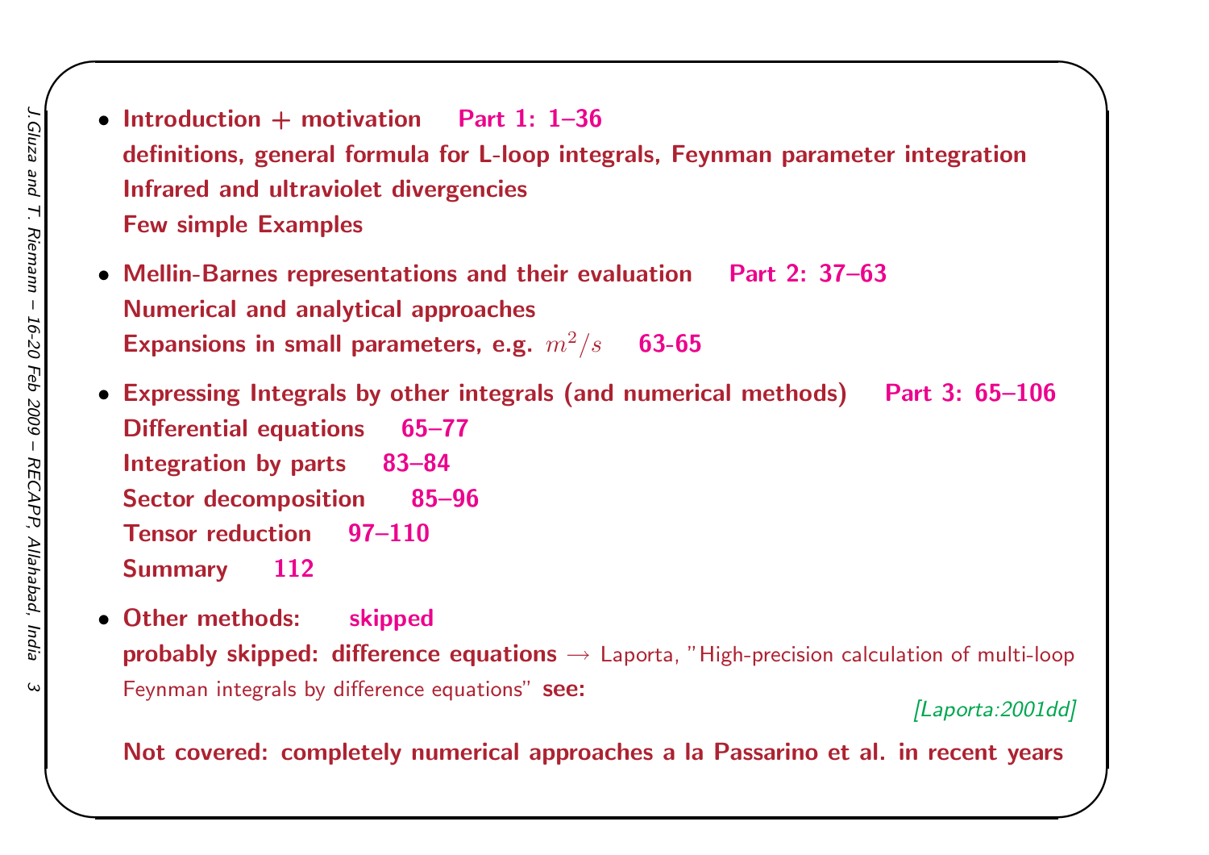- **Introduction + motivation** **Part 1: 1–36**
  **definitions, general formula for L-loop integrals, Feynman parameter integration**
  **Infrared and ultraviolet divergencies**
  **Few simple Examples**

- **Mellin-Barnes representations and their evaluation** **Part 2: 37–63**
  **Numerical and analytical approaches**
  **Expansions in small parameters, e.g.** $m^2/s$ **63-65**

- **Expressing Integrals by other integrals (and numerical methods)** **Part 3: 65–106**
  **Differential equations** **65–77**
  **Integration by parts** **83–84**
  **Sector decomposition** **85–96**
  **Tensor reduction** **97–110**
  **Summary** **112**

- **Other methods:** **skipped**
  **probably skipped: difference equations** → Laporta, "High-precision calculation of multi-loop Feynman integrals by difference equations" **see:**
  *[Laporta:2001dd]*

  **Not covered: completely numerical approaches a la Passarino et al. in recent years**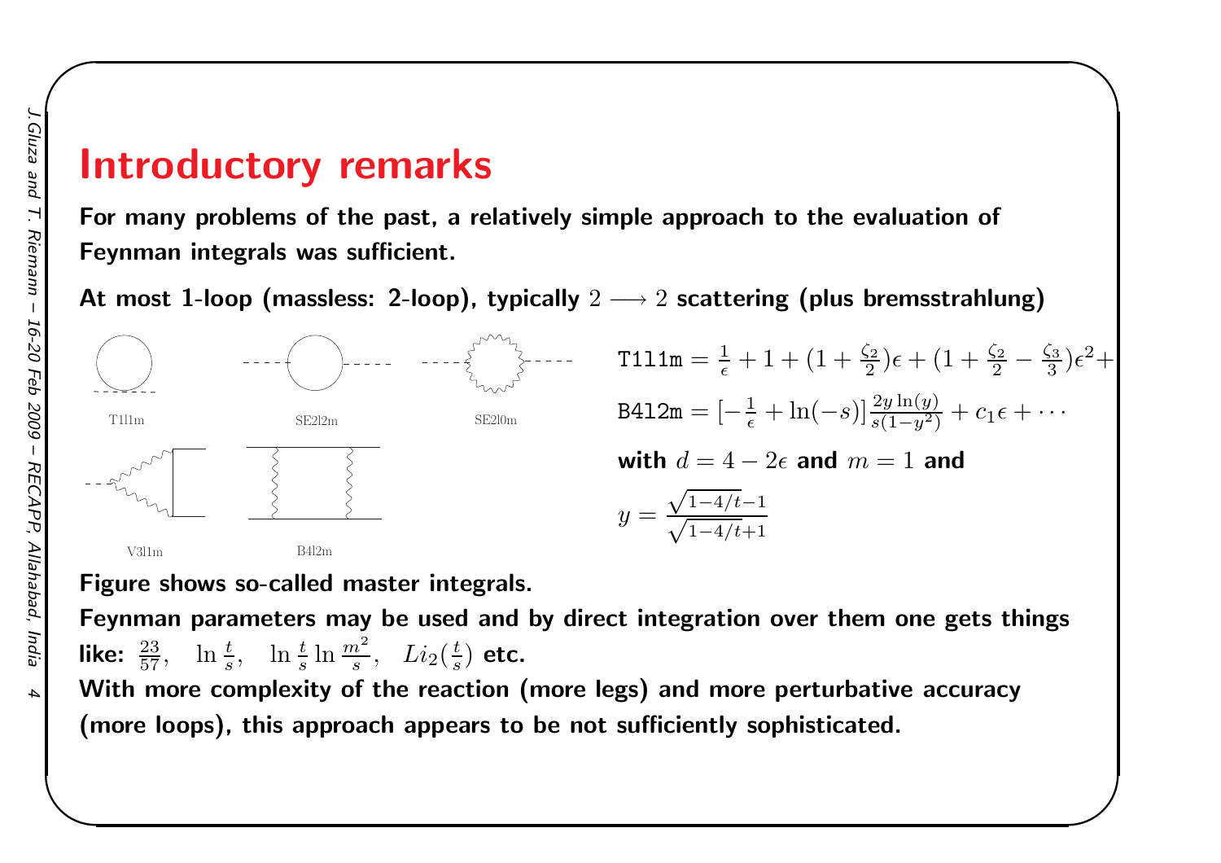# Introductory remarks

**For many problems of the past, a relatively simple approach to the evaluation of Feynman integrals was sufficient.**

**At most 1-loop (massless: 2-loop), typically $2 \longrightarrow 2$ scattering (plus bremsstrahlung)**

T1l1m SE2l2m SE2l0m

V3l1m B4l2m

$$\mathtt{T1l1m} = \frac{1}{\epsilon} + 1 + (1 + \frac{\zeta_2}{2})\epsilon + (1 + \frac{\zeta_2}{2} - \frac{\zeta_3}{3})\epsilon^2 +$$

$$\mathtt{B4l2m} = [-\frac{1}{\epsilon} + \ln(-s)]\frac{2y\ln(y)}{s(1-y^2)} + c_1\epsilon + \cdots$$

**with** $d = 4 - 2\epsilon$ **and** $m = 1$ **and**

$$y = \frac{\sqrt{1-4/t}-1}{\sqrt{1-4/t}+1}$$

**Figure shows so-called master integrals.**

**Feynman parameters may be used and by direct integration over them one gets things like:** $\frac{23}{57}, \quad \ln\frac{t}{s}, \quad \ln\frac{t}{s}\ln\frac{m^2}{s}, \quad Li_2(\frac{t}{s})$ **etc.**

**With more complexity of the reaction (more legs) and more perturbative accuracy (more loops), this approach appears to be not sufficiently sophisticated.**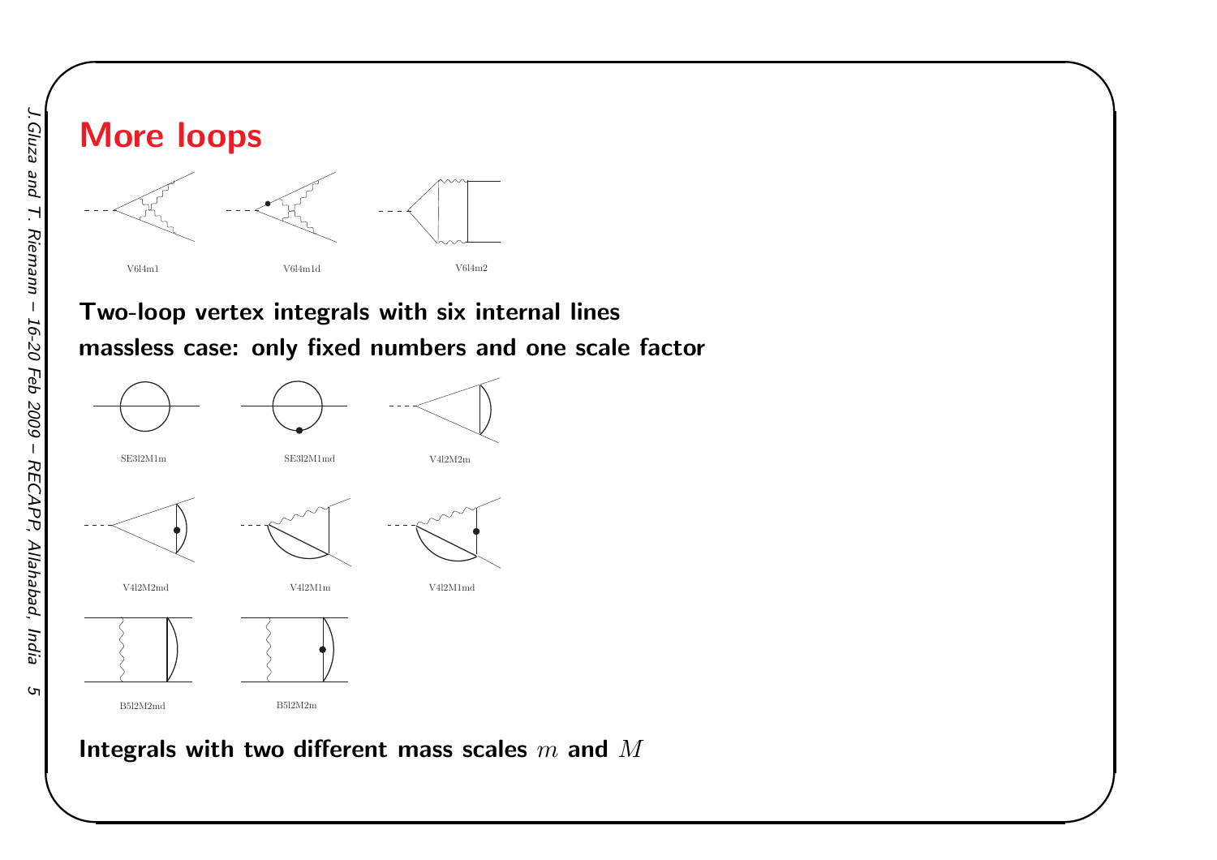# More loops

V6l4m1 V6l4m1d V6l4m2

**Two-loop vertex integrals with six internal lines**

**massless case: only fixed numbers and one scale factor**

SE3l2M1m SE3l2M1md V4l2M2m

V4l2M2md V4l2M1m V4l2M1md

B5l2M2md B5l2M2m

**Integrals with two different mass scales $m$ and $M$**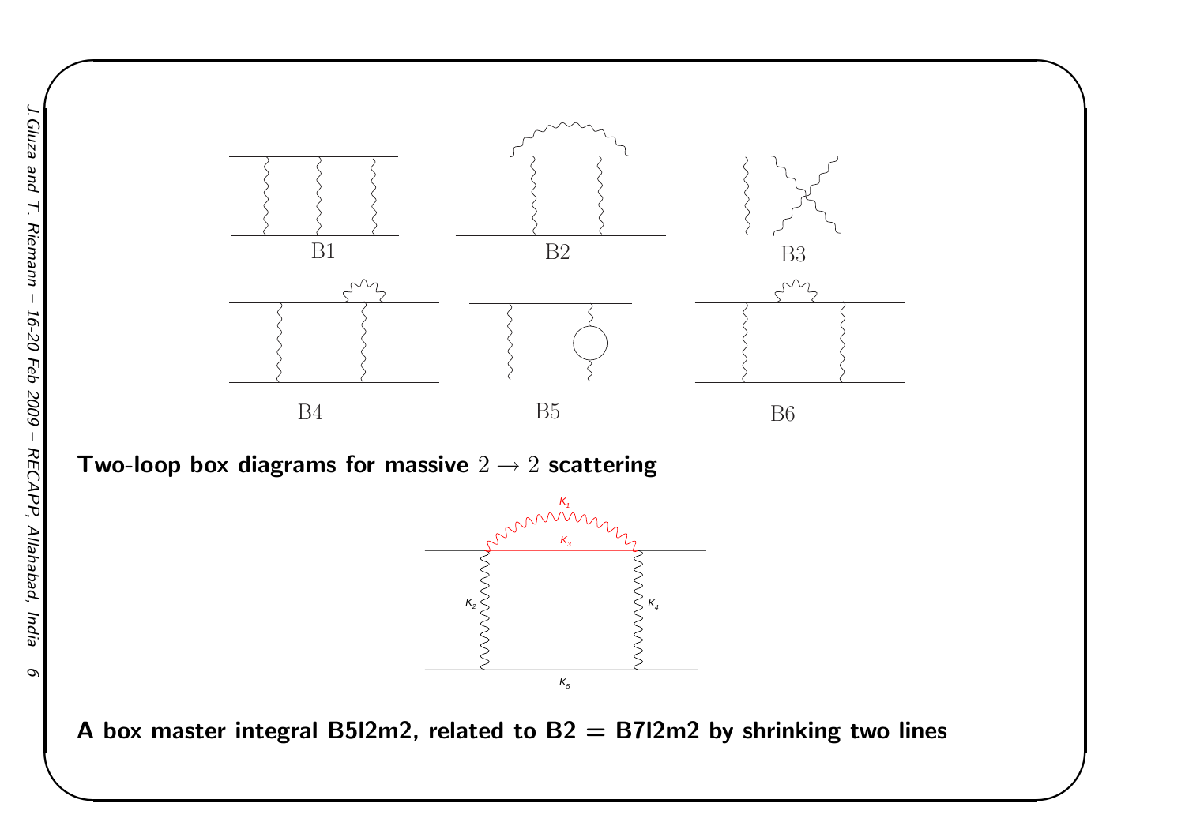B1 B2 B3

B4 B5 B6

**Two-loop box diagrams for massive $2 \to 2$ scattering**

$K_1$

$K_3$

$K_2$ $K_4$

$K_5$

**A box master integral B5l2m2, related to B2 = B7l2m2 by shrinking two lines**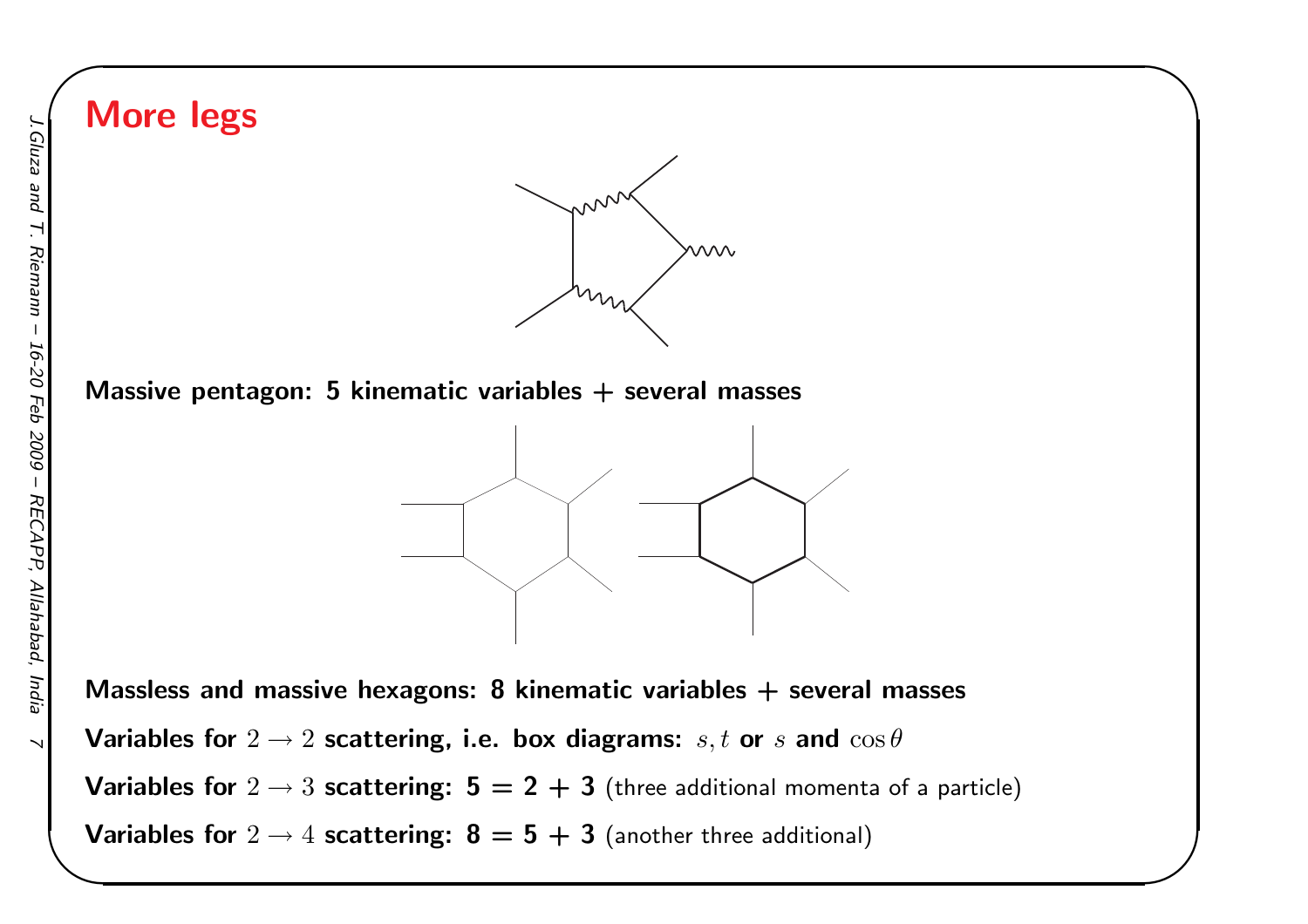# More legs

**Massive pentagon: 5 kinematic variables + several masses**

**Massless and massive hexagons: 8 kinematic variables + several masses**

**Variables for $2 \to 2$ scattering, i.e. box diagrams:** $s, t$ **or** $s$ **and** $\cos\theta$

**Variables for $2 \to 3$ scattering: 5 = 2 + 3** (three additional momenta of a particle)

**Variables for $2 \to 4$ scattering: 8 = 5 + 3** (another three additional)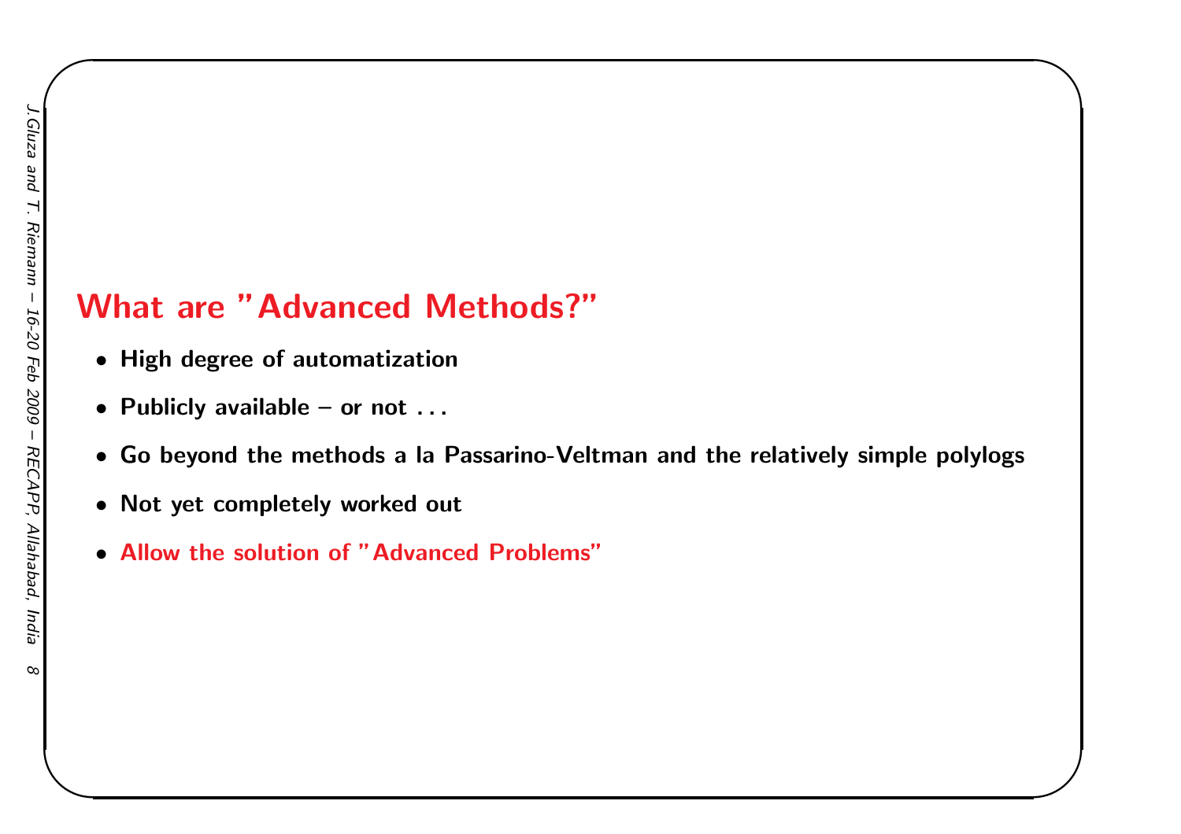## What are "Advanced Methods?"

- **High degree of automatization**
- **Publicly available – or not . . .**
- **Go beyond the methods a la Passarino-Veltman and the relatively simple polylogs**
- **Not yet completely worked out**
- **Allow the solution of "Advanced Problems"**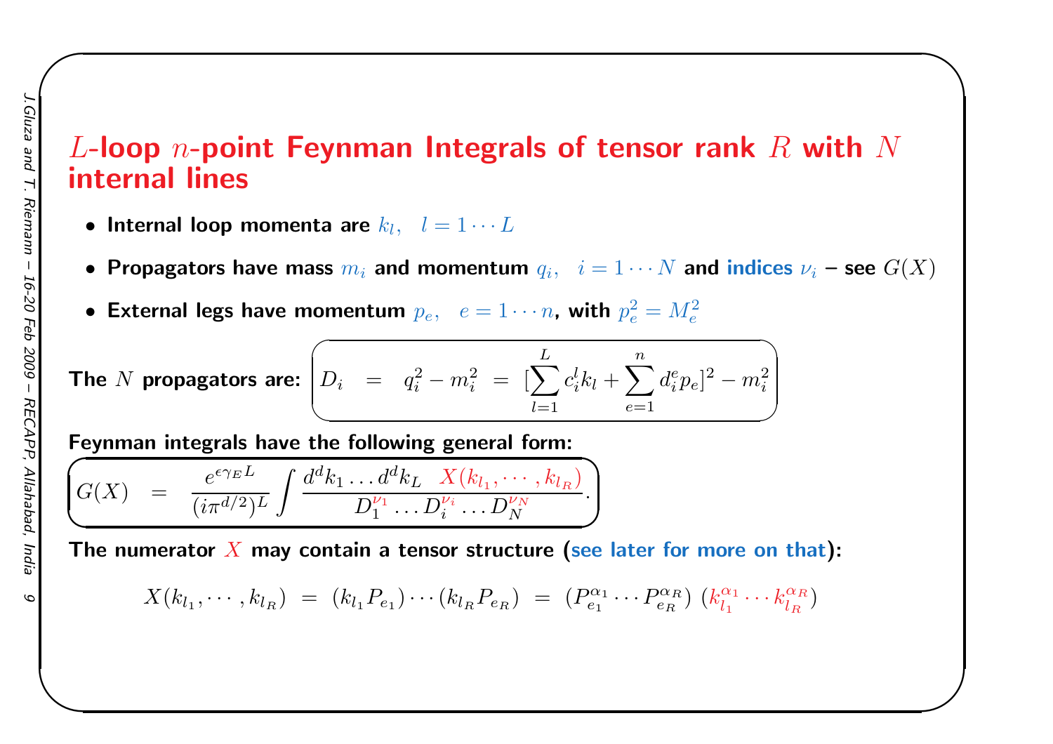# $L$-loop $n$-point Feynman Integrals of tensor rank $R$ with $N$ internal lines

- **Internal loop momenta are** $k_l, \quad l = 1 \cdots L$
- **Propagators have mass** $m_i$ **and momentum** $q_i, \quad i = 1 \cdots N$ **and indices** $\nu_i$ **– see** $G(X)$
- **External legs have momentum** $p_e, \quad e = 1 \cdots n$**, with** $p_e^2 = M_e^2$

**The $N$ propagators are:**

$$D_i \quad = \quad q_i^2 - m_i^2 \ = \ [\sum_{l=1}^{L} c_i^l k_l + \sum_{e=1}^{n} d_i^e p_e]^2 - m_i^2$$

**Feynman integrals have the following general form:**

$$G(X) \quad = \quad \frac{e^{\epsilon \gamma_E L}}{(i\pi^{d/2})^L} \int \frac{d^d k_1 \ldots d^d k_L \quad X(k_{l_1}, \cdots, k_{l_R})}{D_1^{\nu_1} \ldots D_i^{\nu_i} \ldots D_N^{\nu_N}}.$$

**The numerator $X$ may contain a tensor structure (see later for more on that):**

$$X(k_{l_1}, \cdots, k_{l_R}) \ = \ (k_{l_1} P_{e_1}) \cdots (k_{l_R} P_{e_R}) \ = \ (P_{e_1}^{\alpha_1} \cdots P_{e_R}^{\alpha_R}) \ (k_{l_1}^{\alpha_1} \cdots k_{l_R}^{\alpha_R})$$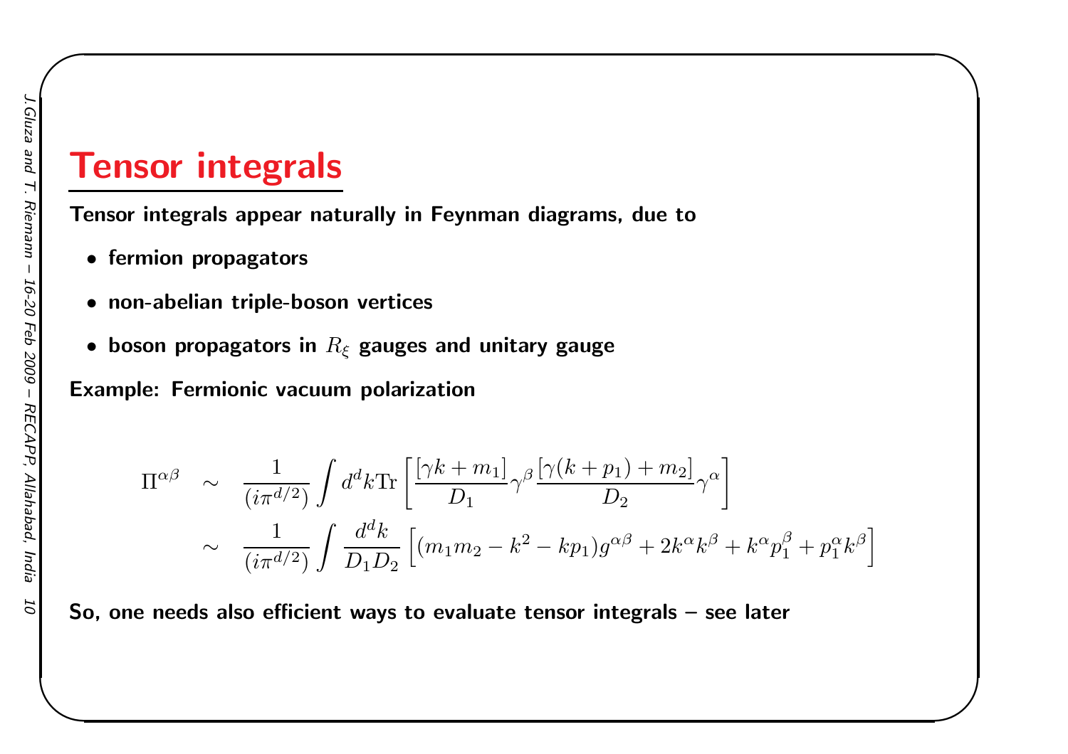# Tensor integrals

**Tensor integrals appear naturally in Feynman diagrams, due to**

- **fermion propagators**
- **non-abelian triple-boson vertices**
- **boson propagators in $R_\xi$ gauges and unitary gauge**

**Example: Fermionic vacuum polarization**

$$
\begin{aligned}
\Pi^{\alpha\beta} \quad &\sim \quad \frac{1}{(i\pi^{d/2})} \int d^d k \mathrm{Tr} \left[ \frac{[\gamma k + m_1]}{D_1} \gamma^\beta \frac{[\gamma(k+p_1) + m_2]}{D_2} \gamma^\alpha \right] \\
&\sim \quad \frac{1}{(i\pi^{d/2})} \int \frac{d^d k}{D_1 D_2} \left[ (m_1 m_2 - k^2 - k p_1) g^{\alpha\beta} + 2 k^\alpha k^\beta + k^\alpha p_1^\beta + p_1^\alpha k^\beta \right]
\end{aligned}
$$

**So, one needs also efficient ways to evaluate tensor integrals – see later**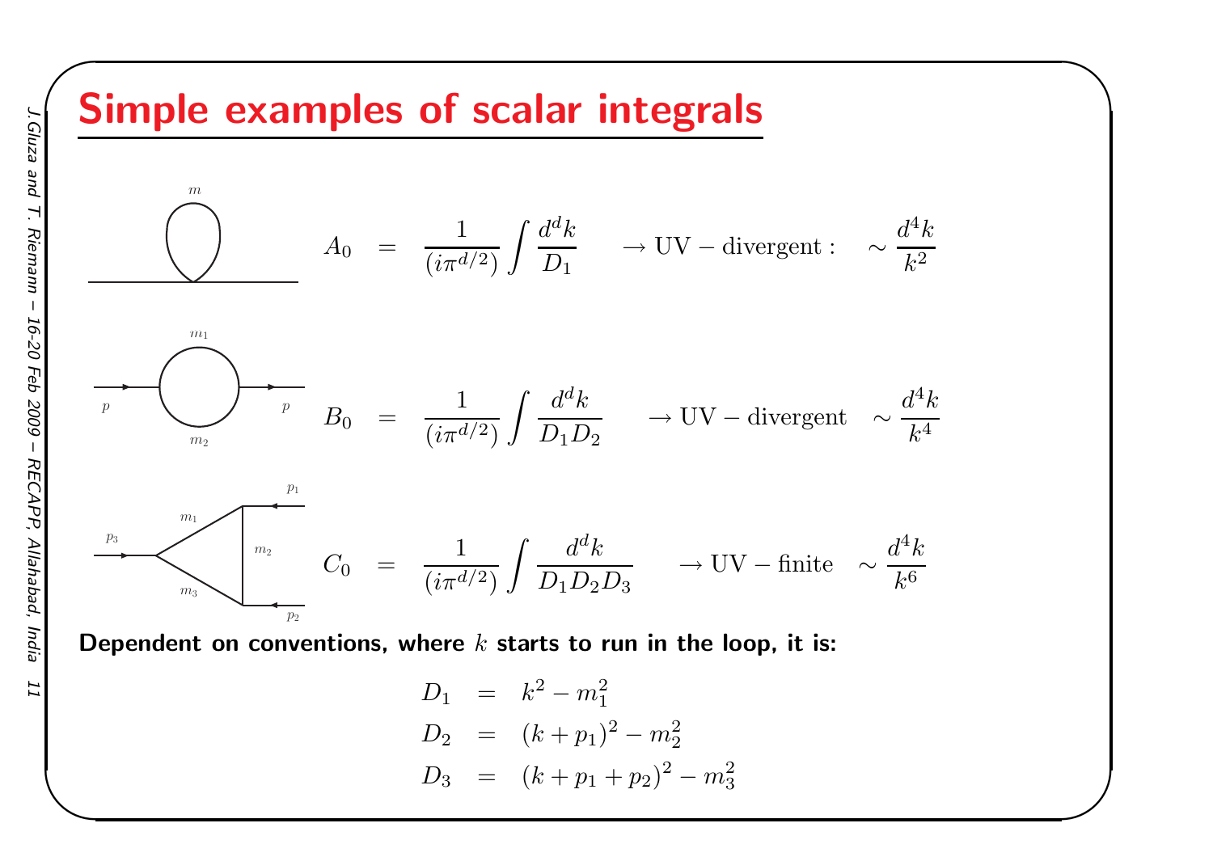# Simple examples of scalar integrals

$$A_0 = \frac{1}{(i\pi^{d/2})} \int \frac{d^dk}{D_1} \quad \to \mathrm{UV-divergent:} \quad \sim \frac{d^4k}{k^2}$$

$$B_0 = \frac{1}{(i\pi^{d/2})} \int \frac{d^dk}{D_1 D_2} \quad \to \mathrm{UV-divergent} \quad \sim \frac{d^4k}{k^4}$$

$$C_0 = \frac{1}{(i\pi^{d/2})} \int \frac{d^dk}{D_1 D_2 D_3} \quad \to \mathrm{UV-finite} \quad \sim \frac{d^4k}{k^6}$$

**Dependent on conventions, where $k$ starts to run in the loop, it is:**

$$D_1 = k^2 - m_1^2$$

$$D_2 = (k+p_1)^2 - m_2^2$$

$$D_3 = (k+p_1+p_2)^2 - m_3^2$$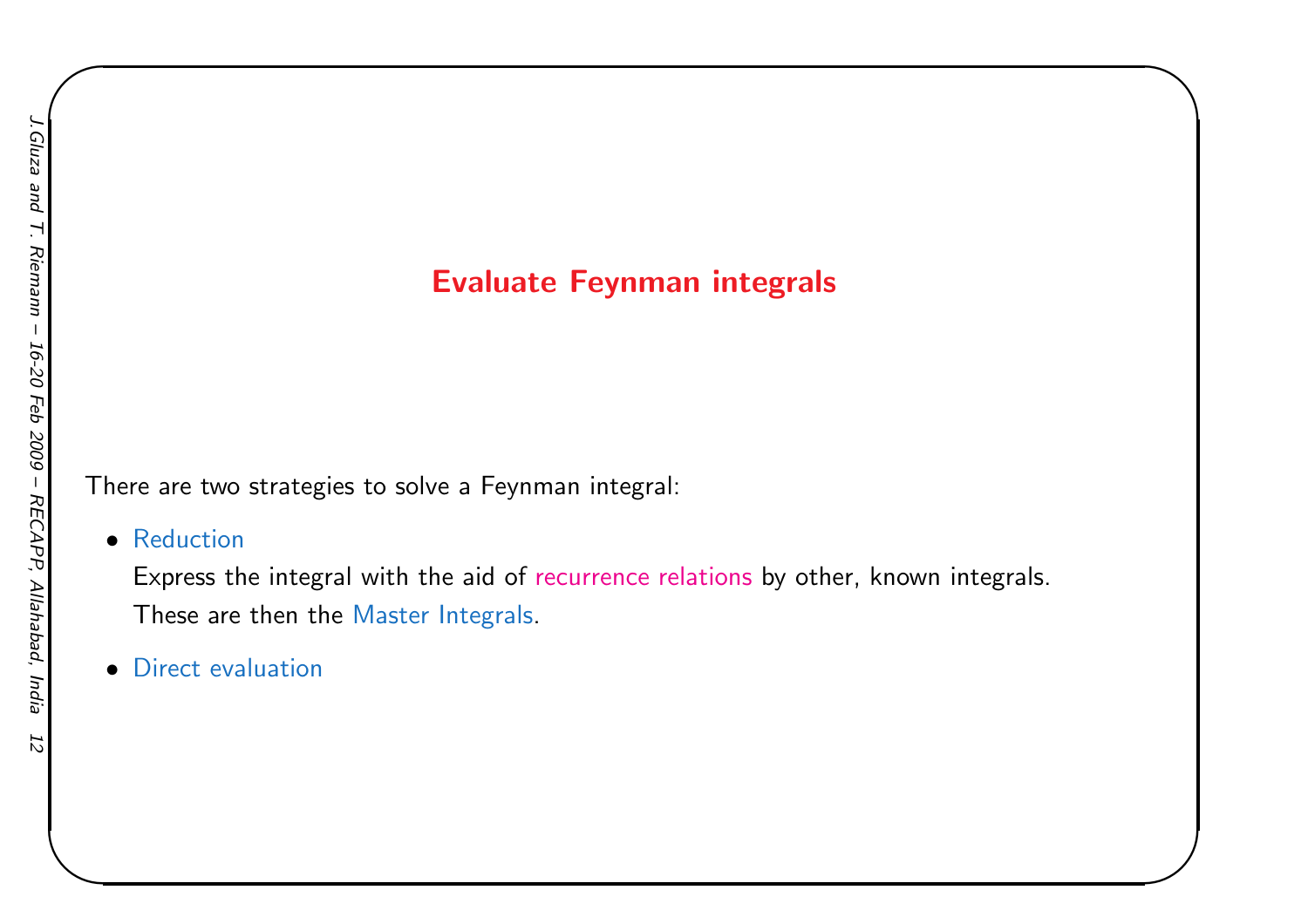# Evaluate Feynman integrals

There are two strategies to solve a Feynman integral:

- Reduction

  Express the integral with the aid of recurrence relations by other, known integrals.
  These are then the Master Integrals.

- Direct evaluation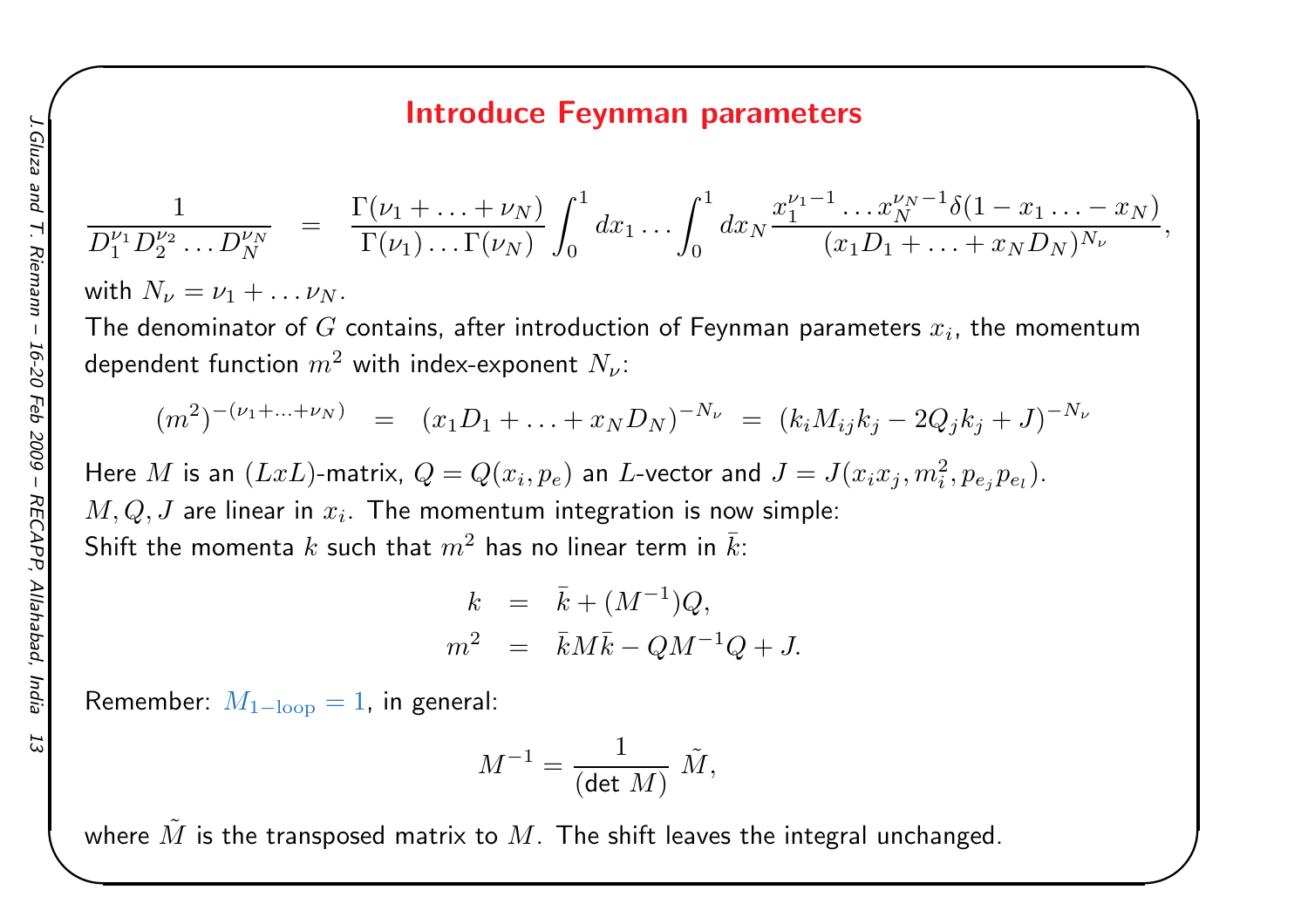# Introduce Feynman parameters

$$\frac{1}{D_1^{\nu_1} D_2^{\nu_2} \dots D_N^{\nu_N}} = \frac{\Gamma(\nu_1 + \dots + \nu_N)}{\Gamma(\nu_1) \dots \Gamma(\nu_N)} \int_0^1 dx_1 \dots \int_0^1 dx_N \frac{x_1^{\nu_1 - 1} \dots x_N^{\nu_N - 1} \delta(1 - x_1 \dots - x_N)}{(x_1 D_1 + \dots + x_N D_N)^{N_\nu}},$$

with $N_\nu = \nu_1 + \dots \nu_N$.

The denominator of $G$ contains, after introduction of Feynman parameters $x_i$, the momentum dependent function $m^2$ with index-exponent $N_\nu$:

$$(m^2)^{-(\nu_1 + \dots + \nu_N)} = (x_1 D_1 + \dots + x_N D_N)^{-N_\nu} = (k_i M_{ij} k_j - 2 Q_j k_j + J)^{-N_\nu}$$

Here $M$ is an $(LxL)$-matrix, $Q = Q(x_i, p_e)$ an $L$-vector and $J = J(x_i x_j, m_i^2, p_{e_j} p_{e_l})$.

$M, Q, J$ are linear in $x_i$. The momentum integration is now simple:

Shift the momenta $k$ such that $m^2$ has no linear term in $\bar{k}$:

$$k = \bar{k} + (M^{-1}) Q,$$

$$m^2 = \bar{k} M \bar{k} - Q M^{-1} Q + J.$$

Remember: $M_{1-\mathrm{loop}} = 1$, in general:

$$M^{-1} = \frac{1}{(\det M)} \tilde{M},$$

where $\tilde{M}$ is the transposed matrix to $M$. The shift leaves the integral unchanged.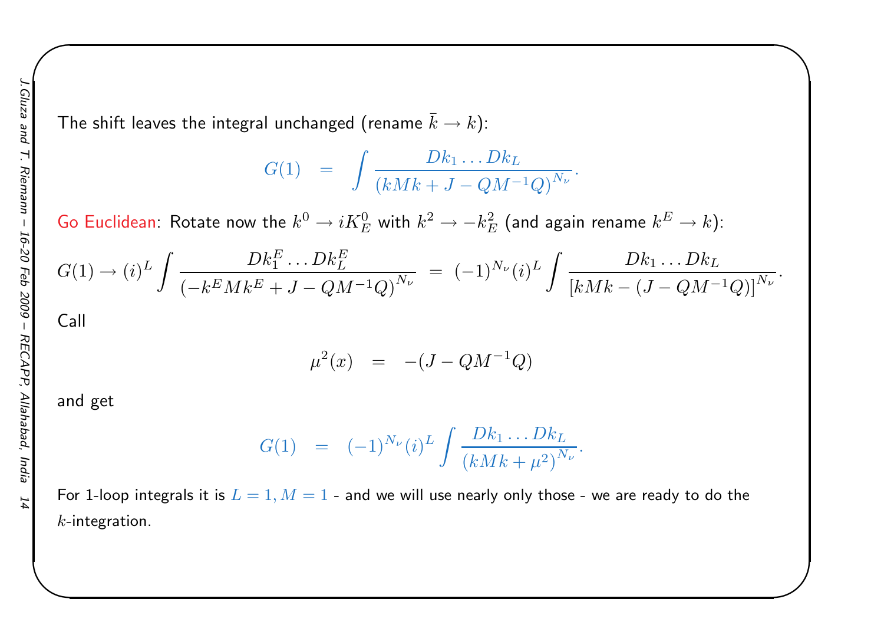The shift leaves the integral unchanged (rename $\bar{k} \to k$):

$$G(1) \quad = \quad \int \frac{Dk_1 \ldots Dk_L}{(kMk + J - QM^{-1}Q)^{N_\nu}}.$$

Go Euclidean: Rotate now the $k^0 \to iK_E^0$ with $k^2 \to -k_E^2$ (and again rename $k^E \to k$):

$$G(1) \to (i)^L \int \frac{Dk_1^E \ldots Dk_L^E}{(-k^E M k^E + J - QM^{-1}Q)^{N_\nu}} \; = \; (-1)^{N_\nu} (i)^L \int \frac{Dk_1 \ldots Dk_L}{[kMk - (J - QM^{-1}Q)]^{N_\nu}}.$$

Call

$$\mu^2(x) \quad = \quad -(J - QM^{-1}Q)$$

and get

$$G(1) \quad = \quad (-1)^{N_\nu} (i)^L \int \frac{Dk_1 \ldots Dk_L}{(kMk + \mu^2)^{N_\nu}}.$$

For 1-loop integrals it is $L = 1, M = 1$ - and we will use nearly only those - we are ready to do the $k$-integration.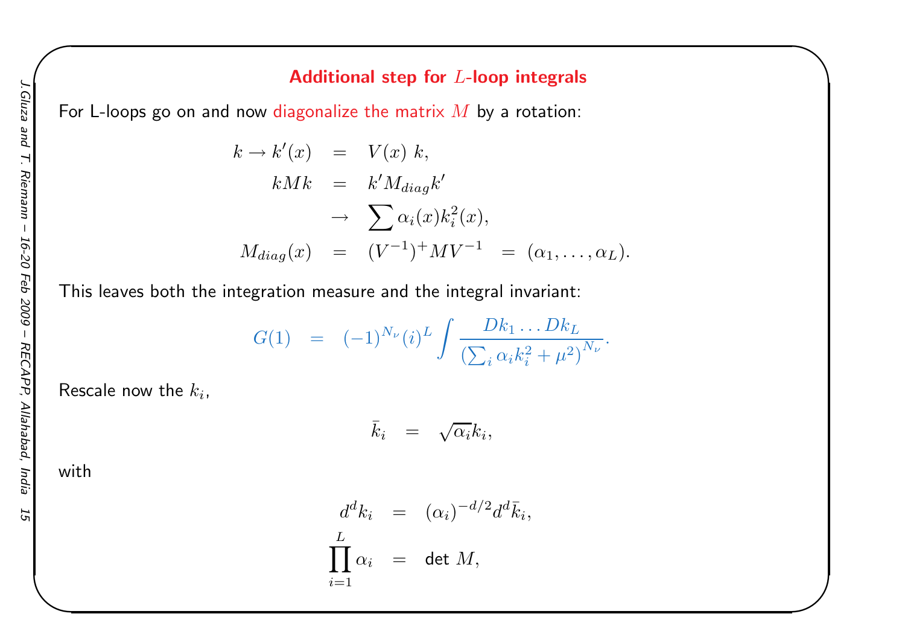## Additional step for $L$-loop integrals

For L-loops go on and now diagonalize the matrix $M$ by a rotation:

$$
\begin{aligned}
k \to k'(x) &= V(x)\, k, \\
kMk &= k' M_{diag} k' \\
&\to \sum \alpha_i(x) k_i^2(x), \\
M_{diag}(x) &= (V^{-1})^{+} M V^{-1} \;=\; (\alpha_1, \ldots, \alpha_L).
\end{aligned}
$$

This leaves both the integration measure and the integral invariant:

$$
G(1) \;=\; (-1)^{N_\nu} (i)^L \int \frac{Dk_1 \ldots Dk_L}{\left(\sum_i \alpha_i k_i^2 + \mu^2\right)^{N_\nu}}.
$$

Rescale now the $k_i$,

$$
\bar{k}_i \;=\; \sqrt{\alpha_i} k_i,
$$

with

$$
\begin{aligned}
d^d k_i &= (\alpha_i)^{-d/2} d^d \bar{k}_i, \\
\prod_{i=1}^{L} \alpha_i &= \det M,
\end{aligned}
$$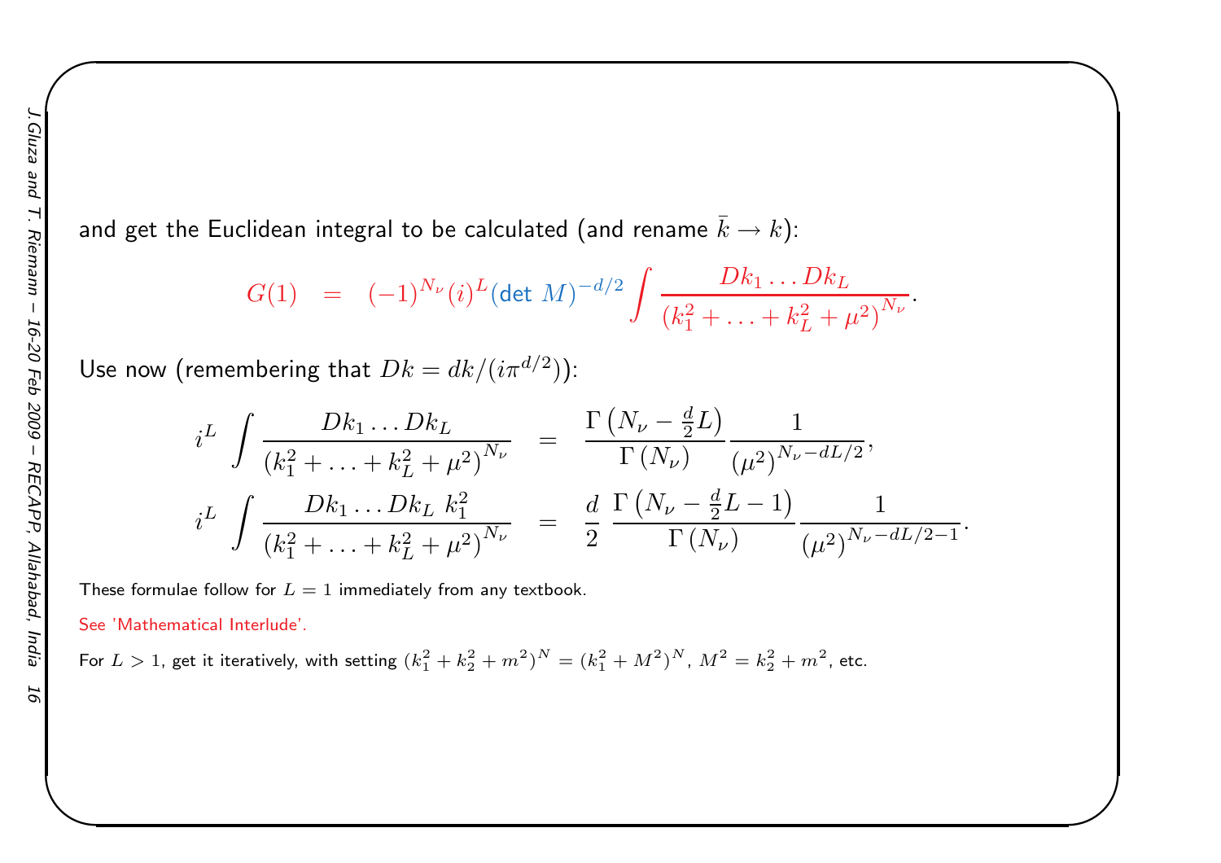and get the Euclidean integral to be calculated (and rename $\bar{k} \to k$):

$$G(1) \quad = \quad (-1)^{N_\nu} (i)^L (\det\, M)^{-d/2} \int \frac{Dk_1 \ldots Dk_L}{\left(k_1^2 + \ldots + k_L^2 + \mu^2\right)^{N_\nu}}.$$

Use now (remembering that $Dk = dk/(i\pi^{d/2})$):

$$i^L \int \frac{Dk_1 \ldots Dk_L}{\left(k_1^2 + \ldots + k_L^2 + \mu^2\right)^{N_\nu}} \quad = \quad \frac{\Gamma\left(N_\nu - \frac{d}{2}L\right)}{\Gamma\left(N_\nu\right)} \frac{1}{\left(\mu^2\right)^{N_\nu - dL/2}},$$

$$i^L \int \frac{Dk_1 \ldots Dk_L\ k_1^2}{\left(k_1^2 + \ldots + k_L^2 + \mu^2\right)^{N_\nu}} \quad = \quad \frac{d}{2}\ \frac{\Gamma\left(N_\nu - \frac{d}{2}L - 1\right)}{\Gamma\left(N_\nu\right)} \frac{1}{\left(\mu^2\right)^{N_\nu - dL/2 - 1}}.$$

These formulae follow for $L = 1$ immediately from any textbook.

See 'Mathematical Interlude'.

For $L > 1$, get it iteratively, with setting $(k_1^2 + k_2^2 + m^2)^N = (k_1^2 + M^2)^N$, $M^2 = k_2^2 + m^2$, etc.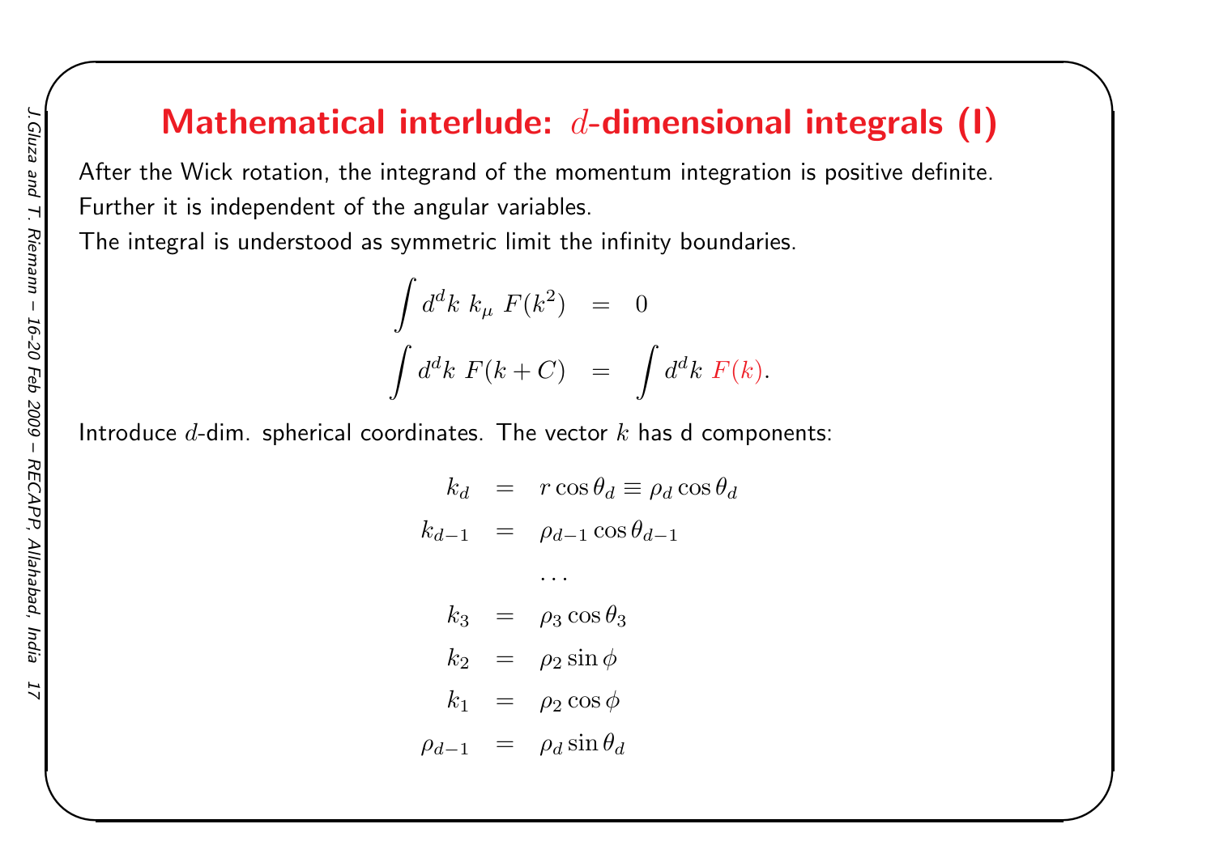# Mathematical interlude: $d$-dimensional integrals (I)

After the Wick rotation, the integrand of the momentum integration is positive definite.
Further it is independent of the angular variables.
The integral is understood as symmetric limit the infinity boundaries.

$$
\begin{aligned}
\int d^d k \; k_\mu \; F(k^2) &= 0 \\
\int d^d k \; F(k+C) &= \int d^d k \; F(k).
\end{aligned}
$$

Introduce $d$-dim. spherical coordinates. The vector $k$ has d components:

$$
\begin{aligned}
k_d &= r \cos\theta_d \equiv \rho_d \cos\theta_d \\
k_{d-1} &= \rho_{d-1} \cos\theta_{d-1} \\
&\ldots \\
k_3 &= \rho_3 \cos\theta_3 \\
k_2 &= \rho_2 \sin\phi \\
k_1 &= \rho_2 \cos\phi \\
\rho_{d-1} &= \rho_d \sin\theta_d
\end{aligned}
$$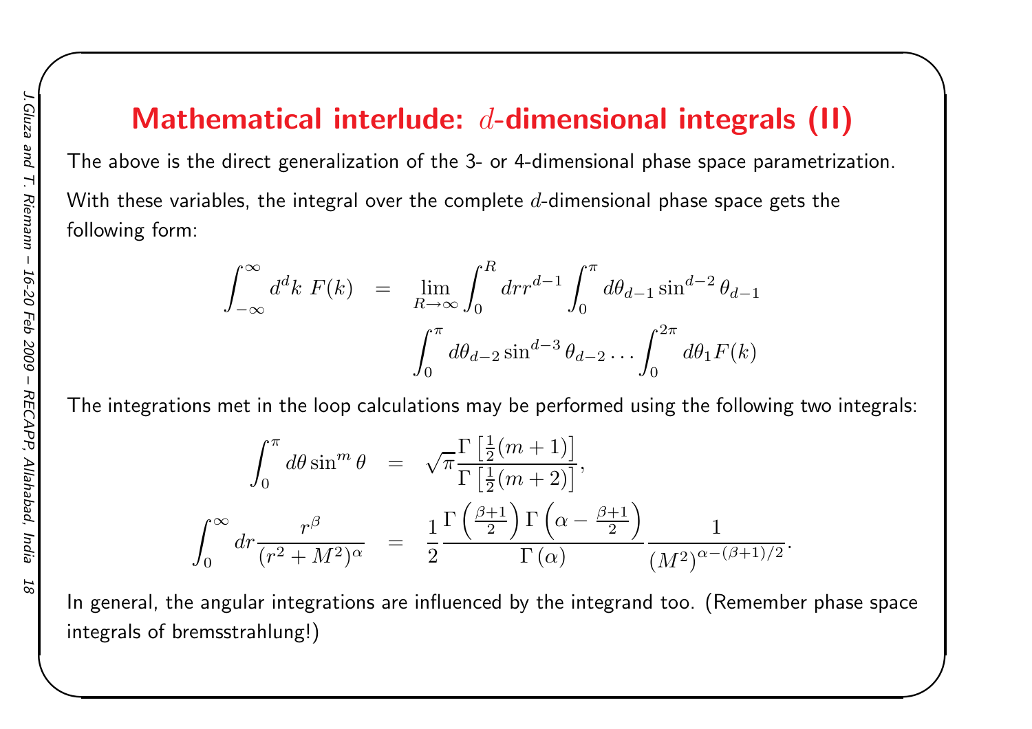# Mathematical interlude: $d$-dimensional integrals (II)

The above is the direct generalization of the 3- or 4-dimensional phase space parametrization.

With these variables, the integral over the complete $d$-dimensional phase space gets the following form:

$$\int_{-\infty}^{\infty} d^d k \; F(k) = \lim_{R \to \infty} \int_0^R dr r^{d-1} \int_0^{\pi} d\theta_{d-1} \sin^{d-2}\theta_{d-1} \int_0^{\pi} d\theta_{d-2} \sin^{d-3}\theta_{d-2} \ldots \int_0^{2\pi} d\theta_1 F(k)$$

The integrations met in the loop calculations may be performed using the following two integrals:

$$\int_0^{\pi} d\theta \sin^m \theta = \sqrt{\pi} \frac{\Gamma\left[\frac{1}{2}(m+1)\right]}{\Gamma\left[\frac{1}{2}(m+2)\right]},$$

$$\int_0^{\infty} dr \frac{r^{\beta}}{(r^2+M^2)^{\alpha}} = \frac{1}{2} \frac{\Gamma\left(\frac{\beta+1}{2}\right)\Gamma\left(\alpha - \frac{\beta+1}{2}\right)}{\Gamma(\alpha)} \frac{1}{(M^2)^{\alpha-(\beta+1)/2}}.$$

In general, the angular integrations are influenced by the integrand too. (Remember phase space integrals of bremsstrahlung!)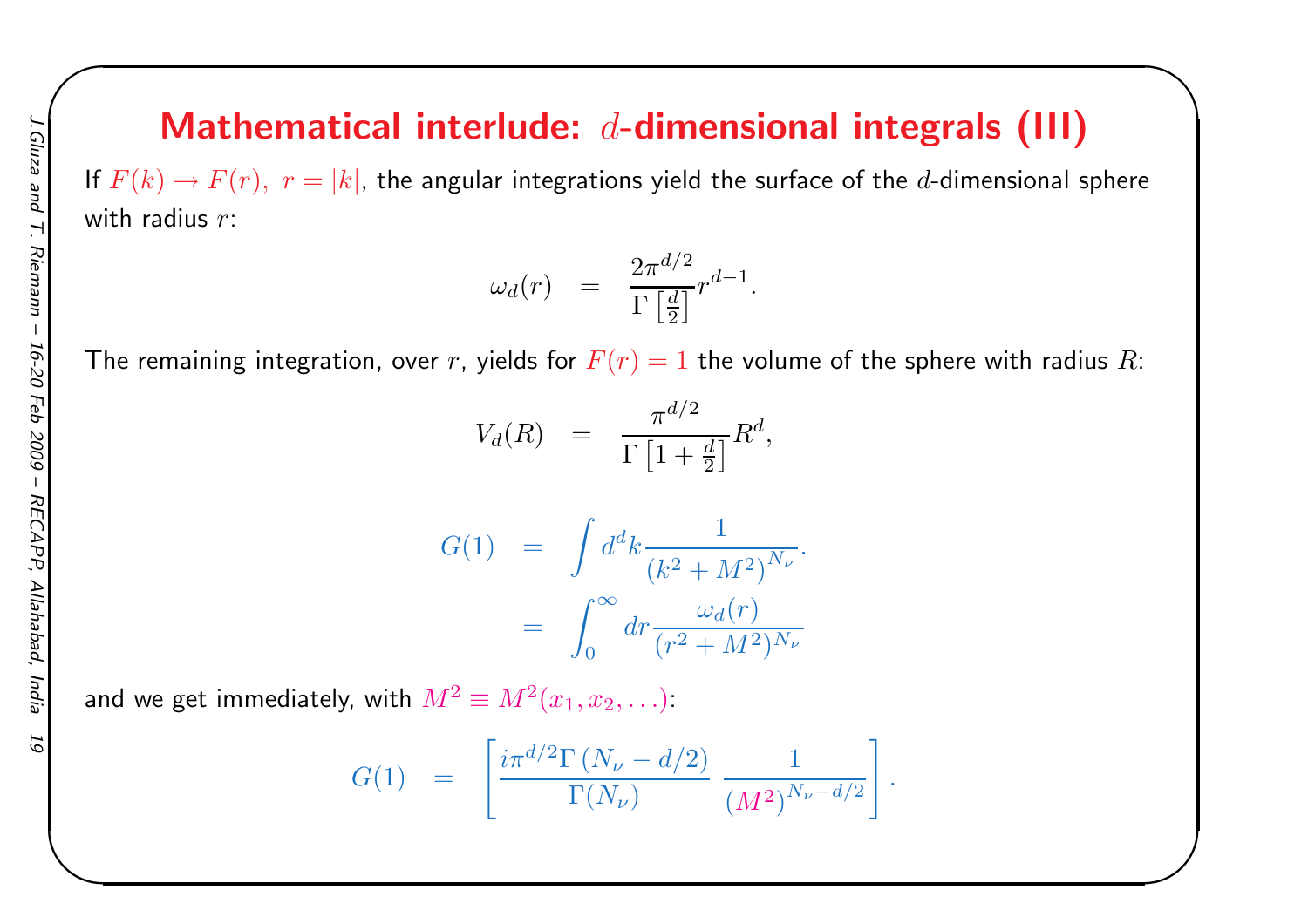# Mathematical interlude: $d$-dimensional integrals (III)

If $F(k) \to F(r),\ r = |k|$, the angular integrations yield the surface of the $d$-dimensional sphere with radius $r$:

$$\omega_d(r) = \frac{2\pi^{d/2}}{\Gamma\left[\frac{d}{2}\right]} r^{d-1}.$$

The remaining integration, over $r$, yields for $F(r) = 1$ the volume of the sphere with radius $R$:

$$V_d(R) = \frac{\pi^{d/2}}{\Gamma\left[1 + \frac{d}{2}\right]} R^d,$$

$$G(1) = \int d^d k \frac{1}{\left(k^2 + M^2\right)^{N_\nu}}.$$

$$= \int_0^\infty dr \frac{\omega_d(r)}{\left(r^2 + M^2\right)^{N_\nu}}$$

and we get immediately, with $M^2 \equiv M^2(x_1, x_2, \ldots)$:

$$G(1) = \left[\frac{i\pi^{d/2}\Gamma\left(N_\nu - d/2\right)}{\Gamma(N_\nu)} \; \frac{1}{\left(M^2\right)^{N_\nu - d/2}}\right].$$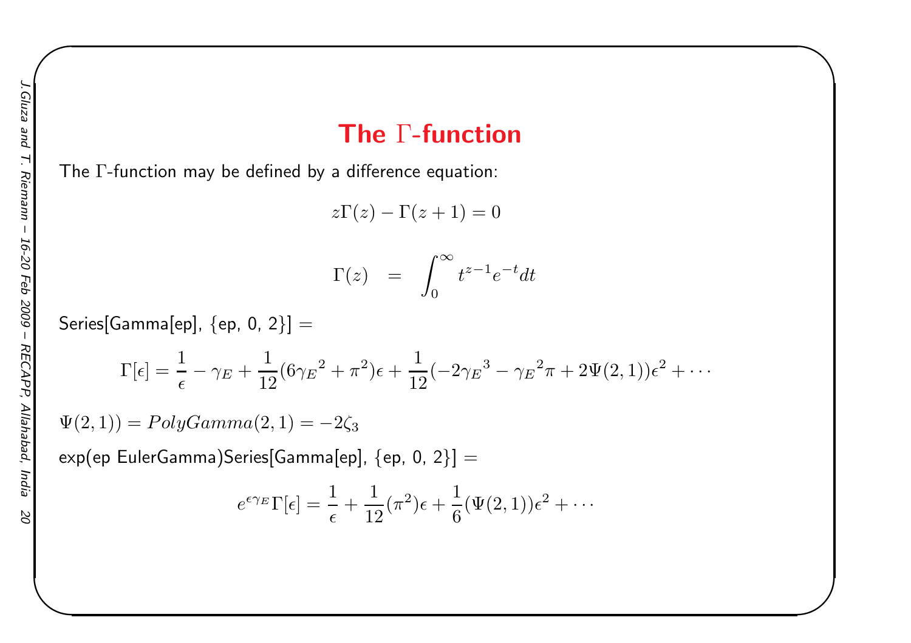## The $\Gamma$-function

The $\Gamma$-function may be defined by a difference equation:

$$z\Gamma(z) - \Gamma(z+1) = 0$$

$$\Gamma(z) \quad = \quad \int_0^\infty t^{z-1} e^{-t} dt$$

Series[Gamma[ep], {ep, 0, 2}] =

$$\Gamma[\epsilon] = \frac{1}{\epsilon} - \gamma_E + \frac{1}{12}(6{\gamma_E}^2 + \pi^2)\epsilon + \frac{1}{12}(-2{\gamma_E}^3 - {\gamma_E}^2\pi + 2\Psi(2,1))\epsilon^2 + \cdots$$

$\Psi(2,1)) = PolyGamma(2,1) = -2\zeta_3$

exp(ep EulerGamma)Series[Gamma[ep], {ep, 0, 2}] =

$$e^{\epsilon\gamma_E}\Gamma[\epsilon] = \frac{1}{\epsilon} + \frac{1}{12}(\pi^2)\epsilon + \frac{1}{6}(\Psi(2,1))\epsilon^2 + \cdots$$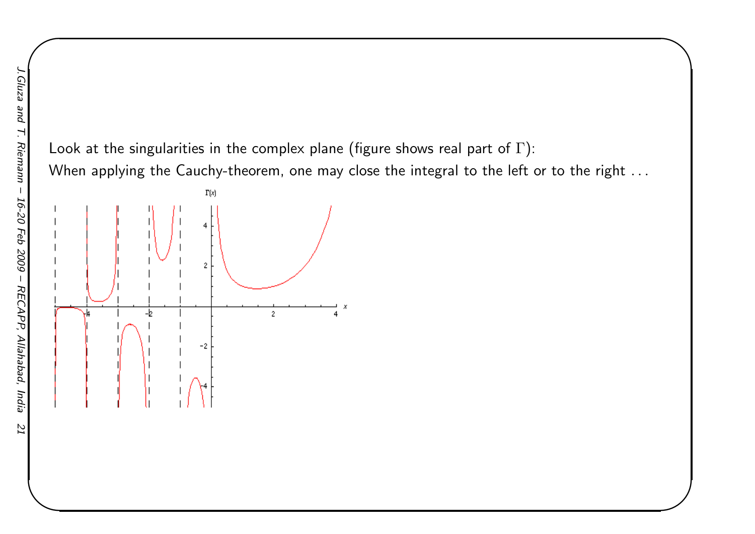Look at the singularities in the complex plane (figure shows real part of $\Gamma$):

When applying the Cauchy-theorem, one may close the integral to the left or to the right ...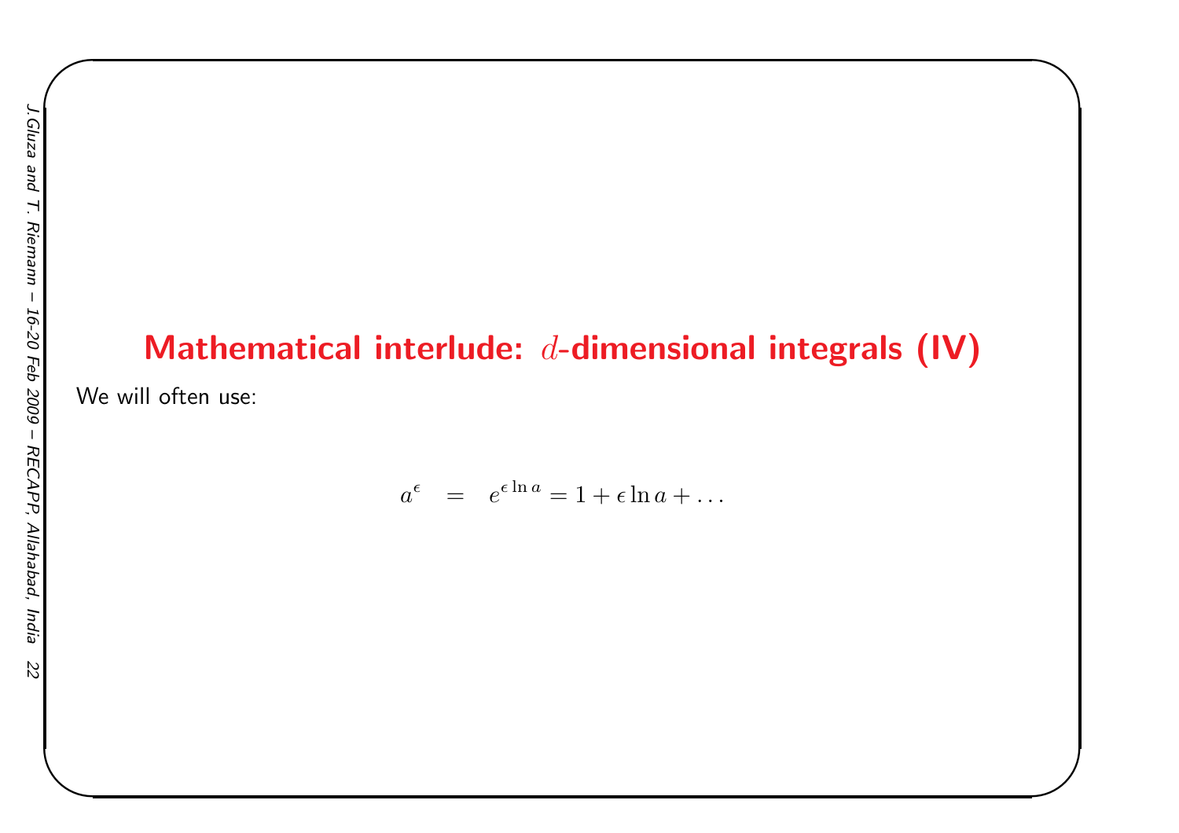# Mathematical interlude: $d$-dimensional integrals (IV)

We will often use:

$$a^{\epsilon} \quad = \quad e^{\epsilon \ln a} = 1 + \epsilon \ln a + \ldots$$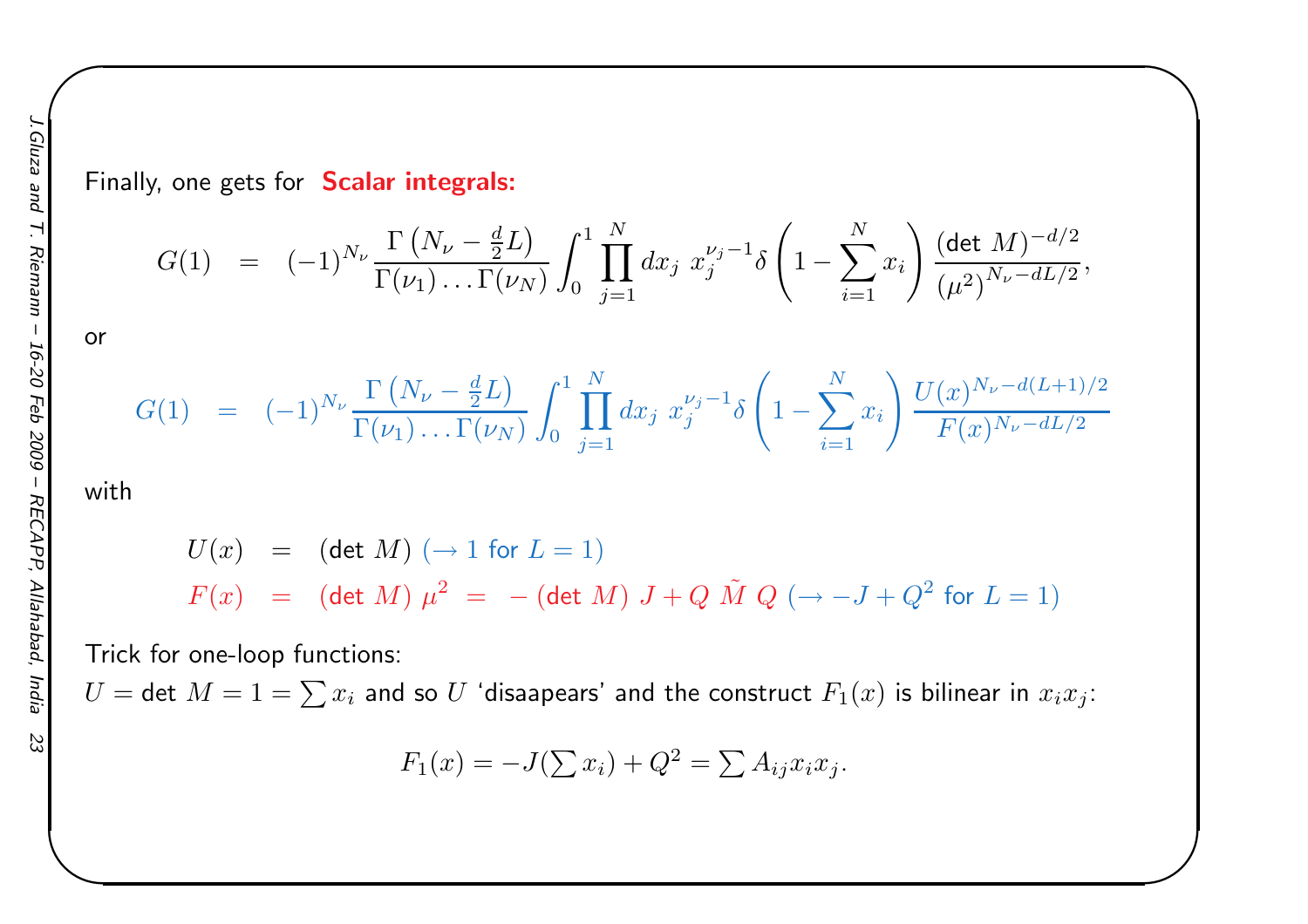Finally, one gets for **Scalar integrals:**

$$G(1) = (-1)^{N_\nu} \frac{\Gamma\left(N_\nu - \frac{d}{2}L\right)}{\Gamma(\nu_1)\ldots\Gamma(\nu_N)} \int_0^1 \prod_{j=1}^{N} dx_j \; x_j^{\nu_j - 1} \delta\left(1 - \sum_{i=1}^{N} x_i\right) \frac{(\det M)^{-d/2}}{(\mu^2)^{N_\nu - dL/2}},$$

or

$$G(1) = (-1)^{N_\nu} \frac{\Gamma\left(N_\nu - \frac{d}{2}L\right)}{\Gamma(\nu_1)\ldots\Gamma(\nu_N)} \int_0^1 \prod_{j=1}^{N} dx_j \; x_j^{\nu_j - 1} \delta\left(1 - \sum_{i=1}^{N} x_i\right) \frac{U(x)^{N_\nu - d(L+1)/2}}{F(x)^{N_\nu - dL/2}}$$

with

$$U(x) = (\det M) \; (\rightarrow 1 \text{ for } L = 1)$$

$$F(x) = (\det M)\, \mu^2 = -(\det M)\, J + Q\, \tilde{M}\, Q \; (\rightarrow -J + Q^2 \text{ for } L = 1)$$

Trick for one-loop functions:
$U = \det M = 1 = \sum x_i$ and so $U$ 'disaapears' and the construct $F_1(x)$ is bilinear in $x_i x_j$:

$$F_1(x) = -J(\sum x_i) + Q^2 = \sum A_{ij} x_i x_j.$$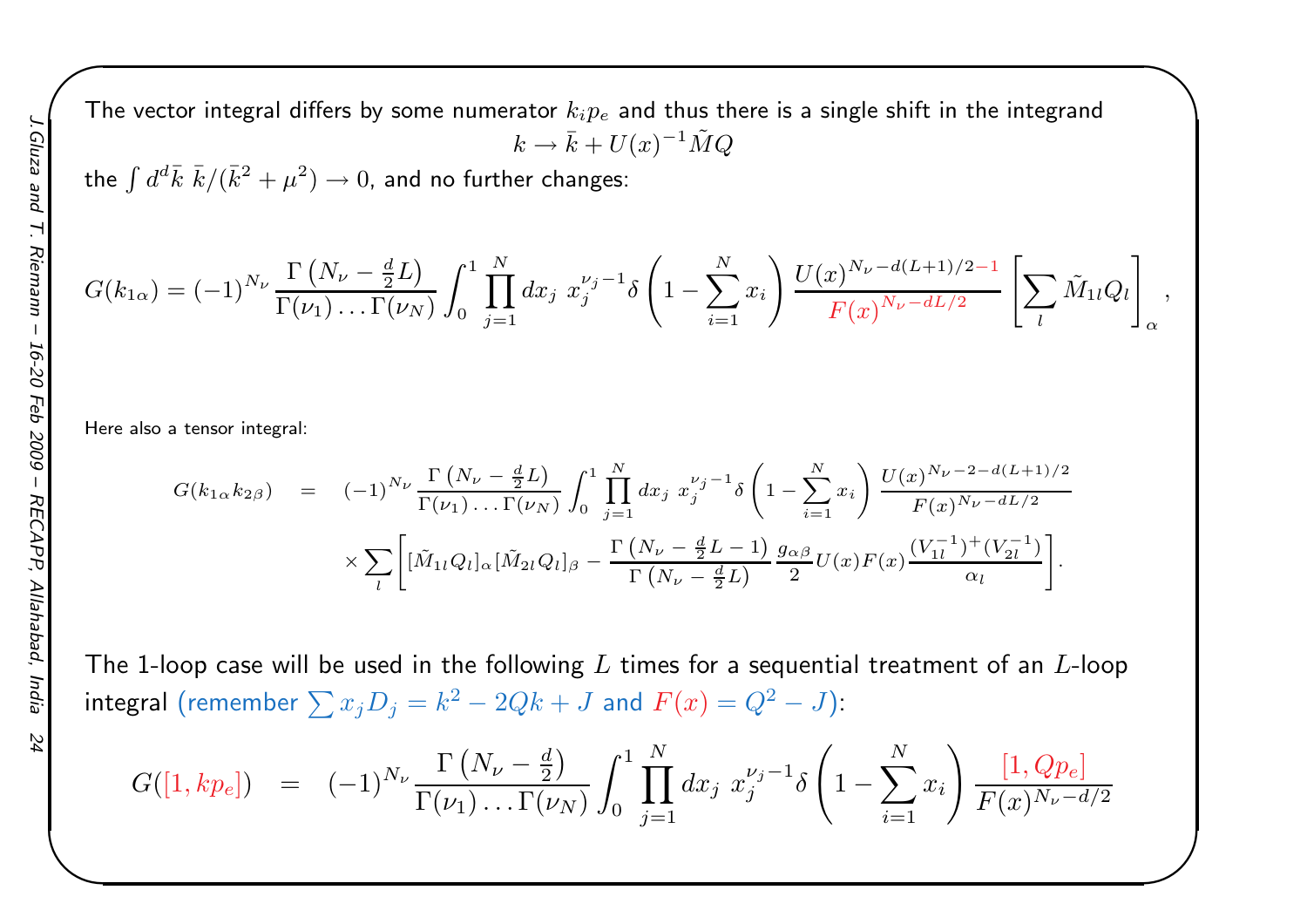The vector integral differs by some numerator $k_i p_e$ and thus there is a single shift in the integrand

$$k \to \bar{k} + U(x)^{-1}\tilde{M}Q$$

the $\int d^d\bar{k}\ \bar{k}/(\bar{k}^2+\mu^2) \to 0$, and no further changes:

$$G(k_{1\alpha}) = (-1)^{N_\nu} \frac{\Gamma\left(N_\nu - \frac{d}{2}L\right)}{\Gamma(\nu_1)\dots\Gamma(\nu_N)} \int_0^1 \prod_{j=1}^{N} dx_j\ x_j^{\nu_j-1} \delta\left(1-\sum_{i=1}^{N} x_i\right) \frac{U(x)^{N_\nu - d(L+1)/2-1}}{F(x)^{N_\nu - dL/2}} \left[\sum_l \tilde{M}_{1l}Q_l\right]_\alpha,$$

Here also a tensor integral:

$$\begin{aligned} G(k_{1\alpha}k_{2\beta}) &= (-1)^{N_\nu} \frac{\Gamma\left(N_\nu - \frac{d}{2}L\right)}{\Gamma(\nu_1)\dots\Gamma(\nu_N)} \int_0^1 \prod_{j=1}^{N} dx_j\ x_j^{\nu_j-1} \delta\left(1-\sum_{i=1}^{N} x_i\right) \frac{U(x)^{N_\nu-2-d(L+1)/2}}{F(x)^{N_\nu - dL/2}} \\ &\times \sum_l \left[ [\tilde{M}_{1l}Q_l]_\alpha [\tilde{M}_{2l}Q_l]_\beta - \frac{\Gamma\left(N_\nu - \frac{d}{2}L - 1\right)}{\Gamma\left(N_\nu - \frac{d}{2}L\right)} \frac{g_{\alpha\beta}}{2} U(x)F(x) \frac{(V_{1l}^{-1})^+ (V_{2l}^{-1})}{\alpha_l} \right]. \end{aligned}$$

The 1-loop case will be used in the following $L$ times for a sequential treatment of an $L$-loop integral (remember $\sum x_j D_j = k^2 - 2Qk + J$ and $F(x) = Q^2 - J$):

$$G([1, kp_e]) = (-1)^{N_\nu} \frac{\Gamma\left(N_\nu - \frac{d}{2}\right)}{\Gamma(\nu_1)\dots\Gamma(\nu_N)} \int_0^1 \prod_{j=1}^{N} dx_j\ x_j^{\nu_j-1} \delta\left(1-\sum_{i=1}^{N} x_i\right) \frac{[1, Qp_e]}{F(x)^{N_\nu - d/2}}$$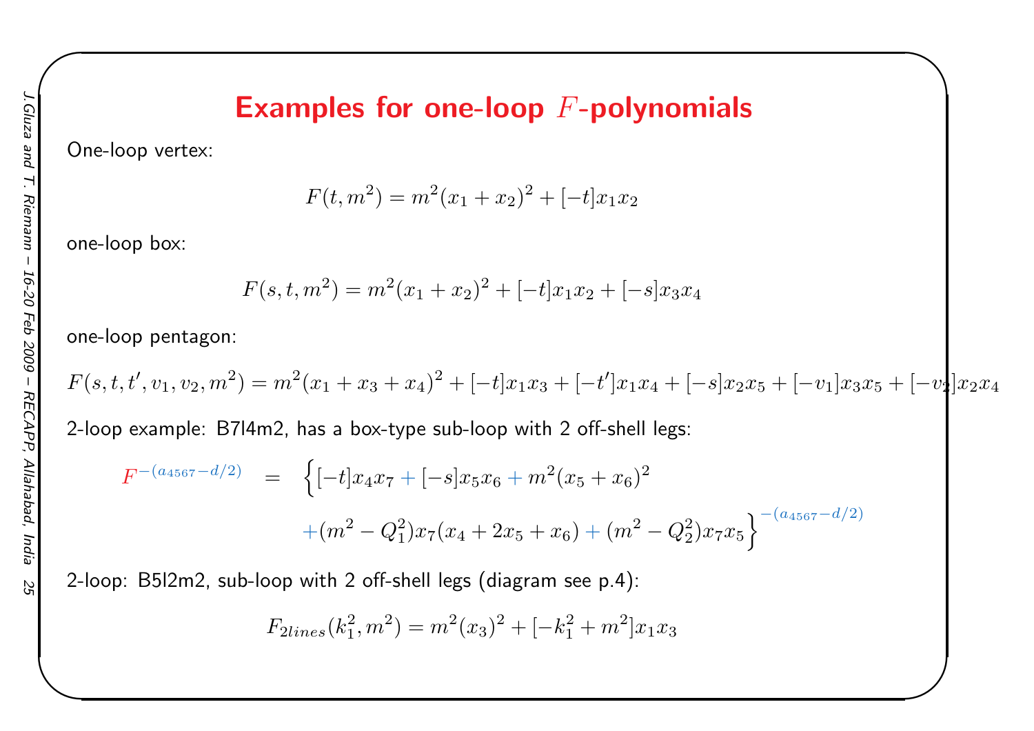# Examples for one-loop $F$-polynomials

One-loop vertex:

$$F(t, m^2) = m^2(x_1 + x_2)^2 + [-t]x_1 x_2$$

one-loop box:

$$F(s, t, m^2) = m^2(x_1 + x_2)^2 + [-t]x_1 x_2 + [-s]x_3 x_4$$

one-loop pentagon:

$$F(s, t, t', v_1, v_2, m^2) = m^2(x_1 + x_3 + x_4)^2 + [-t]x_1 x_3 + [-t']x_1 x_4 + [-s]x_2 x_5 + [-v_1]x_3 x_5 + [-v_2]x_2 x_4$$

2-loop example: B7l4m2, has a box-type sub-loop with 2 off-shell legs:

$$F^{-(a_{4567}-d/2)} = \Big\{[-t]x_4 x_7 + [-s]x_5 x_6 + m^2(x_5 + x_6)^2 + (m^2 - Q_1^2)x_7(x_4 + 2x_5 + x_6) + (m^2 - Q_2^2)x_7 x_5\Big\}^{-(a_{4567}-d/2)}$$

2-loop: B5l2m2, sub-loop with 2 off-shell legs (diagram see p.4):

$$F_{2lines}(k_1^2, m^2) = m^2(x_3)^2 + [-k_1^2 + m^2]x_1 x_3$$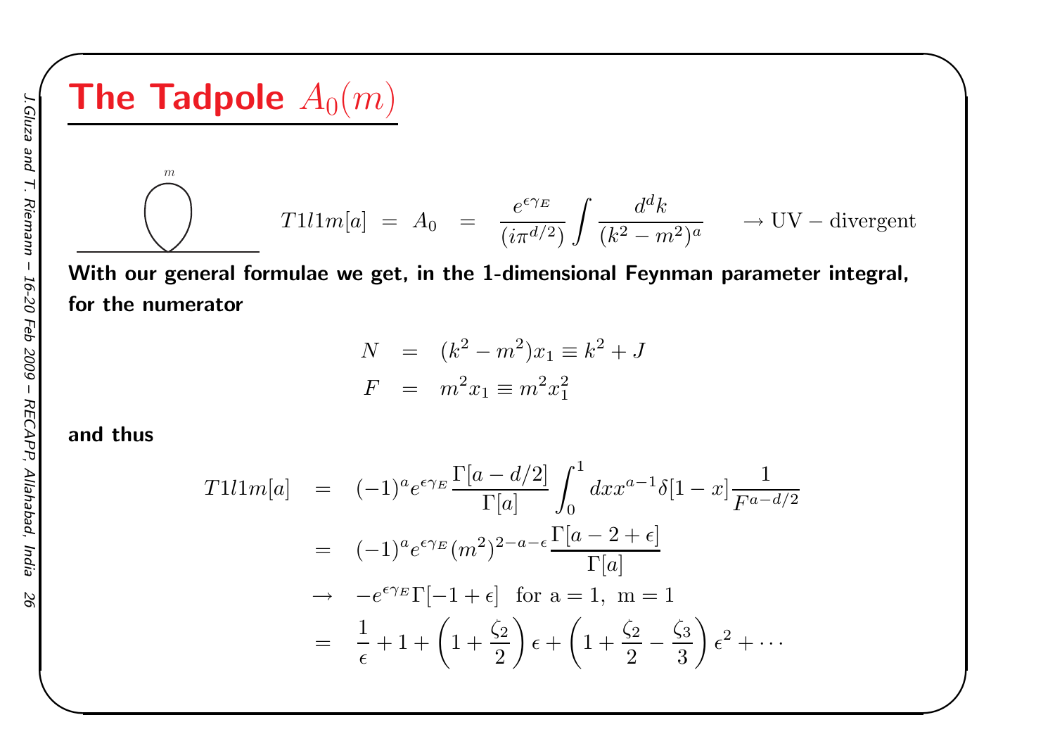# The Tadpole $A_0(m)$

$$T1l1m[a] \;=\; A_0 \;=\; \frac{e^{\epsilon\gamma_E}}{(i\pi^{d/2})}\int \frac{d^dk}{(k^2-m^2)^a} \qquad \rightarrow \mathrm{UV-divergent}$$

**With our general formulae we get, in the 1-dimensional Feynman parameter integral, for the numerator**

$$\begin{aligned} N &= (k^2-m^2)x_1 \equiv k^2 + J \\ F &= m^2 x_1 \equiv m^2 x_1^2 \end{aligned}$$

**and thus**

$$\begin{aligned} T1l1m[a] &= (-1)^a e^{\epsilon\gamma_E}\frac{\Gamma[a-d/2]}{\Gamma[a]}\int_0^1 dx x^{a-1}\delta[1-x]\frac{1}{F^{a-d/2}} \\ &= (-1)^a e^{\epsilon\gamma_E}(m^2)^{2-a-\epsilon}\frac{\Gamma[a-2+\epsilon]}{\Gamma[a]} \\ &\rightarrow -e^{\epsilon\gamma_E}\Gamma[-1+\epsilon] \;\; \text{for a} = 1, \; \text{m} = 1 \\ &= \frac{1}{\epsilon}+1+\left(1+\frac{\zeta_2}{2}\right)\epsilon+\left(1+\frac{\zeta_2}{2}-\frac{\zeta_3}{3}\right)\epsilon^2+\cdots \end{aligned}$$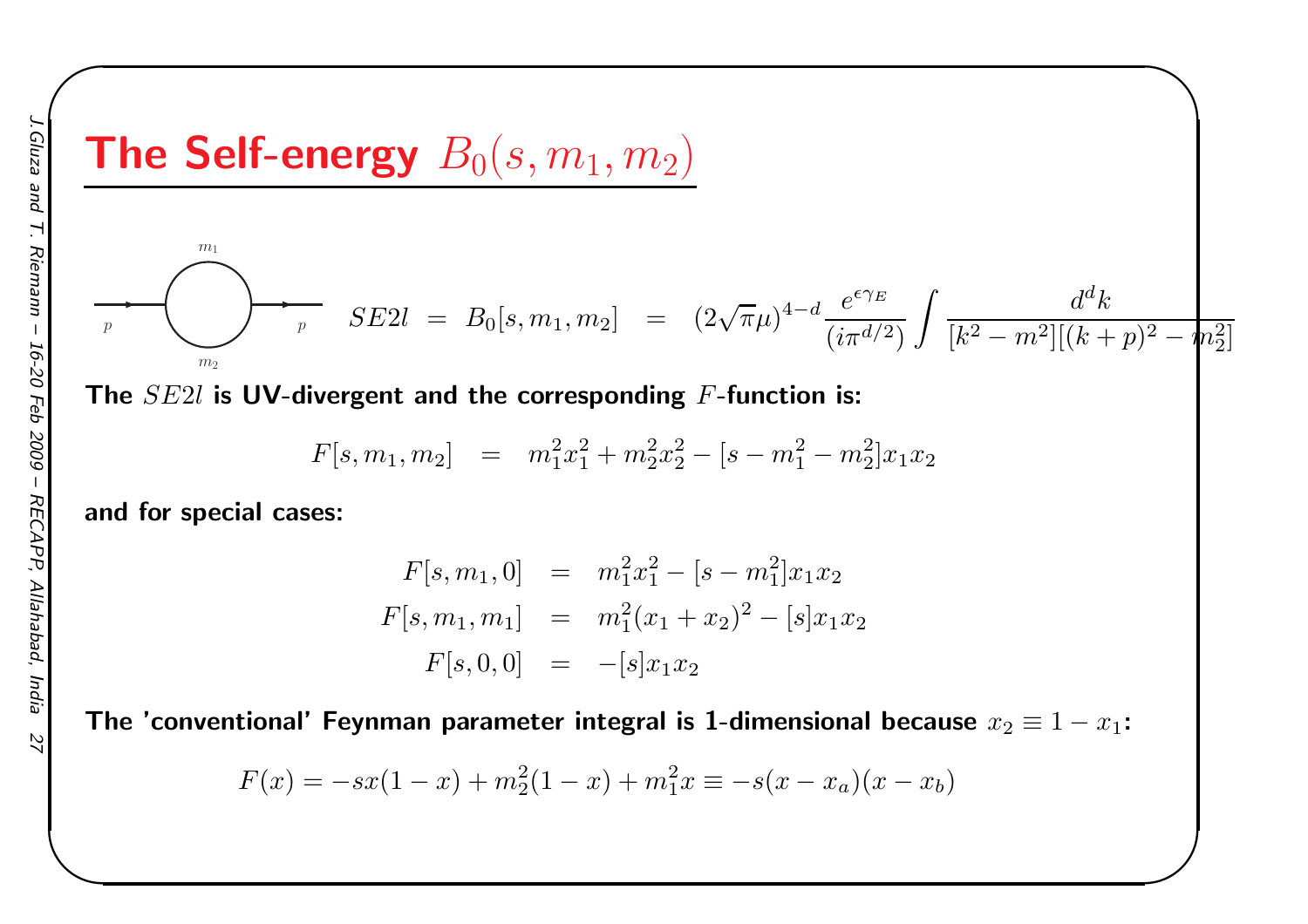# The Self-energy $B_0(s, m_1, m_2)$

$$SE2l \;=\; B_0[s, m_1, m_2] \;=\; (2\sqrt{\pi}\mu)^{4-d} \frac{e^{\epsilon\gamma_E}}{(i\pi^{d/2})} \int \frac{d^dk}{[k^2 - m^2][(k+p)^2 - m_2^2]}$$

**The $SE2l$ is UV-divergent and the corresponding $F$-function is:**

$$F[s, m_1, m_2] \;=\; m_1^2 x_1^2 + m_2^2 x_2^2 - [s - m_1^2 - m_2^2] x_1 x_2$$

**and for special cases:**

$$\begin{aligned}
F[s, m_1, 0] &= m_1^2 x_1^2 - [s - m_1^2] x_1 x_2 \\
F[s, m_1, m_1] &= m_1^2 (x_1 + x_2)^2 - [s] x_1 x_2 \\
F[s, 0, 0] &= -[s] x_1 x_2
\end{aligned}$$

**The 'conventional' Feynman parameter integral is 1-dimensional because $x_2 \equiv 1 - x_1$:**

$$F(x) = -sx(1-x) + m_2^2(1-x) + m_1^2 x \equiv -s(x - x_a)(x - x_b)$$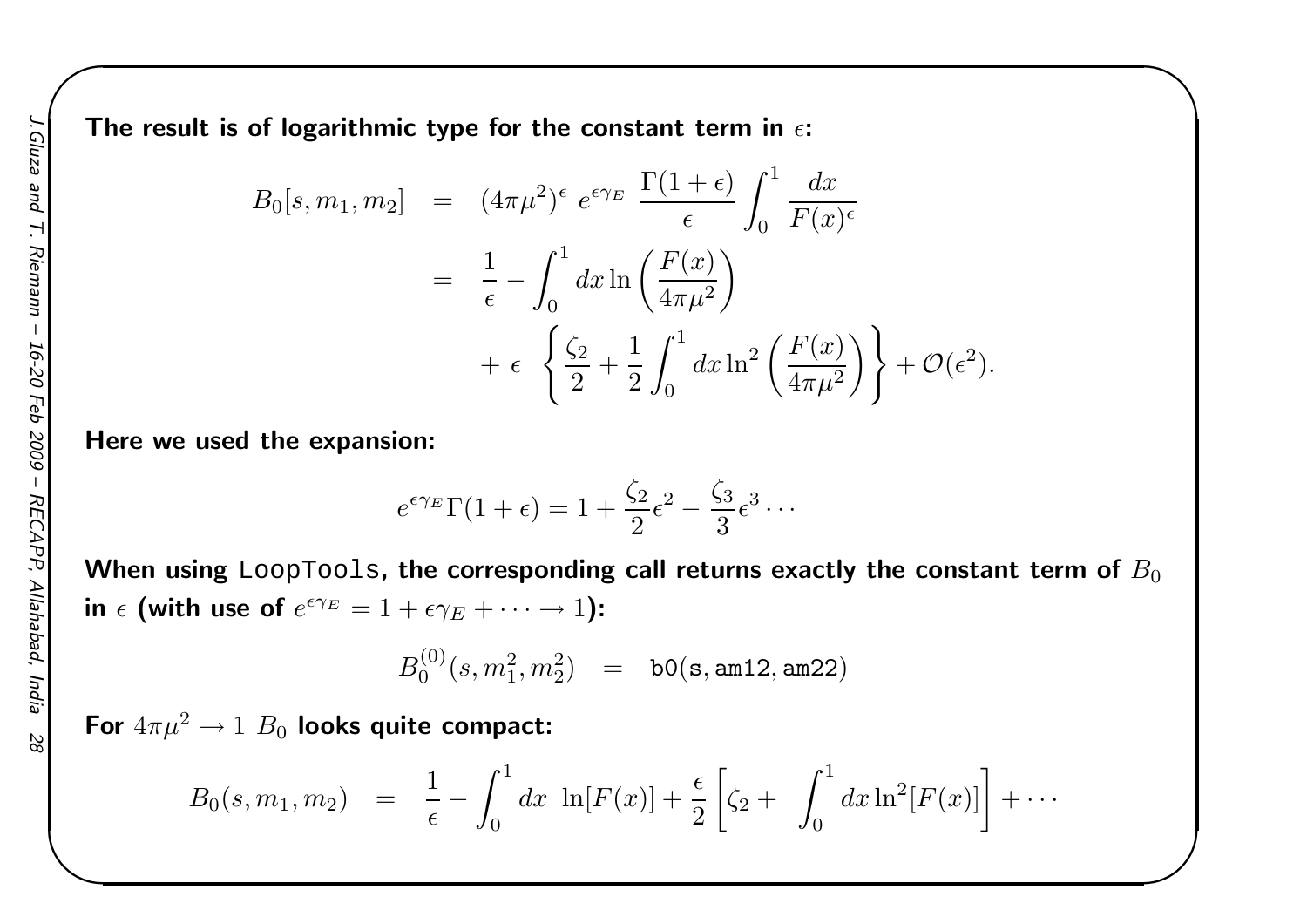**The result is of logarithmic type for the constant term in $\epsilon$:**

$$
\begin{aligned}
B_0[s, m_1, m_2] &= (4\pi\mu^2)^\epsilon \; e^{\epsilon\gamma_E} \; \frac{\Gamma(1+\epsilon)}{\epsilon} \int_0^1 \frac{dx}{F(x)^\epsilon} \\
&= \frac{1}{\epsilon} - \int_0^1 dx \ln\left(\frac{F(x)}{4\pi\mu^2}\right) \\
&\quad + \epsilon \; \left\{ \frac{\zeta_2}{2} + \frac{1}{2} \int_0^1 dx \ln^2\left(\frac{F(x)}{4\pi\mu^2}\right) \right\} + \mathcal{O}(\epsilon^2).
\end{aligned}
$$

**Here we used the expansion:**

$$
e^{\epsilon\gamma_E} \Gamma(1+\epsilon) = 1 + \frac{\zeta_2}{2}\epsilon^2 - \frac{\zeta_3}{3}\epsilon^3 \cdots
$$

**When using `LoopTools`, the corresponding call returns exactly the constant term of $B_0$ in $\epsilon$ (with use of $e^{\epsilon\gamma_E} = 1 + \epsilon\gamma_E + \cdots \to 1$):**

$$
B_0^{(0)}(s, m_1^2, m_2^2) \;\; = \;\; \mathtt{b0(s, am12, am22)}
$$

**For $4\pi\mu^2 \to 1$ $B_0$ looks quite compact:**

$$
B_0(s, m_1, m_2) \;\; = \;\; \frac{1}{\epsilon} - \int_0^1 dx \;\; \ln[F(x)] + \frac{\epsilon}{2}\left[\zeta_2 + \;\; \int_0^1 dx \ln^2[F(x)]\right] + \cdots
$$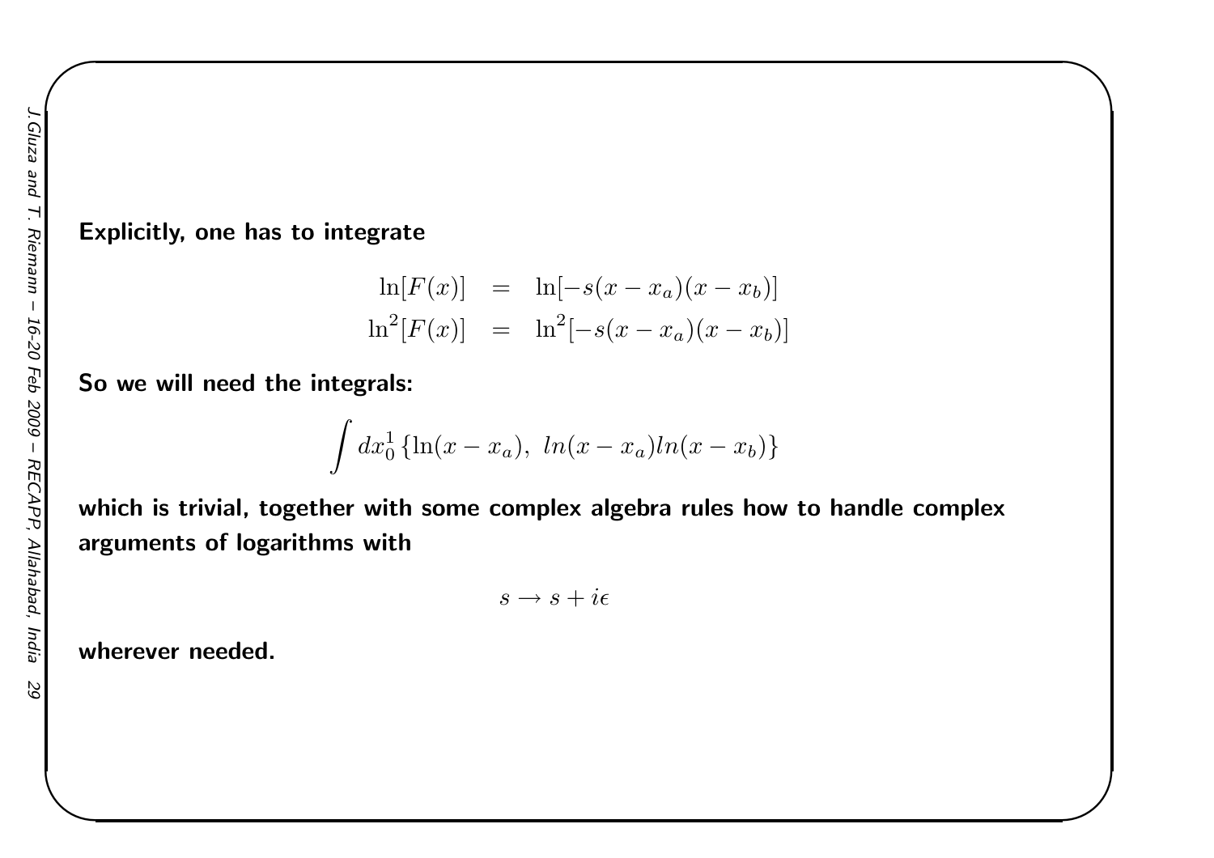**Explicitly, one has to integrate**

$$
\begin{aligned}
\ln[F(x)] &= \ln[-s(x-x_a)(x-x_b)] \\
\ln^2[F(x)] &= \ln^2[-s(x-x_a)(x-x_b)]
\end{aligned}
$$

**So we will need the integrals:**

$$
\int dx_0^1 \{\ln(x-x_a),\ ln(x-x_a)ln(x-x_b)\}
$$

**which is trivial, together with some complex algebra rules how to handle complex arguments of logarithms with**

$$
s \to s + i\epsilon
$$

**wherever needed.**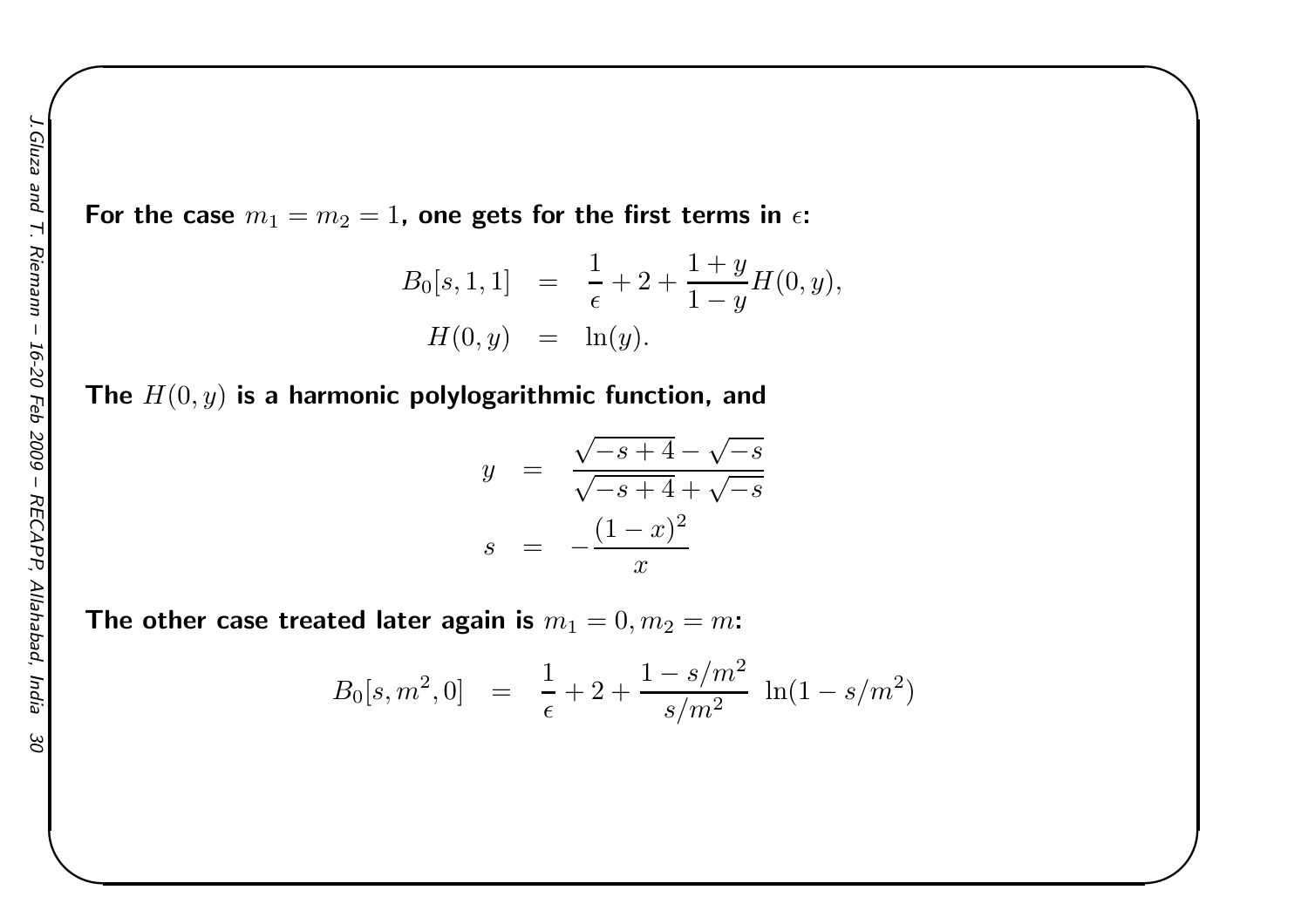**For the case $m_1 = m_2 = 1$, one gets for the first terms in $\epsilon$:**

$$
\begin{aligned}
B_0[s,1,1] &= \frac{1}{\epsilon} + 2 + \frac{1+y}{1-y} H(0,y), \\
H(0,y) &= \ln(y).
\end{aligned}
$$

**The $H(0,y)$ is a harmonic polylogarithmic function, and**

$$
\begin{aligned}
y &= \frac{\sqrt{-s+4} - \sqrt{-s}}{\sqrt{-s+4} + \sqrt{-s}} \\
s &= -\frac{(1-x)^2}{x}
\end{aligned}
$$

**The other case treated later again is $m_1 = 0, m_2 = m$:**

$$
B_0[s,m^2,0] = \frac{1}{\epsilon} + 2 + \frac{1 - s/m^2}{s/m^2} \; \ln(1 - s/m^2)
$$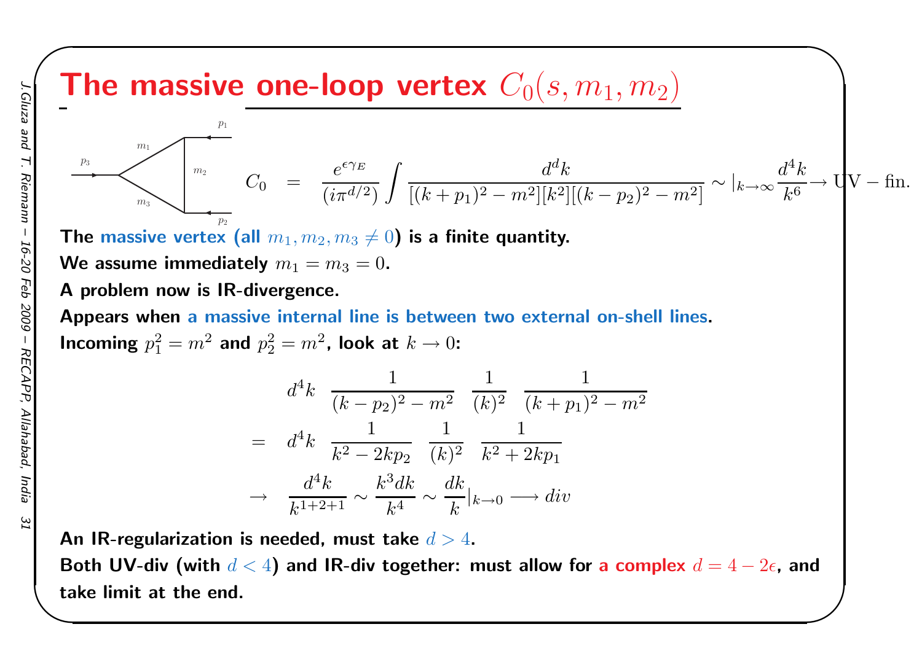# The massive one-loop vertex $C_0(s, m_1, m_2)$

$$C_0 = \frac{e^{\epsilon\gamma_E}}{(i\pi^{d/2})} \int \frac{d^d k}{[(k+p_1)^2 - m^2][k^2][(k-p_2)^2 - m^2]} \sim |_{k\to\infty} \frac{d^4 k}{k^6} \to \mathrm{UV-fin.}$$

**The massive vertex (all $m_1, m_2, m_3 \neq 0$) is a finite quantity.**

**We assume immediately $m_1 = m_3 = 0$.**

**A problem now is IR-divergence.**

**Appears when a massive internal line is between two external on-shell lines.**

**Incoming $p_1^2 = m^2$ and $p_2^2 = m^2$, look at $k \to 0$:**

$$\begin{aligned}
& d^4k \quad \frac{1}{(k-p_2)^2 - m^2} \quad \frac{1}{(k)^2} \quad \frac{1}{(k+p_1)^2 - m^2} \\
= \quad & d^4k \quad \frac{1}{k^2 - 2kp_2} \quad \frac{1}{(k)^2} \quad \frac{1}{k^2 + 2kp_1} \\
\to \quad & \frac{d^4k}{k^{1+2+1}} \sim \frac{k^3 dk}{k^4} \sim \frac{dk}{k}|_{k\to 0} \longrightarrow div
\end{aligned}$$

**An IR-regularization is needed, must take $d > 4$.**

**Both UV-div (with $d < 4$) and IR-div together: must allow for a complex $d = 4 - 2\epsilon$, and take limit at the end.**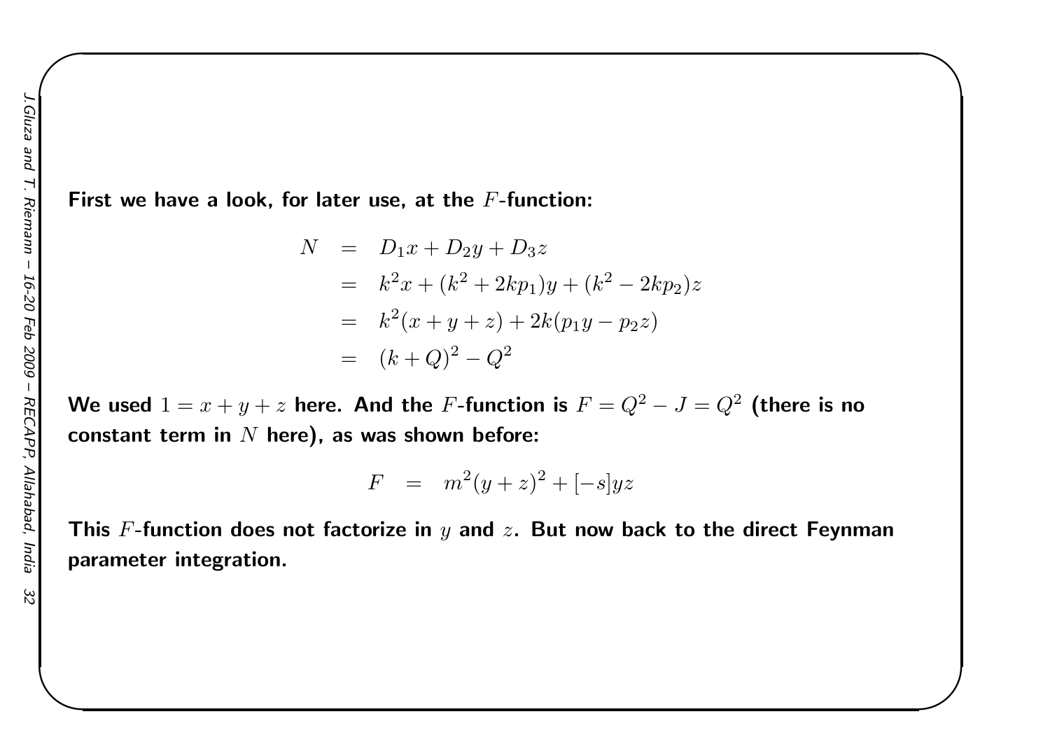**First we have a look, for later use, at the $F$-function:**

$$
\begin{aligned}
N &= D_1 x + D_2 y + D_3 z \\
&= k^2 x + (k^2 + 2kp_1) y + (k^2 - 2kp_2) z \\
&= k^2 (x + y + z) + 2k(p_1 y - p_2 z) \\
&= (k + Q)^2 - Q^2
\end{aligned}
$$

**We used $1 = x + y + z$ here. And the $F$-function is $F = Q^2 - J = Q^2$ (there is no constant term in $N$ here), as was shown before:**

$$
F = m^2 (y + z)^2 + [-s] yz
$$

**This $F$-function does not factorize in $y$ and $z$. But now back to the direct Feynman parameter integration.**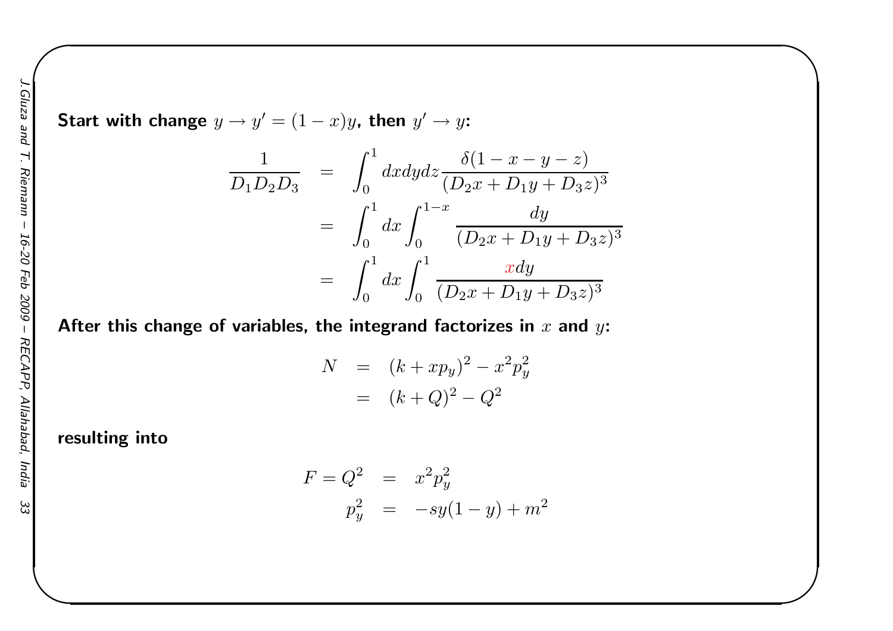**Start with change $y \to y' = (1-x)y$, then $y' \to y$:**

$$
\begin{aligned}
\frac{1}{D_1 D_2 D_3} &= \int_0^1 dx dy dz \frac{\delta(1-x-y-z)}{(D_2 x + D_1 y + D_3 z)^3} \\
&= \int_0^1 dx \int_0^{1-x} \frac{dy}{(D_2 x + D_1 y + D_3 z)^3} \\
&= \int_0^1 dx \int_0^1 \frac{x\, dy}{(D_2 x + D_1 y + D_3 z)^3}
\end{aligned}
$$

**After this change of variables, the integrand factorizes in $x$ and $y$:**

$$
\begin{aligned}
N &= (k + x p_y)^2 - x^2 p_y^2 \\
&= (k + Q)^2 - Q^2
\end{aligned}
$$

**resulting into**

$$
\begin{aligned}
F = Q^2 &= x^2 p_y^2 \\
p_y^2 &= -sy(1-y) + m^2
\end{aligned}
$$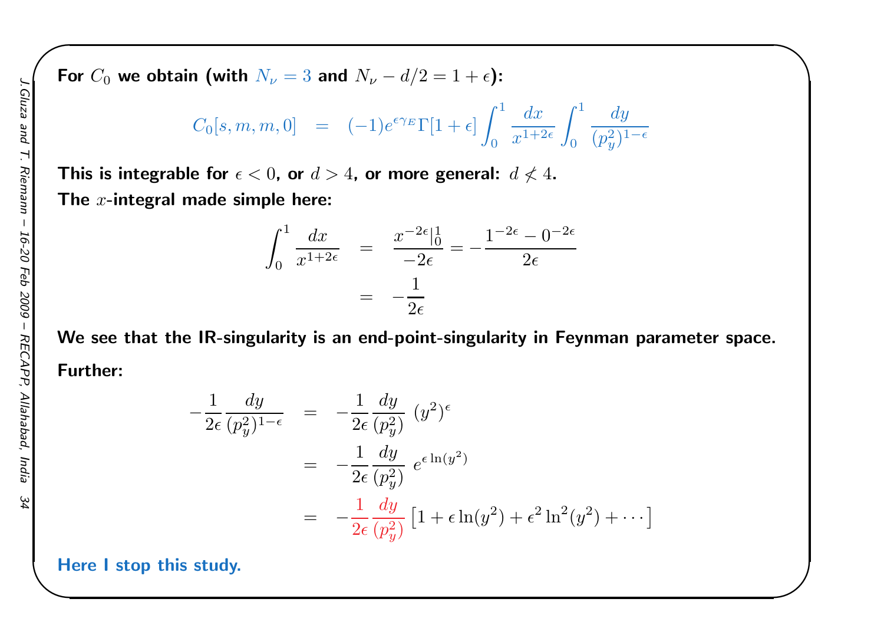**For $C_0$ we obtain (with $N_\nu = 3$ and $N_\nu - d/2 = 1 + \epsilon$):**

$$C_0[s, m, m, 0] \quad = \quad (-1) e^{\epsilon \gamma_E} \Gamma[1+\epsilon] \int_0^1 \frac{dx}{x^{1+2\epsilon}} \int_0^1 \frac{dy}{(p_y^2)^{1-\epsilon}}$$

**This is integrable for $\epsilon < 0$, or $d > 4$, or more general: $d \not< 4$.**

**The $x$-integral made simple here:**

$$\int_0^1 \frac{dx}{x^{1+2\epsilon}} \quad = \quad \frac{x^{-2\epsilon}|_0^1}{-2\epsilon} = -\frac{1^{-2\epsilon} - 0^{-2\epsilon}}{2\epsilon}$$

$$= \quad -\frac{1}{2\epsilon}$$

**We see that the IR-singularity is an end-point-singularity in Feynman parameter space.**

**Further:**

$$-\frac{1}{2\epsilon} \frac{dy}{(p_y^2)^{1-\epsilon}} \quad = \quad -\frac{1}{2\epsilon} \frac{dy}{(p_y^2)} \; (y^2)^\epsilon$$

$$= \quad -\frac{1}{2\epsilon} \frac{dy}{(p_y^2)} \; e^{\epsilon \ln(y^2)}$$

$$= \quad -\frac{1}{2\epsilon} \frac{dy}{(p_y^2)} \left[1 + \epsilon \ln(y^2) + \epsilon^2 \ln^2(y^2) + \cdots \right]$$

**Here I stop this study.**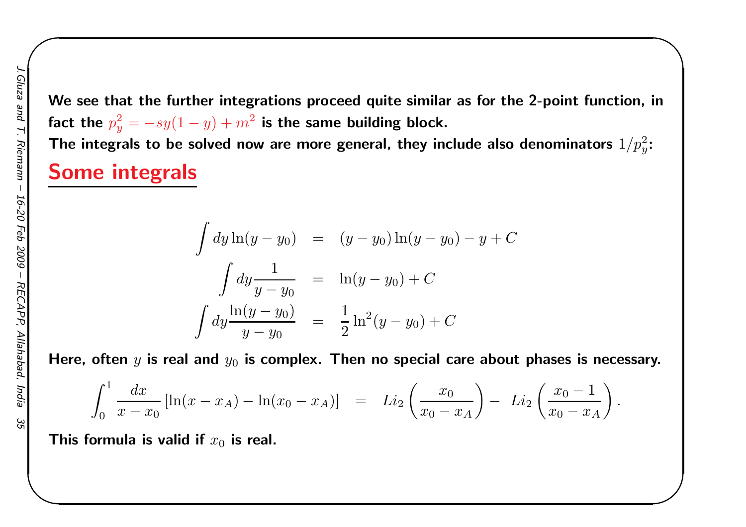**We see that the further integrations proceed quite similar as for the 2-point function, in fact the $p_y^2 = -sy(1-y) + m^2$ is the same building block.**
**The integrals to be solved now are more general, they include also denominators $1/p_y^2$:**

## Some integrals

$$
\begin{aligned}
\int dy \ln(y - y_0) &= (y - y_0)\ln(y - y_0) - y + C \\
\int dy \frac{1}{y - y_0} &= \ln(y - y_0) + C \\
\int dy \frac{\ln(y - y_0)}{y - y_0} &= \frac{1}{2}\ln^2(y - y_0) + C
\end{aligned}
$$

**Here, often $y$ is real and $y_0$ is complex. Then no special care about phases is necessary.**

$$
\int_0^1 \frac{dx}{x - x_0}\left[\ln(x - x_A) - \ln(x_0 - x_A)\right] = Li_2\left(\frac{x_0}{x_0 - x_A}\right) - Li_2\left(\frac{x_0 - 1}{x_0 - x_A}\right).
$$

**This formula is valid if $x_0$ is real.**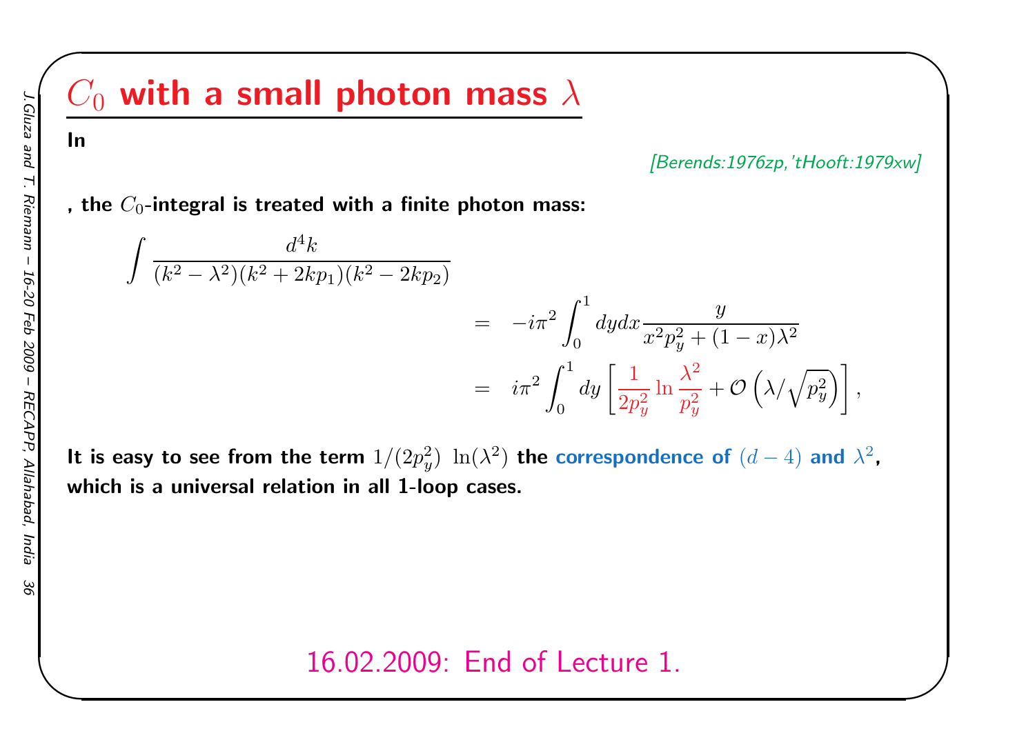# $C_0$ with a small photon mass $\lambda$

**In**

*[Berends:1976zp,'tHooft:1979xw]*

**, the $C_0$-integral is treated with a finite photon mass:**

$$
\begin{aligned}
\int \frac{d^4k}{(k^2-\lambda^2)(k^2+2kp_1)(k^2-2kp_2)} \\
&= -i\pi^2 \int_0^1 dy dx \frac{y}{x^2 p_y^2 + (1-x)\lambda^2} \\
&= i\pi^2 \int_0^1 dy \left[ \frac{1}{2p_y^2} \ln \frac{\lambda^2}{p_y^2} + \mathcal{O}\left(\lambda/\sqrt{p_y^2}\right) \right],
\end{aligned}
$$

**It is easy to see from the term $1/(2p_y^2)\ \ln(\lambda^2)$ the correspondence of $(d-4)$ and $\lambda^2$, which is a universal relation in all 1-loop cases.**

16.02.2009: End of Lecture 1.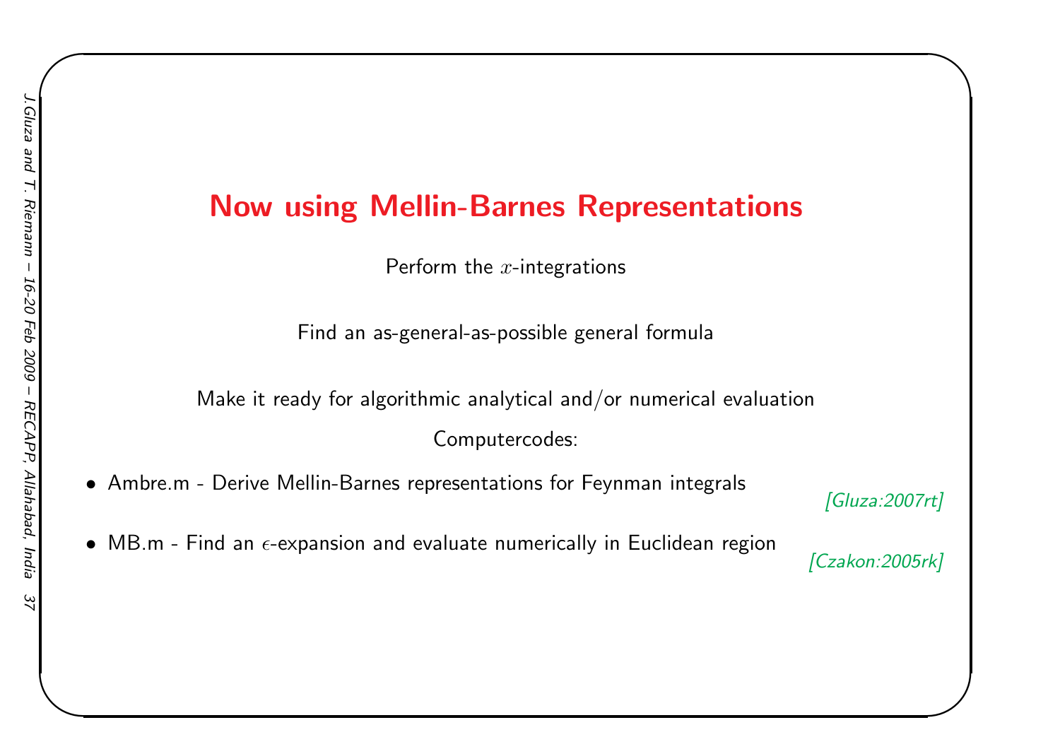# Now using Mellin-Barnes Representations

Perform the $x$-integrations

Find an as-general-as-possible general formula

Make it ready for algorithmic analytical and/or numerical evaluation

Computercodes:

- Ambre.m - Derive Mellin-Barnes representations for Feynman integrals *[Gluza:2007rt]*
- MB.m - Find an $\epsilon$-expansion and evaluate numerically in Euclidean region *[Czakon:2005rk]*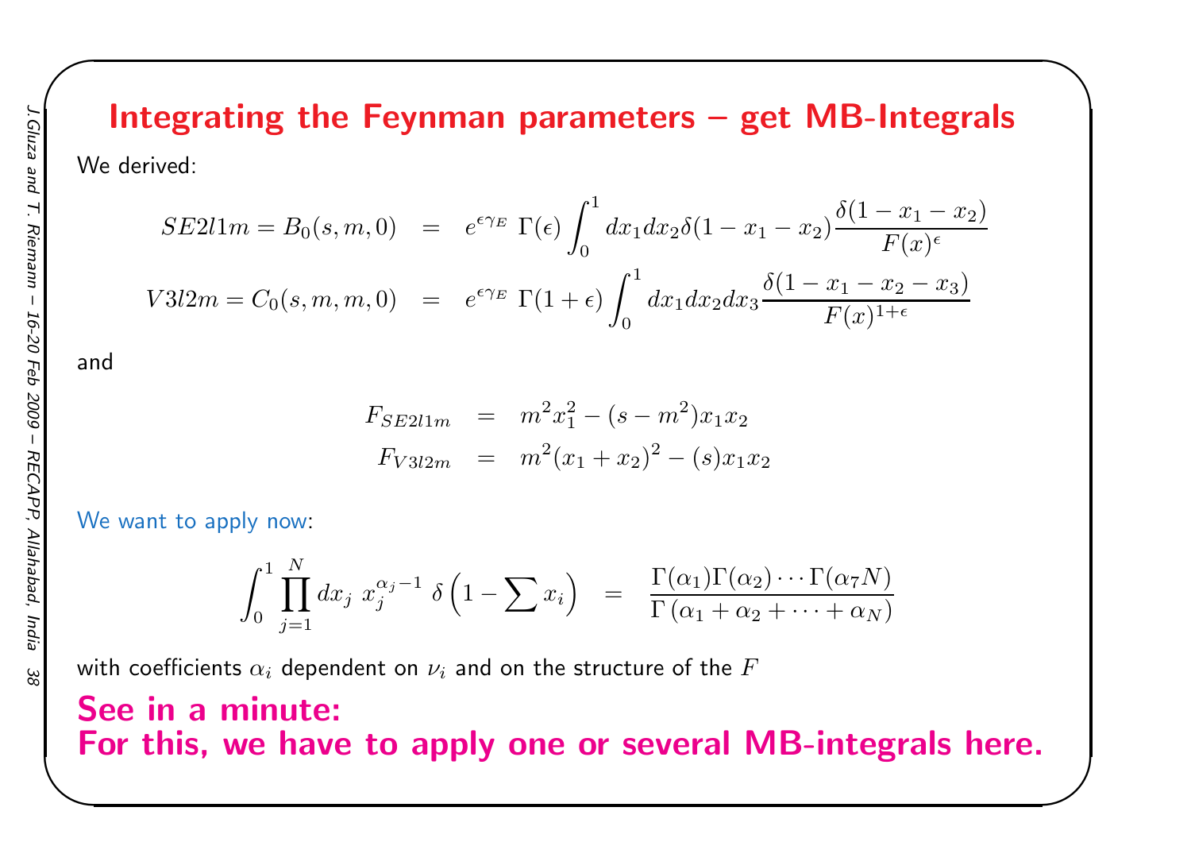# Integrating the Feynman parameters – get MB-Integrals

We derived:

$$
\begin{aligned}
SE2l1m = B_0(s,m,0) &= e^{\epsilon\gamma_E}\,\Gamma(\epsilon)\int_0^1 dx_1 dx_2 \delta(1-x_1-x_2)\frac{\delta(1-x_1-x_2)}{F(x)^{\epsilon}} \\
V3l2m = C_0(s,m,m,0) &= e^{\epsilon\gamma_E}\,\Gamma(1+\epsilon)\int_0^1 dx_1 dx_2 dx_3 \frac{\delta(1-x_1-x_2-x_3)}{F(x)^{1+\epsilon}}
\end{aligned}
$$

and

$$
\begin{aligned}
F_{SE2l1m} &= m^2 x_1^2 - (s-m^2)x_1 x_2 \\
F_{V3l2m} &= m^2(x_1+x_2)^2 - (s)x_1 x_2
\end{aligned}
$$

We want to apply now:

$$
\int_0^1 \prod_{j=1}^{N} dx_j\; x_j^{\alpha_j-1}\;\delta\left(1-\sum x_i\right) = \frac{\Gamma(\alpha_1)\Gamma(\alpha_2)\cdots\Gamma(\alpha_7 N)}{\Gamma\left(\alpha_1+\alpha_2+\cdots+\alpha_N\right)}
$$

with coefficients $\alpha_i$ dependent on $\nu_i$ and on the structure of the $F$

**See in a minute:**
**For this, we have to apply one or several MB-integrals here.**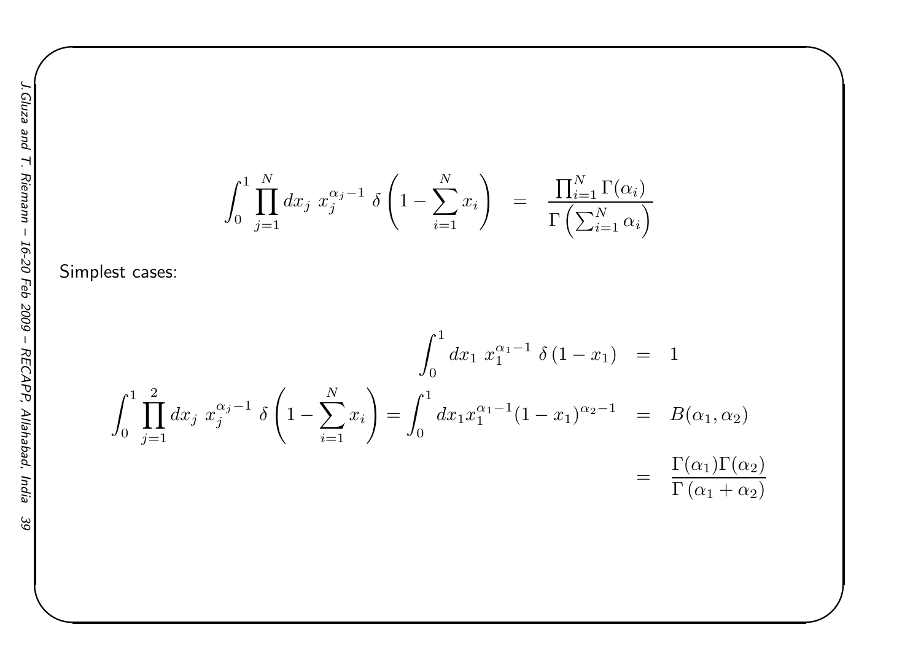$$\int_0^1 \prod_{j=1}^{N} dx_j \; x_j^{\alpha_j - 1} \; \delta\left(1 - \sum_{i=1}^{N} x_i\right) \quad = \quad \frac{\prod_{i=1}^{N} \Gamma(\alpha_i)}{\Gamma\left(\sum_{i=1}^{N} \alpha_i\right)}$$

Simplest cases:

$$\int_0^1 dx_1 \; x_1^{\alpha_1 - 1} \; \delta\left(1 - x_1\right) \quad = \quad 1$$

$$\int_0^1 \prod_{j=1}^{2} dx_j \; x_j^{\alpha_j - 1} \; \delta\left(1 - \sum_{i=1}^{N} x_i\right) = \int_0^1 dx_1 x_1^{\alpha_1 - 1}(1 - x_1)^{\alpha_2 - 1} \quad = \quad B(\alpha_1, \alpha_2)$$

$$= \quad \frac{\Gamma(\alpha_1)\Gamma(\alpha_2)}{\Gamma\left(\alpha_1 + \alpha_2\right)}$$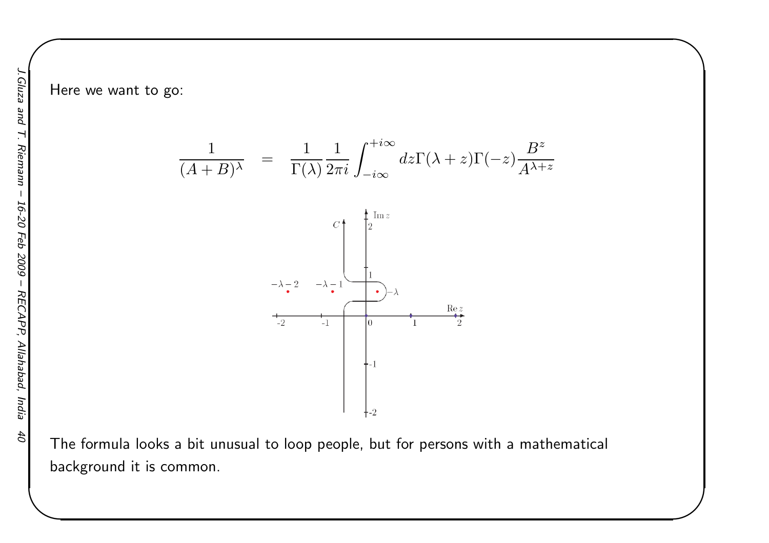Here we want to go:

$$\frac{1}{(A+B)^{\lambda}} = \frac{1}{\Gamma(\lambda)} \frac{1}{2\pi i} \int_{-i\infty}^{+i\infty} dz \Gamma(\lambda+z)\Gamma(-z) \frac{B^z}{A^{\lambda+z}}$$

The formula looks a bit unusual to loop people, but for persons with a mathematical background it is common.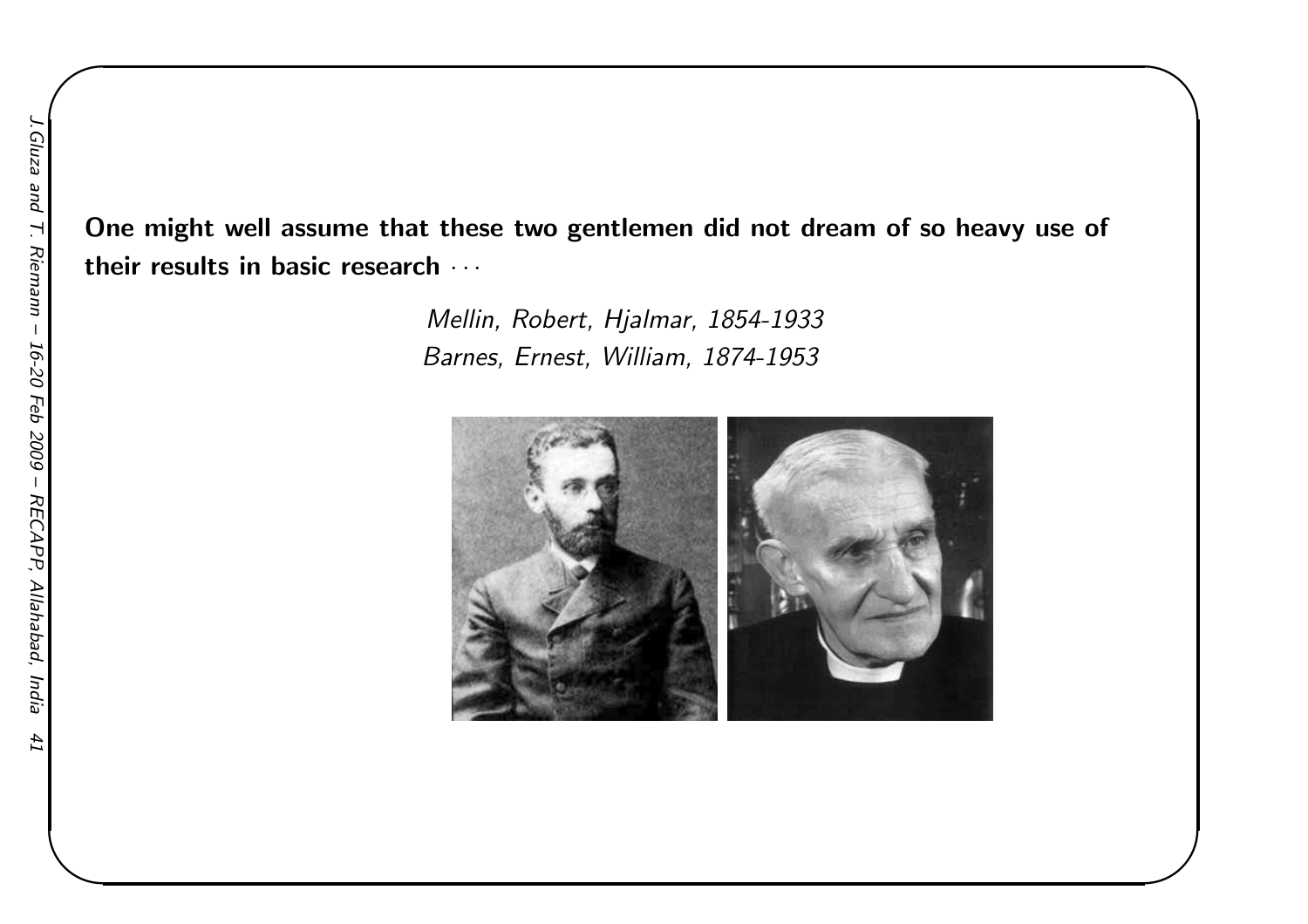**One might well assume that these two gentlemen did not dream of so heavy use of their results in basic research** $\cdots$

*Mellin, Robert, Hjalmar, 1854-1933*
*Barnes, Ernest, William, 1874-1953*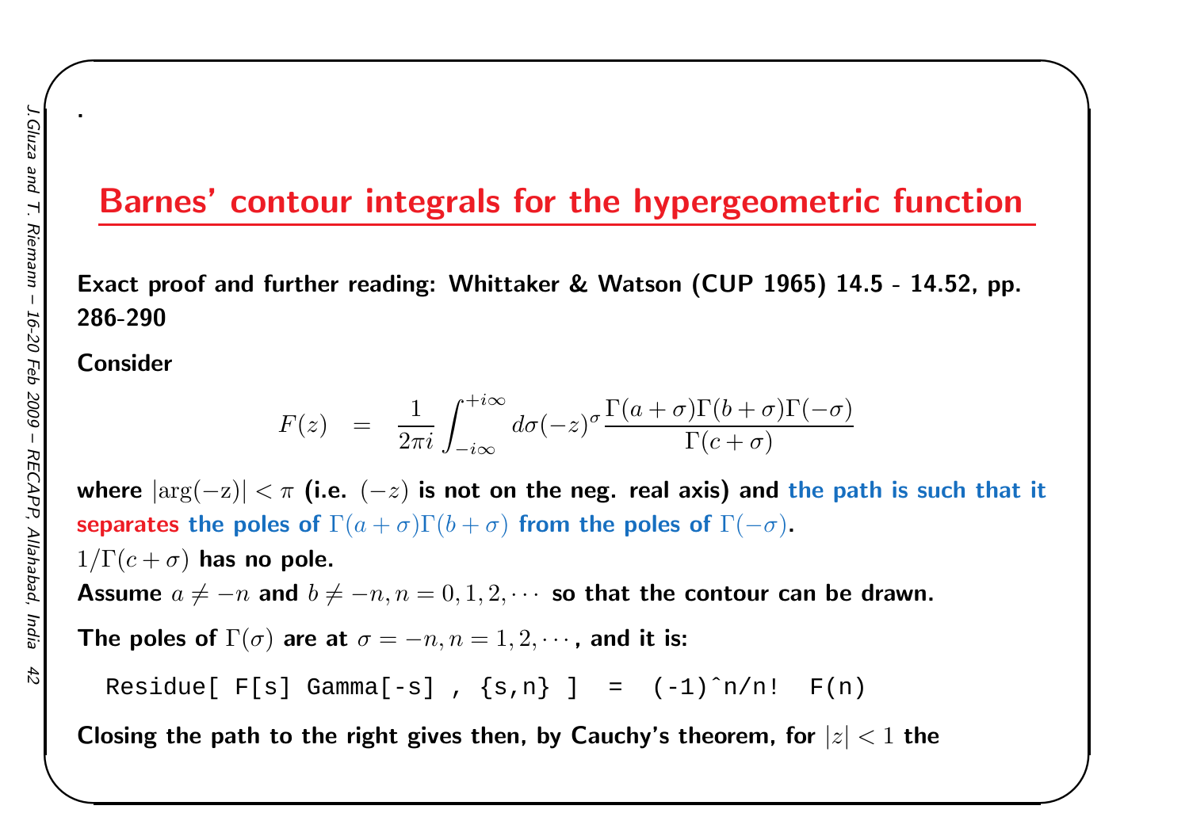.

## Barnes' contour integrals for the hypergeometric function

**Exact proof and further reading: Whittaker & Watson (CUP 1965) 14.5 - 14.52, pp. 286-290**

**Consider**

$$F(z) \quad = \quad \frac{1}{2\pi i} \int_{-i\infty}^{+i\infty} d\sigma (-z)^{\sigma} \frac{\Gamma(a+\sigma)\Gamma(b+\sigma)\Gamma(-\sigma)}{\Gamma(c+\sigma)}$$

**where** $|\arg(-z)| < \pi$ **(i.e.** $(-z)$ **is not on the neg. real axis) and the path is such that it separates the poles of** $\Gamma(a+\sigma)\Gamma(b+\sigma)$ **from the poles of** $\Gamma(-\sigma)$**.**

$1/\Gamma(c+\sigma)$ **has no pole.**

**Assume** $a \neq -n$ **and** $b \neq -n, n = 0, 1, 2, \cdots$ **so that the contour can be drawn.**

**The poles of** $\Gamma(\sigma)$ **are at** $\sigma = -n, n = 1, 2, \cdots$**, and it is:**

```
Residue[ F[s] Gamma[-s] , {s,n} ]  =  (-1)^n/n!  F(n)
```

**Closing the path to the right gives then, by Cauchy's theorem, for** $|z| < 1$ **the**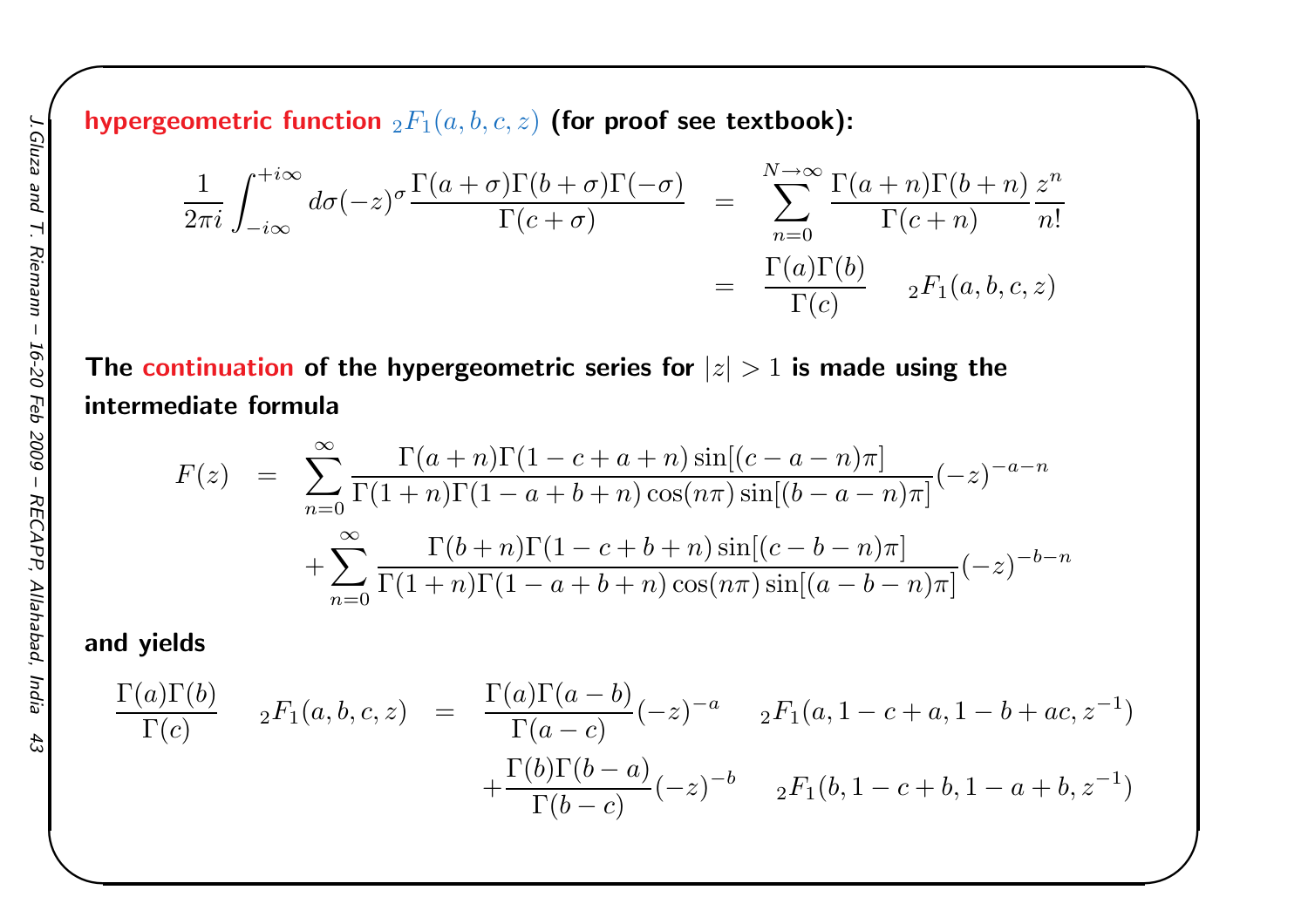**hypergeometric function $_2F_1(a,b,c,z)$ (for proof see textbook):**

$$
\begin{aligned}
\frac{1}{2\pi i}\int_{-i\infty}^{+i\infty} d\sigma (-z)^{\sigma} \frac{\Gamma(a+\sigma)\Gamma(b+\sigma)\Gamma(-\sigma)}{\Gamma(c+\sigma)} &= \sum_{n=0}^{N\to\infty} \frac{\Gamma(a+n)\Gamma(b+n)}{\Gamma(c+n)} \frac{z^n}{n!} \\
&= \frac{\Gamma(a)\Gamma(b)}{\Gamma(c)} \quad {}_2F_1(a,b,c,z)
\end{aligned}
$$

**The continuation of the hypergeometric series for $|z| > 1$ is made using the intermediate formula**

$$
\begin{aligned}
F(z) &= \sum_{n=0}^{\infty} \frac{\Gamma(a+n)\Gamma(1-c+a+n)\sin[(c-a-n)\pi]}{\Gamma(1+n)\Gamma(1-a+b+n)\cos(n\pi)\sin[(b-a-n)\pi]} (-z)^{-a-n} \\
&+ \sum_{n=0}^{\infty} \frac{\Gamma(b+n)\Gamma(1-c+b+n)\sin[(c-b-n)\pi]}{\Gamma(1+n)\Gamma(1-a+b+n)\cos(n\pi)\sin[(a-b-n)\pi]} (-z)^{-b-n}
\end{aligned}
$$

**and yields**

$$
\begin{aligned}
\frac{\Gamma(a)\Gamma(b)}{\Gamma(c)} \quad {}_2F_1(a,b,c,z) &= \frac{\Gamma(a)\Gamma(a-b)}{\Gamma(a-c)} (-z)^{-a} \quad {}_2F_1(a, 1-c+a, 1-b+ac, z^{-1}) \\
&+ \frac{\Gamma(b)\Gamma(b-a)}{\Gamma(b-c)} (-z)^{-b} \quad {}_2F_1(b, 1-c+b, 1-a+b, z^{-1})
\end{aligned}
$$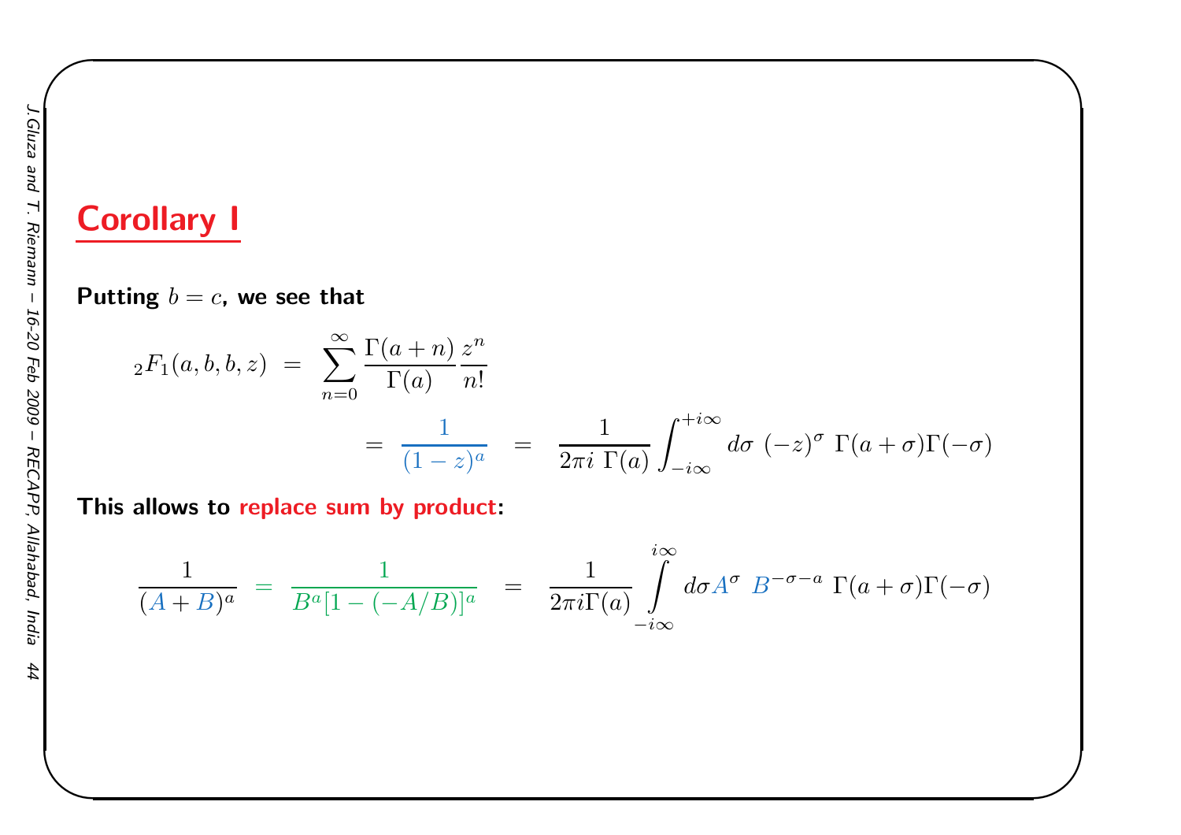## Corollary I

**Putting $b = c$, we see that**

$$
{}_2F_1(a,b,b,z) \;=\; \sum_{n=0}^{\infty} \frac{\Gamma(a+n)}{\Gamma(a)} \frac{z^n}{n!}
$$

$$
= \frac{1}{(1-z)^a} \;=\; \frac{1}{2\pi i\;\Gamma(a)} \int_{-i\infty}^{+i\infty} d\sigma\; (-z)^{\sigma}\; \Gamma(a+\sigma)\Gamma(-\sigma)
$$

**This allows to replace sum by product:**

$$
\frac{1}{(A+B)^a} \;=\; \frac{1}{B^a[1-(-A/B)]^a} \;=\; \frac{1}{2\pi i \Gamma(a)} \int_{-i\infty}^{i\infty} d\sigma A^{\sigma}\; B^{-\sigma-a}\; \Gamma(a+\sigma)\Gamma(-\sigma)
$$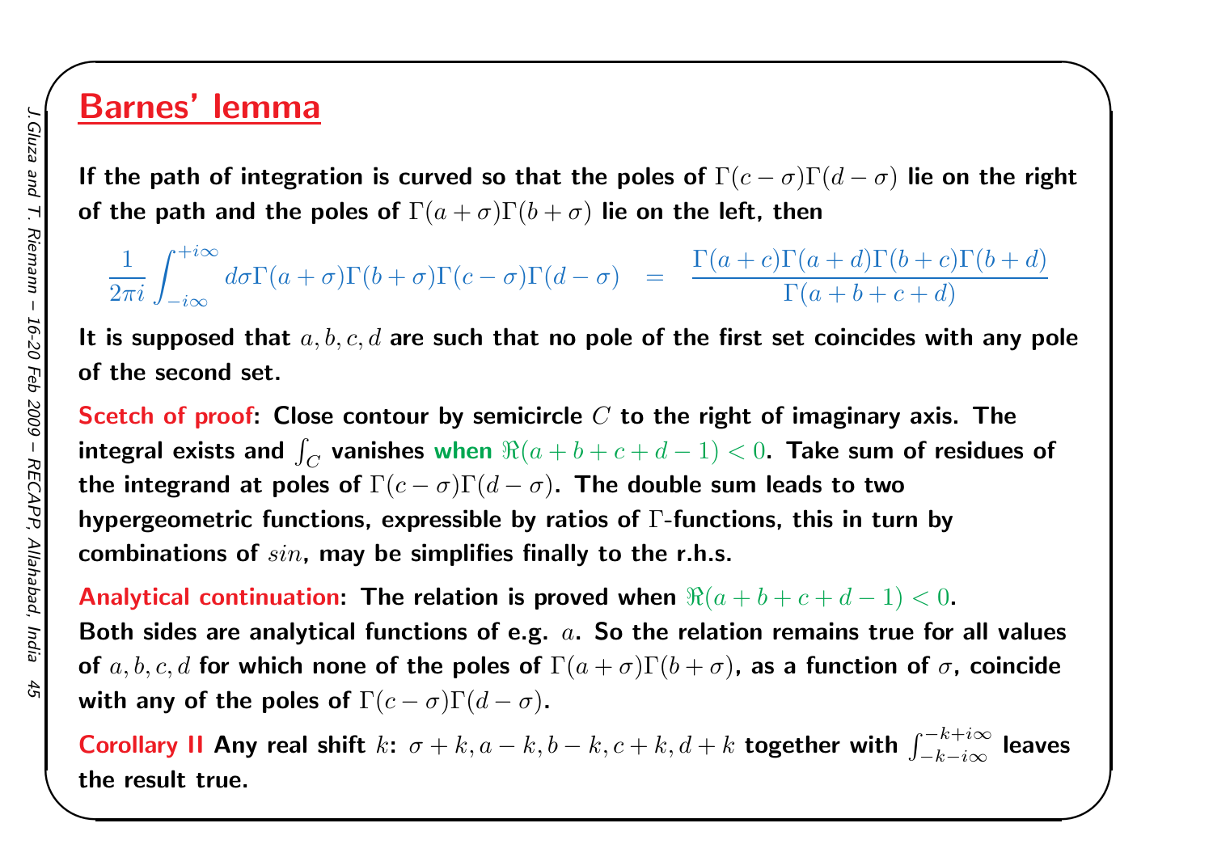# Barnes' lemma

**If the path of integration is curved so that the poles of $\Gamma(c-\sigma)\Gamma(d-\sigma)$ lie on the right of the path and the poles of $\Gamma(a+\sigma)\Gamma(b+\sigma)$ lie on the left, then**

$$\frac{1}{2\pi i}\int_{-i\infty}^{+i\infty} d\sigma \Gamma(a+\sigma)\Gamma(b+\sigma)\Gamma(c-\sigma)\Gamma(d-\sigma) \quad = \quad \frac{\Gamma(a+c)\Gamma(a+d)\Gamma(b+c)\Gamma(b+d)}{\Gamma(a+b+c+d)}$$

**It is supposed that $a, b, c, d$ are such that no pole of the first set coincides with any pole of the second set.**

**Scetch of proof: Close contour by semicircle $C$ to the right of imaginary axis. The integral exists and $\int_C$ vanishes when $\Re(a+b+c+d-1) < 0$. Take sum of residues of the integrand at poles of $\Gamma(c-\sigma)\Gamma(d-\sigma)$. The double sum leads to two hypergeometric functions, expressible by ratios of $\Gamma$-functions, this in turn by combinations of $sin$, may be simplifies finally to the r.h.s.**

**Analytical continuation: The relation is proved when $\Re(a+b+c+d-1) < 0$. Both sides are analytical functions of e.g. $a$. So the relation remains true for all values of $a, b, c, d$ for which none of the poles of $\Gamma(a+\sigma)\Gamma(b+\sigma)$, as a function of $\sigma$, coincide with any of the poles of $\Gamma(c-\sigma)\Gamma(d-\sigma)$.**

**Corollary II Any real shift $k$: $\sigma + k, a-k, b-k, c+k, d+k$ together with $\int_{-k-i\infty}^{-k+i\infty}$ leaves the result true.**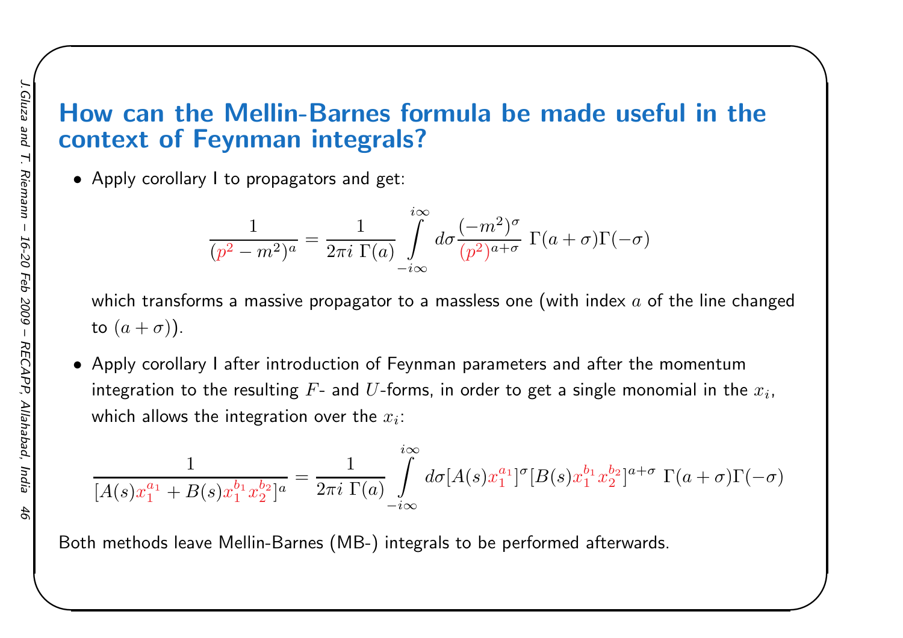## How can the Mellin-Barnes formula be made useful in the context of Feynman integrals?

- Apply corollary I to propagators and get:

$$\frac{1}{(p^2 - m^2)^a} = \frac{1}{2\pi i \; \Gamma(a)} \int\limits_{-i\infty}^{i\infty} d\sigma \frac{(-m^2)^\sigma}{(p^2)^{a+\sigma}} \; \Gamma(a+\sigma)\Gamma(-\sigma)$$

  which transforms a massive propagator to a massless one (with index $a$ of the line changed to $(a+\sigma)$).

- Apply corollary I after introduction of Feynman parameters and after the momentum integration to the resulting $F$- and $U$-forms, in order to get a single monomial in the $x_i$, which allows the integration over the $x_i$:

$$\frac{1}{[A(s)x_1^{a_1} + B(s)x_1^{b_1}x_2^{b_2}]^a} = \frac{1}{2\pi i \; \Gamma(a)} \int\limits_{-i\infty}^{i\infty} d\sigma [A(s)x_1^{a_1}]^\sigma [B(s)x_1^{b_1}x_2^{b_2}]^{a+\sigma} \; \Gamma(a+\sigma)\Gamma(-\sigma)$$

Both methods leave Mellin-Barnes (MB-) integrals to be performed afterwards.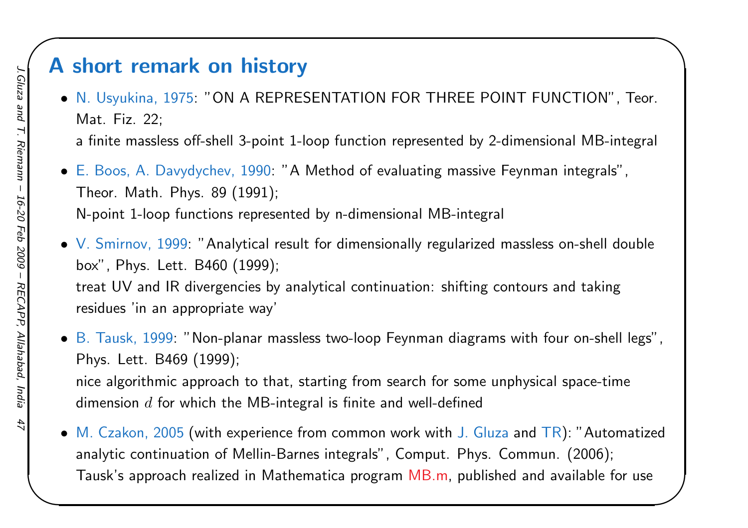# A short remark on history

- N. Usyukina, 1975: "ON A REPRESENTATION FOR THREE POINT FUNCTION", Teor. Mat. Fiz. 22;
  a finite massless off-shell 3-point 1-loop function represented by 2-dimensional MB-integral
- E. Boos, A. Davydychev, 1990: "A Method of evaluating massive Feynman integrals", Theor. Math. Phys. 89 (1991);
  N-point 1-loop functions represented by n-dimensional MB-integral
- V. Smirnov, 1999: "Analytical result for dimensionally regularized massless on-shell double box", Phys. Lett. B460 (1999);
  treat UV and IR divergencies by analytical continuation: shifting contours and taking residues 'in an appropriate way'
- B. Tausk, 1999: "Non-planar massless two-loop Feynman diagrams with four on-shell legs", Phys. Lett. B469 (1999);
  nice algorithmic approach to that, starting from search for some unphysical space-time dimension $d$ for which the MB-integral is finite and well-defined
- M. Czakon, 2005 (with experience from common work with J. Gluza and TR): "Automatized analytic continuation of Mellin-Barnes integrals", Comput. Phys. Commun. (2006);
  Tausk's approach realized in Mathematica program MB.m, published and available for use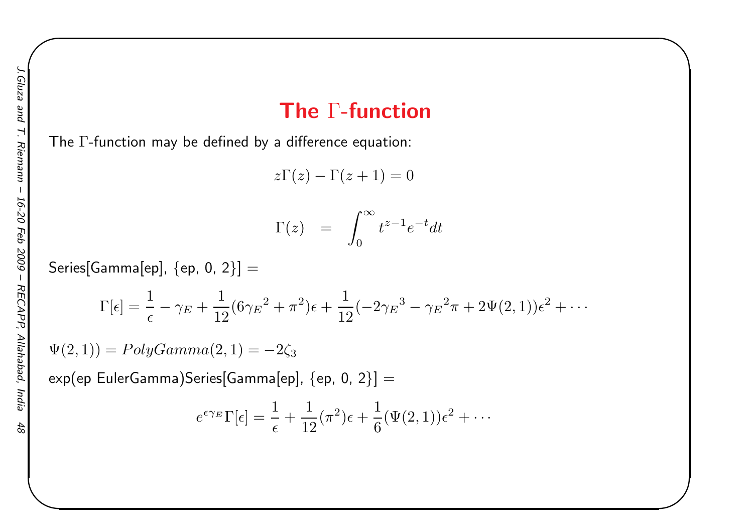# The $\Gamma$-function

The $\Gamma$-function may be defined by a difference equation:

$$z\Gamma(z) - \Gamma(z+1) = 0$$

$$\Gamma(z) \quad = \quad \int_0^\infty t^{z-1} e^{-t} dt$$

Series[Gamma[ep], {ep, 0, 2}] =

$$\Gamma[\epsilon] = \frac{1}{\epsilon} - \gamma_E + \frac{1}{12}(6{\gamma_E}^2 + \pi^2)\epsilon + \frac{1}{12}(-2{\gamma_E}^3 - {\gamma_E}^2\pi + 2\Psi(2,1))\epsilon^2 + \cdots$$

$\Psi(2,1)) = PolyGamma(2,1) = -2\zeta_3$

exp(ep EulerGamma)Series[Gamma[ep], {ep, 0, 2}] =

$$e^{\epsilon\gamma_E}\Gamma[\epsilon] = \frac{1}{\epsilon} + \frac{1}{12}(\pi^2)\epsilon + \frac{1}{6}(\Psi(2,1))\epsilon^2 + \cdots$$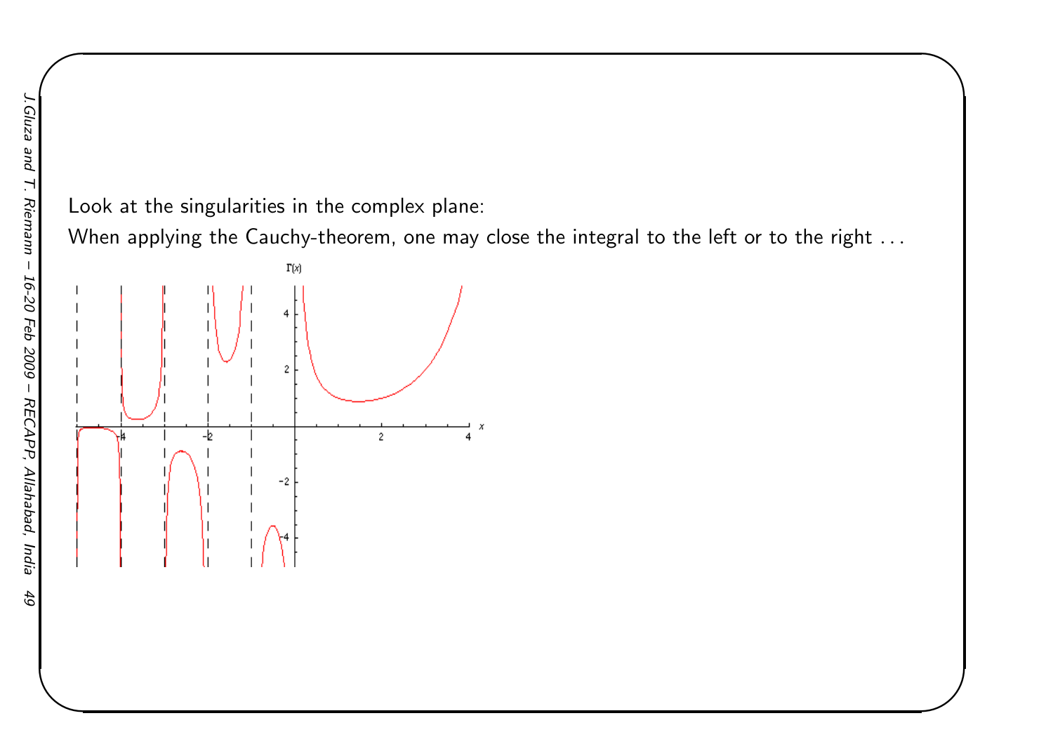Look at the singularities in the complex plane:

When applying the Cauchy-theorem, one may close the integral to the left or to the right . . .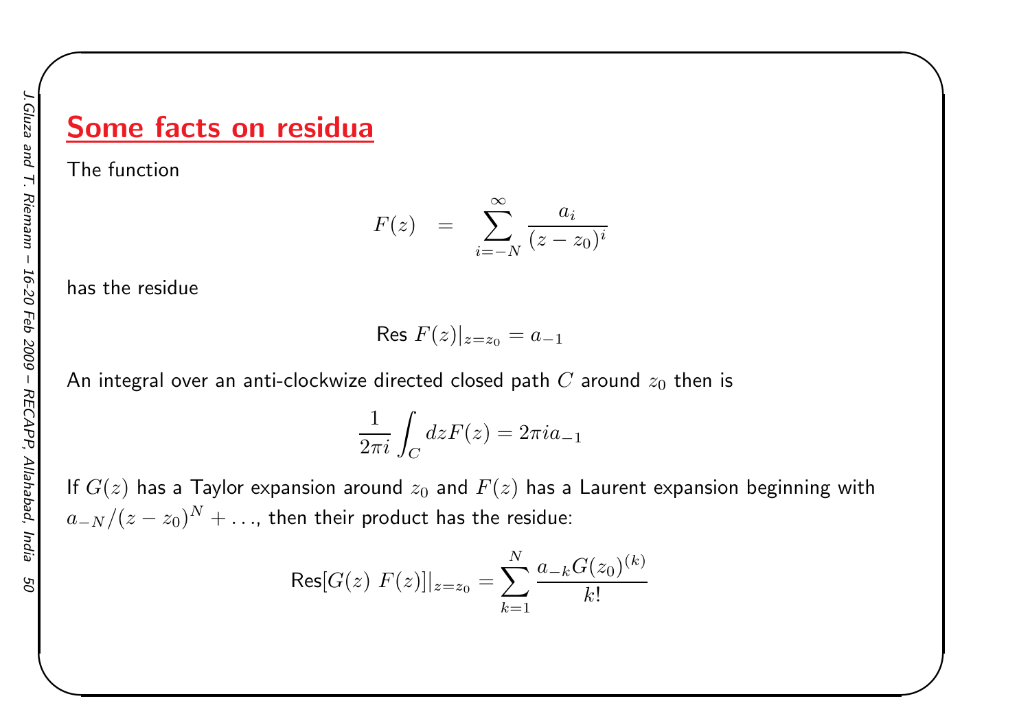## Some facts on residua

The function

$$F(z) \quad = \quad \sum_{i=-N}^{\infty} \frac{a_i}{(z-z_0)^i}$$

has the residue

$$\text{Res } F(z)|_{z=z_0} = a_{-1}$$

An integral over an anti-clockwize directed closed path $C$ around $z_0$ then is

$$\frac{1}{2\pi i} \int_C dz F(z) = 2\pi i a_{-1}$$

If $G(z)$ has a Taylor expansion around $z_0$ and $F(z)$ has a Laurent expansion beginning with $a_{-N}/(z-z_0)^N + \ldots$, then their product has the residue:

$$\text{Res}[G(z)\ F(z)]|_{z=z_0} = \sum_{k=1}^{N} \frac{a_{-k} G(z_0)^{(k)}}{k!}$$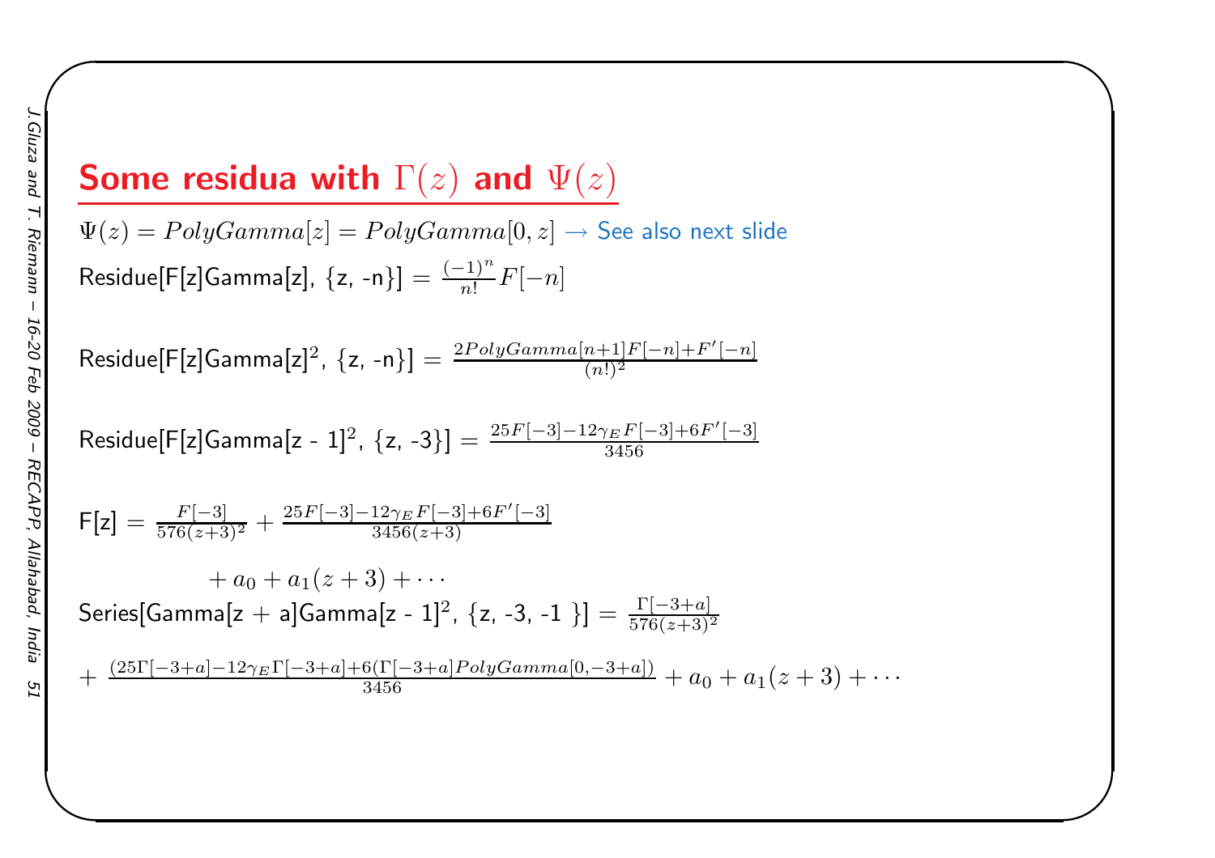## Some residua with $\Gamma(z)$ and $\Psi(z)$

$\Psi(z) = PolyGamma[z] = PolyGamma[0, z]$ → See also next slide

Residue[F[z]Gamma[z], {z, -n}] $= \frac{(-1)^n}{n!} F[-n]$

Residue[F[z]Gamma[z]$^2$, {z, -n}] $= \frac{2PolyGamma[n+1]F[-n]+F'[-n]}{(n!)^2}$

Residue[F[z]Gamma[z - 1]$^2$, {z, -3}] $= \frac{25F[-3]-12\gamma_E F[-3]+6F'[-3]}{3456}$

F[z] $= \frac{F[-3]}{576(z+3)^2} + \frac{25F[-3]-12\gamma_E F[-3]+6F'[-3]}{3456(z+3)}$

$+ a_0 + a_1(z+3) + \cdots$

Series[Gamma[z + a]Gamma[z - 1]$^2$, {z, -3, -1 }] $= \frac{\Gamma[-3+a]}{576(z+3)^2}$

$+ \frac{(25\Gamma[-3+a]-12\gamma_E\Gamma[-3+a]+6(\Gamma[-3+a]PolyGamma[0,-3+a])}{3456} + a_0 + a_1(z+3) + \cdots$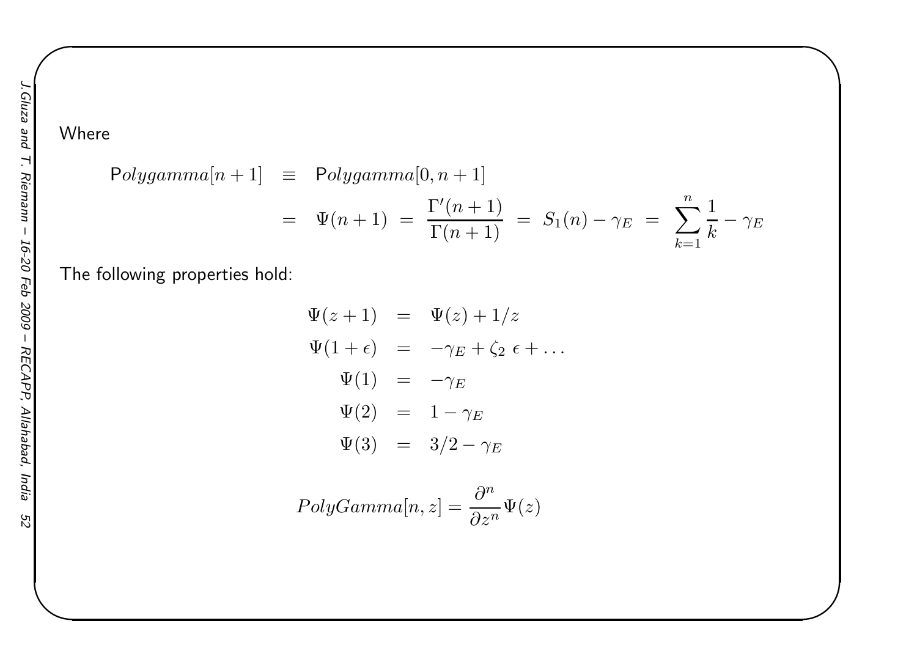Where

$$
\begin{aligned}
\mathsf{P}olygamma[n+1] &\equiv \mathsf{P}olygamma[0,n+1] \\
&= \Psi(n+1) \;=\; \frac{\Gamma'(n+1)}{\Gamma(n+1)} \;=\; S_1(n) - \gamma_E \;=\; \sum_{k=1}^{n} \frac{1}{k} - \gamma_E
\end{aligned}
$$

The following properties hold:

$$
\begin{aligned}
\Psi(z+1) &= \Psi(z) + 1/z \\
\Psi(1+\epsilon) &= -\gamma_E + \zeta_2 \; \epsilon + \ldots \\
\Psi(1) &= -\gamma_E \\
\Psi(2) &= 1 - \gamma_E \\
\Psi(3) &= 3/2 - \gamma_E
\end{aligned}
$$

$$
PolyGamma[n,z] = \frac{\partial^n}{\partial z^n} \Psi(z)
$$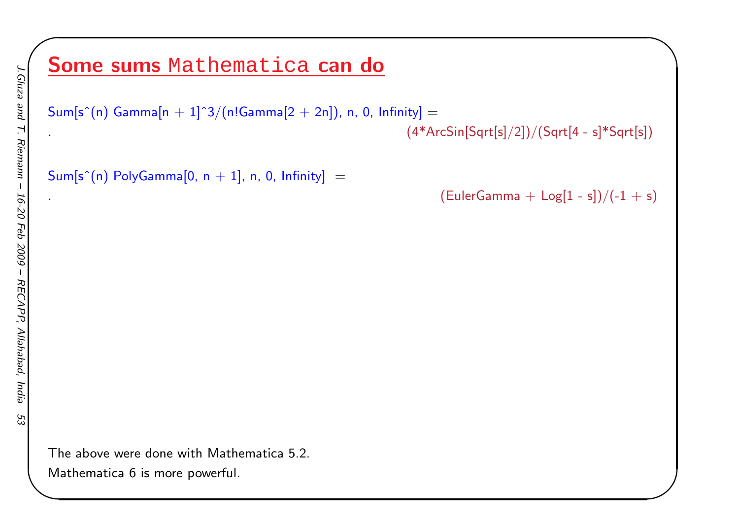# Some sums `Mathematica` can do

```
Sum[s^(n) Gamma[n + 1]^3/(n!Gamma[2 + 2n]), n, 0, Infinity] =
```

```
(4*ArcSin[Sqrt[s]/2])/(Sqrt[4 - s]*Sqrt[s])
```

```
Sum[s^(n) PolyGamma[0, n + 1], n, 0, Infinity] =
```

```
(EulerGamma + Log[1 - s])/(-1 + s)
```

The above were done with Mathematica 5.2.
Mathematica 6 is more powerful.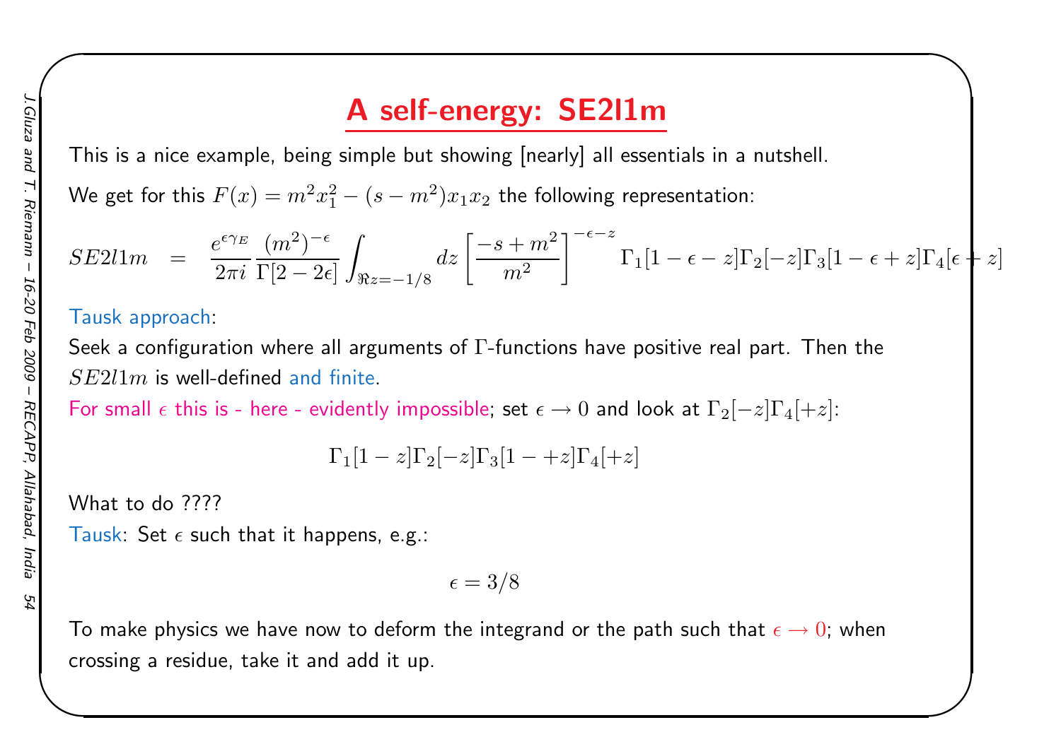# A self-energy: SE2l1m

This is a nice example, being simple but showing [nearly] all essentials in a nutshell.

We get for this $F(x) = m^2 x_1^2 - (s - m^2) x_1 x_2$ the following representation:

$$SE2l1m \;=\; \frac{e^{\epsilon\gamma_E}}{2\pi i} \frac{(m^2)^{-\epsilon}}{\Gamma[2-2\epsilon]} \int_{\Re z = -1/8} dz \left[\frac{-s+m^2}{m^2}\right]^{-\epsilon - z} \Gamma_1[1-\epsilon-z]\Gamma_2[-z]\Gamma_3[1-\epsilon+z]\Gamma_4[\epsilon+z]$$

Tausk approach:

Seek a configuration where all arguments of $\Gamma$-functions have positive real part. Then the $SE2l1m$ is well-defined and finite.

For small $\epsilon$ this is - here - evidently impossible; set $\epsilon \to 0$ and look at $\Gamma_2[-z]\Gamma_4[+z]$:

$$\Gamma_1[1-z]\Gamma_2[-z]\Gamma_3[1-+z]\Gamma_4[+z]$$

What to do ????

Tausk: Set $\epsilon$ such that it happens, e.g.:

$$\epsilon = 3/8$$

To make physics we have now to deform the integrand or the path such that $\epsilon \to 0$; when crossing a residue, take it and add it up.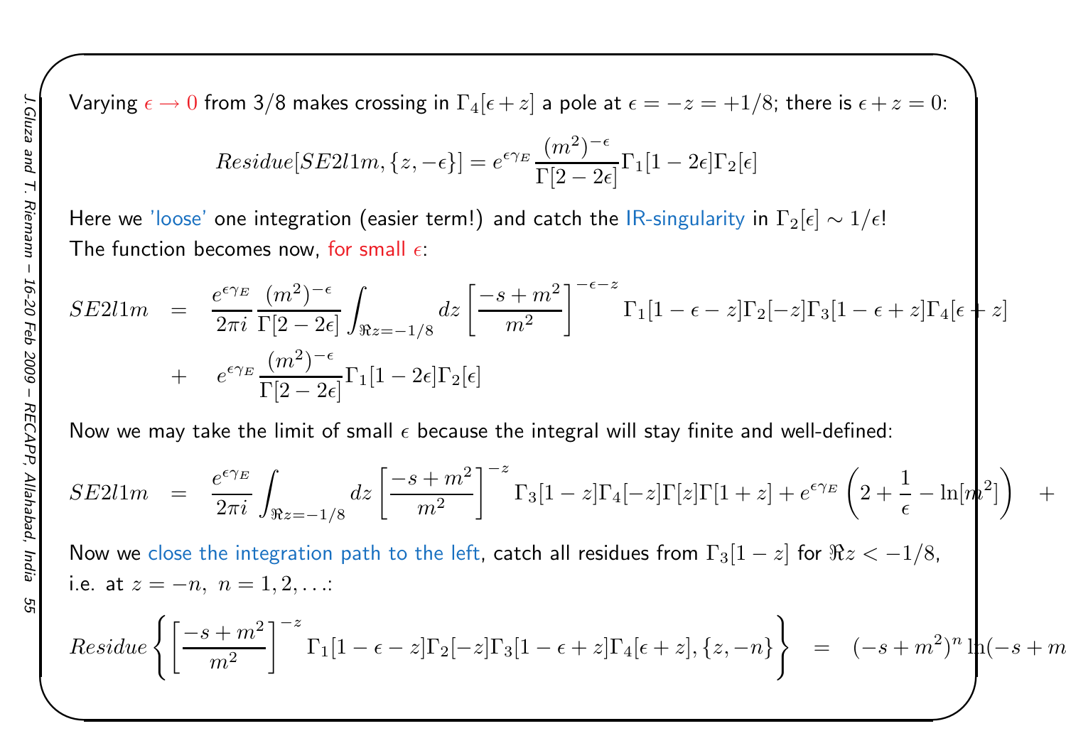Varying $\epsilon \to 0$ from 3/8 makes crossing in $\Gamma_4[\epsilon + z]$ a pole at $\epsilon = -z = +1/8$; there is $\epsilon + z = 0$:

$$Residue[SE2l1m, \{z, -\epsilon\}] = e^{\epsilon \gamma_E} \frac{(m^2)^{-\epsilon}}{\Gamma[2-2\epsilon]} \Gamma_1[1-2\epsilon]\Gamma_2[\epsilon]$$

Here we 'loose' one integration (easier term!) and catch the IR-singularity in $\Gamma_2[\epsilon] \sim 1/\epsilon$!
The function becomes now, for small $\epsilon$:

$$SE2l1m = \frac{e^{\epsilon \gamma_E}}{2\pi i} \frac{(m^2)^{-\epsilon}}{\Gamma[2-2\epsilon]} \int_{\Re z = -1/8} dz \left[\frac{-s+m^2}{m^2}\right]^{-\epsilon - z} \Gamma_1[1-\epsilon-z]\Gamma_2[-z]\Gamma_3[1-\epsilon+z]\Gamma_4[\epsilon+z]$$

$$+ \quad e^{\epsilon \gamma_E} \frac{(m^2)^{-\epsilon}}{\Gamma[2-2\epsilon]} \Gamma_1[1-2\epsilon]\Gamma_2[\epsilon]$$

Now we may take the limit of small $\epsilon$ because the integral will stay finite and well-defined:

$$SE2l1m = \frac{e^{\epsilon \gamma_E}}{2\pi i} \int_{\Re z = -1/8} dz \left[\frac{-s+m^2}{m^2}\right]^{-z} \Gamma_3[1-z]\Gamma_4[-z]\Gamma[z]\Gamma[1+z] + e^{\epsilon \gamma_E} \left(2 + \frac{1}{\epsilon} - \ln[m^2]\right) \quad +$$

Now we close the integration path to the left, catch all residues from $\Gamma_3[1-z]$ for $\Re z < -1/8$, i.e. at $z = -n, \; n = 1, 2, \ldots$:

$$Residue\left\{\left[\frac{-s+m^2}{m^2}\right]^{-z} \Gamma_1[1-\epsilon-z]\Gamma_2[-z]\Gamma_3[1-\epsilon+z]\Gamma_4[\epsilon+z], \{z, -n\}\right\} \quad = \quad (-s+m^2)^n \ln(-s+m$$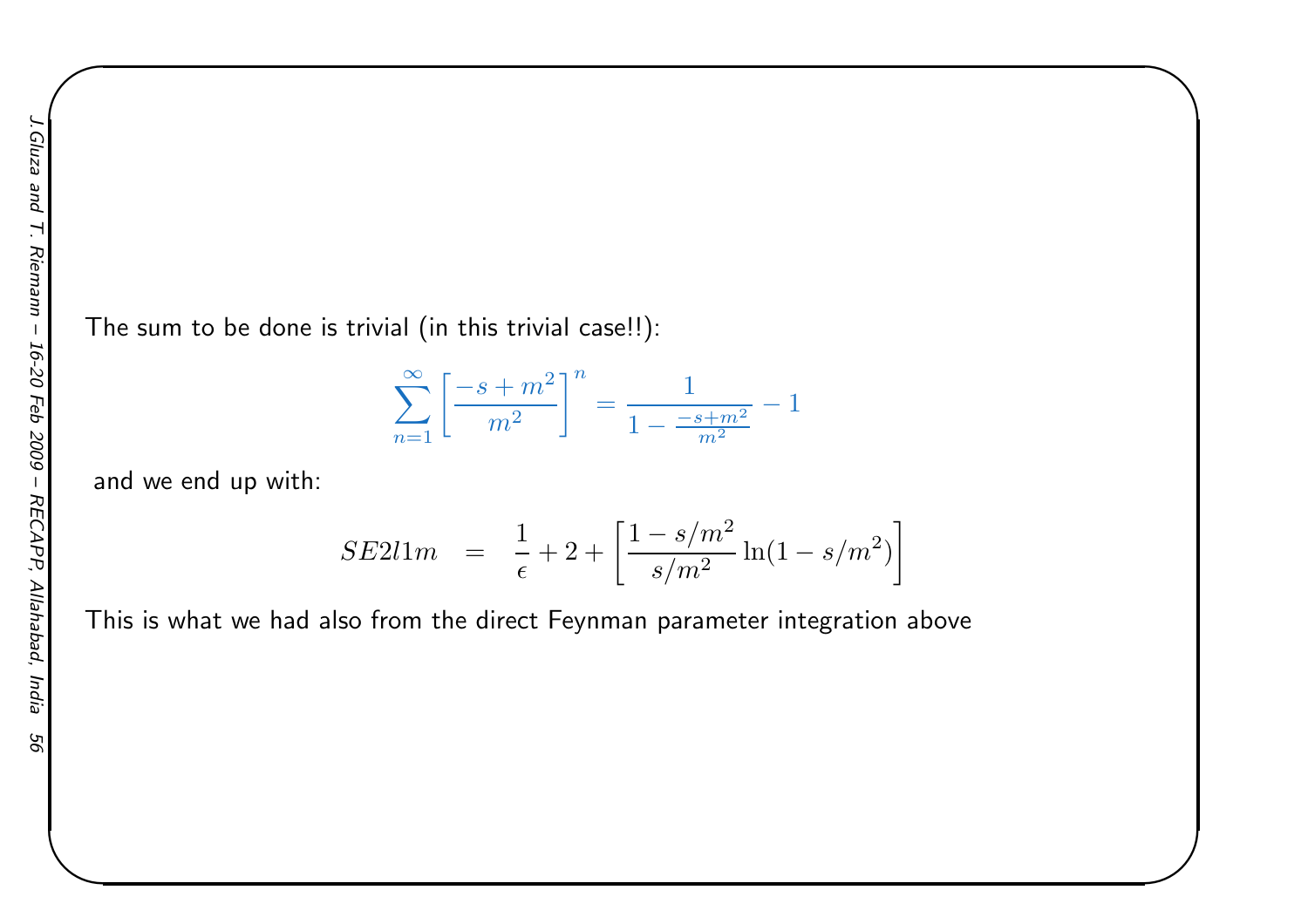The sum to be done is trivial (in this trivial case!!):

$$\sum_{n=1}^{\infty} \left[\frac{-s+m^2}{m^2}\right]^n = \frac{1}{1-\frac{-s+m^2}{m^2}} - 1$$

and we end up with:

$$SE2l1m \;\; = \;\; \frac{1}{\epsilon} + 2 + \left[\frac{1-s/m^2}{s/m^2}\ln(1-s/m^2)\right]$$

This is what we had also from the direct Feynman parameter integration above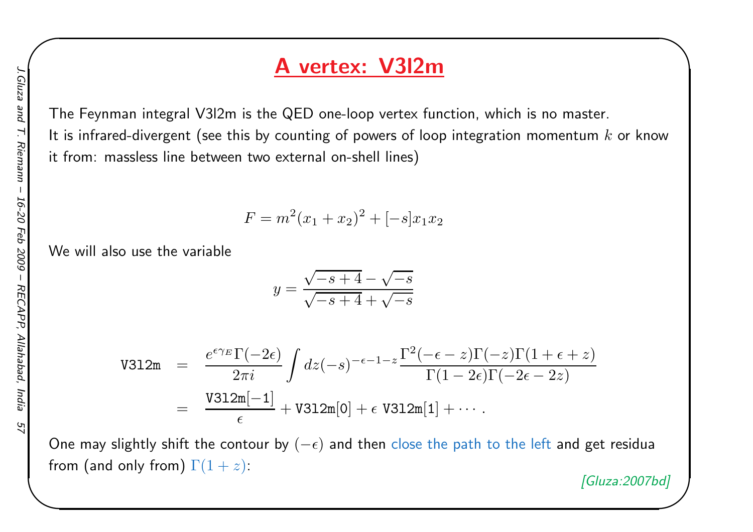# A vertex: V3l2m

The Feynman integral V3l2m is the QED one-loop vertex function, which is no master.
It is infrared-divergent (see this by counting of powers of loop integration momentum $k$ or know it from: massless line between two external on-shell lines)

$$F = m^2(x_1+x_2)^2 + [-s]x_1x_2$$

We will also use the variable

$$y = \frac{\sqrt{-s+4}-\sqrt{-s}}{\sqrt{-s+4}+\sqrt{-s}}$$

$$\begin{aligned}
\texttt{V3l2m} &= \frac{e^{\epsilon\gamma_E}\Gamma(-2\epsilon)}{2\pi i}\int dz(-s)^{-\epsilon-1-z}\frac{\Gamma^2(-\epsilon-z)\Gamma(-z)\Gamma(1+\epsilon+z)}{\Gamma(1-2\epsilon)\Gamma(-2\epsilon-2z)} \\
&= \frac{\texttt{V3l2m}[-1]}{\epsilon} + \texttt{V3l2m}[0] + \epsilon\ \texttt{V3l2m}[1] + \cdots .
\end{aligned}$$

One may slightly shift the contour by $(-\epsilon)$ and then close the path to the left and get residua from (and only from) $\Gamma(1+z)$:

[Gluza:2007bd]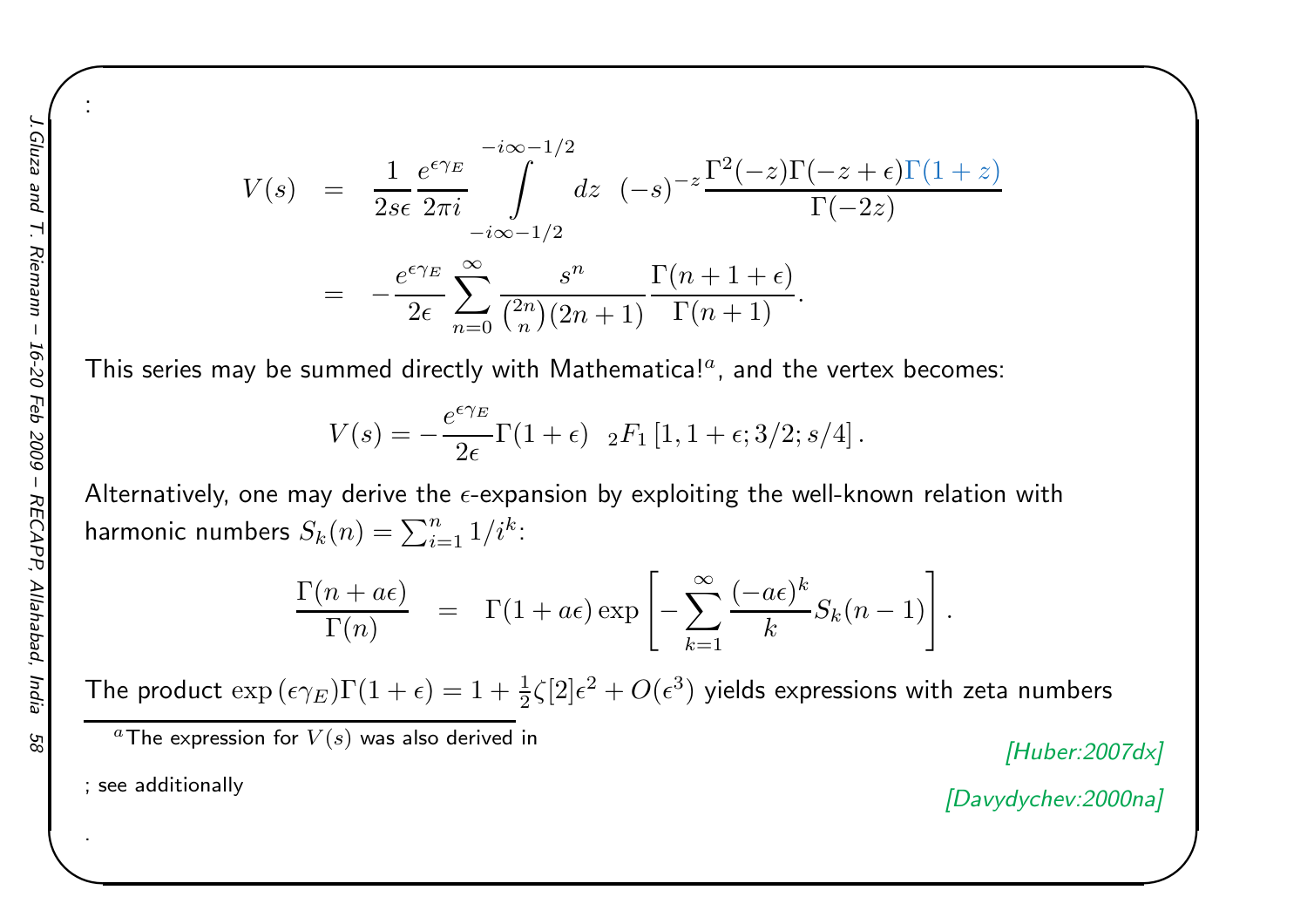:

$$
\begin{aligned}
V(s) &= \frac{1}{2s\epsilon}\frac{e^{\epsilon\gamma_E}}{2\pi i}\int\limits_{-i\infty-1/2}^{-i\infty-1/2} dz \;\; (-s)^{-z}\frac{\Gamma^2(-z)\Gamma(-z+\epsilon)\Gamma(1+z)}{\Gamma(-2z)} \\
&= -\frac{e^{\epsilon\gamma_E}}{2\epsilon}\sum_{n=0}^{\infty}\frac{s^n}{\binom{2n}{n}(2n+1)}\frac{\Gamma(n+1+\epsilon)}{\Gamma(n+1)}.
\end{aligned}
$$

This series may be summed directly with Mathematica![a], and the vertex becomes:

$$
V(s) = -\frac{e^{\epsilon\gamma_E}}{2\epsilon}\Gamma(1+\epsilon) \;\; {}_2F_1\left[1, 1+\epsilon; 3/2; s/4\right].
$$

Alternatively, one may derive the $\epsilon$-expansion by exploiting the well-known relation with harmonic numbers $S_k(n) = \sum_{i=1}^{n} 1/i^k$:

$$
\frac{\Gamma(n+a\epsilon)}{\Gamma(n)} = \Gamma(1+a\epsilon)\exp\left[-\sum_{k=1}^{\infty}\frac{(-a\epsilon)^k}{k}S_k(n-1)\right].
$$

The product $\exp(\epsilon\gamma_E)\Gamma(1+\epsilon) = 1 + \frac{1}{2}\zeta[2]\epsilon^2 + O(\epsilon^3)$ yields expressions with zeta numbers

---

[a] The expression for $V(s)$ was also derived in [Huber:2007dx]; see additionally [Davydychev:2000na].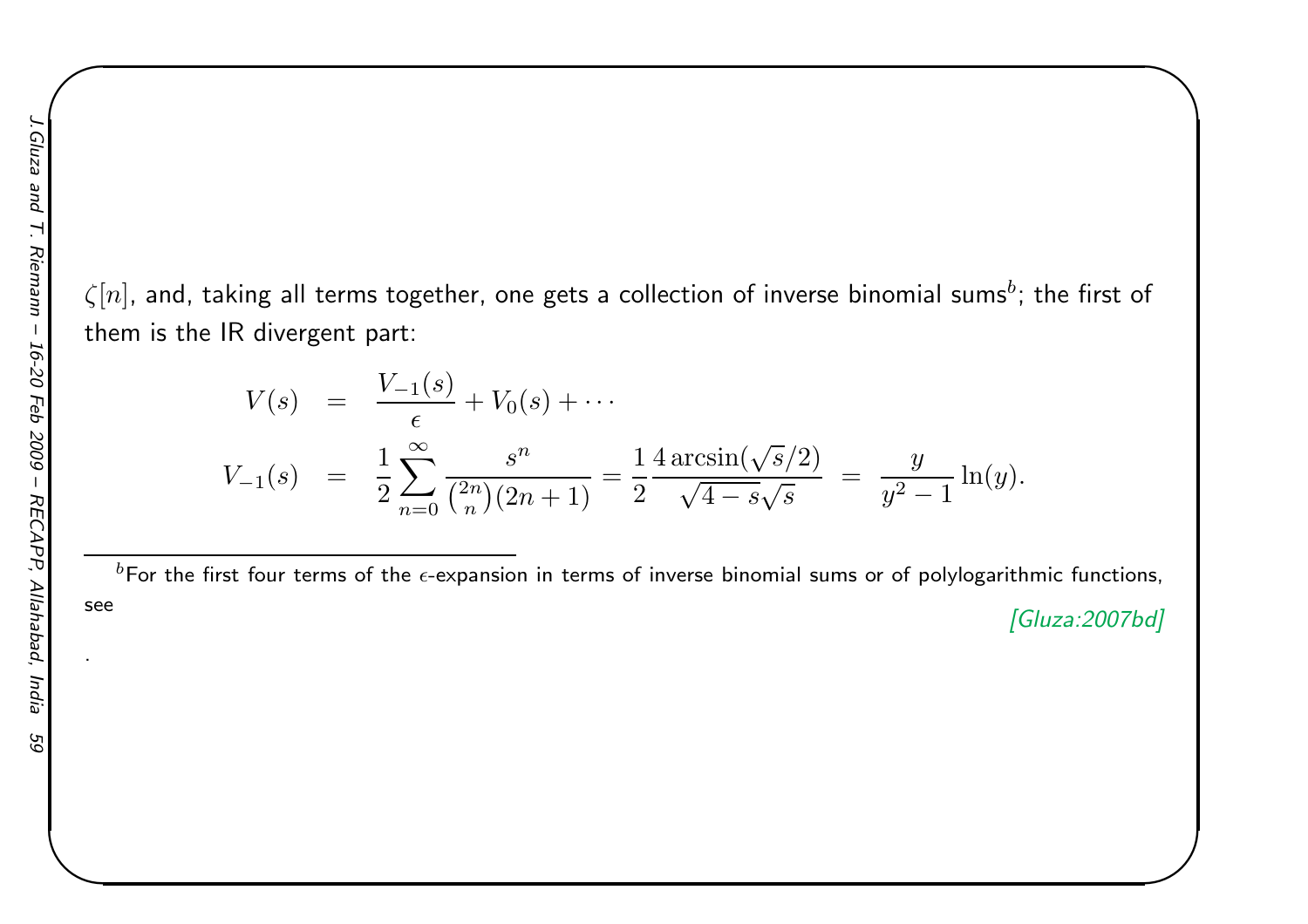$\zeta[n]$, and, taking all terms together, one gets a collection of inverse binomial sums[b]; the first of them is the IR divergent part:

$$
\begin{aligned}
V(s) &= \frac{V_{-1}(s)}{\epsilon} + V_0(s) + \cdots \\
V_{-1}(s) &= \frac{1}{2}\sum_{n=0}^{\infty} \frac{s^n}{\binom{2n}{n}(2n+1)} = \frac{1}{2}\frac{4\arcsin(\sqrt{s}/2)}{\sqrt{4-s}\sqrt{s}} \; = \; \frac{y}{y^2-1}\ln(y).
\end{aligned}
$$

---

[b] For the first four terms of the $\epsilon$-expansion in terms of inverse binomial sums or of polylogarithmic functions, see [Gluza:2007bd].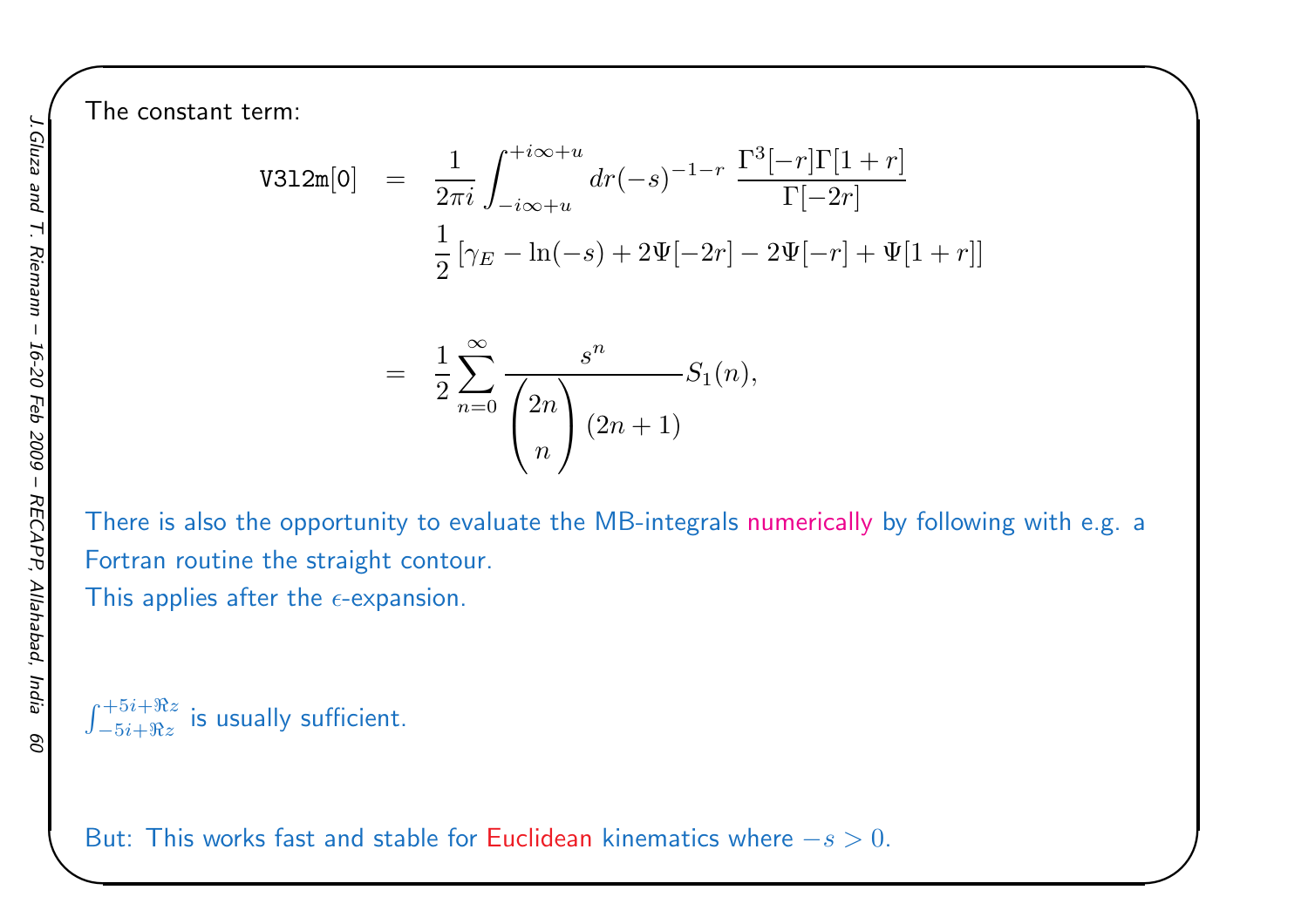The constant term:

$$
\begin{aligned}
\texttt{V3l2m[0]} &= \frac{1}{2\pi i}\int_{-i\infty+u}^{+i\infty+u} dr(-s)^{-1-r}\ \frac{\Gamma^3[-r]\Gamma[1+r]}{\Gamma[-2r]} \\
&\quad \frac{1}{2}\left[\gamma_E - \ln(-s) + 2\Psi[-2r] - 2\Psi[-r] + \Psi[1+r]\right] \\
&= \frac{1}{2}\sum_{n=0}^{\infty} \frac{s^n}{\binom{2n}{n}(2n+1)} S_1(n),
\end{aligned}
$$

There is also the opportunity to evaluate the MB-integrals numerically by following with e.g. a Fortran routine the straight contour.
This applies after the $\epsilon$-expansion.

$\int_{-5i+\Re z}^{+5i+\Re z}$ is usually sufficient.

But: This works fast and stable for Euclidean kinematics where $-s > 0$.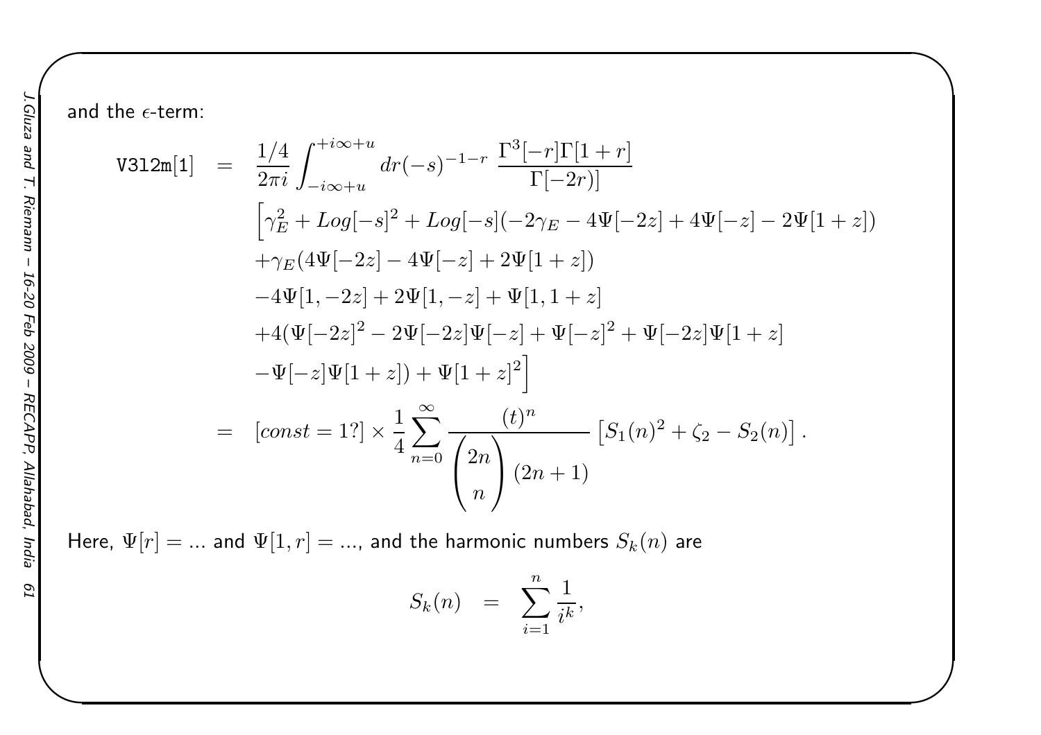and the $\epsilon$-term:

$$
\begin{aligned}
\texttt{V3l2m}[1] &= \frac{1/4}{2\pi i}\int_{-i\infty+u}^{+i\infty+u} dr(-s)^{-1-r}\ \frac{\Gamma^3[-r]\Gamma[1+r]}{\Gamma[-2r)]} \\
&\Big[\gamma_E^2 + Log[-s]^2 + Log[-s](-2\gamma_E - 4\Psi[-2z] + 4\Psi[-z] - 2\Psi[1+z]) \\
&+\gamma_E(4\Psi[-2z] - 4\Psi[-z] + 2\Psi[1+z]) \\
&-4\Psi[1,-2z] + 2\Psi[1,-z] + \Psi[1,1+z] \\
&+4(\Psi[-2z]^2 - 2\Psi[-2z]\Psi[-z] + \Psi[-z]^2 + \Psi[-2z]\Psi[1+z] \\
&-\Psi[-z]\Psi[1+z]) + \Psi[1+z]^2\Big] \\
&= [const = 1?] \times \frac{1}{4}\sum_{n=0}^{\infty} \frac{(t)^n}{\begin{pmatrix} 2n \\ n \end{pmatrix}(2n+1)}\left[S_1(n)^2 + \zeta_2 - S_2(n)\right].
\end{aligned}
$$

Here, $\Psi[r] = ...$ and $\Psi[1,r] = ...$, and the harmonic numbers $S_k(n)$ are

$$
S_k(n) \;\; = \;\; \sum_{i=1}^{n} \frac{1}{i^k},
$$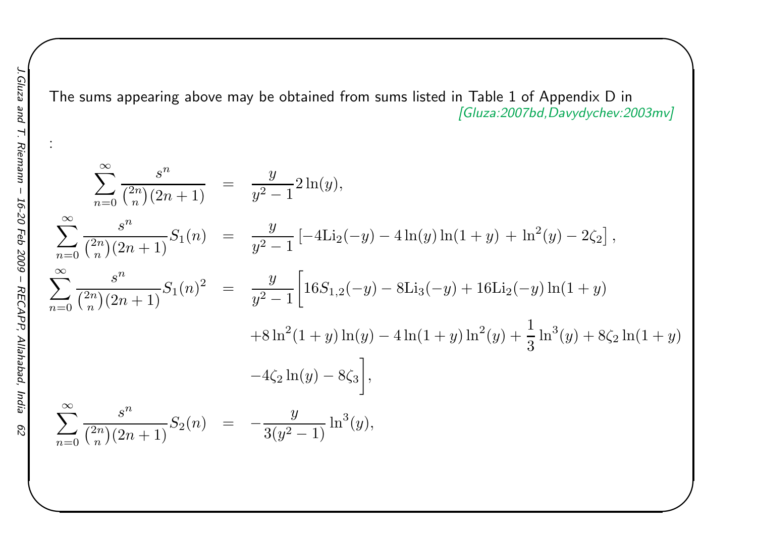The sums appearing above may be obtained from sums listed in Table 1 of Appendix D in [Gluza:2007bd,Davydychev:2003mv]

:

$$
\begin{aligned}
\sum_{n=0}^{\infty} \frac{s^n}{\binom{2n}{n}(2n+1)} &= \frac{y}{y^2-1} 2\ln(y), \\
\sum_{n=0}^{\infty} \frac{s^n}{\binom{2n}{n}(2n+1)} S_1(n) &= \frac{y}{y^2-1} \left[-4\mathrm{Li}_2(-y) - 4\ln(y)\ln(1+y) + \ln^2(y) - 2\zeta_2\right], \\
\sum_{n=0}^{\infty} \frac{s^n}{\binom{2n}{n}(2n+1)} S_1(n)^2 &= \frac{y}{y^2-1} \Big[16 S_{1,2}(-y) - 8\mathrm{Li}_3(-y) + 16\mathrm{Li}_2(-y)\ln(1+y) \\
&\quad +8\ln^2(1+y)\ln(y) - 4\ln(1+y)\ln^2(y) + \frac{1}{3}\ln^3(y) + 8\zeta_2\ln(1+y) \\
&\quad -4\zeta_2\ln(y) - 8\zeta_3\Big], \\
\sum_{n=0}^{\infty} \frac{s^n}{\binom{2n}{n}(2n+1)} S_2(n) &= -\frac{y}{3(y^2-1)} \ln^3(y),
\end{aligned}
$$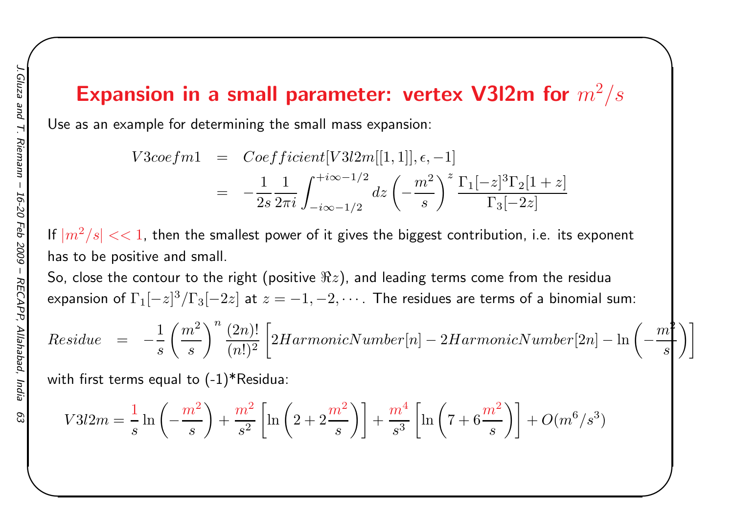# Expansion in a small parameter: vertex V3l2m for $m^2/s$

Use as an example for determining the small mass expansion:

$$
\begin{aligned}
V3coefm1 &= Coefficient[V3l2m[[1,1]], \epsilon, -1] \\
&= -\frac{1}{2s}\frac{1}{2\pi i}\int_{-i\infty-1/2}^{+i\infty-1/2} dz \left(-\frac{m^2}{s}\right)^z \frac{\Gamma_1[-z]^3 \Gamma_2[1+z]}{\Gamma_3[-2z]}
\end{aligned}
$$

If $|m^2/s| << 1$, then the smallest power of it gives the biggest contribution, i.e. its exponent has to be positive and small.

So, close the contour to the right (positive $\Re z$), and leading terms come from the residua expansion of $\Gamma_1[-z]^3/\Gamma_3[-2z]$ at $z = -1, -2, \cdots$. The residues are terms of a binomial sum:

$$
Residue = -\frac{1}{s}\left(\frac{m^2}{s}\right)^n \frac{(2n)!}{(n!)^2}\left[2HarmonicNumber[n] - 2HarmonicNumber[2n] - \ln\left(-\frac{m^2}{s}\right)\right]
$$

with first terms equal to (-1)*Residua:

$$
V3l2m = \frac{1}{s}\ln\left(-\frac{m^2}{s}\right) + \frac{m^2}{s^2}\left[\ln\left(2+2\frac{m^2}{s}\right)\right] + \frac{m^4}{s^3}\left[\ln\left(7+6\frac{m^2}{s}\right)\right] + O(m^6/s^3)
$$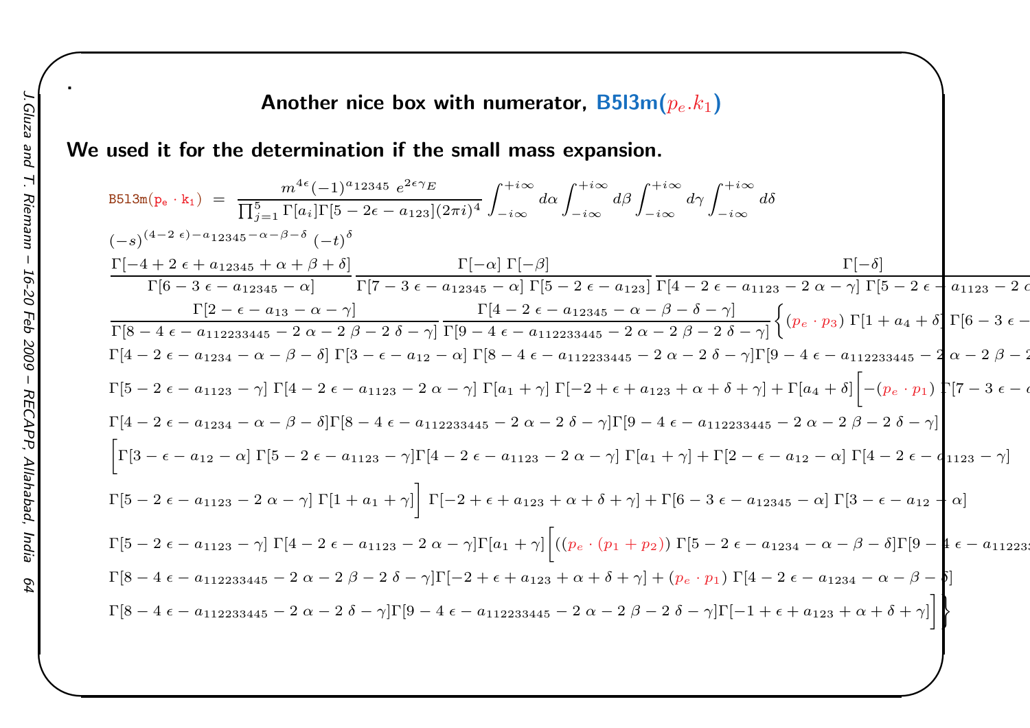## Another nice box with numerator, B5l3m($p_e.k_1$)

**We used it for the determination if the small mass expansion.**

$$\texttt{B5l3m}(p_e\cdot k_1) \;=\; \frac{m^{4\epsilon}(-1)^{a_{12345}}\;e^{2\epsilon\gamma_E}}{\prod_{j=1}^{5}\Gamma[a_i]\Gamma[5-2\epsilon-a_{123}](2\pi i)^4}\int_{-i\infty}^{+i\infty}d\alpha\int_{-i\infty}^{+i\infty}d\beta\int_{-i\infty}^{+i\infty}d\gamma\int_{-i\infty}^{+i\infty}d\delta$$

$$(-s)^{(4-2\,\epsilon)-a_{12345}-\alpha-\beta-\delta}\;(-t)^{\delta}$$

$$\frac{\Gamma[-4+2\,\epsilon+a_{12345}+\alpha+\beta+\delta]}{\Gamma[6-3\,\epsilon-a_{12345}-\alpha]}\;\frac{\Gamma[-\alpha]\;\Gamma[-\beta]}{\Gamma[7-3\,\epsilon-a_{12345}-\alpha]\;\Gamma[5-2\,\epsilon-a_{123}]}\;\frac{\Gamma[-\delta]}{\Gamma[4-2\,\epsilon-a_{1123}-2\,\alpha-\gamma]\;\Gamma[5-2\,\epsilon-a_{1123}-2\,\alpha\ldots}$$

$$\frac{\Gamma[2-\epsilon-a_{13}-\alpha-\gamma]}{\Gamma[8-4\,\epsilon-a_{112233445}-2\,\alpha-2\,\beta-2\,\delta-\gamma]}\;\frac{\Gamma[4-2\,\epsilon-a_{12345}-\alpha-\beta-\delta-\gamma]}{\Gamma[9-4\,\epsilon-a_{112233445}-2\,\alpha-2\,\beta-2\,\delta-\gamma]}\Big\{(p_e\cdot p_3)\;\Gamma[1+a_4+\delta]\;\Gamma[6-3\,\epsilon-\ldots$$

$$\Gamma[4-2\,\epsilon-a_{1234}-\alpha-\beta-\delta]\;\Gamma[3-\epsilon-a_{12}-\alpha]\;\Gamma[8-4\,\epsilon-a_{112233445}-2\,\alpha-2\,\delta-\gamma]\Gamma[9-4\,\epsilon-a_{112233445}-2\,\alpha-2\,\beta-2\ldots$$

$$\Gamma[5-2\,\epsilon-a_{1123}-\gamma]\;\Gamma[4-2\,\epsilon-a_{1123}-2\,\alpha-\gamma]\;\Gamma[a_1+\gamma]\;\Gamma[-2+\epsilon+a_{123}+\alpha+\delta+\gamma]+\Gamma[a_4+\delta]\Big[-(p_e\cdot p_1)\;\Gamma[7-3\,\epsilon-\ldots$$

$$\Gamma[4-2\,\epsilon-a_{1234}-\alpha-\beta-\delta]\Gamma[8-4\,\epsilon-a_{112233445}-2\,\alpha-2\,\delta-\gamma]\Gamma[9-4\,\epsilon-a_{112233445}-2\,\alpha-2\,\beta-2\,\delta-\gamma]$$

$$\Big[\Gamma[3-\epsilon-a_{12}-\alpha]\;\Gamma[5-2\,\epsilon-a_{1123}-\gamma]\Gamma[4-2\,\epsilon-a_{1123}-2\,\alpha-\gamma]\;\Gamma[a_1+\gamma]+\Gamma[2-\epsilon-a_{12}-\alpha]\;\Gamma[4-2\,\epsilon-a_{1123}-\gamma]$$

$$\Gamma[5-2\,\epsilon-a_{1123}-2\,\alpha-\gamma]\;\Gamma[1+a_1+\gamma]\Big]\;\Gamma[-2+\epsilon+a_{123}+\alpha+\delta+\gamma]+\Gamma[6-3\,\epsilon-a_{12345}-\alpha]\;\Gamma[3-\epsilon-a_{12}+\alpha]$$

$$\Gamma[5-2\,\epsilon-a_{1123}-\gamma]\;\Gamma[4-2\,\epsilon-a_{1123}-2\,\alpha-\gamma]\Gamma[a_1+\gamma]\Big[((p_e\cdot(p_1+p_2))\;\Gamma[5-2\,\epsilon-a_{1234}-\alpha-\beta-\delta]\Gamma[9-4\,\epsilon-a_{11223\ldots}$$

$$\Gamma[8-4\,\epsilon-a_{112233445}-2\,\alpha-2\,\beta-2\,\delta-\gamma]\Gamma[-2+\epsilon+a_{123}+\alpha+\delta+\gamma]+(p_e\cdot p_1)\;\Gamma[4-2\,\epsilon-a_{1234}-\alpha-\beta-\delta]$$

$$\Gamma[8-4\,\epsilon-a_{112233445}-2\,\alpha-2\,\delta-\gamma]\Gamma[9-4\,\epsilon-a_{112233445}-2\,\alpha-2\,\beta-2\,\delta-\gamma]\Gamma[-1+\epsilon+a_{123}+\alpha+\delta+\gamma]\Big]\Big\}$$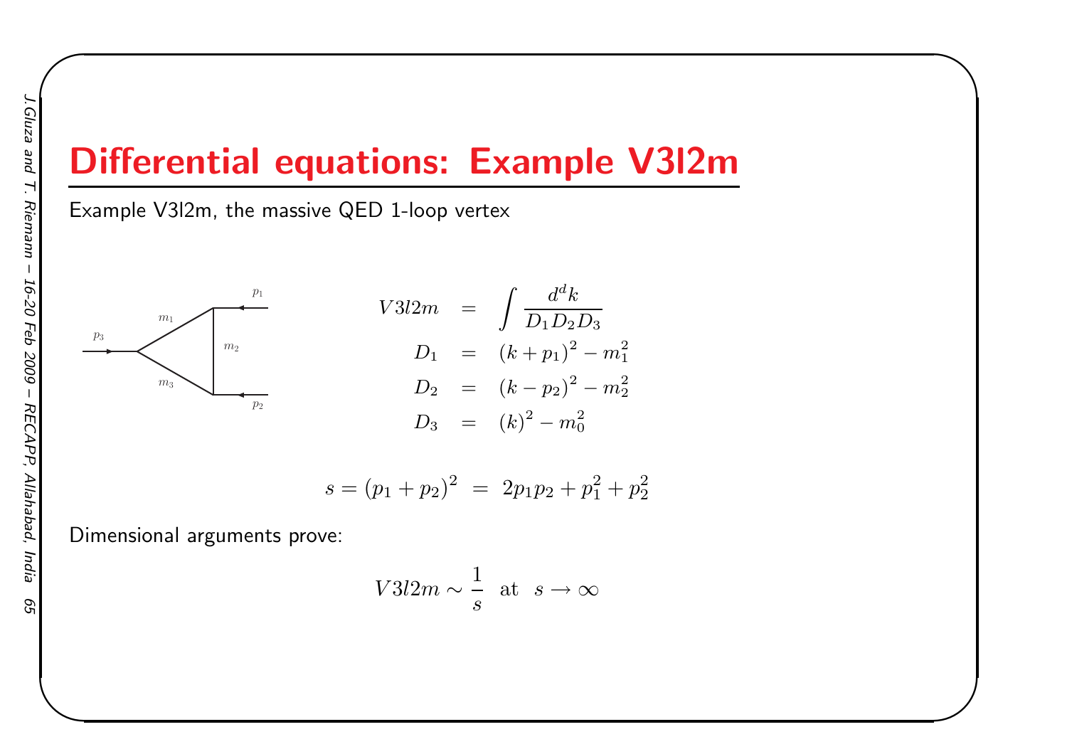# Differential equations: Example V3l2m

Example V3l2m, the massive QED 1-loop vertex

$$
\begin{aligned}
V3l2m &= \int \frac{d^dk}{D_1 D_2 D_3} \\
D_1 &= (k+p_1)^2 - m_1^2 \\
D_2 &= (k-p_2)^2 - m_2^2 \\
D_3 &= (k)^2 - m_0^2
\end{aligned}
$$

$$
s = (p_1+p_2)^2 \;=\; 2p_1p_2 + p_1^2 + p_2^2
$$

Dimensional arguments prove:

$$
V3l2m \sim \frac{1}{s} \;\; \text{at} \;\; s \to \infty
$$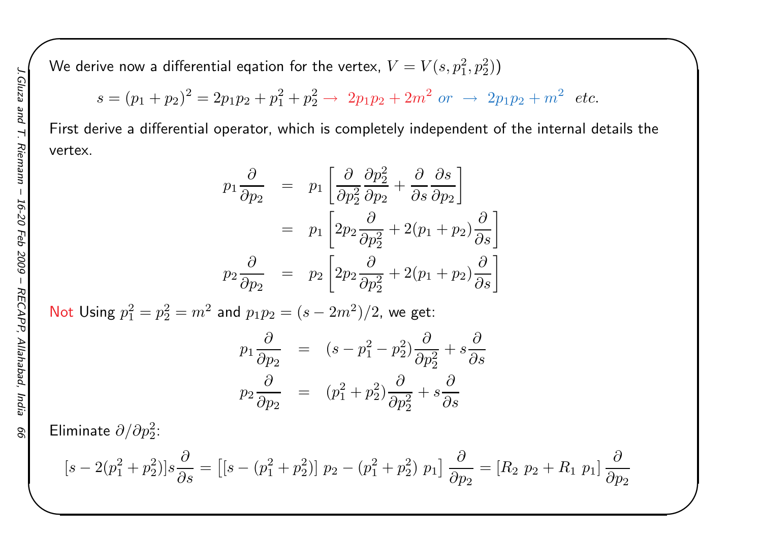We derive now a differential eqation for the vertex, $V = V(s, p_1^2, p_2^2))$

$$s = (p_1 + p_2)^2 = 2p_1p_2 + p_1^2 + p_2^2 \rightarrow \; 2p_1p_2 + 2m^2 \; or \; \rightarrow \; 2p_1p_2 + m^2 \;\; etc.$$

First derive a differential operator, which is completely independent of the internal details the vertex.

$$\begin{aligned}
p_1 \frac{\partial}{\partial p_2} &= p_1 \left[ \frac{\partial}{\partial p_2^2} \frac{\partial p_2^2}{\partial p_2} + \frac{\partial}{\partial s} \frac{\partial s}{\partial p_2} \right] \\
&= p_1 \left[ 2p_2 \frac{\partial}{\partial p_2^2} + 2(p_1 + p_2) \frac{\partial}{\partial s} \right] \\
p_2 \frac{\partial}{\partial p_2} &= p_2 \left[ 2p_2 \frac{\partial}{\partial p_2^2} + 2(p_1 + p_2) \frac{\partial}{\partial s} \right]
\end{aligned}$$

Not Using $p_1^2 = p_2^2 = m^2$ and $p_1p_2 = (s - 2m^2)/2$, we get:

$$\begin{aligned}
p_1 \frac{\partial}{\partial p_2} &= (s - p_1^2 - p_2^2) \frac{\partial}{\partial p_2^2} + s \frac{\partial}{\partial s} \\
p_2 \frac{\partial}{\partial p_2} &= (p_1^2 + p_2^2) \frac{\partial}{\partial p_2^2} + s \frac{\partial}{\partial s}
\end{aligned}$$

Eliminate $\partial / \partial p_2^2$:

$$[s - 2(p_1^2 + p_2^2)] s \frac{\partial}{\partial s} = \left[ [s - (p_1^2 + p_2^2)] \; p_2 - (p_1^2 + p_2^2) \; p_1 \right] \frac{\partial}{\partial p_2} = [R_2 \; p_2 + R_1 \; p_1] \frac{\partial}{\partial p_2}$$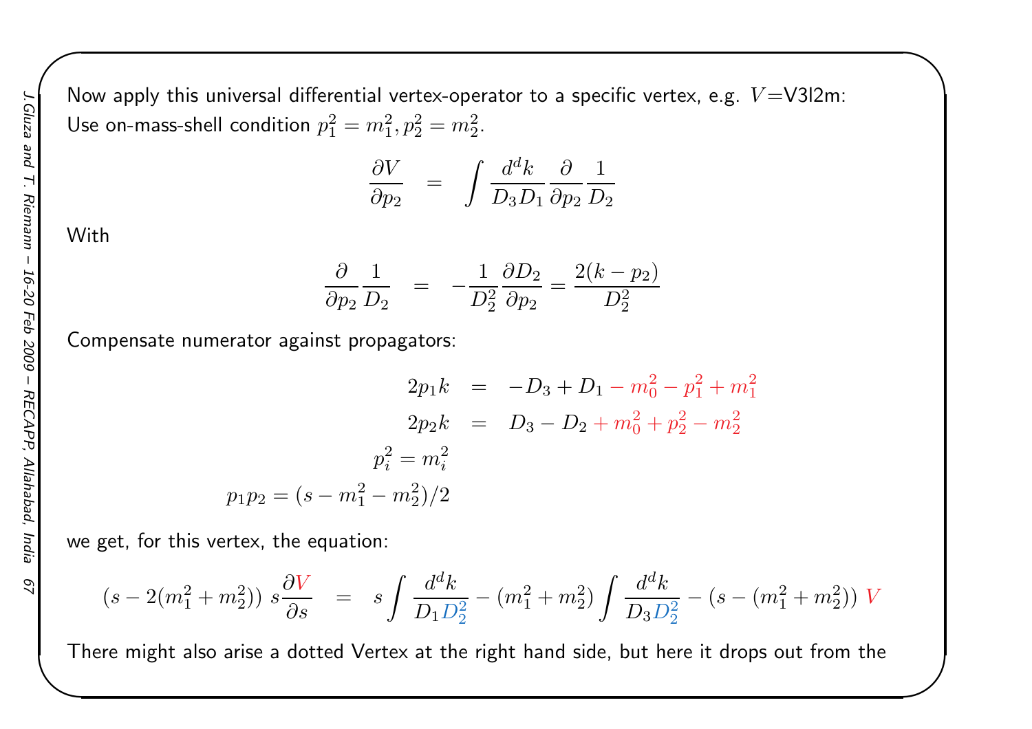Now apply this universal differential vertex-operator to a specific vertex, e.g. $V$=V3l2m:
Use on-mass-shell condition $p_1^2 = m_1^2, p_2^2 = m_2^2$.

$$\frac{\partial V}{\partial p_2} = \int \frac{d^d k}{D_3 D_1} \frac{\partial}{\partial p_2} \frac{1}{D_2}$$

With

$$\frac{\partial}{\partial p_2} \frac{1}{D_2} = -\frac{1}{D_2^2} \frac{\partial D_2}{\partial p_2} = \frac{2(k - p_2)}{D_2^2}$$

Compensate numerator against propagators:

$$\begin{aligned}
2p_1 k &= -D_3 + D_1 - m_0^2 - p_1^2 + m_1^2 \\
2p_2 k &= D_3 - D_2 + m_0^2 + p_2^2 - m_2^2 \\
p_i^2 &= m_i^2 \\
p_1 p_2 &= (s - m_1^2 - m_2^2)/2
\end{aligned}$$

we get, for this vertex, the equation:

$$(s - 2(m_1^2 + m_2^2)) \, s \frac{\partial V}{\partial s} = s \int \frac{d^d k}{D_1 D_2^2} - (m_1^2 + m_2^2) \int \frac{d^d k}{D_3 D_2^2} - (s - (m_1^2 + m_2^2)) \, V$$

There might also arise a dotted Vertex at the right hand side, but here it drops out from the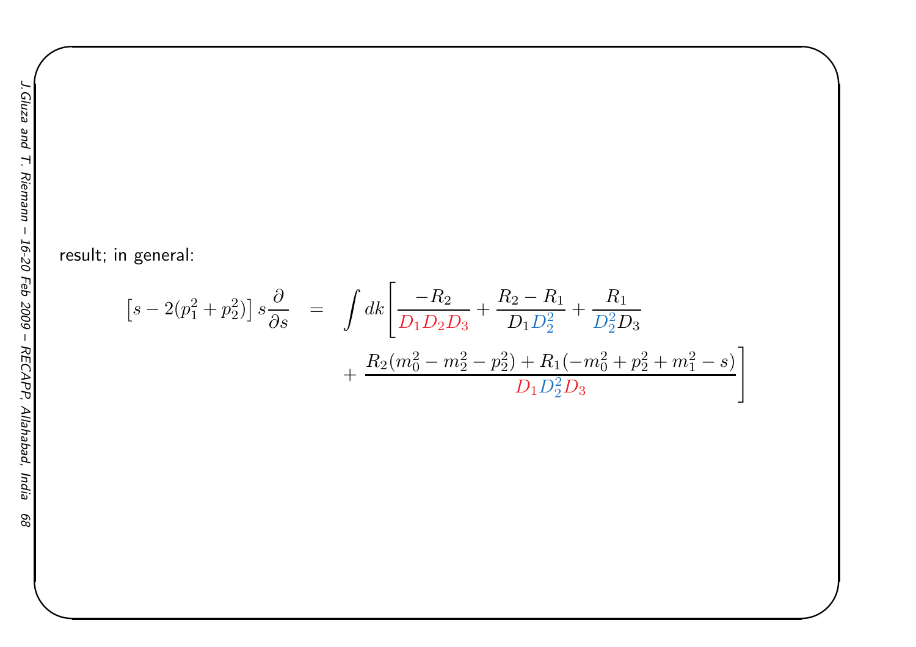result; in general:

$$
\left[s - 2(p_1^2 + p_2^2)\right] s \frac{\partial}{\partial s} = \int dk \left[ \frac{-R_2}{D_1 D_2 D_3} + \frac{R_2 - R_1}{D_1 D_2^2} + \frac{R_1}{D_2^2 D_3} + \frac{R_2(m_0^2 - m_2^2 - p_2^2) + R_1(-m_0^2 + p_2^2 + m_1^2 - s)}{D_1 D_2^2 D_3} \right]
$$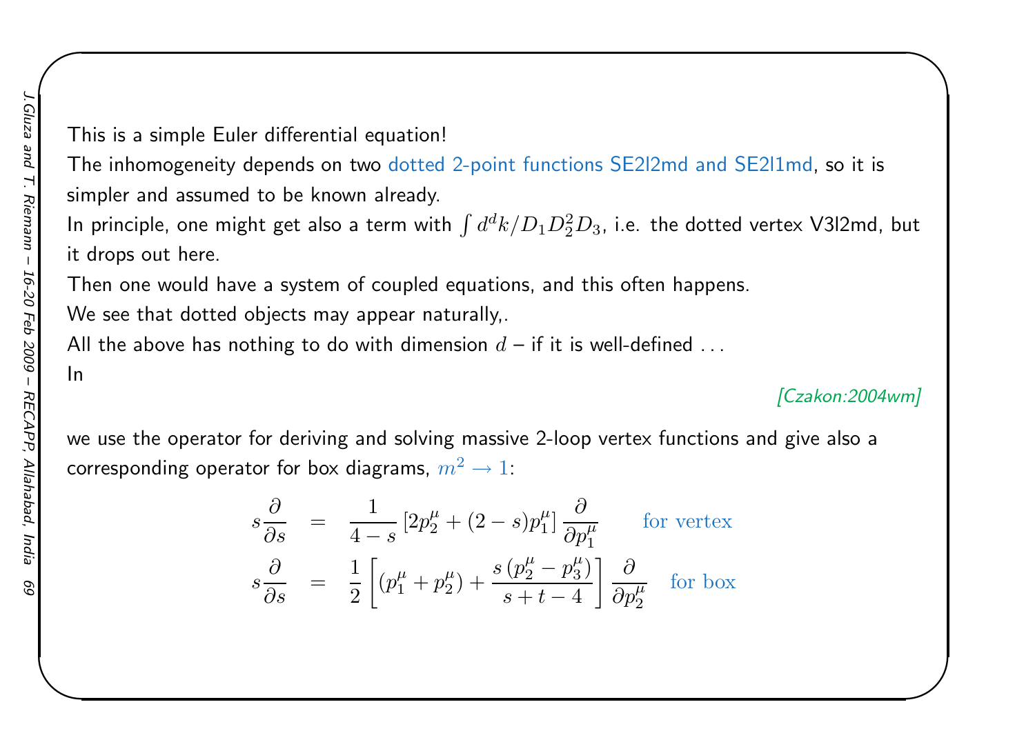This is a simple Euler differential equation!

The inhomogeneity depends on two dotted 2-point functions SE2l2md and SE2l1md, so it is simpler and assumed to be known already.

In principle, one might get also a term with $\int d^dk/D_1D_2^2D_3$, i.e. the dotted vertex V3l2md, but it drops out here.

Then one would have a system of coupled equations, and this often happens.

We see that dotted objects may appear naturally,.

All the above has nothing to do with dimension $d$ – if it is well-defined ...

In

[Czakon:2004wm]

we use the operator for deriving and solving massive 2-loop vertex functions and give also a corresponding operator for box diagrams, $m^2 \to 1$:

$$s\frac{\partial}{\partial s} = \frac{1}{4-s}\left[2p_2^\mu + (2-s)p_1^\mu\right]\frac{\partial}{\partial p_1^\mu} \qquad \text{for vertex}$$

$$s\frac{\partial}{\partial s} = \frac{1}{2}\left[(p_1^\mu + p_2^\mu) + \frac{s\,(p_2^\mu - p_3^\mu)}{s+t-4}\right]\frac{\partial}{\partial p_2^\mu} \quad \text{for box}$$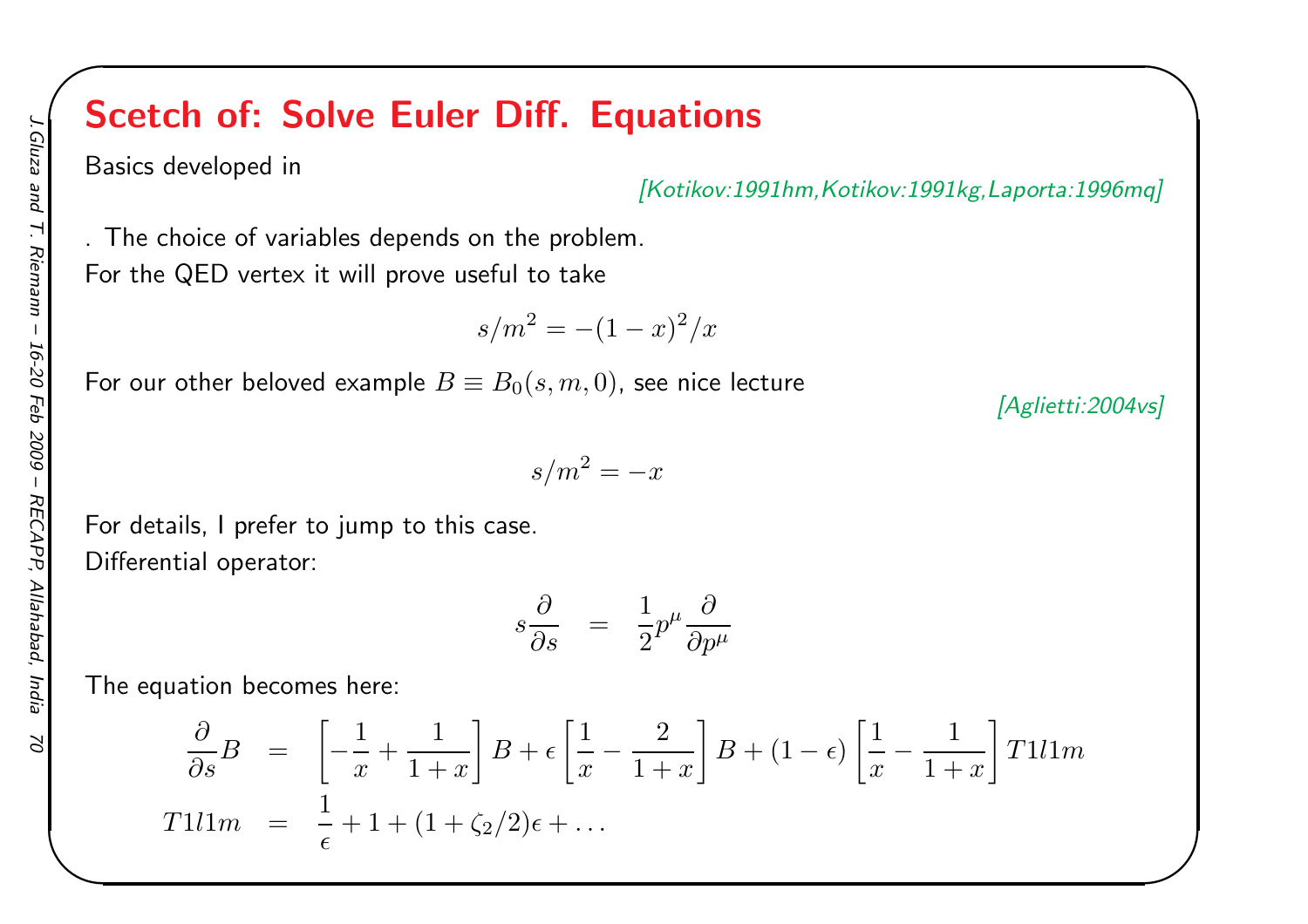# Scetch of: Solve Euler Diff. Equations

Basics developed in

[Kotikov:1991hm,Kotikov:1991kg,Laporta:1996mq]

. The choice of variables depends on the problem.
For the QED vertex it will prove useful to take

$$s/m^2 = -(1-x)^2/x$$

For our other beloved example $B \equiv B_0(s,m,0)$, see nice lecture

[Aglietti:2004vs]

$$s/m^2 = -x$$

For details, I prefer to jump to this case.
Differential operator:

$$s\frac{\partial}{\partial s} = \frac{1}{2}p^\mu \frac{\partial}{\partial p^\mu}$$

The equation becomes here:

$$\frac{\partial}{\partial s}B = \left[-\frac{1}{x} + \frac{1}{1+x}\right]B + \epsilon\left[\frac{1}{x} - \frac{2}{1+x}\right]B + (1-\epsilon)\left[\frac{1}{x} - \frac{1}{1+x}\right]T1l1m$$

$$T1l1m = \frac{1}{\epsilon} + 1 + (1+\zeta_2/2)\epsilon + \ldots$$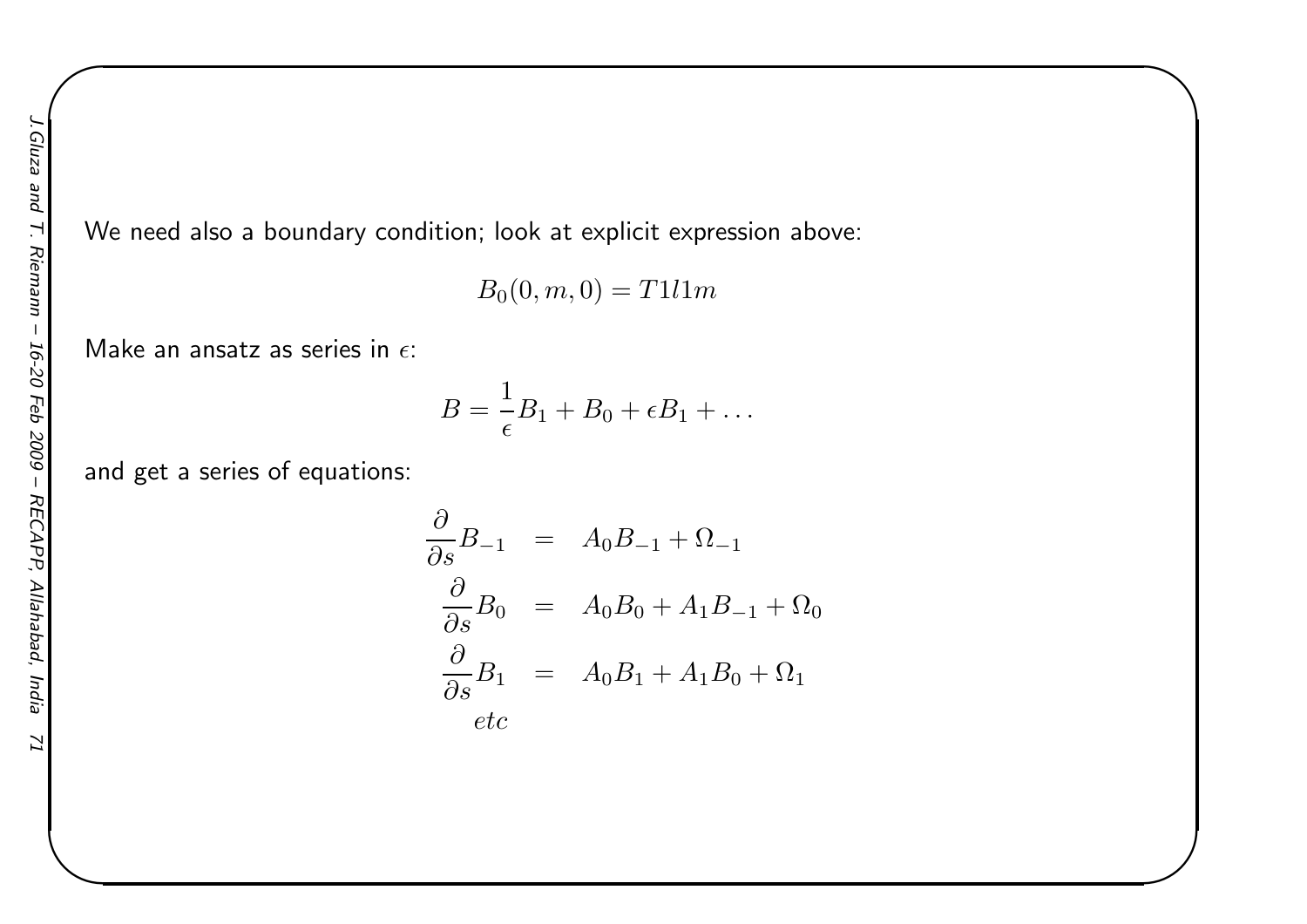We need also a boundary condition; look at explicit expression above:

$$B_0(0, m, 0) = T1l1m$$

Make an ansatz as series in $\epsilon$:

$$B = \frac{1}{\epsilon}B_1 + B_0 + \epsilon B_1 + \ldots$$

and get a series of equations:

$$\begin{aligned}
\frac{\partial}{\partial s}B_{-1} &= A_0 B_{-1} + \Omega_{-1} \\
\frac{\partial}{\partial s}B_0 &= A_0 B_0 + A_1 B_{-1} + \Omega_0 \\
\frac{\partial}{\partial s}B_1 &= A_0 B_1 + A_1 B_0 + \Omega_1 \\
etc &
\end{aligned}$$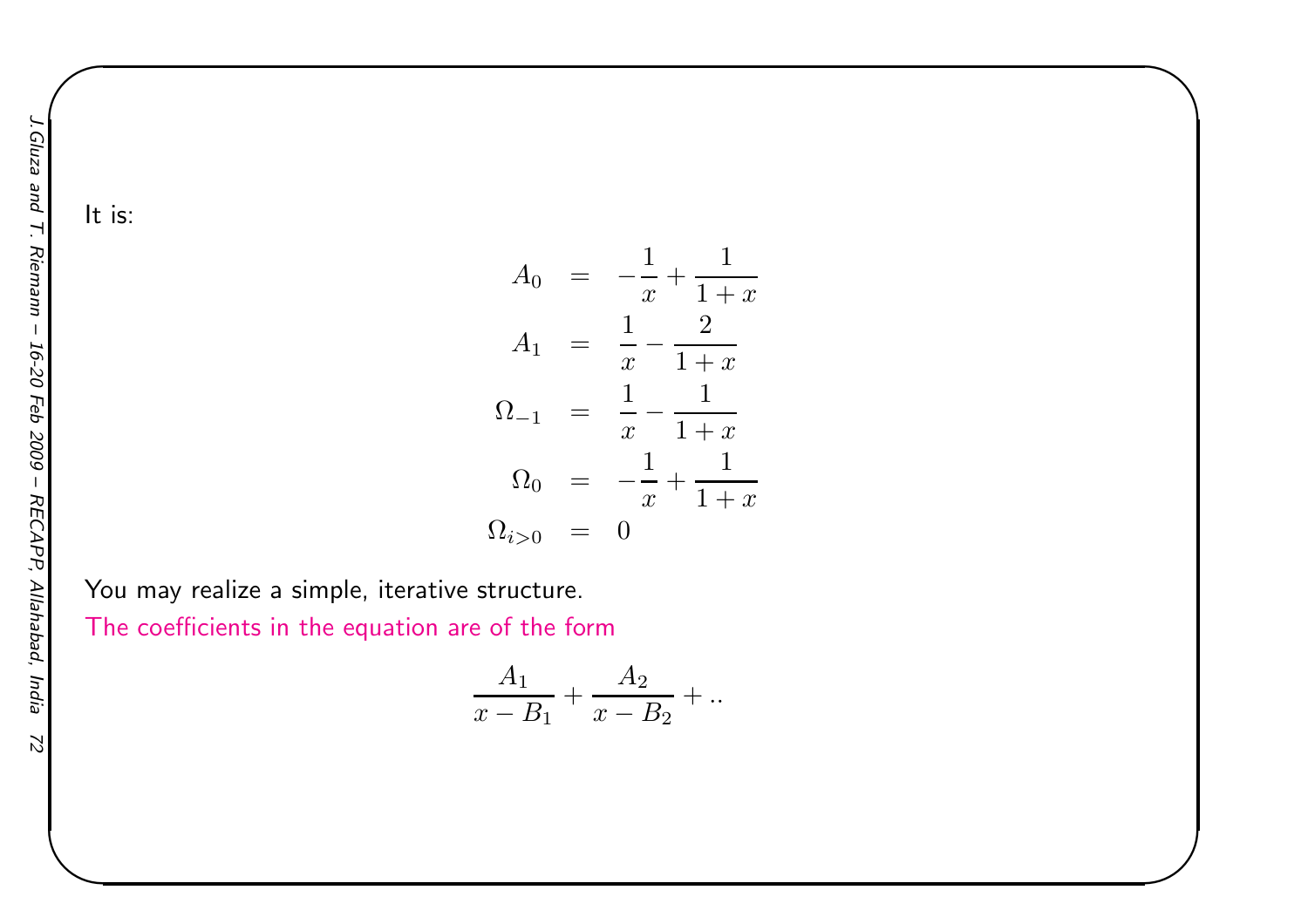It is:

$$
\begin{aligned}
A_0 &= -\frac{1}{x} + \frac{1}{1+x} \\
A_1 &= \frac{1}{x} - \frac{2}{1+x} \\
\Omega_{-1} &= \frac{1}{x} - \frac{1}{1+x} \\
\Omega_0 &= -\frac{1}{x} + \frac{1}{1+x} \\
\Omega_{i>0} &= 0
\end{aligned}
$$

You may realize a simple, iterative structure.

The coefficients in the equation are of the form

$$
\frac{A_1}{x-B_1} + \frac{A_2}{x-B_2} + ..
$$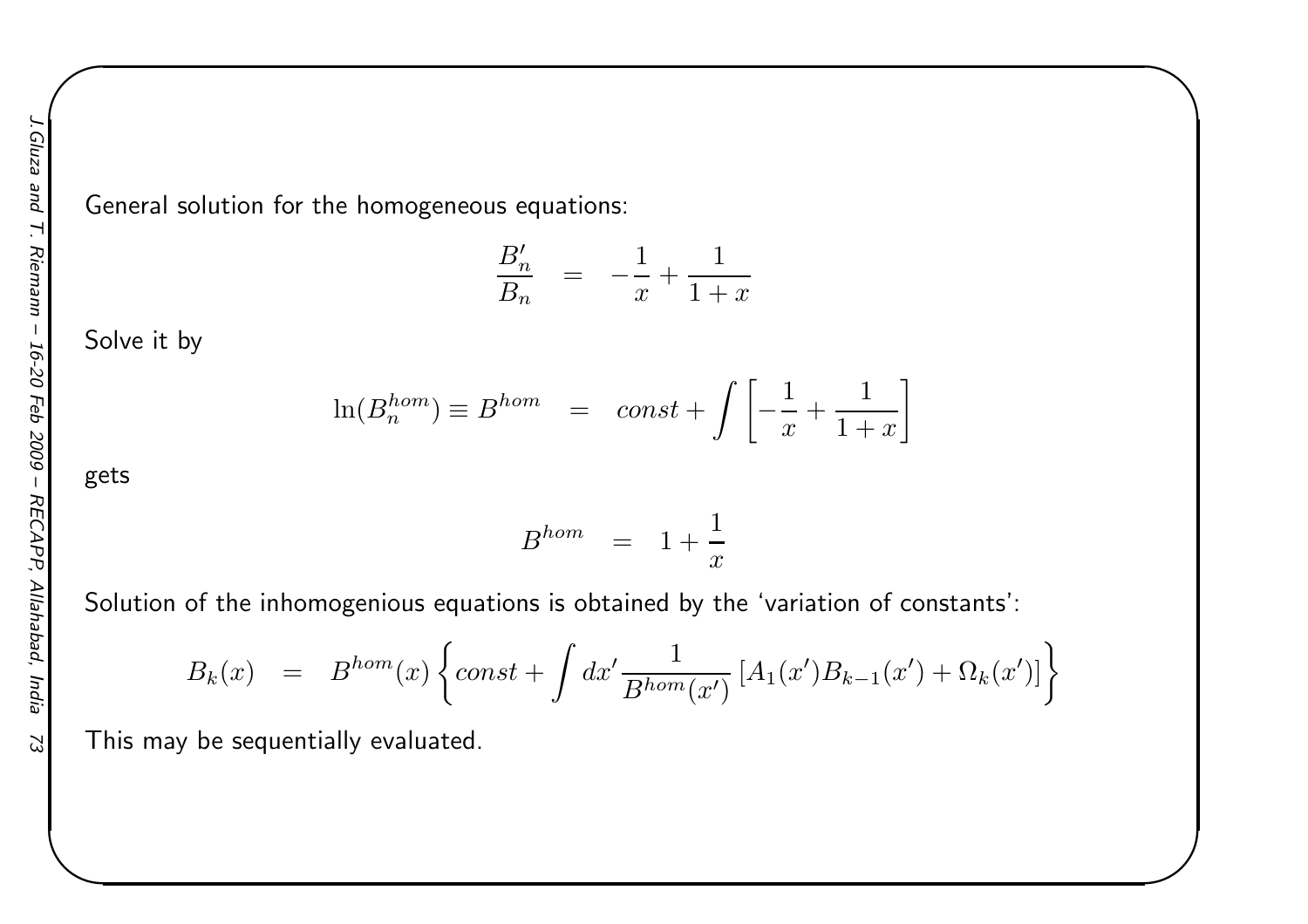General solution for the homogeneous equations:

$$\frac{B_n'}{B_n} = -\frac{1}{x} + \frac{1}{1+x}$$

Solve it by

$$\ln(B_n^{hom}) \equiv B^{hom} = const + \int \left[ -\frac{1}{x} + \frac{1}{1+x} \right]$$

gets

$$B^{hom} = 1 + \frac{1}{x}$$

Solution of the inhomogenious equations is obtained by the 'variation of constants':

$$B_k(x) = B^{hom}(x) \left\{ const + \int dx' \frac{1}{B^{hom}(x')} \left[ A_1(x') B_{k-1}(x') + \Omega_k(x') \right] \right\}$$

This may be sequentially evaluated.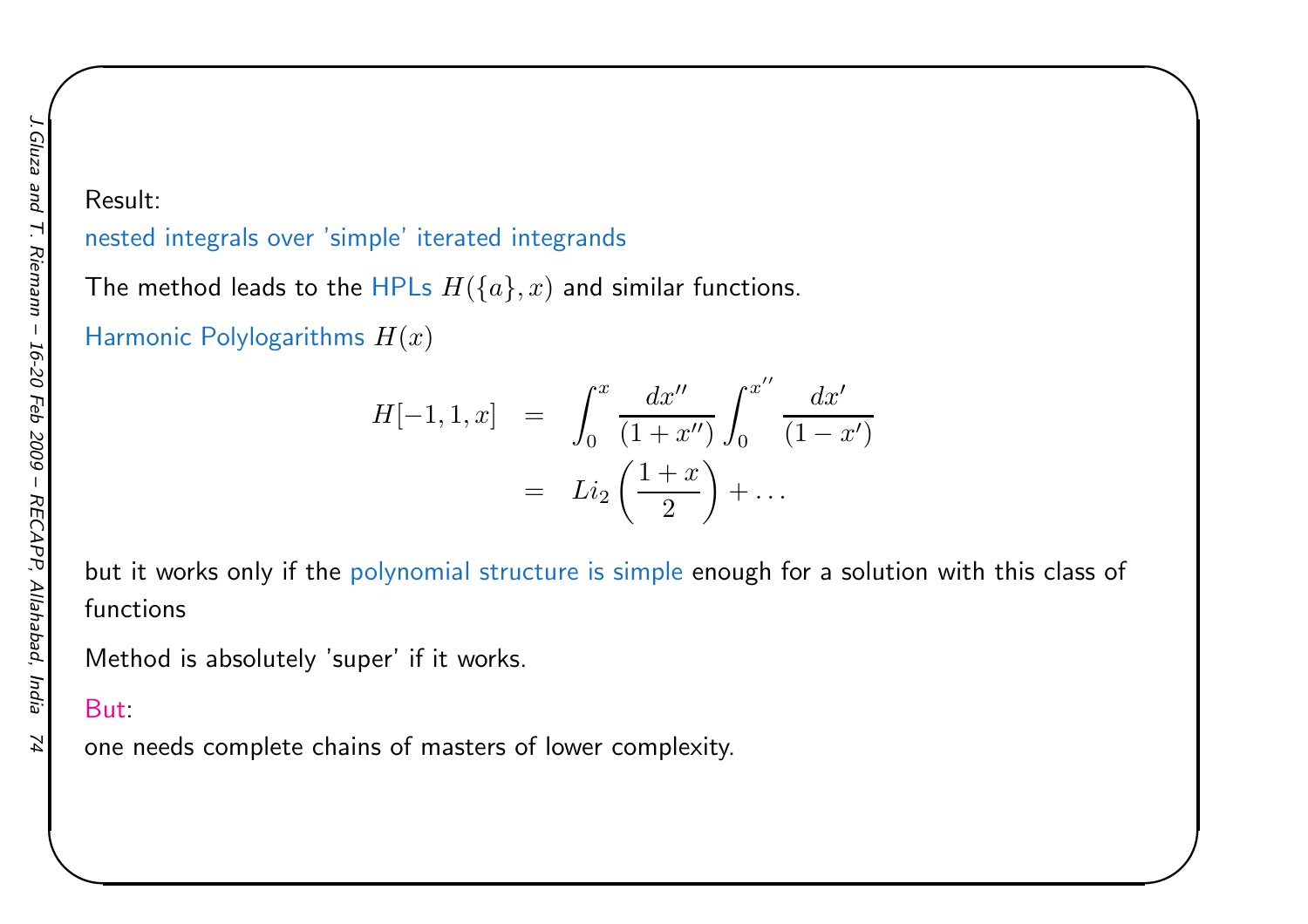Result:

nested integrals over 'simple' iterated integrands

The method leads to the HPLs $H(\{a\},x)$ and similar functions.

Harmonic Polylogarithms $H(x)$

$$
\begin{aligned}
H[-1,1,x] &= \int_0^x \frac{dx''}{(1+x'')} \int_0^{x''} \frac{dx'}{(1-x')} \\
&= Li_2\left(\frac{1+x}{2}\right) + \ldots
\end{aligned}
$$

but it works only if the polynomial structure is simple enough for a solution with this class of functions

Method is absolutely 'super' if it works.

But:

one needs complete chains of masters of lower complexity.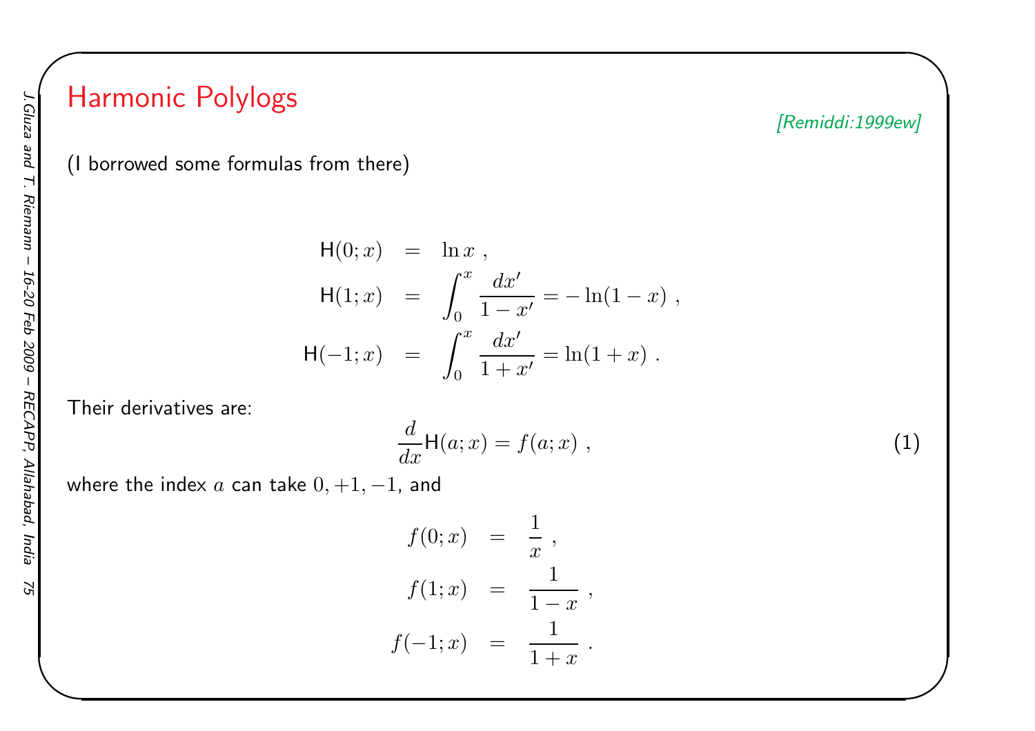# Harmonic Polylogs

*[Remiddi:1999ew]*

(I borrowed some formulas from there)

$$
\begin{aligned}
\mathsf{H}(0;x) &= \ln x \ , \\
\mathsf{H}(1;x) &= \int_0^x \frac{dx'}{1-x'} = -\ln(1-x) \ , \\
\mathsf{H}(-1;x) &= \int_0^x \frac{dx'}{1+x'} = \ln(1+x) \ .
\end{aligned}
$$

Their derivatives are:

$$
\frac{d}{dx}\mathsf{H}(a;x) = f(a;x) \ , \tag{1}
$$

where the index $a$ can take $0, +1, -1$, and

$$
\begin{aligned}
f(0;x) &= \frac{1}{x} \ , \\
f(1;x) &= \frac{1}{1-x} \ , \\
f(-1;x) &= \frac{1}{1+x} \ .
\end{aligned}
$$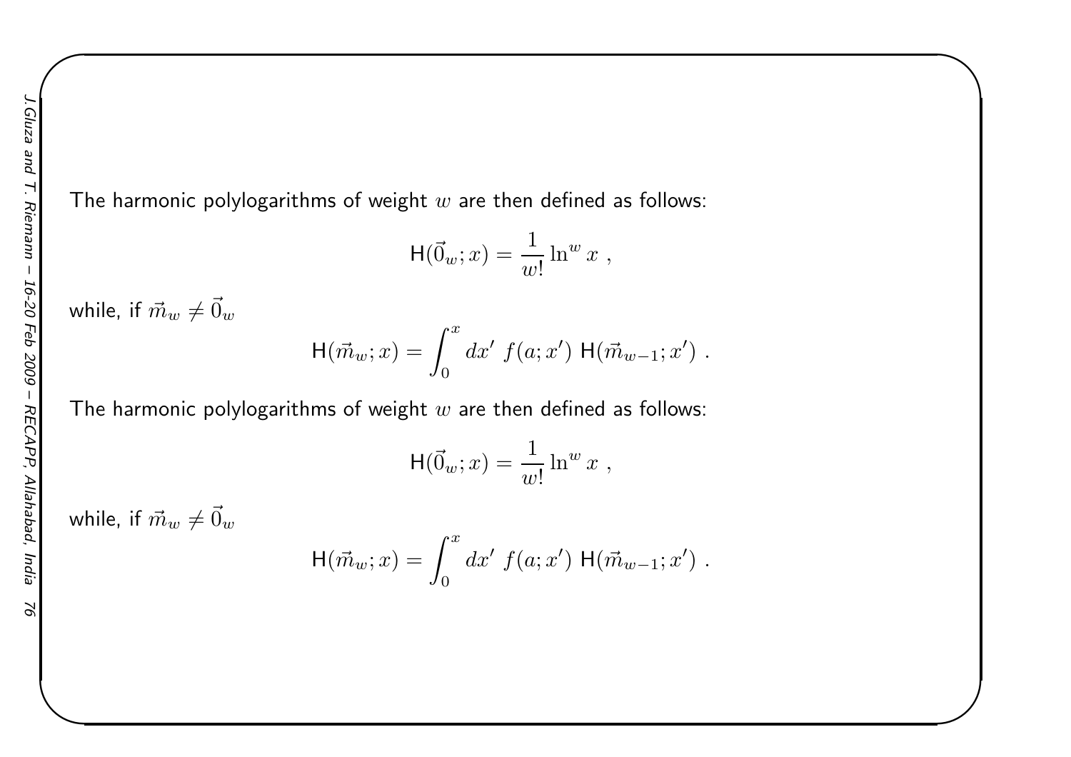The harmonic polylogarithms of weight $w$ are then defined as follows:

$$\mathsf{H}(\vec{0}_w; x) = \frac{1}{w!} \ln^w x \ ,$$

while, if $\vec{m}_w \neq \vec{0}_w$

$$\mathsf{H}(\vec{m}_w; x) = \int_0^x dx' \ f(a; x') \ \mathsf{H}(\vec{m}_{w-1}; x') \ .$$

The harmonic polylogarithms of weight $w$ are then defined as follows:

$$\mathsf{H}(\vec{0}_w; x) = \frac{1}{w!} \ln^w x \ ,$$

while, if $\vec{m}_w \neq \vec{0}_w$

$$\mathsf{H}(\vec{m}_w; x) = \int_0^x dx' \ f(a; x') \ \mathsf{H}(\vec{m}_{w-1}; x') \ .$$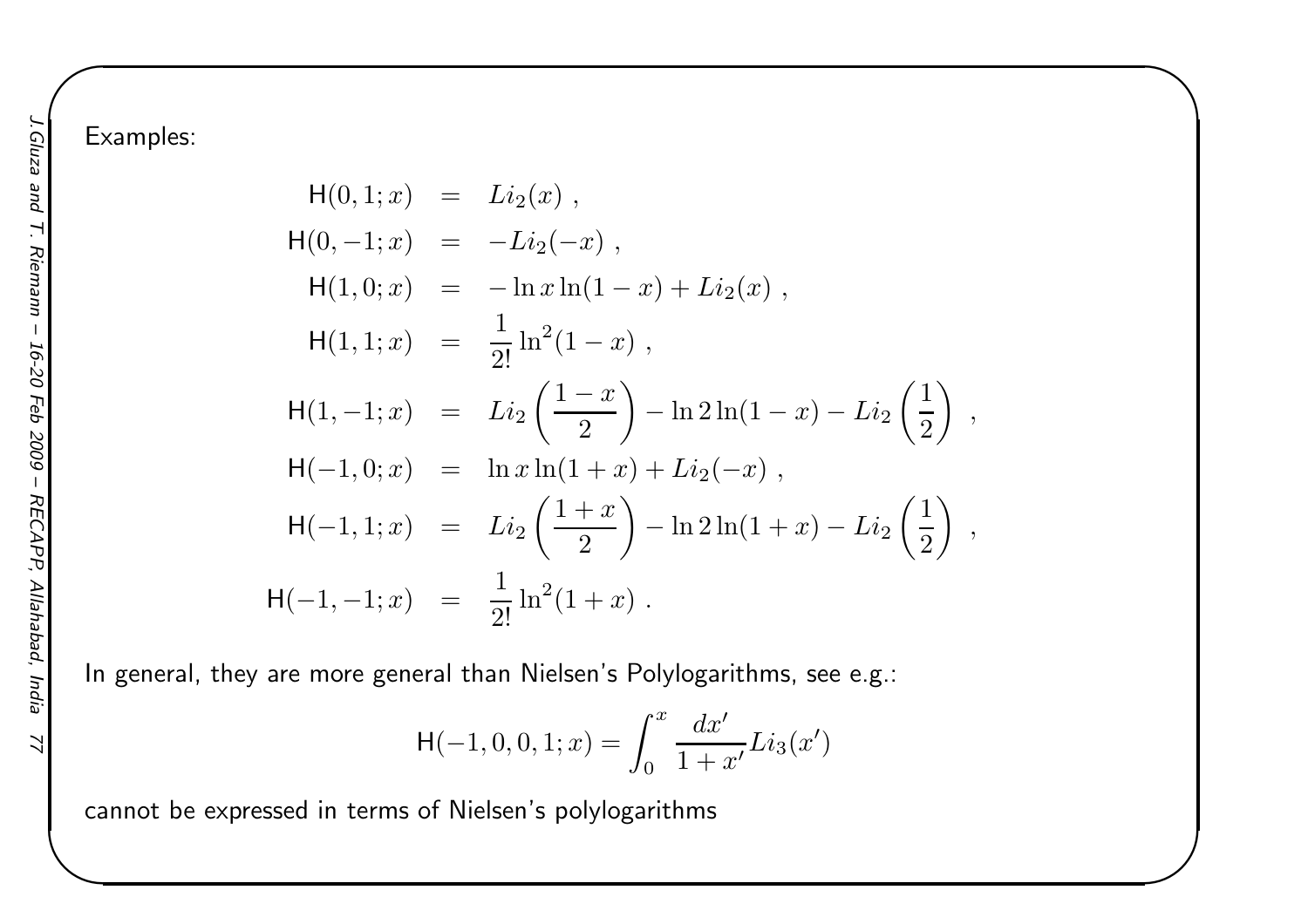Examples:

$$
\begin{aligned}
\mathsf{H}(0,1;x) &= Li_2(x) \ , \\
\mathsf{H}(0,-1;x) &= -Li_2(-x) \ , \\
\mathsf{H}(1,0;x) &= -\ln x \ln(1-x) + Li_2(x) \ , \\
\mathsf{H}(1,1;x) &= \frac{1}{2!}\ln^2(1-x) \ , \\
\mathsf{H}(1,-1;x) &= Li_2\left(\frac{1-x}{2}\right) - \ln 2 \ln(1-x) - Li_2\left(\frac{1}{2}\right) \ , \\
\mathsf{H}(-1,0;x) &= \ln x \ln(1+x) + Li_2(-x) \ , \\
\mathsf{H}(-1,1;x) &= Li_2\left(\frac{1+x}{2}\right) - \ln 2 \ln(1+x) - Li_2\left(\frac{1}{2}\right) \ , \\
\mathsf{H}(-1,-1;x) &= \frac{1}{2!}\ln^2(1+x) \ .
\end{aligned}
$$

In general, they are more general than Nielsen's Polylogarithms, see e.g.:

$$
\mathsf{H}(-1,0,0,1;x) = \int_0^x \frac{dx'}{1+x'} Li_3(x')
$$

cannot be expressed in terms of Nielsen's polylogarithms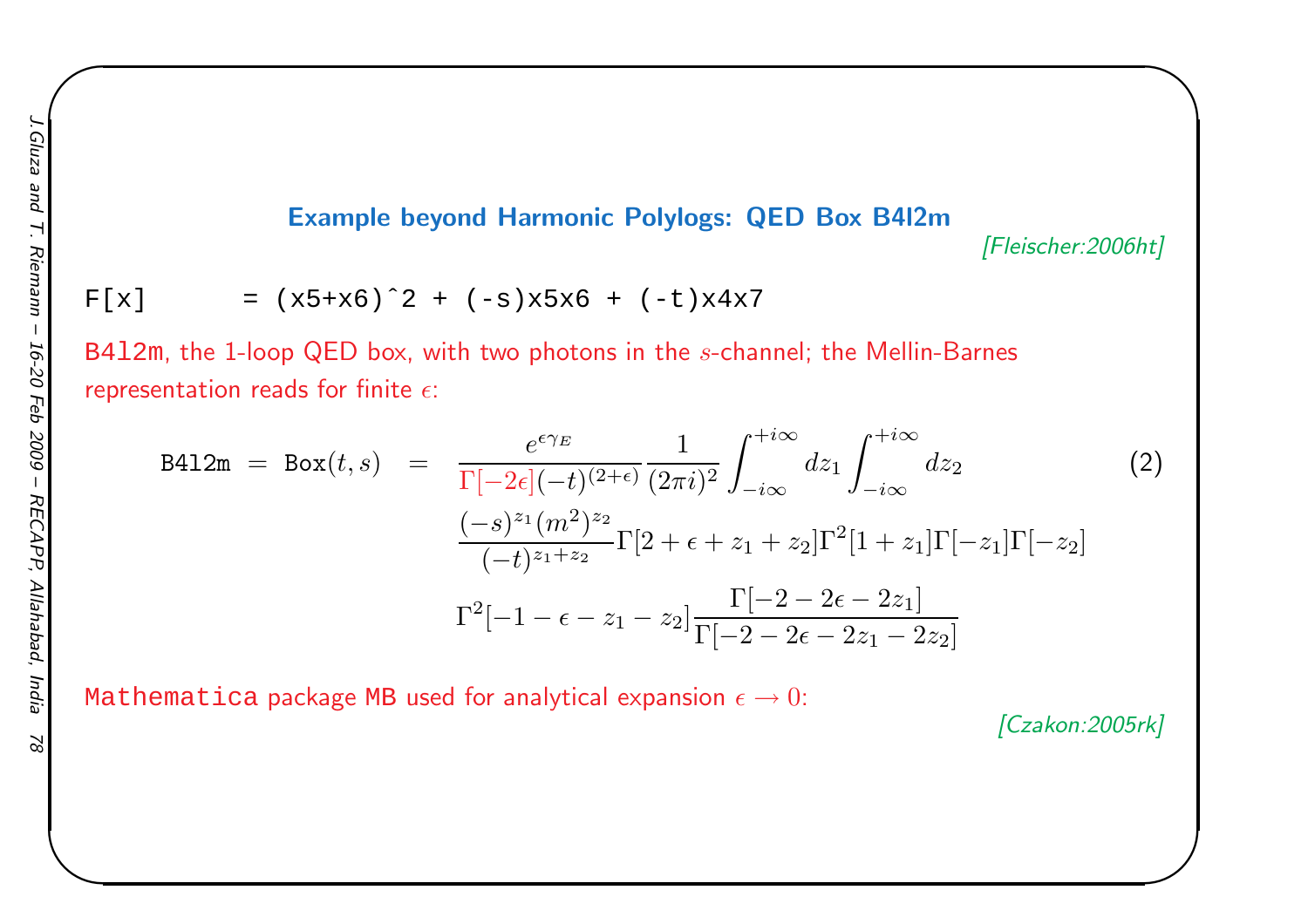## Example beyond Harmonic Polylogs: QED Box B4l2m

*[Fleischer:2006ht]*

```
F[x]      = (x5+x6)^2 + (-s)x5x6 + (-t)x4x7
```

`B4l2m`, the 1-loop QED box, with two photons in the $s$-channel; the Mellin-Barnes representation reads for finite $\epsilon$:

$$\texttt{B4l2m} = \texttt{Box}(t,s) = \frac{e^{\epsilon\gamma_E}}{\Gamma[-2\epsilon](-t)^{(2+\epsilon)}} \frac{1}{(2\pi i)^2} \int_{-i\infty}^{+i\infty} dz_1 \int_{-i\infty}^{+i\infty} dz_2$$
$$\frac{(-s)^{z_1}(m^2)^{z_2}}{(-t)^{z_1+z_2}} \Gamma[2+\epsilon+z_1+z_2]\Gamma^2[1+z_1]\Gamma[-z_1]\Gamma[-z_2]$$
$$\Gamma^2[-1-\epsilon-z_1-z_2] \frac{\Gamma[-2-2\epsilon-2z_1]}{\Gamma[-2-2\epsilon-2z_1-2z_2]} \qquad (2)$$

`Mathematica` package `MB` used for analytical expansion $\epsilon \to 0$:

*[Czakon:2005rk]*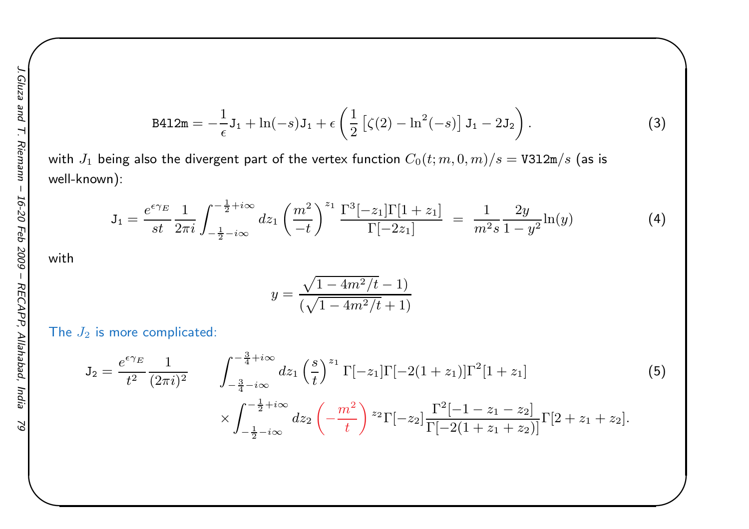$$\texttt{B4l2m} = -\frac{1}{\epsilon}\texttt{J}_1 + \ln(-s)\texttt{J}_1 + \epsilon\left(\frac{1}{2}\left[\zeta(2) - \ln^2(-s)\right]\texttt{J}_1 - 2\texttt{J}_2\right). \tag{3}$$

with $J_1$ being also the divergent part of the vertex function $C_0(t;m,0,m)/s = \texttt{V3l2m}/s$ (as is well-known):

$$\texttt{J}_1 = \frac{e^{\epsilon\gamma_E}}{st}\frac{1}{2\pi i}\int_{-\frac{1}{2}-i\infty}^{-\frac{1}{2}+i\infty} dz_1 \left(\frac{m^2}{-t}\right)^{z_1} \frac{\Gamma^3[-z_1]\Gamma[1+z_1]}{\Gamma[-2z_1]} \;=\; \frac{1}{m^2 s}\frac{2y}{1-y^2}\ln(y) \tag{4}$$

with

$$y = \frac{\sqrt{1-4m^2/t}-1)}{(\sqrt{1-4m^2/t}+1)}$$

The $J_2$ is more complicated:

$$\begin{aligned}\texttt{J}_2 = \frac{e^{\epsilon\gamma_E}}{t^2}\frac{1}{(2\pi i)^2} \quad & \int_{-\frac{3}{4}-i\infty}^{-\frac{3}{4}+i\infty} dz_1 \left(\frac{s}{t}\right)^{z_1} \Gamma[-z_1]\Gamma[-2(1+z_1)]\Gamma^2[1+z_1] \\ & \times \int_{-\frac{1}{2}-i\infty}^{-\frac{1}{2}+i\infty} dz_2 \left(-\frac{m^2}{t}\right)^{z_2} \Gamma[-z_2]\frac{\Gamma^2[-1-z_1-z_2]}{\Gamma[-2(1+z_1+z_2)]}\Gamma[2+z_1+z_2].\end{aligned} \tag{5}$$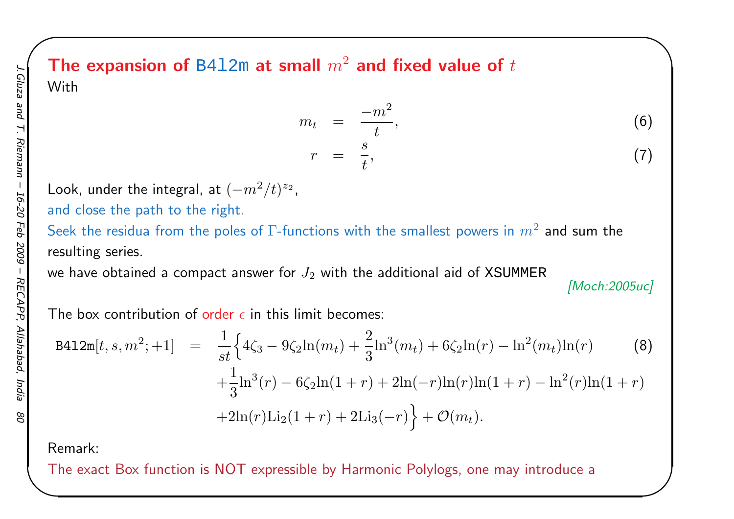## The expansion of B4l2m at small $m^2$ and fixed value of $t$

With

$$m_t = \frac{-m^2}{t}, \tag{6}$$

$$r = \frac{s}{t}, \tag{7}$$

Look, under the integral, at $(-m^2/t)^{z_2}$,
and close the path to the right.
Seek the residua from the poles of $\Gamma$-functions with the smallest powers in $m^2$ and sum the resulting series.
we have obtained a compact answer for $J_2$ with the additional aid of XSUMMER

*[Moch:2005uc]*

The box contribution of order $\epsilon$ in this limit becomes:

$$\begin{aligned}
\texttt{B4l2m}[t, s, m^2; +1] = \frac{1}{st}\Big\{ & 4\zeta_3 - 9\zeta_2 \ln(m_t) + \frac{2}{3}\ln^3(m_t) + 6\zeta_2 \ln(r) - \ln^2(m_t)\ln(r) \\
& + \frac{1}{3}\ln^3(r) - 6\zeta_2 \ln(1+r) + 2\ln(-r)\ln(r)\ln(1+r) - \ln^2(r)\ln(1+r) \\
& + 2\ln(r)\mathrm{Li}_2(1+r) + 2\mathrm{Li}_3(-r)\Big\} + \mathcal{O}(m_t).
\end{aligned} \tag{8}$$

Remark:
The exact Box function is NOT expressible by Harmonic Polylogs, one may introduce a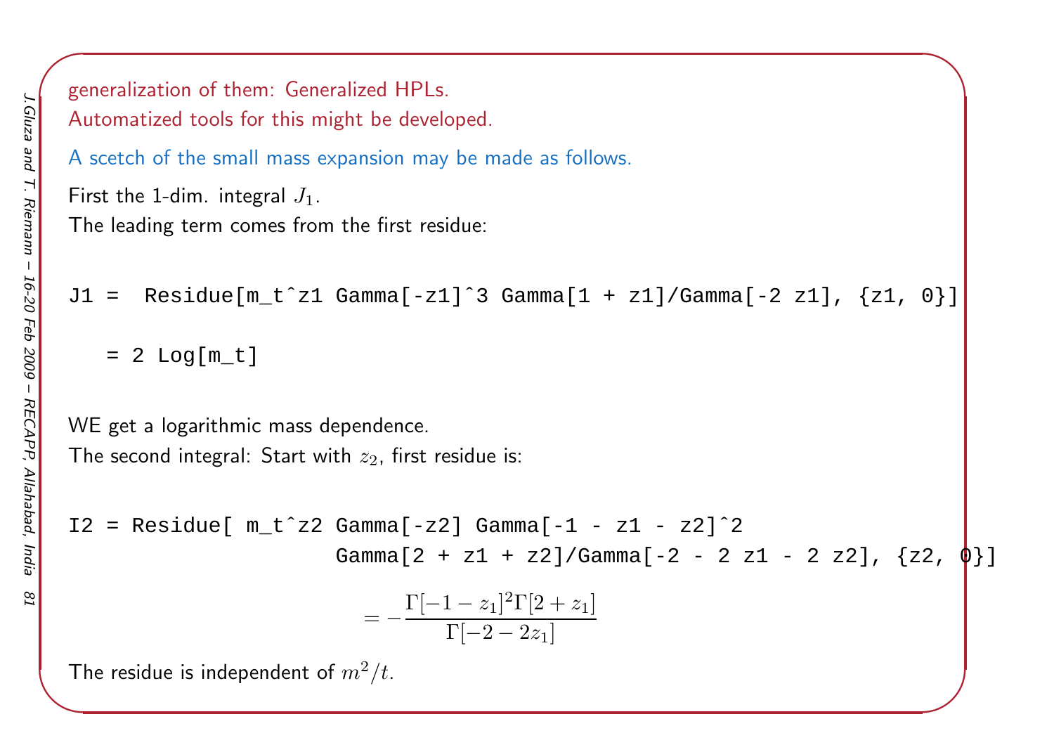generalization of them: Generalized HPLs.
Automatized tools for this might be developed.

A scetch of the small mass expansion may be made as follows.

First the 1-dim. integral $J_1$.
The leading term comes from the first residue:

```
J1 =  Residue[m_t^z1 Gamma[-z1]^3 Gamma[1 + z1]/Gamma[-2 z1], {z1, 0}]

   = 2 Log[m_t]
```

WE get a logarithmic mass dependence.
The second integral: Start with $z_2$, first residue is:

```
I2 = Residue[ m_t^z2 Gamma[-z2] Gamma[-1 - z1 - z2]^2
                    Gamma[2 + z1 + z2]/Gamma[-2 - 2 z1 - 2 z2], {z2, 0}]
```

$$= -\frac{\Gamma[-1-z_1]^2\Gamma[2+z_1]}{\Gamma[-2-2z_1]}$$

The residue is independent of $m^2/t$.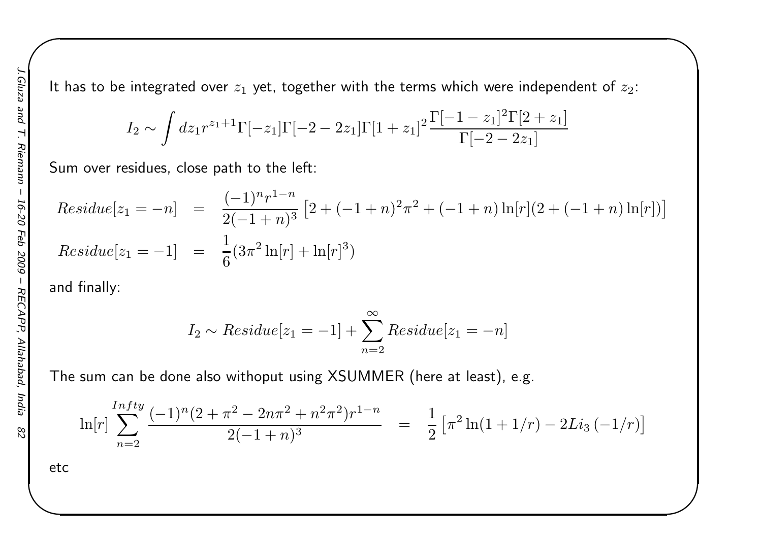It has to be integrated over $z_1$ yet, together with the terms which were independent of $z_2$:

$$I_2 \sim \int dz_1 r^{z_1+1} \Gamma[-z_1]\Gamma[-2-2z_1]\Gamma[1+z_1]^2 \frac{\Gamma[-1-z_1]^2\Gamma[2+z_1]}{\Gamma[-2-2z_1]}$$

Sum over residues, close path to the left:

$$Residue[z_1 = -n] = \frac{(-1)^n r^{1-n}}{2(-1+n)^3}\left[2 + (-1+n)^2\pi^2 + (-1+n)\ln[r](2 + (-1+n)\ln[r])\right]$$

$$Residue[z_1 = -1] = \frac{1}{6}(3\pi^2 \ln[r] + \ln[r]^3)$$

and finally:

$$I_2 \sim Residue[z_1 = -1] + \sum_{n=2}^{\infty} Residue[z_1 = -n]$$

The sum can be done also withoput using XSUMMER (here at least), e.g.

$$\ln[r] \sum_{n=2}^{Infty} \frac{(-1)^n(2 + \pi^2 - 2n\pi^2 + n^2\pi^2)r^{1-n}}{2(-1+n)^3} = \frac{1}{2}\left[\pi^2 \ln(1+1/r) - 2Li_3\left(-1/r\right)\right]$$

etc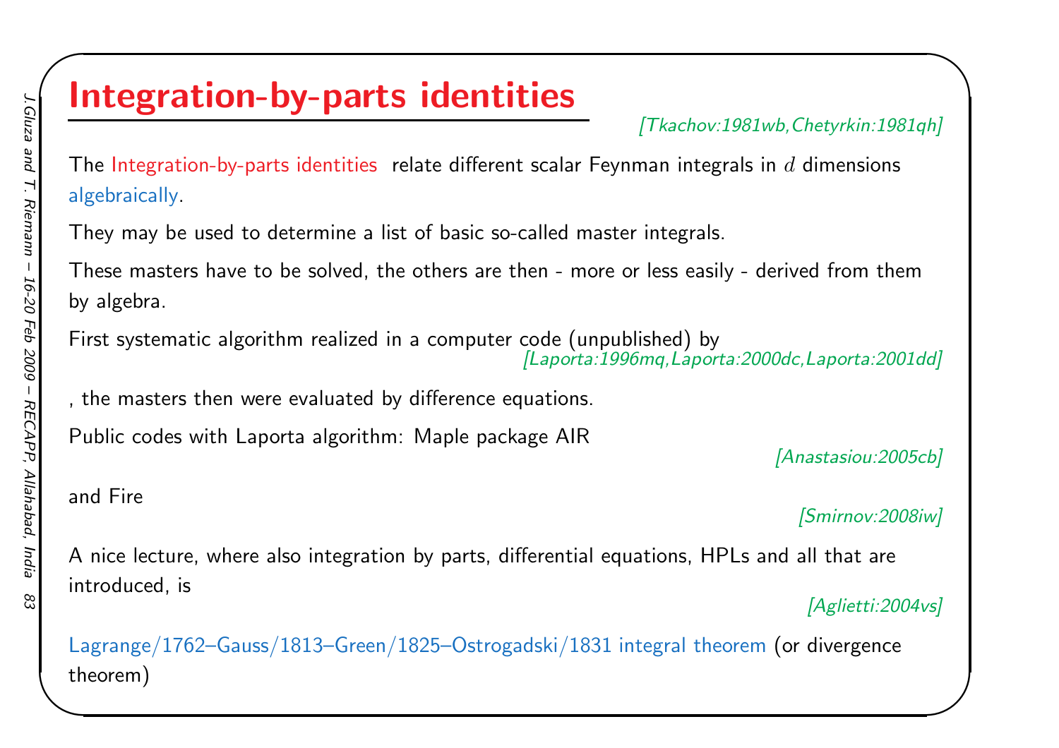# Integration-by-parts identities

[Tkachov:1981wb,Chetyrkin:1981qh]

The Integration-by-parts identities relate different scalar Feynman integrals in $d$ dimensions algebraically.

They may be used to determine a list of basic so-called master integrals.

These masters have to be solved, the others are then - more or less easily - derived from them by algebra.

First systematic algorithm realized in a computer code (unpublished) by

[Laporta:1996mq,Laporta:2000dc,Laporta:2001dd]

, the masters then were evaluated by difference equations.

Public codes with Laporta algorithm: Maple package AIR

[Anastasiou:2005cb]

and Fire

[Smirnov:2008iw]

A nice lecture, where also integration by parts, differential equations, HPLs and all that are introduced, is

[Aglietti:2004vs]

Lagrange/1762–Gauss/1813–Green/1825–Ostrogadski/1831 integral theorem (or divergence theorem)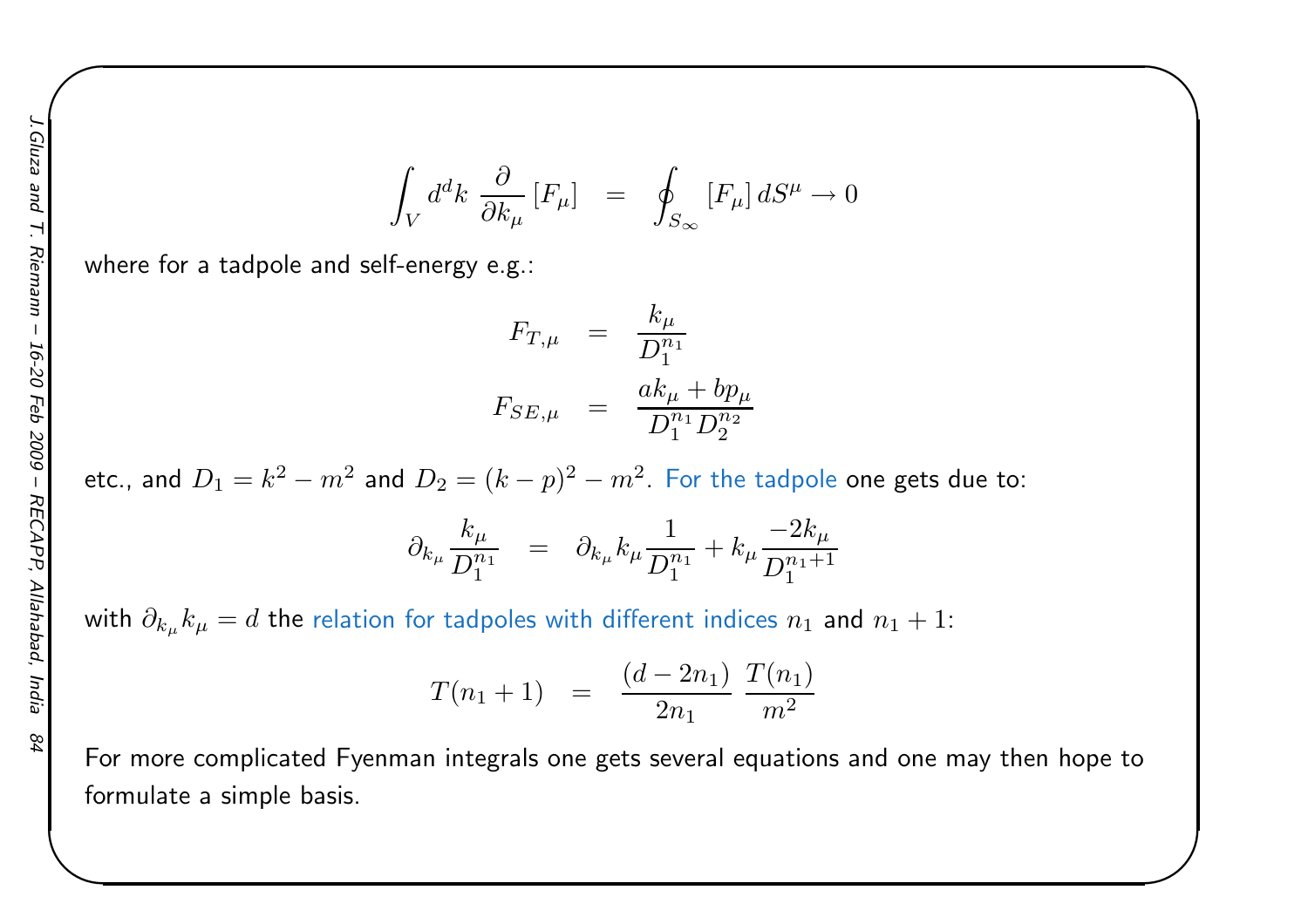$$\int_V d^d k \; \frac{\partial}{\partial k_\mu} [F_\mu] \;\; = \;\; \oint_{S_\infty} [F_\mu] \, dS^\mu \to 0$$

where for a tadpole and self-energy e.g.:

$$F_{T,\mu} \;\; = \;\; \frac{k_\mu}{D_1^{n_1}}$$

$$F_{SE,\mu} \;\; = \;\; \frac{a k_\mu + b p_\mu}{D_1^{n_1} D_2^{n_2}}$$

etc., and $D_1 = k^2 - m^2$ and $D_2 = (k-p)^2 - m^2$. For the tadpole one gets due to:

$$\partial_{k_\mu} \frac{k_\mu}{D_1^{n_1}} \;\; = \;\; \partial_{k_\mu} k_\mu \frac{1}{D_1^{n_1}} + k_\mu \frac{-2k_\mu}{D_1^{n_1+1}}$$

with $\partial_{k_\mu} k_\mu = d$ the relation for tadpoles with different indices $n_1$ and $n_1 + 1$:

$$T(n_1 + 1) \;\; = \;\; \frac{(d - 2n_1)}{2n_1} \, \frac{T(n_1)}{m^2}$$

For more complicated Fyenman integrals one gets several equations and one may then hope to formulate a simple basis.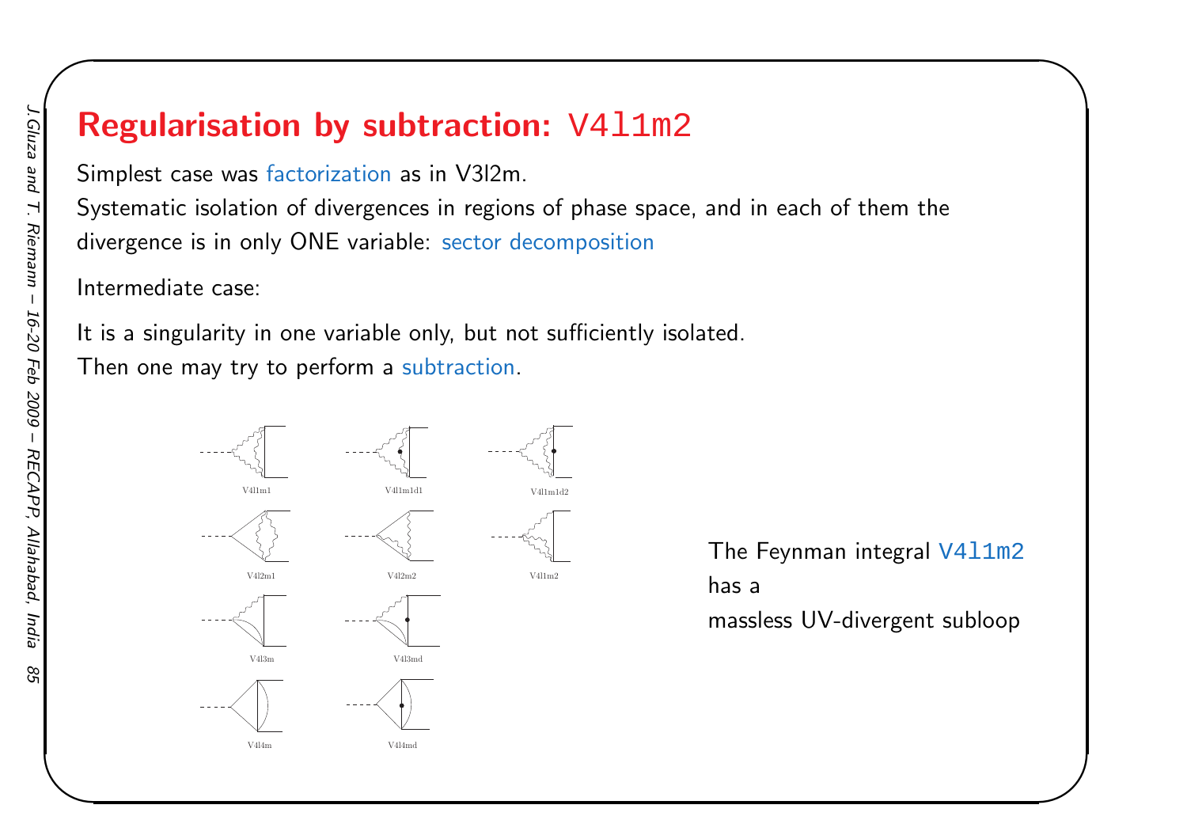# Regularisation by subtraction: `V4l1m2`

Simplest case was factorization as in V3l2m.

Systematic isolation of divergences in regions of phase space, and in each of them the divergence is in only ONE variable: sector decomposition

Intermediate case:

It is a singularity in one variable only, but not sufficiently isolated.
Then one may try to perform a subtraction.

V4l1m1 V4l1m1d1 V4l1m1d2

V4l2m1 V4l2m2 V4l1m2

V4l3m V4l3md

V4l4m V4l4md

The Feynman integral `V4l1m2` has a massless UV-divergent subloop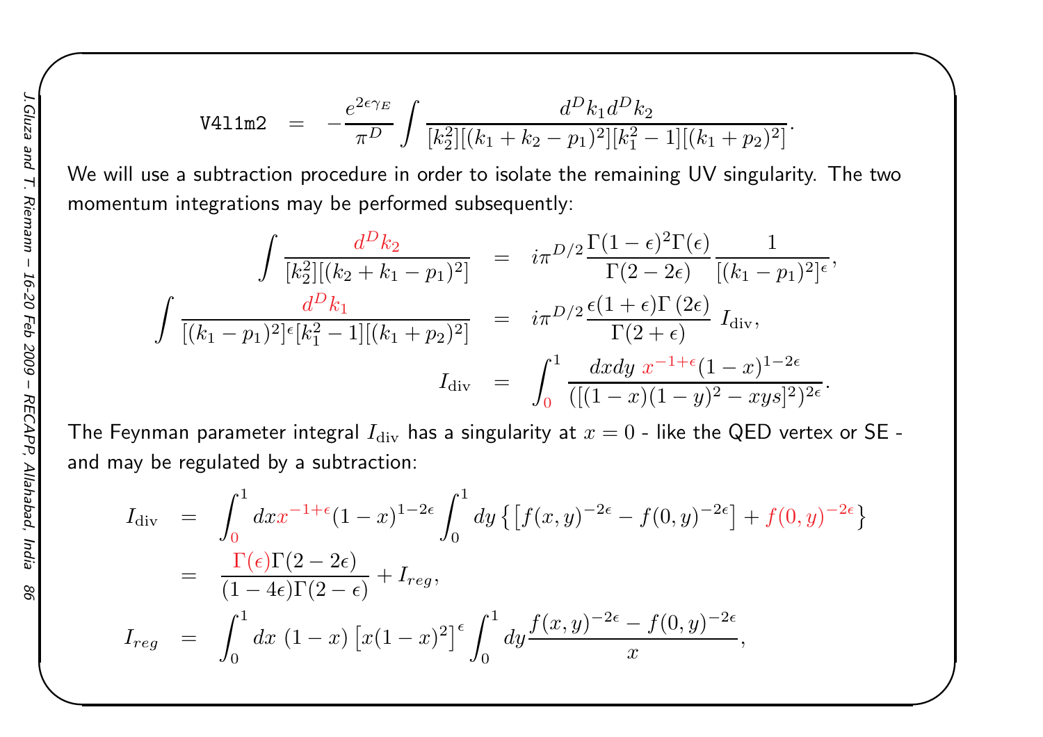$$
\texttt{V4l1m2} \quad = \quad -\frac{e^{2\epsilon\gamma_E}}{\pi^D} \int \frac{d^D k_1 d^D k_2}{[k_2^2][(k_1+k_2-p_1)^2][k_1^2-1][(k_1+p_2)^2]}.
$$

We will use a subtraction procedure in order to isolate the remaining UV singularity. The two momentum integrations may be performed subsequently:

$$
\begin{aligned}
\int \frac{d^D k_2}{[k_2^2][(k_2+k_1-p_1)^2]} &= i\pi^{D/2} \frac{\Gamma(1-\epsilon)^2 \Gamma(\epsilon)}{\Gamma(2-2\epsilon)} \frac{1}{[(k_1-p_1)^2]^\epsilon}, \\
\int \frac{d^D k_1}{[(k_1-p_1)^2]^\epsilon [k_1^2-1][(k_1+p_2)^2]} &= i\pi^{D/2} \frac{\epsilon(1+\epsilon)\Gamma(2\epsilon)}{\Gamma(2+\epsilon)} \, I_{\rm div}, \\
I_{\rm div} &= \int_0^1 \frac{dx dy \; x^{-1+\epsilon}(1-x)^{1-2\epsilon}}{([(1-x)(1-y)^2 - xys]^2)^{2\epsilon}}.
\end{aligned}
$$

The Feynman parameter integral $I_{\rm div}$ has a singularity at $x=0$ - like the QED vertex or SE - and may be regulated by a subtraction:

$$
\begin{aligned}
I_{\rm div} &= \int_0^1 dx x^{-1+\epsilon}(1-x)^{1-2\epsilon} \int_0^1 dy \left\{ \left[ f(x,y)^{-2\epsilon} - f(0,y)^{-2\epsilon} \right] + f(0,y)^{-2\epsilon} \right\} \\
&= \frac{\Gamma(\epsilon)\Gamma(2-2\epsilon)}{(1-4\epsilon)\Gamma(2-\epsilon)} + I_{reg}, \\
I_{reg} &= \int_0^1 dx \; (1-x) \left[ x(1-x)^2 \right]^\epsilon \int_0^1 dy \frac{f(x,y)^{-2\epsilon} - f(0,y)^{-2\epsilon}}{x},
\end{aligned}
$$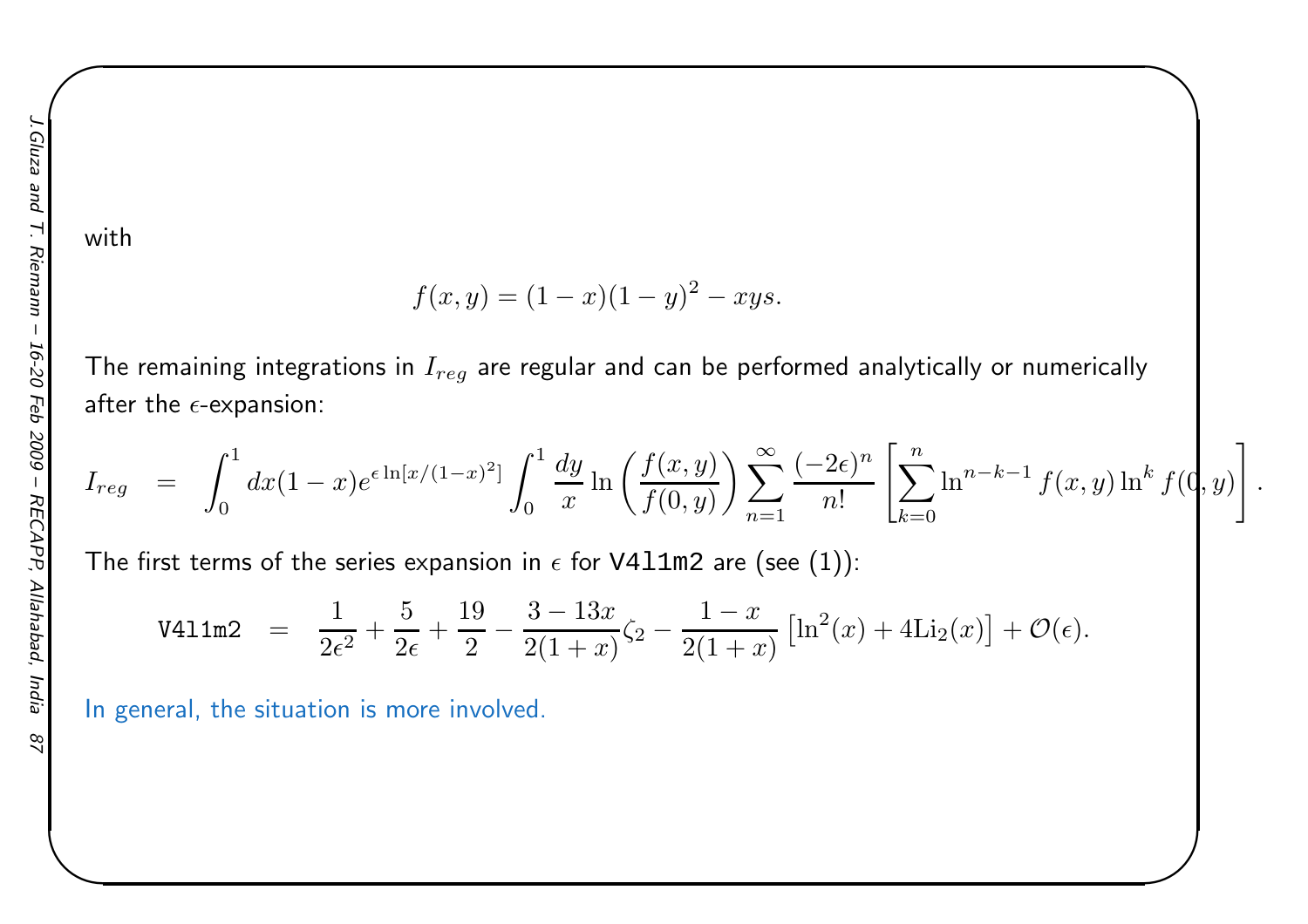with

$$f(x,y) = (1-x)(1-y)^2 - xys.$$

The remaining integrations in $I_{reg}$ are regular and can be performed analytically or numerically after the $\epsilon$-expansion:

$$I_{reg} \;=\; \int_0^1 dx (1-x) e^{\epsilon \ln[x/(1-x)^2]} \int_0^1 \frac{dy}{x} \ln\left(\frac{f(x,y)}{f(0,y)}\right) \sum_{n=1}^{\infty} \frac{(-2\epsilon)^n}{n!} \left[\sum_{k=0}^{n} \ln^{n-k-1} f(x,y) \ln^k f(0,y)\right].$$

The first terms of the series expansion in $\epsilon$ for `V4l1m2` are (see (1)):

$$\texttt{V4l1m2} \;=\; \frac{1}{2\epsilon^2} + \frac{5}{2\epsilon} + \frac{19}{2} - \frac{3-13x}{2(1+x)}\zeta_2 - \frac{1-x}{2(1+x)}\left[\ln^2(x) + 4\mathrm{Li}_2(x)\right] + \mathcal{O}(\epsilon).$$

In general, the situation is more involved.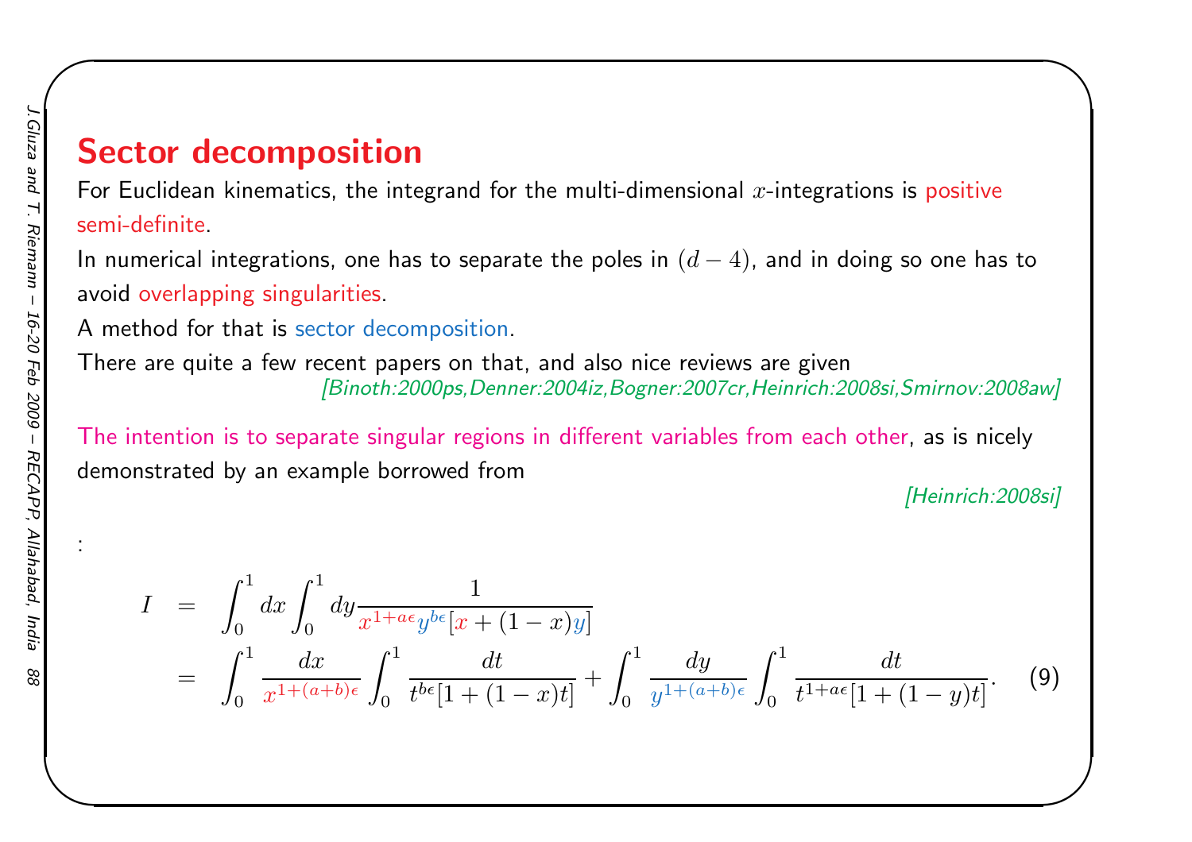# Sector decomposition

For Euclidean kinematics, the integrand for the multi-dimensional $x$-integrations is positive semi-definite.

In numerical integrations, one has to separate the poles in $(d-4)$, and in doing so one has to avoid overlapping singularities.

A method for that is sector decomposition.

There are quite a few recent papers on that, and also nice reviews are given [Binoth:2000ps,Denner:2004iz,Bogner:2007cr,Heinrich:2008si,Smirnov:2008aw]

The intention is to separate singular regions in different variables from each other, as is nicely demonstrated by an example borrowed from [Heinrich:2008si]

:

$$
\begin{aligned}
I &= \int_0^1 dx \int_0^1 dy \frac{1}{x^{1+a\epsilon} y^{b\epsilon} [x + (1-x)y]} \\
&= \int_0^1 \frac{dx}{x^{1+(a+b)\epsilon}} \int_0^1 \frac{dt}{t^{b\epsilon}[1+(1-x)t]} + \int_0^1 \frac{dy}{y^{1+(a+b)\epsilon}} \int_0^1 \frac{dt}{t^{1+a\epsilon}[1+(1-y)t]}. \qquad (9)
\end{aligned}
$$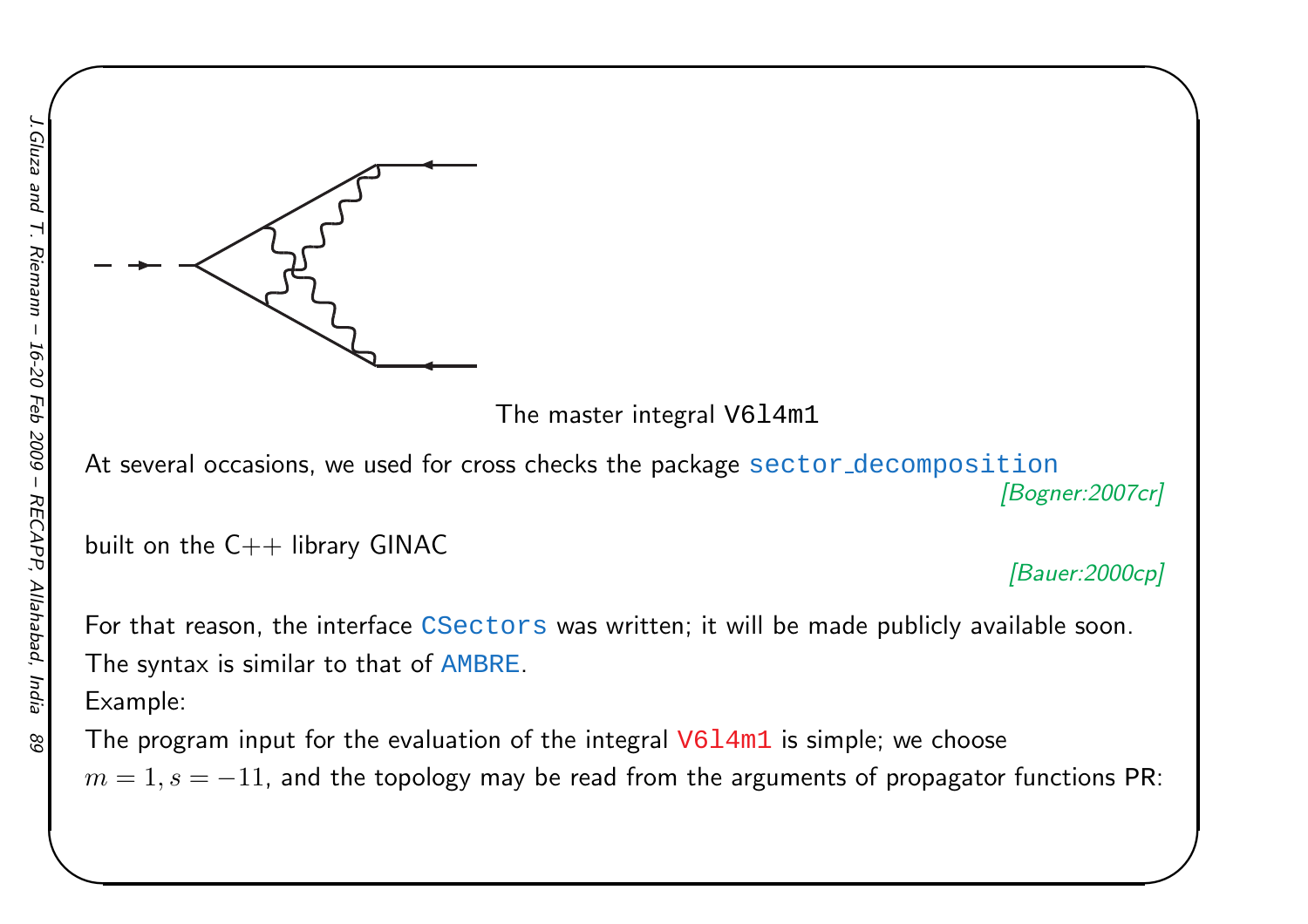The master integral V6l4m1

At several occasions, we used for cross checks the package sector_decomposition [Bogner:2007cr]

built on the C++ library GINAC [Bauer:2000cp]

For that reason, the interface CSectors was written; it will be made publicly available soon.
The syntax is similar to that of AMBRE.
Example:
The program input for the evaluation of the integral V6l4m1 is simple; we choose $m = 1, s = -11$, and the topology may be read from the arguments of propagator functions PR: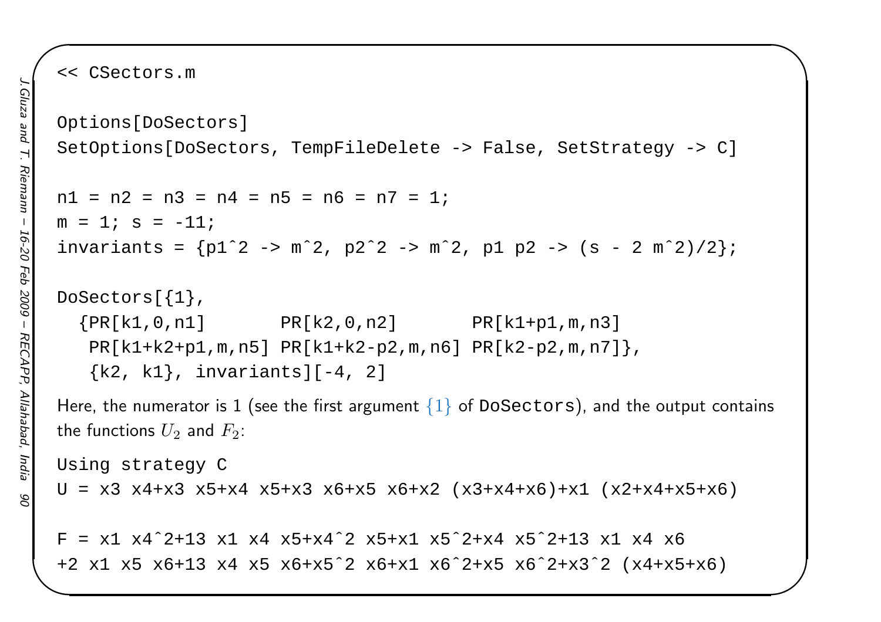```
<< CSectors.m

Options[DoSectors]
SetOptions[DoSectors, TempFileDelete -> False, SetStrategy -> C]

n1 = n2 = n3 = n4 = n5 = n6 = n7 = 1;
m = 1; s = -11;
invariants = {p1^2 -> m^2, p2^2 -> m^2, p1 p2 -> (s - 2 m^2)/2};

DoSectors[{1},
  {PR[k1,0,n1]       PR[k2,0,n2]       PR[k1+p1,m,n3]
   PR[k1+k2+p1,m,n5] PR[k1+k2-p2,m,n6] PR[k2-p2,m,n7]},
   {k2, k1}, invariants][-4, 2]
```

Here, the numerator is 1 (see the first argument $\{1\}$ of `DoSectors`), and the output contains the functions $U_2$ and $F_2$:

```
Using strategy C
U = x3 x4+x3 x5+x4 x5+x3 x6+x5 x6+x2 (x3+x4+x6)+x1 (x2+x4+x5+x6)

F = x1 x4^2+13 x1 x4 x5+x4^2 x5+x1 x5^2+x4 x5^2+13 x1 x4 x6
+2 x1 x5 x6+13 x4 x5 x6+x5^2 x6+x1 x6^2+x5 x6^2+x3^2 (x4+x5+x6)
```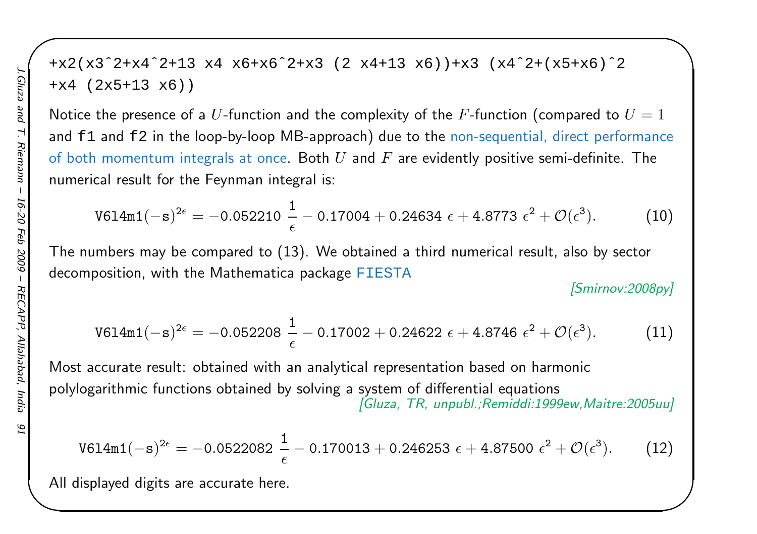```
+x2(x3^2+x4^2+13 x4 x6+x6^2+x3 (2 x4+13 x6))+x3 (x4^2+(x5+x6)^2
+x4 (2x5+13 x6))
```

Notice the presence of a $U$-function and the complexity of the $F$-function (compared to $U = 1$ and `f1` and `f2` in the loop-by-loop MB-approach) due to the non-sequential, direct performance of both momentum integrals at once. Both $U$ and $F$ are evidently positive semi-definite. The numerical result for the Feynman integral is:

$$\mathtt{V6l4m1}(-\mathtt{s})^{2\epsilon} = -0.052210\ \frac{1}{\epsilon} - 0.17004 + 0.24634\ \epsilon + 4.8773\ \epsilon^2 + \mathcal{O}(\epsilon^3). \tag{10}$$

The numbers may be compared to (13). We obtained a third numerical result, also by sector decomposition, with the Mathematica package `FIESTA`

[Smirnov:2008py]

$$\mathtt{V6l4m1}(-\mathtt{s})^{2\epsilon} = -0.052208\ \frac{1}{\epsilon} - 0.17002 + 0.24622\ \epsilon + 4.8746\ \epsilon^2 + \mathcal{O}(\epsilon^3). \tag{11}$$

Most accurate result: obtained with an analytical representation based on harmonic polylogarithmic functions obtained by solving a system of differential equations

[Gluza, TR, unpubl.;Remiddi:1999ew,Maitre:2005uu]

$$\mathtt{V6l4m1}(-\mathtt{s})^{2\epsilon} = -0.0522082\ \frac{1}{\epsilon} - 0.170013 + 0.246253\ \epsilon + 4.87500\ \epsilon^2 + \mathcal{O}(\epsilon^3). \tag{12}$$

All displayed digits are accurate here.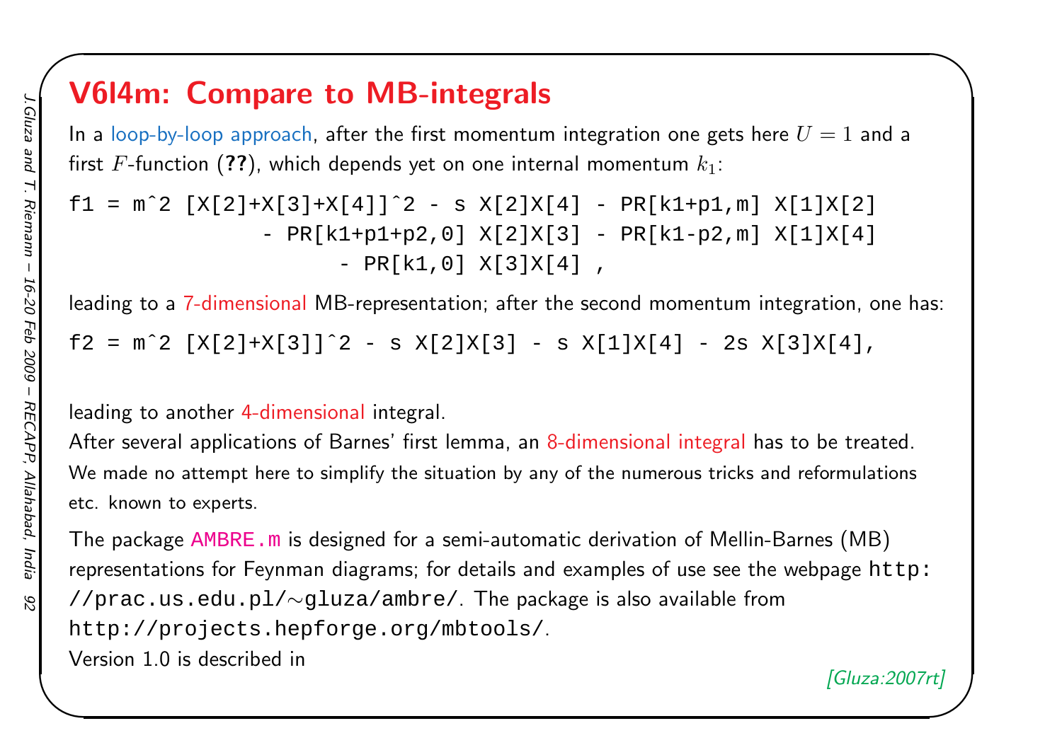# V6l4m: Compare to MB-integrals

In a loop-by-loop approach, after the first momentum integration one gets here $U = 1$ and a first $F$-function (**??**), which depends yet on one internal momentum $k_1$:

```
f1 = m^2 [X[2]+X[3]+X[4]]^2 - s X[2]X[4] - PR[k1+p1,m] X[1]X[2]
              - PR[k1+p1+p2,0] X[2]X[3] - PR[k1-p2,m] X[1]X[4]
                    - PR[k1,0] X[3]X[4] ,
```

leading to a 7-dimensional MB-representation; after the second momentum integration, one has:

```
f2 = m^2 [X[2]+X[3]]^2 - s X[2]X[3] - s X[1]X[4] - 2s X[3]X[4],
```

leading to another 4-dimensional integral.
After several applications of Barnes' first lemma, an 8-dimensional integral has to be treated.
We made no attempt here to simplify the situation by any of the numerous tricks and reformulations etc. known to experts.

The package AMBRE.m is designed for a semi-automatic derivation of Mellin-Barnes (MB) representations for Feynman diagrams; for details and examples of use see the webpage http://prac.us.edu.pl/~gluza/ambre/. The package is also available from http://projects.hepforge.org/mbtools/.
Version 1.0 is described in

*[Gluza:2007rt]*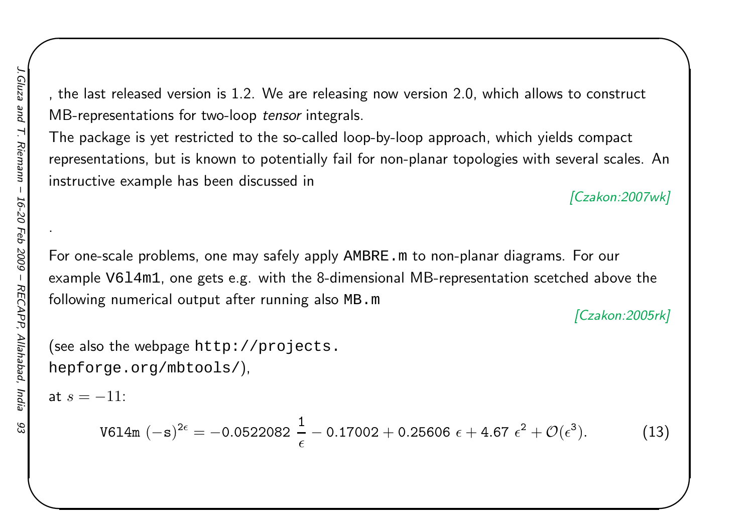, the last released version is 1.2. We are releasing now version 2.0, which allows to construct MB-representations for two-loop *tensor* integrals.
The package is yet restricted to the so-called loop-by-loop approach, which yields compact representations, but is known to potentially fail for non-planar topologies with several scales. An instructive example has been discussed in

[Czakon:2007wk]

.

For one-scale problems, one may safely apply `AMBRE.m` to non-planar diagrams. For our example `V6l4m1`, one gets e.g. with the 8-dimensional MB-representation scetched above the following numerical output after running also `MB.m`

[Czakon:2005rk]

(see also the webpage `http://projects.hepforge.org/mbtools/`),

at $s = -11$:

$$\texttt{V6l4m}\ (-\mathrm{s})^{2\epsilon} = -0.0522082\ \frac{1}{\epsilon} - 0.17002 + 0.25606\ \epsilon + 4.67\ \epsilon^2 + \mathcal{O}(\epsilon^3). \tag{13}$$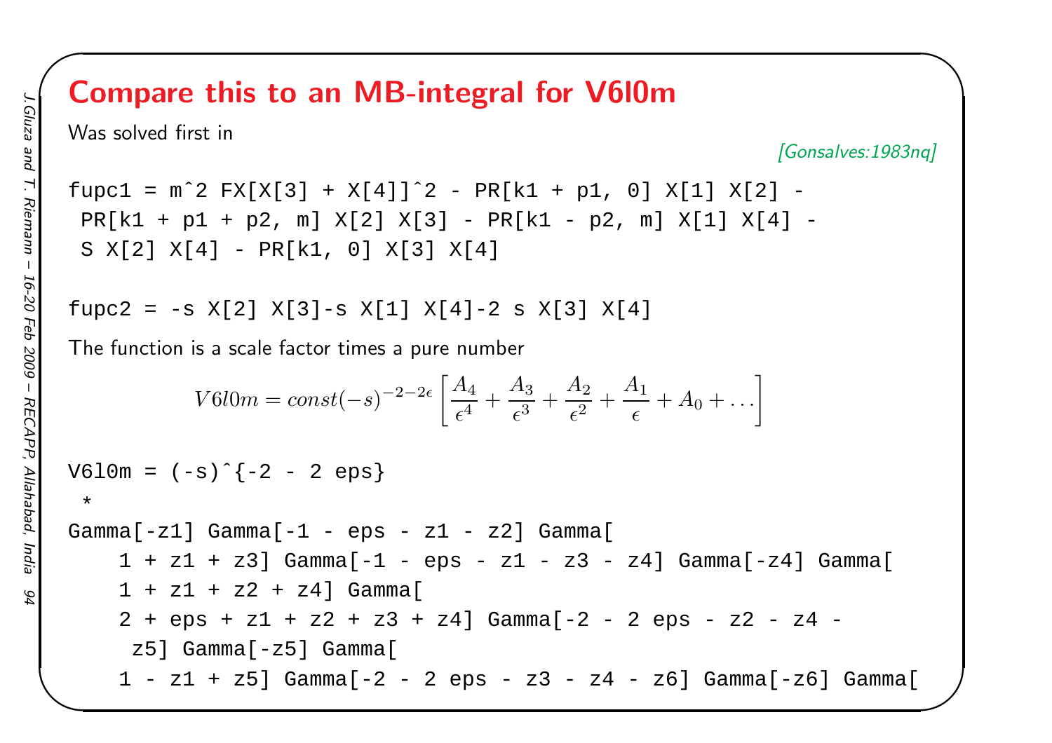# Compare this to an MB-integral for V6l0m

Was solved first in

*[Gonsalves:1983nq]*

```
fupc1 = m^2 FX[X[3] + X[4]]^2 - PR[k1 + p1, 0] X[1] X[2] -
 PR[k1 + p1 + p2, m] X[2] X[3] - PR[k1 - p2, m] X[1] X[4] -
 S X[2] X[4] - PR[k1, 0] X[3] X[4]
```

```
fupc2 = -s X[2] X[3]-s X[1] X[4]-2 s X[3] X[4]
```

The function is a scale factor times a pure number

$$V6l0m = const(-s)^{-2-2\epsilon}\left[\frac{A_4}{\epsilon^4}+\frac{A_3}{\epsilon^3}+\frac{A_2}{\epsilon^2}+\frac{A_1}{\epsilon}+A_0+\ldots\right]$$

```
V6l0m = (-s)^{-2 - 2 eps}
 *
Gamma[-z1] Gamma[-1 - eps - z1 - z2] Gamma[
    1 + z1 + z3] Gamma[-1 - eps - z1 - z3 - z4] Gamma[-z4] Gamma[
    1 + z1 + z2 + z4] Gamma[
    2 + eps + z1 + z2 + z3 + z4] Gamma[-2 - 2 eps - z2 - z4 -
     z5] Gamma[-z5] Gamma[
    1 - z1 + z5] Gamma[-2 - 2 eps - z3 - z4 - z6] Gamma[-z6] Gamma[
```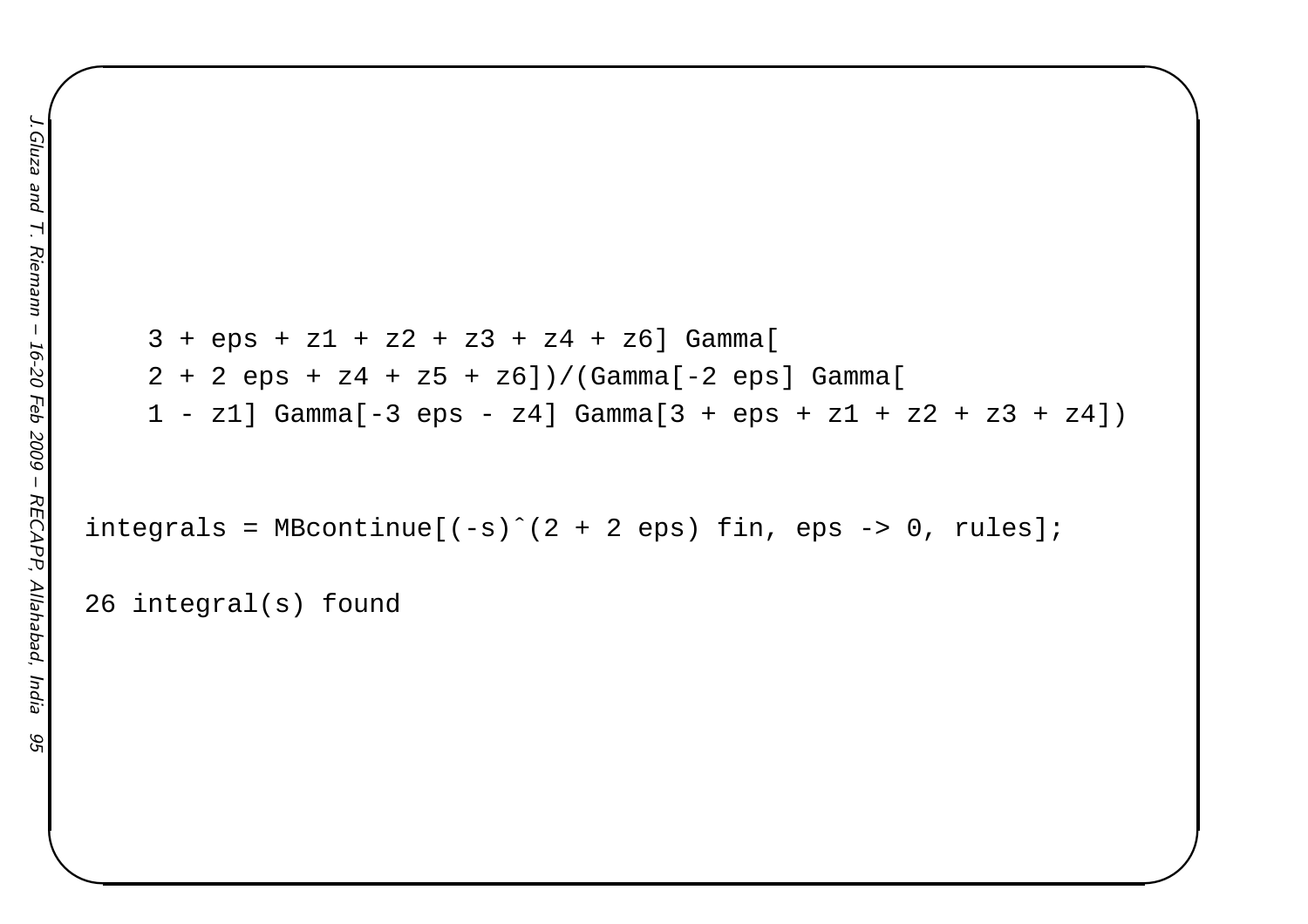```
    3 + eps + z1 + z2 + z3 + z4 + z6] Gamma[
    2 + 2 eps + z4 + z5 + z6])/(Gamma[-2 eps] Gamma[
    1 - z1] Gamma[-3 eps - z4] Gamma[3 + eps + z1 + z2 + z3 + z4])


integrals = MBcontinue[(-s)^(2 + 2 eps) fin, eps -> 0, rules];

26 integral(s) found
```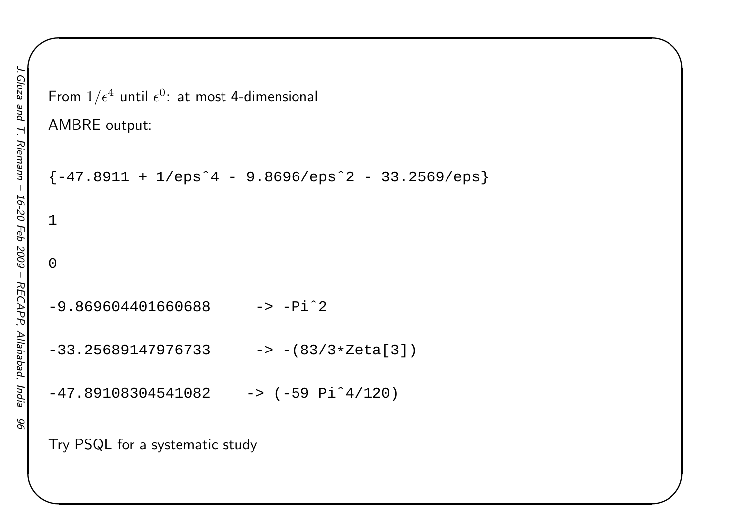From $1/\epsilon^4$ until $\epsilon^0$: at most 4-dimensional

AMBRE output:

```
{-47.8911 + 1/eps^4 - 9.8696/eps^2 - 33.2569/eps}

1

0

-9.869604401660688      -> -Pi^2

-33.25689147976733      -> -(83/3*Zeta[3])

-47.89108304541082     -> (-59 Pi^4/120)
```

Try PSQL for a systematic study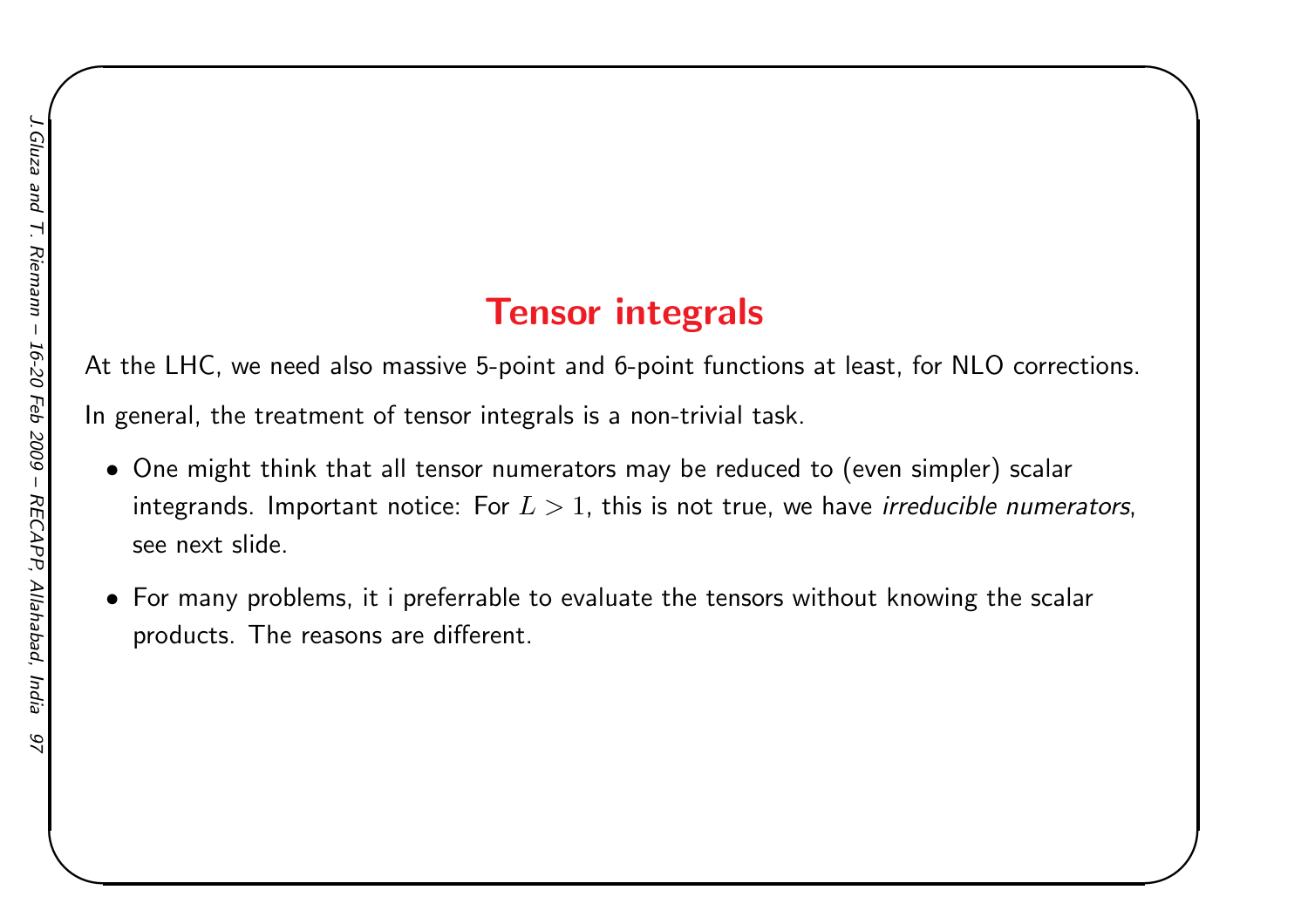# Tensor integrals

At the LHC, we need also massive 5-point and 6-point functions at least, for NLO corrections.

In general, the treatment of tensor integrals is a non-trivial task.

- One might think that all tensor numerators may be reduced to (even simpler) scalar integrands. Important notice: For $L > 1$, this is not true, we have *irreducible numerators*, see next slide.
- For many problems, it i preferrable to evaluate the tensors without knowing the scalar products. The reasons are different.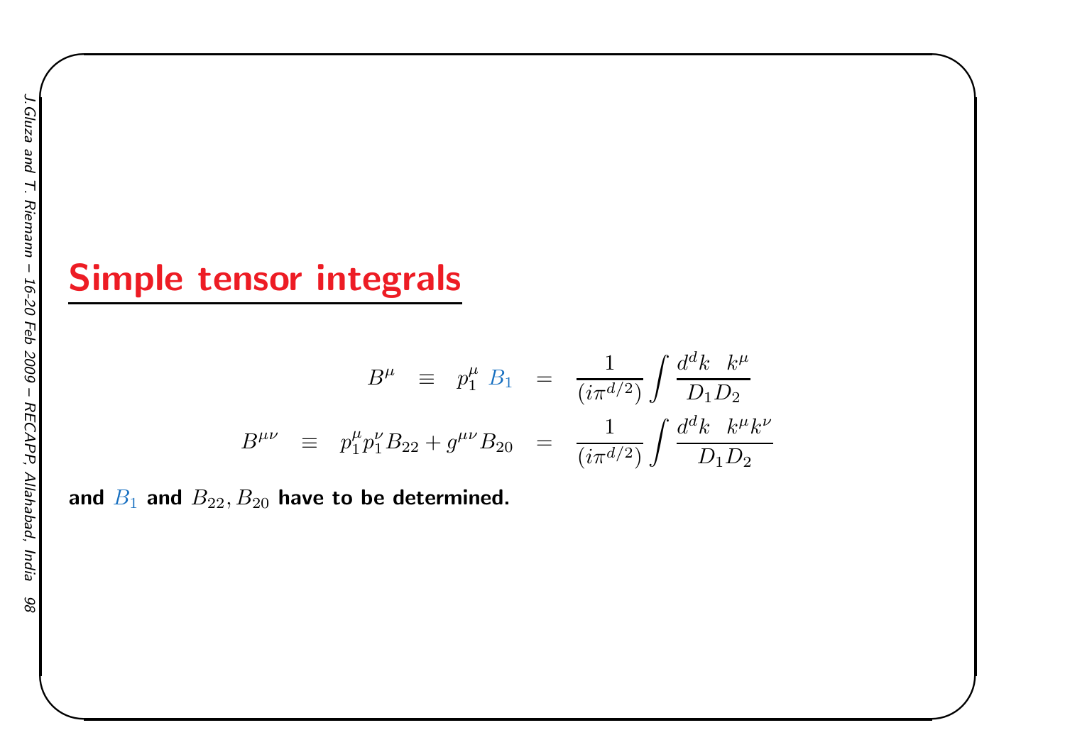# Simple tensor integrals

$$
\begin{aligned}
B^{\mu} &\equiv p_1^{\mu}\, B_1 &=& \frac{1}{(i\pi^{d/2})} \int \frac{d^dk \quad k^{\mu}}{D_1 D_2} \\
B^{\mu\nu} &\equiv p_1^{\mu} p_1^{\nu} B_{22} + g^{\mu\nu} B_{20} &=& \frac{1}{(i\pi^{d/2})} \int \frac{d^dk \quad k^{\mu} k^{\nu}}{D_1 D_2}
\end{aligned}
$$

**and $B_1$ and $B_{22}, B_{20}$ have to be determined.**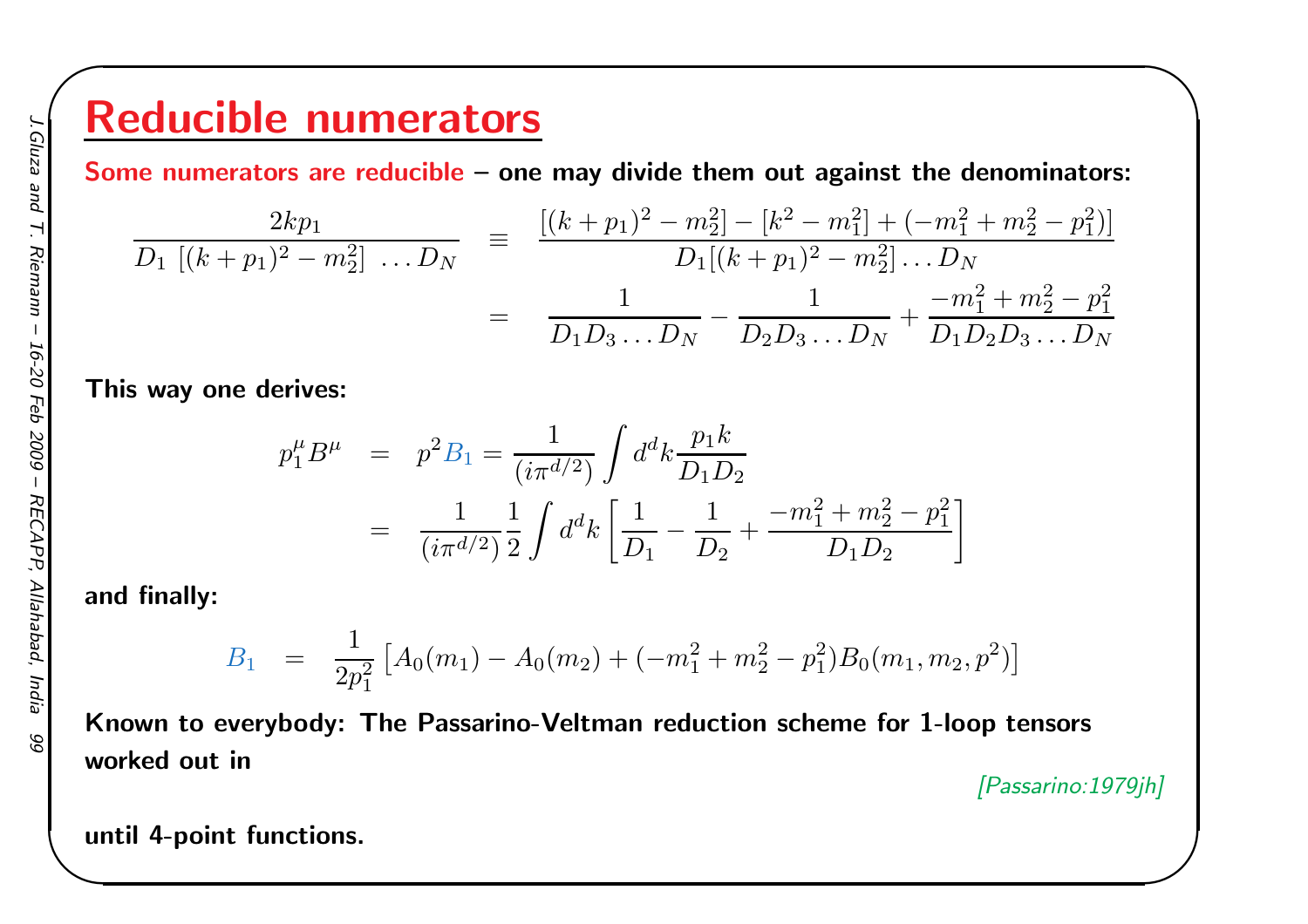# Reducible numerators

**Some numerators are reducible – one may divide them out against the denominators:**

$$
\begin{aligned}
\frac{2kp_1}{D_1\ [(k+p_1)^2-m_2^2]\ \ldots D_N} &\equiv \frac{[(k+p_1)^2-m_2^2]-[k^2-m_1^2]+(-m_1^2+m_2^2-p_1^2)]}{D_1[(k+p_1)^2-m_2^2]\ldots D_N} \\
&= \frac{1}{D_1D_3\ldots D_N}-\frac{1}{D_2D_3\ldots D_N}+\frac{-m_1^2+m_2^2-p_1^2}{D_1D_2D_3\ldots D_N}
\end{aligned}
$$

**This way one derives:**

$$
\begin{aligned}
p_1^\mu B^\mu &= p^2 B_1 = \frac{1}{(i\pi^{d/2})}\int d^dk \frac{p_1k}{D_1D_2} \\
&= \frac{1}{(i\pi^{d/2})}\frac{1}{2}\int d^dk\left[\frac{1}{D_1}-\frac{1}{D_2}+\frac{-m_1^2+m_2^2-p_1^2}{D_1D_2}\right]
\end{aligned}
$$

**and finally:**

$$
B_1 = \frac{1}{2p_1^2}\left[A_0(m_1)-A_0(m_2)+(-m_1^2+m_2^2-p_1^2)B_0(m_1,m_2,p^2)\right]
$$

**Known to everybody: The Passarino-Veltman reduction scheme for 1-loop tensors worked out in**

*[Passarino:1979jh]*

**until 4-point functions.**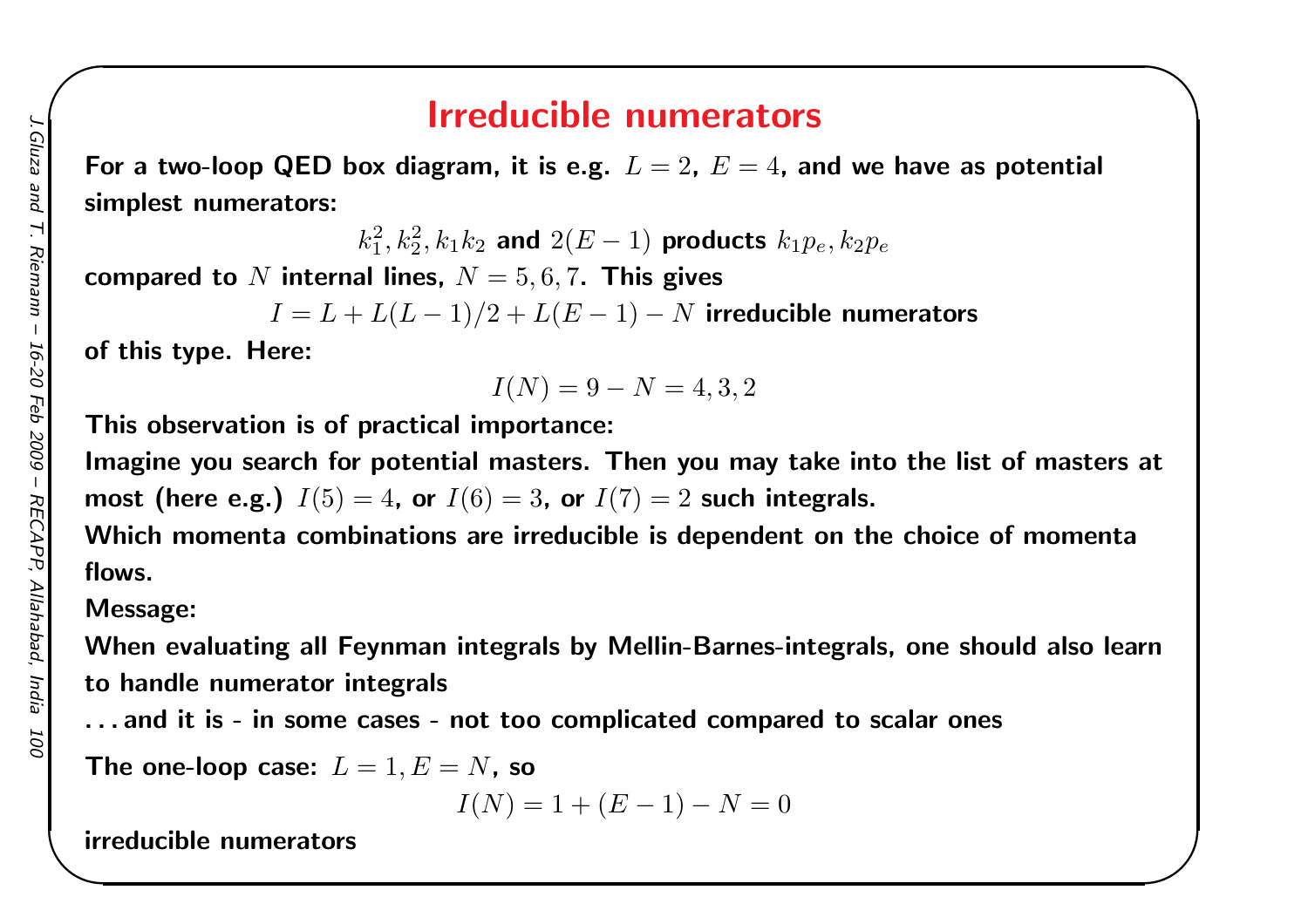# Irreducible numerators

For a two-loop QED box diagram, it is e.g. $L = 2$, $E = 4$, and we have as potential simplest numerators:

$$k_1^2, k_2^2, k_1 k_2 \text{ and } 2(E-1) \text{ products } k_1 p_e, k_2 p_e$$

compared to $N$ internal lines, $N = 5, 6, 7$. This gives

$$I = L + L(L-1)/2 + L(E-1) - N \text{ irreducible numerators}$$

of this type. Here:

$$I(N) = 9 - N = 4, 3, 2$$

This observation is of practical importance:

Imagine you search for potential masters. Then you may take into the list of masters at most (here e.g.) $I(5) = 4$, or $I(6) = 3$, or $I(7) = 2$ such integrals.

Which momenta combinations are irreducible is dependent on the choice of momenta flows.

Message:

When evaluating all Feynman integrals by Mellin-Barnes-integrals, one should also learn to handle numerator integrals

...and it is - in some cases - not too complicated compared to scalar ones

The one-loop case: $L = 1, E = N$, so

$$I(N) = 1 + (E-1) - N = 0$$

irreducible numerators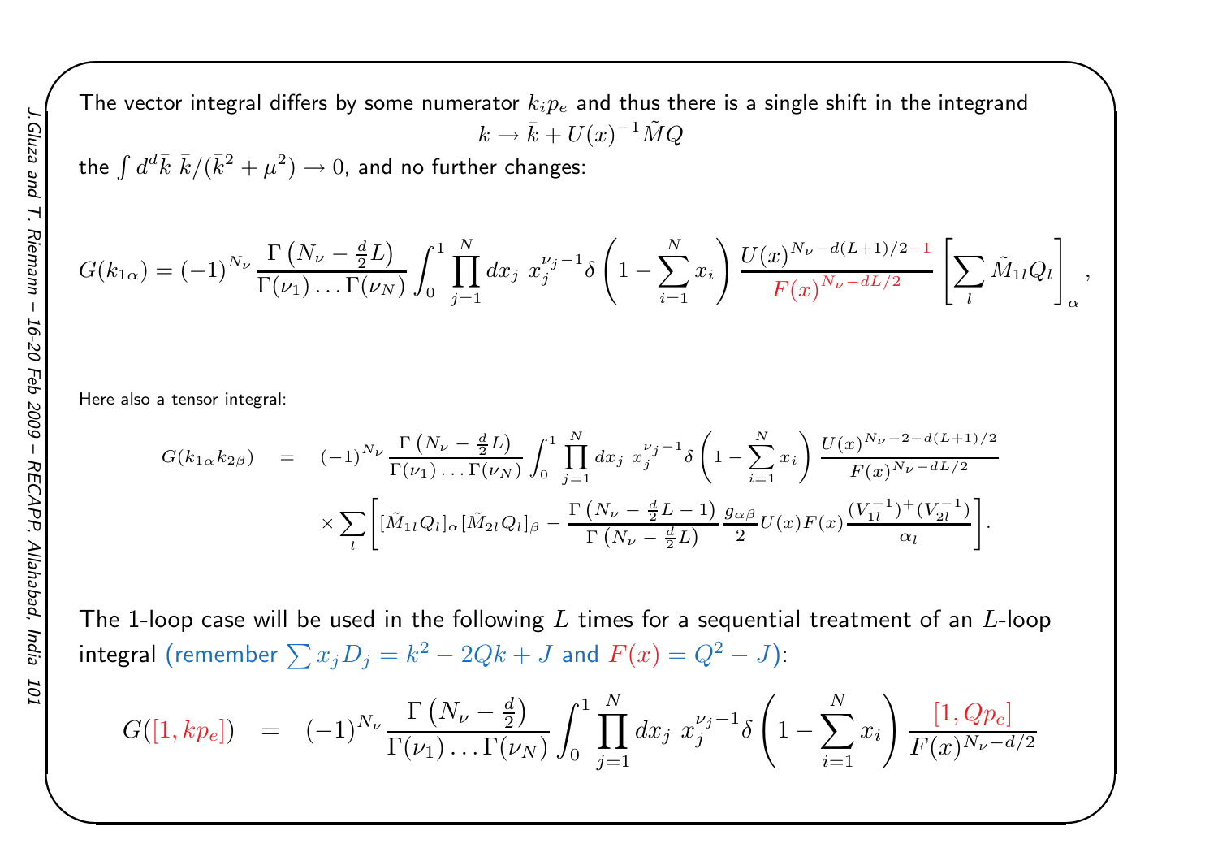The vector integral differs by some numerator $k_i p_e$ and thus there is a single shift in the integrand

$$k \to \bar{k} + U(x)^{-1}\tilde{M}Q$$

the $\int d^d\bar{k}\ \bar{k}/(\bar{k}^2+\mu^2) \to 0$, and no further changes:

$$G(k_{1\alpha}) = (-1)^{N_\nu} \frac{\Gamma\left(N_\nu - \frac{d}{2}L\right)}{\Gamma(\nu_1)\ldots\Gamma(\nu_N)} \int_0^1 \prod_{j=1}^{N} dx_j\ x_j^{\nu_j-1} \delta\left(1-\sum_{i=1}^{N} x_i\right) \frac{U(x)^{N_\nu - d(L+1)/2-1}}{F(x)^{N_\nu - dL/2}} \left[\sum_l \tilde{M}_{1l}Q_l\right]_\alpha,$$

Here also a tensor integral:

$$\begin{aligned} G(k_{1\alpha}k_{2\beta}) &= (-1)^{N_\nu} \frac{\Gamma\left(N_\nu - \frac{d}{2}L\right)}{\Gamma(\nu_1)\ldots\Gamma(\nu_N)} \int_0^1 \prod_{j=1}^{N} dx_j\ x_j^{\nu_j-1} \delta\left(1-\sum_{i=1}^{N} x_i\right) \frac{U(x)^{N_\nu-2-d(L+1)/2}}{F(x)^{N_\nu-dL/2}} \\ &\times \sum_l \left[ [\tilde{M}_{1l}Q_l]_\alpha [\tilde{M}_{2l}Q_l]_\beta - \frac{\Gamma\left(N_\nu - \frac{d}{2}L - 1\right)}{\Gamma\left(N_\nu - \frac{d}{2}L\right)} \frac{g_{\alpha\beta}}{2} U(x)F(x) \frac{(V_{1l}^{-1})^+(V_{2l}^{-1})}{\alpha_l} \right]. \end{aligned}$$

The 1-loop case will be used in the following $L$ times for a sequential treatment of an $L$-loop integral (remember $\sum x_j D_j = k^2 - 2Qk + J$ and $F(x) = Q^2 - J$):

$$G([1, kp_e]) = (-1)^{N_\nu} \frac{\Gamma\left(N_\nu - \frac{d}{2}\right)}{\Gamma(\nu_1)\ldots\Gamma(\nu_N)} \int_0^1 \prod_{j=1}^{N} dx_j\ x_j^{\nu_j-1} \delta\left(1-\sum_{i=1}^{N} x_i\right) \frac{[1, Qp_e]}{F(x)^{N_\nu - d/2}}$$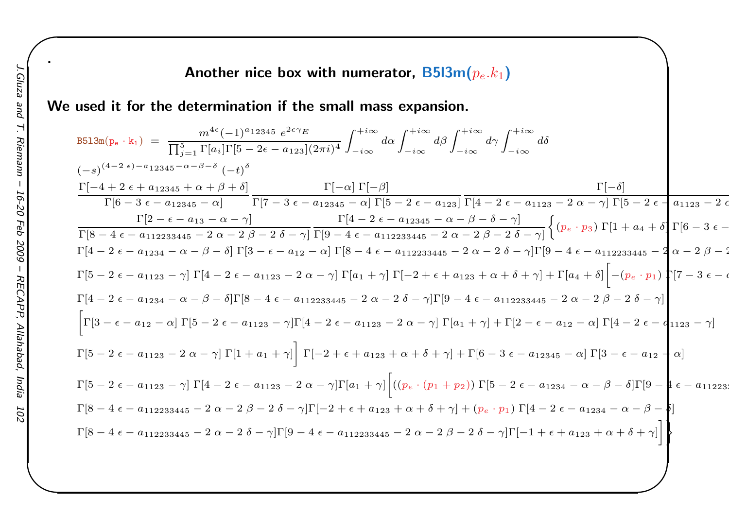## Another nice box with numerator, B5l3m($p_e . k_1$)

**We used it for the determination if the small mass expansion.**

$$
\mathtt{B5l3m}(p_e\cdot k_1) \;=\; \frac{m^{4\epsilon}(-1)^{a_{12345}}\; e^{2\epsilon\gamma_E}}{\prod_{j=1}^{5}\Gamma[a_i]\Gamma[5-2\epsilon-a_{123}](2\pi i)^4}\int_{-i\infty}^{+i\infty}d\alpha\int_{-i\infty}^{+i\infty}d\beta\int_{-i\infty}^{+i\infty}d\gamma\int_{-i\infty}^{+i\infty}d\delta
$$

$$
(-s)^{(4-2\,\epsilon)-a_{12345}-\alpha-\beta-\delta}\;(-t)^{\delta}
$$

$$
\frac{\Gamma[-4+2\,\epsilon+a_{12345}+\alpha+\beta+\delta]}{\Gamma[6-3\,\epsilon-a_{12345}-\alpha]}\;\frac{\Gamma[-\alpha]\;\Gamma[-\beta]}{\Gamma[7-3\,\epsilon-a_{12345}-\alpha]\;\Gamma[5-2\,\epsilon-a_{123}]}\;\frac{\Gamma[-\delta]}{\Gamma[4-2\,\epsilon-a_{1123}-2\,\alpha-\gamma]\;\Gamma[5-2\,\epsilon-a_{1123}-2\,\alpha \ldots}
$$

$$
\frac{\Gamma[2-\epsilon-a_{13}-\alpha-\gamma]}{\Gamma[8-4\,\epsilon-a_{112233445}-2\,\alpha-2\,\beta-2\,\delta-\gamma]}\;\frac{\Gamma[4-2\,\epsilon-a_{12345}-\alpha-\beta-\delta-\gamma]}{\Gamma[9-4\,\epsilon-a_{112233445}-2\,\alpha-2\,\beta-2\,\delta-\gamma]}\Big\{(p_e\cdot p_3)\;\Gamma[1+a_4+\delta]\;\Gamma[6-3\,\epsilon-\ldots
$$

$$
\Gamma[4-2\,\epsilon-a_{1234}-\alpha-\beta-\delta]\;\Gamma[3-\epsilon-a_{12}-\alpha]\;\Gamma[8-4\,\epsilon-a_{112233445}-2\,\alpha-2\,\delta-\gamma]\Gamma[9-4\,\epsilon-a_{112233445}-2\,\alpha-2\,\beta-2\ldots
$$

$$
\Gamma[5-2\,\epsilon-a_{1123}-\gamma]\;\Gamma[4-2\,\epsilon-a_{1123}-2\,\alpha-\gamma]\;\Gamma[a_1+\gamma]\;\Gamma[-2+\epsilon+a_{123}+\alpha+\delta+\gamma]+\Gamma[a_4+\delta]\Big[-(p_e\cdot p_1)\;\Gamma[7-3\,\epsilon-\ldots
$$

$$
\Gamma[4-2\,\epsilon-a_{1234}-\alpha-\beta-\delta]\Gamma[8-4\,\epsilon-a_{112233445}-2\,\alpha-2\,\delta-\gamma]\Gamma[9-4\,\epsilon-a_{112233445}-2\,\alpha-2\,\beta-2\,\delta-\gamma]
$$

$$
\Big[\Gamma[3-\epsilon-a_{12}-\alpha]\;\Gamma[5-2\,\epsilon-a_{1123}-\gamma]\Gamma[4-2\,\epsilon-a_{1123}-2\,\alpha-\gamma]\;\Gamma[a_1+\gamma]+\Gamma[2-\epsilon-a_{12}-\alpha]\;\Gamma[4-2\,\epsilon-a_{1123}-\gamma]
$$

$$
\Gamma[5-2\,\epsilon-a_{1123}-2\,\alpha-\gamma]\;\Gamma[1+a_1+\gamma]\Big]\;\Gamma[-2+\epsilon+a_{123}+\alpha+\delta+\gamma]+\Gamma[6-3\,\epsilon-a_{12345}-\alpha]\;\Gamma[3-\epsilon-a_{12}-\alpha]
$$

$$
\Gamma[5-2\,\epsilon-a_{1123}-\gamma]\;\Gamma[4-2\,\epsilon-a_{1123}-2\,\alpha-\gamma]\Gamma[a_1+\gamma]\Big[((p_e\cdot(p_1+p_2))\;\Gamma[5-2\,\epsilon-a_{1234}-\alpha-\beta-\delta]\Gamma[9-4\,\epsilon-a_{11223\ldots}
$$

$$
\Gamma[8-4\,\epsilon-a_{112233445}-2\,\alpha-2\,\beta-2\,\delta-\gamma]\Gamma[-2+\epsilon+a_{123}+\alpha+\delta+\gamma]+(p_e\cdot p_1)\;\Gamma[4-2\,\epsilon-a_{1234}-\alpha-\beta-\delta]
$$

$$
\Gamma[8-4\,\epsilon-a_{112233445}-2\,\alpha-2\,\delta-\gamma]\Gamma[9-4\,\epsilon-a_{112233445}-2\,\alpha-2\,\beta-2\,\delta-\gamma]\Gamma[-1+\epsilon+a_{123}+\alpha+\delta+\gamma]\Big]\Big\}
$$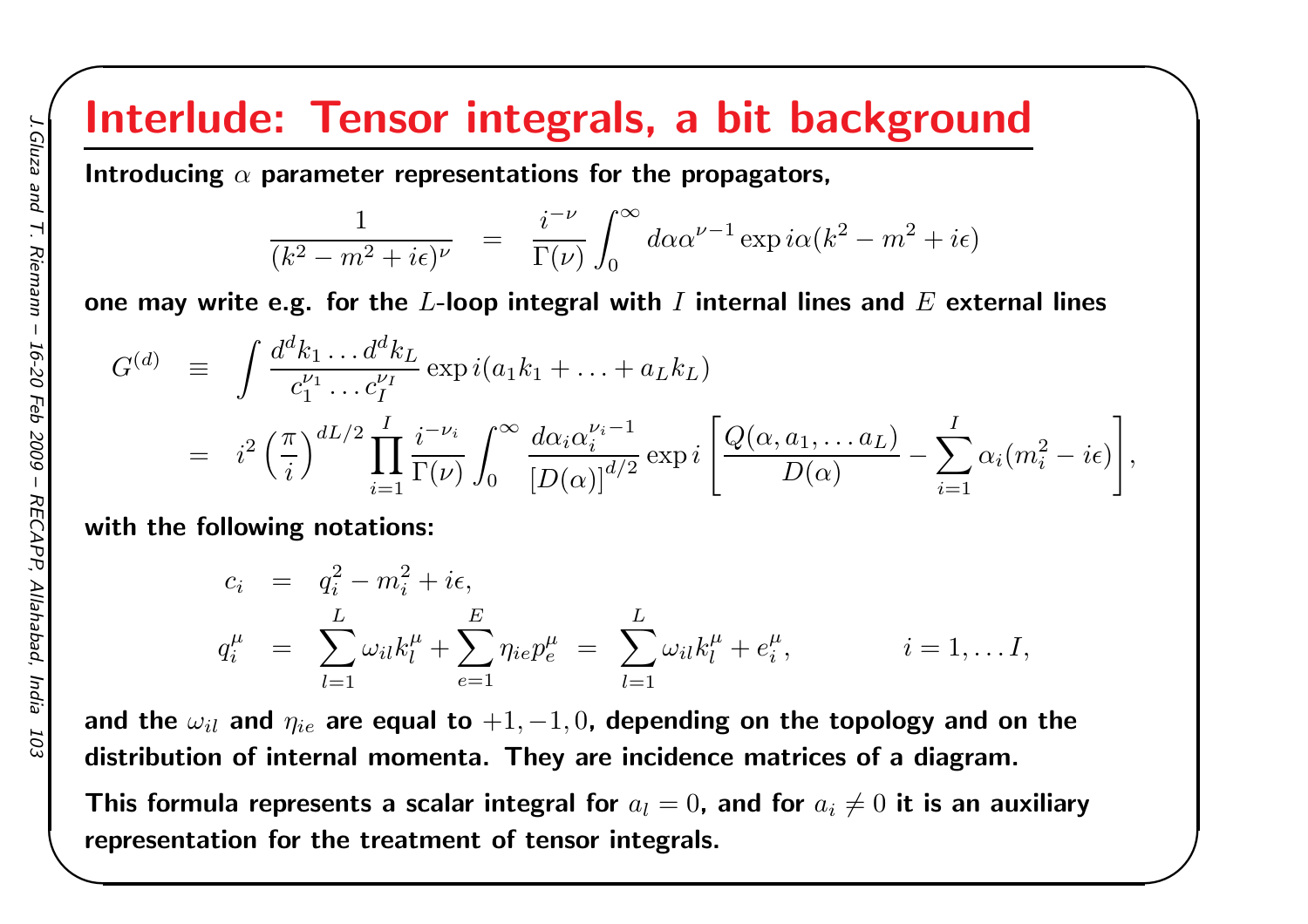# Interlude: Tensor integrals, a bit background

**Introducing $\alpha$ parameter representations for the propagators,**

$$\frac{1}{(k^2 - m^2 + i\epsilon)^\nu} \quad = \quad \frac{i^{-\nu}}{\Gamma(\nu)} \int_0^\infty d\alpha \alpha^{\nu-1} \exp i\alpha(k^2 - m^2 + i\epsilon)$$

**one may write e.g. for the $L$-loop integral with $I$ internal lines and $E$ external lines**

$$\begin{aligned} G^{(d)} \quad &\equiv \quad \int \frac{d^d k_1 \dots d^d k_L}{c_1^{\nu_1} \dots c_I^{\nu_I}} \exp i(a_1 k_1 + \dots + a_L k_L) \\ &= \quad i^2 \left(\frac{\pi}{i}\right)^{dL/2} \prod_{i=1}^{I} \frac{i^{-\nu_i}}{\Gamma(\nu)} \int_0^\infty \frac{d\alpha_i \alpha_i^{\nu_i - 1}}{\left[D(\alpha)\right]^{d/2}} \exp i \left[ \frac{Q(\alpha, a_1, \dots a_L)}{D(\alpha)} - \sum_{i=1}^{I} \alpha_i (m_i^2 - i\epsilon) \right], \end{aligned}$$

**with the following notations:**

$$\begin{aligned} c_i \quad &= \quad q_i^2 - m_i^2 + i\epsilon, \\ q_i^\mu \quad &= \quad \sum_{l=1}^{L} \omega_{il} k_l^\mu + \sum_{e=1}^{E} \eta_{ie} p_e^\mu \; = \; \sum_{l=1}^{L} \omega_{il} k_l^\mu + e_i^\mu, \qquad\qquad i = 1, \dots I, \end{aligned}$$

**and the $\omega_{il}$ and $\eta_{ie}$ are equal to $+1, -1, 0$, depending on the topology and on the distribution of internal momenta. They are incidence matrices of a diagram.**

**This formula represents a scalar integral for $a_l = 0$, and for $a_i \neq 0$ it is an auxiliary representation for the treatment of tensor integrals.**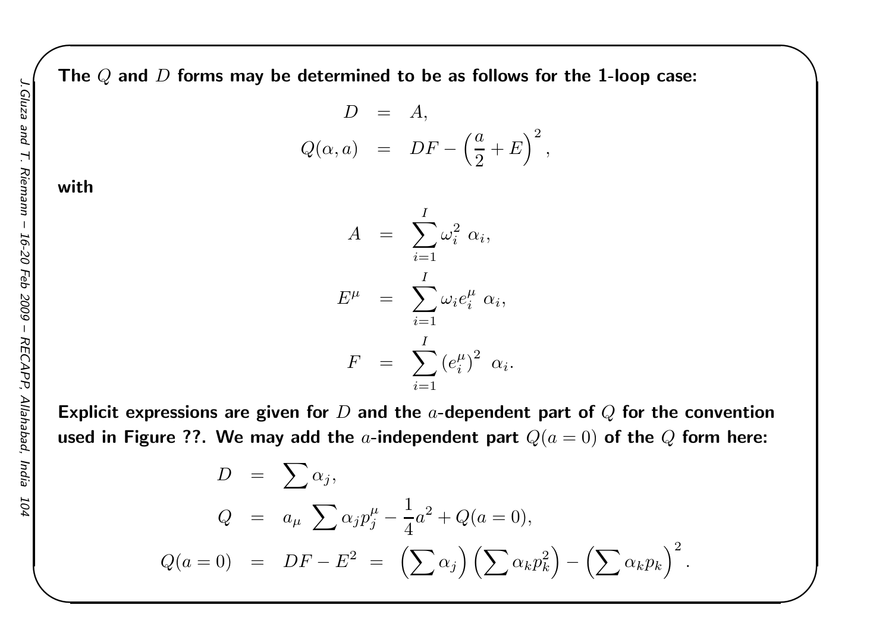**The $Q$ and $D$ forms may be determined to be as follows for the 1-loop case:**

$$
\begin{aligned}
D &= A, \\
Q(\alpha, a) &= DF - \left(\frac{a}{2} + E\right)^2,
\end{aligned}
$$

**with**

$$
\begin{aligned}
A &= \sum_{i=1}^{I} \omega_i^2 \ \alpha_i, \\
E^\mu &= \sum_{i=1}^{I} \omega_i e_i^\mu \ \alpha_i, \\
F &= \sum_{i=1}^{I} (e_i^\mu)^2 \ \alpha_i.
\end{aligned}
$$

**Explicit expressions are given for $D$ and the $a$-dependent part of $Q$ for the convention used in Figure ??. We may add the $a$-independent part $Q(a=0)$ of the $Q$ form here:**

$$
\begin{aligned}
D &= \sum \alpha_j, \\
Q &= a_\mu \ \sum \alpha_j p_j^\mu - \frac{1}{4} a^2 + Q(a=0), \\
Q(a=0) &= DF - E^2 \ = \ \left(\sum \alpha_j\right) \left(\sum \alpha_k p_k^2\right) - \left(\sum \alpha_k p_k\right)^2.
\end{aligned}
$$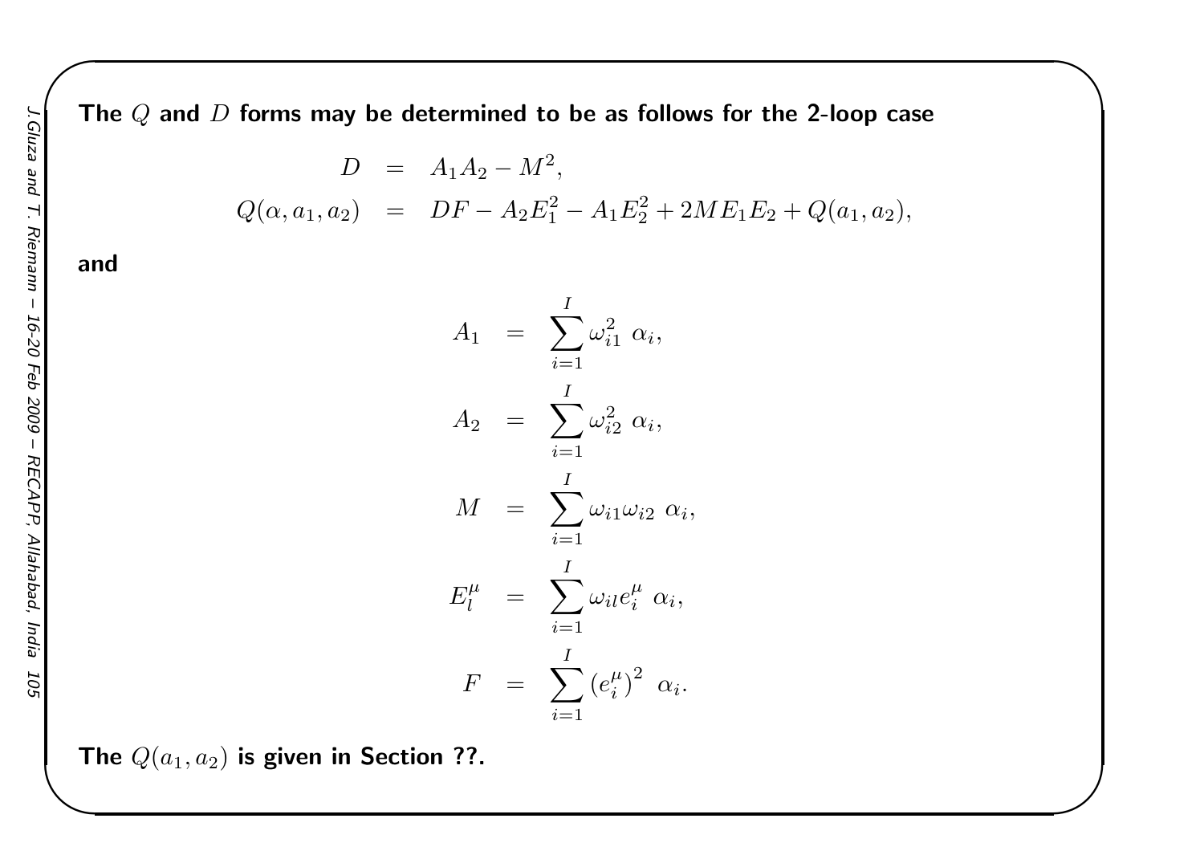**The $Q$ and $D$ forms may be determined to be as follows for the 2-loop case**

$$
\begin{aligned}
D &= A_1 A_2 - M^2, \\
Q(\alpha, a_1, a_2) &= DF - A_2 E_1^2 - A_1 E_2^2 + 2 M E_1 E_2 + Q(a_1, a_2),
\end{aligned}
$$

**and**

$$
\begin{aligned}
A_1 &= \sum_{i=1}^{I} \omega_{i1}^2 \; \alpha_i, \\
A_2 &= \sum_{i=1}^{I} \omega_{i2}^2 \; \alpha_i, \\
M &= \sum_{i=1}^{I} \omega_{i1} \omega_{i2} \; \alpha_i, \\
E_l^{\mu} &= \sum_{i=1}^{I} \omega_{il} e_i^{\mu} \; \alpha_i, \\
F &= \sum_{i=1}^{I} \left(e_i^{\mu}\right)^2 \; \alpha_i.
\end{aligned}
$$

**The $Q(a_1, a_2)$ is given in Section ??.**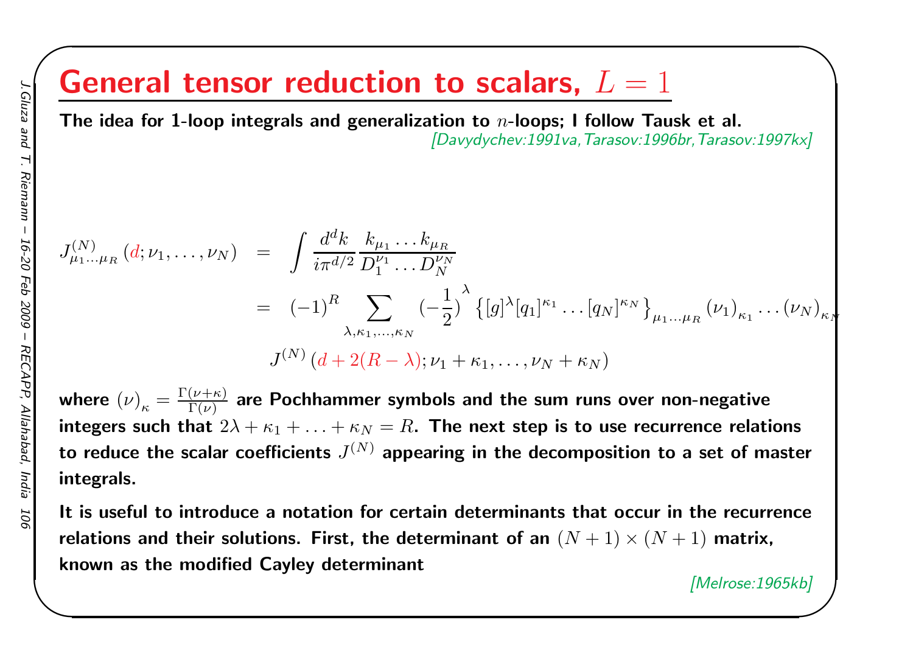# General tensor reduction to scalars, $L = 1$

**The idea for 1-loop integrals and generalization to $n$-loops; I follow Tausk et al.**

*[Davydychev:1991va,Tarasov:1996br,Tarasov:1997kx]*

$$
\begin{aligned}
J^{(N)}_{\mu_1\ldots\mu_R}(d;\nu_1,\ldots,\nu_N) &= \int \frac{d^dk}{i\pi^{d/2}} \frac{k_{\mu_1}\ldots k_{\mu_R}}{D_1^{\nu_1}\ldots D_N^{\nu_N}} \\
&= (-1)^R \sum_{\lambda,\kappa_1,\ldots,\kappa_N} (-\frac{1}{2})^\lambda \left\{[g]^\lambda [q_1]^{\kappa_1}\ldots[q_N]^{\kappa_N}\right\}_{\mu_1\ldots\mu_R} (\nu_1)_{\kappa_1}\ldots(\nu_N)_{\kappa_N} \\
&\quad J^{(N)}(d+2(R-\lambda);\nu_1+\kappa_1,\ldots,\nu_N+\kappa_N)
\end{aligned}
$$

**where $(\nu)_\kappa = \frac{\Gamma(\nu+\kappa)}{\Gamma(\nu)}$ are Pochhammer symbols and the sum runs over non-negative integers such that $2\lambda+\kappa_1+\ldots+\kappa_N = R$. The next step is to use recurrence relations to reduce the scalar coefficients $J^{(N)}$ appearing in the decomposition to a set of master integrals.**

**It is useful to introduce a notation for certain determinants that occur in the recurrence relations and their solutions. First, the determinant of an $(N+1)\times(N+1)$ matrix, known as the modified Cayley determinant**

*[Melrose:1965kb]*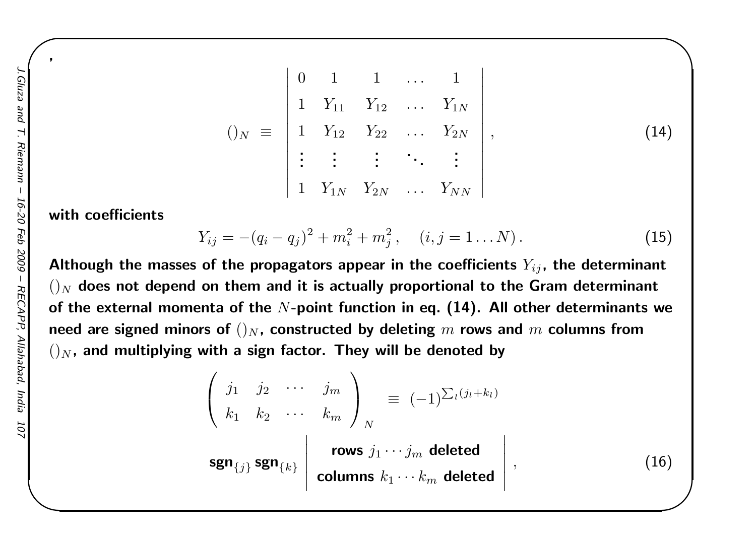,

$$
()_N \equiv \begin{vmatrix} 0 & 1 & 1 & \dots & 1 \\ 1 & Y_{11} & Y_{12} & \dots & Y_{1N} \\ 1 & Y_{12} & Y_{22} & \dots & Y_{2N} \\ \vdots & \vdots & \vdots & \ddots & \vdots \\ 1 & Y_{1N} & Y_{2N} & \dots & Y_{NN} \end{vmatrix}, \tag{14}
$$

**with coefficients**

$$
Y_{ij} = -(q_i - q_j)^2 + m_i^2 + m_j^2, \quad (i, j = 1 \dots N). \tag{15}
$$

**Although the masses of the propagators appear in the coefficients $Y_{ij}$, the determinant $()_N$ does not depend on them and it is actually proportional to the Gram determinant of the external momenta of the $N$-point function in eq. (14). All other determinants we need are signed minors of $()_N$, constructed by deleting $m$ rows and $m$ columns from $()_N$, and multiplying with a sign factor. They will be denoted by**

$$
\begin{pmatrix} j_1 & j_2 & \cdots & j_m \\ k_1 & k_2 & \cdots & k_m \end{pmatrix}_N \equiv (-1)^{\sum_l (j_l + k_l)}
$$

$$
\mathbf{sgn}_{\{j\}} \, \mathbf{sgn}_{\{k\}} \begin{vmatrix} \textbf{rows } j_1 \cdots j_m \textbf{ deleted} \\ \textbf{columns } k_1 \cdots k_m \textbf{ deleted} \end{vmatrix}, \tag{16}
$$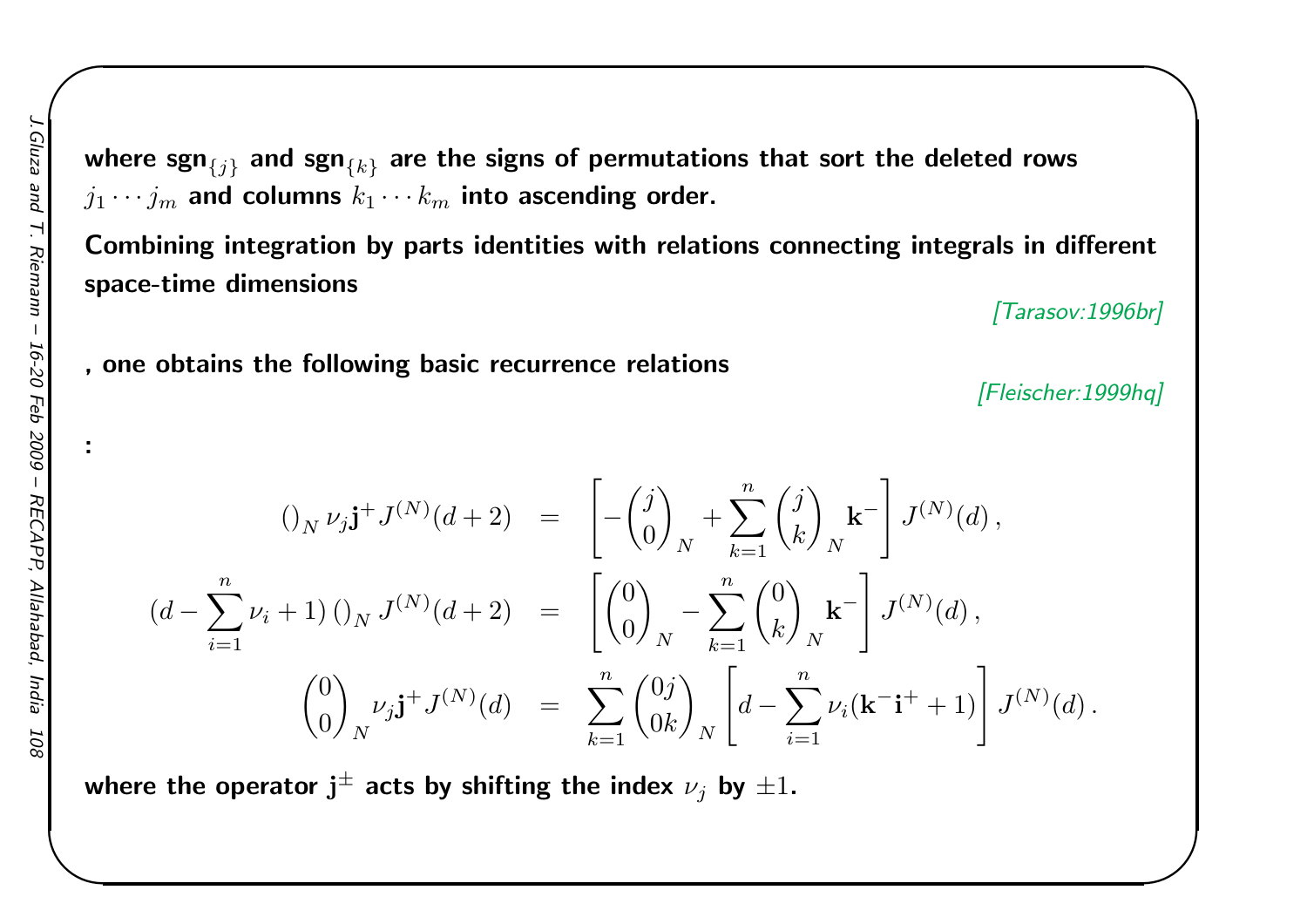**where $\text{sgn}_{\{j\}}$ and $\text{sgn}_{\{k\}}$ are the signs of permutations that sort the deleted rows $j_1 \cdots j_m$ and columns $k_1 \cdots k_m$ into ascending order.**

**Combining integration by parts identities with relations connecting integrals in different space-time dimensions**

*[Tarasov:1996br]*

**, one obtains the following basic recurrence relations**

*[Fleischer:1999hq]*

**:**

$$
\begin{aligned}
\left(\right)_N \nu_j \mathbf{j}^+ J^{(N)}(d+2) &= \left[ -\binom{j}{0}_N + \sum_{k=1}^{n} \binom{j}{k}_N \mathbf{k}^- \right] J^{(N)}(d)\,, \\
(d - \sum_{i=1}^{n} \nu_i + 1) \left(\right)_N J^{(N)}(d+2) &= \left[ \binom{0}{0}_N - \sum_{k=1}^{n} \binom{0}{k}_N \mathbf{k}^- \right] J^{(N)}(d)\,, \\
\binom{0}{0}_N \nu_j \mathbf{j}^+ J^{(N)}(d) &= \sum_{k=1}^{n} \binom{0j}{0k}_N \left[ d - \sum_{i=1}^{n} \nu_i (\mathbf{k}^- \mathbf{i}^+ + 1) \right] J^{(N)}(d)\,.
\end{aligned}
$$

**where the operator $\mathbf{j}^{\pm}$ acts by shifting the index $\nu_j$ by $\pm 1$.**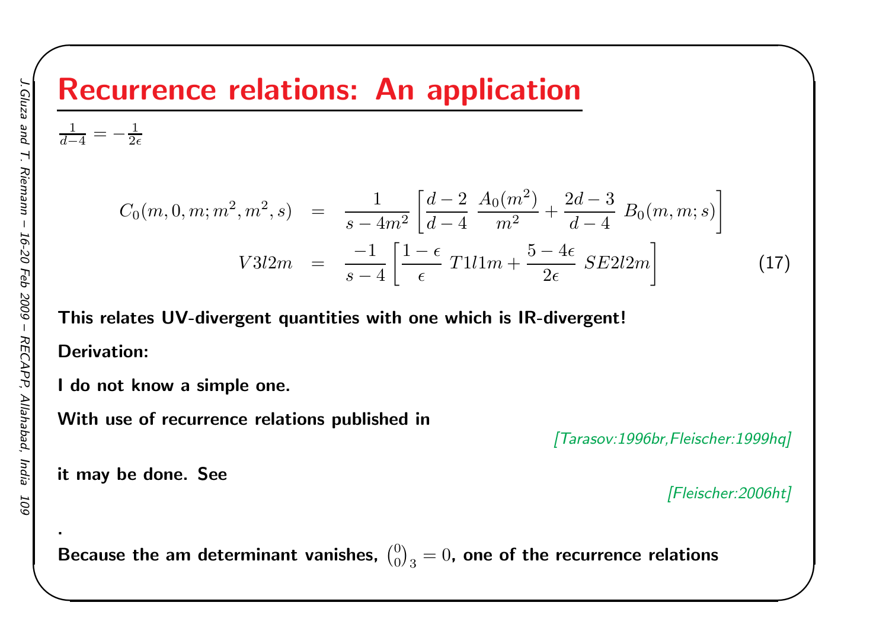# Recurrence relations: An application

$\frac{1}{d-4} = -\frac{1}{2\epsilon}$

$$
\begin{aligned}
C_0(m,0,m;m^2,m^2,s) &= \frac{1}{s-4m^2}\left[\frac{d-2}{d-4}\ \frac{A_0(m^2)}{m^2} + \frac{2d-3}{d-4}\ B_0(m,m;s)\right] \\
V3l2m &= \frac{-1}{s-4}\left[\frac{1-\epsilon}{\epsilon}\ T1l1m + \frac{5-4\epsilon}{2\epsilon}\ SE2l2m\right]
\end{aligned}
\tag{17}
$$

**This relates UV-divergent quantities with one which is IR-divergent!**

**Derivation:**

**I do not know a simple one.**

**With use of recurrence relations published in**

[Tarasov:1996br,Fleischer:1999hq]

**it may be done. See**

[Fleischer:2006ht]

.

**Because the am determinant vanishes, $\binom{0}{0}_3 = 0$, one of the recurrence relations**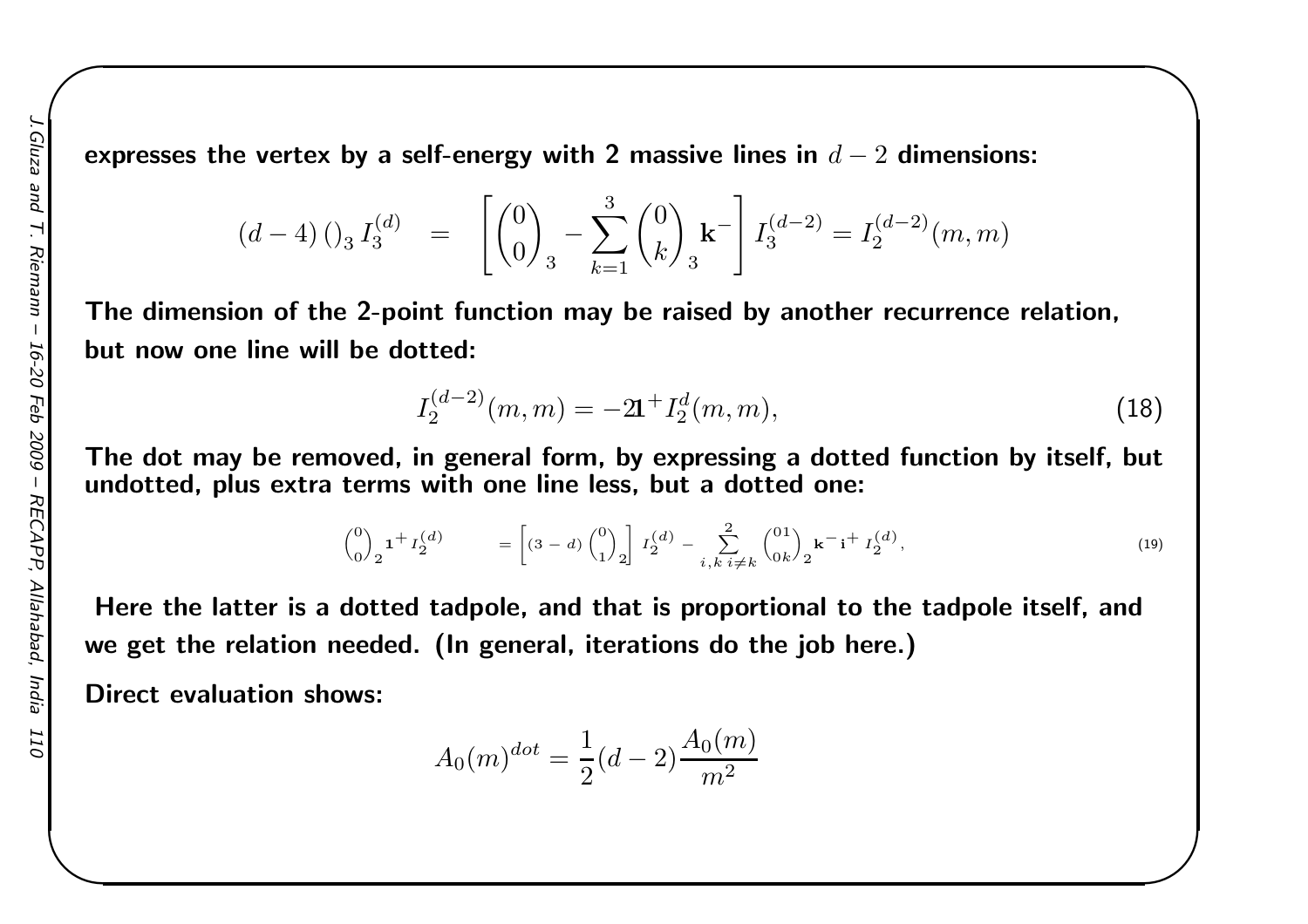**expresses the vertex by a self-energy with 2 massive lines in $d-2$ dimensions:**

$$(d-4)\,()_3\, I_3^{(d)} \;\; = \;\; \left[ \binom{0}{0}_3 - \sum_{k=1}^{3} \binom{0}{k}_3 \mathbf{k}^- \right] I_3^{(d-2)} = I_2^{(d-2)}(m,m)$$

**The dimension of the 2-point function may be raised by another recurrence relation, but now one line will be dotted:**

$$I_2^{(d-2)}(m,m) = -2\mathbf{1}^+ I_2^{d}(m,m), \tag{18}$$

**The dot may be removed, in general form, by expressing a dotted function by itself, but undotted, plus extra terms with one line less, but a dotted one:**

$$\binom{0}{0}_2 \mathbf{1}^+ I_2^{(d)} \qquad = \left[ (3-d) \binom{0}{1}_2 \right] I_2^{(d)} - \sum_{i,k\; i \neq k}^{2} \binom{01}{0k}_2 \mathbf{k}^- \mathbf{i}^+ I_2^{(d)}, \tag{19}$$

**Here the latter is a dotted tadpole, and that is proportional to the tadpole itself, and we get the relation needed. (In general, iterations do the job here.)**

**Direct evaluation shows:**

$$A_0(m)^{dot} = \frac{1}{2}(d-2)\frac{A_0(m)}{m^2}$$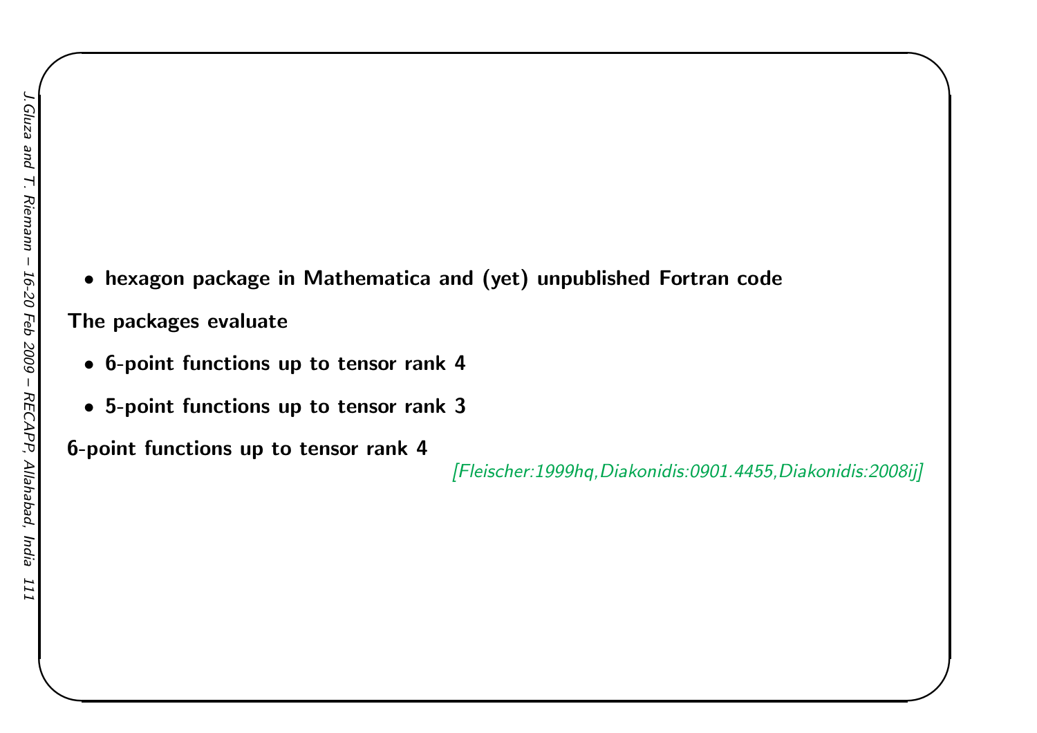- **hexagon package in Mathematica and (yet) unpublished Fortran code**

**The packages evaluate**

- **6-point functions up to tensor rank 4**
- **5-point functions up to tensor rank 3**

**6-point functions up to tensor rank 4**

*[Fleischer:1999hq,Diakonidis:0901.4455,Diakonidis:2008ij]*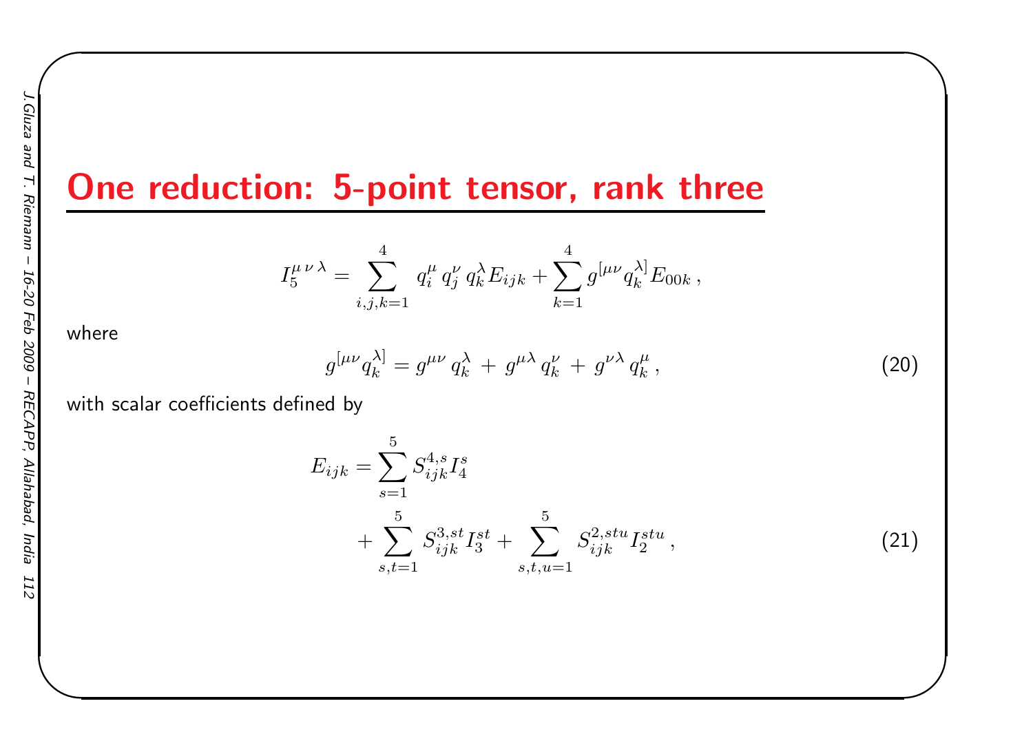# One reduction: 5-point tensor, rank three

$$I_5^{\mu\,\nu\,\lambda} = \sum_{i,j,k=1}^{4} q_i^\mu \, q_j^\nu \, q_k^\lambda E_{ijk} + \sum_{k=1}^{4} g^{[\mu\nu} q_k^{\lambda]} E_{00k} \, ,$$

where

$$g^{[\mu\nu} q_k^{\lambda]} = g^{\mu\nu} \, q_k^\lambda \, + \, g^{\mu\lambda} \, q_k^\nu \, + \, g^{\nu\lambda} \, q_k^\mu \, , \tag{20}$$

with scalar coefficients defined by

$$E_{ijk} = \sum_{s=1}^{5} S_{ijk}^{4,s} I_4^s + \sum_{s,t=1}^{5} S_{ijk}^{3,st} I_3^{st} + \sum_{s,t,u=1}^{5} S_{ijk}^{2,stu} I_2^{stu} \, , \tag{21}$$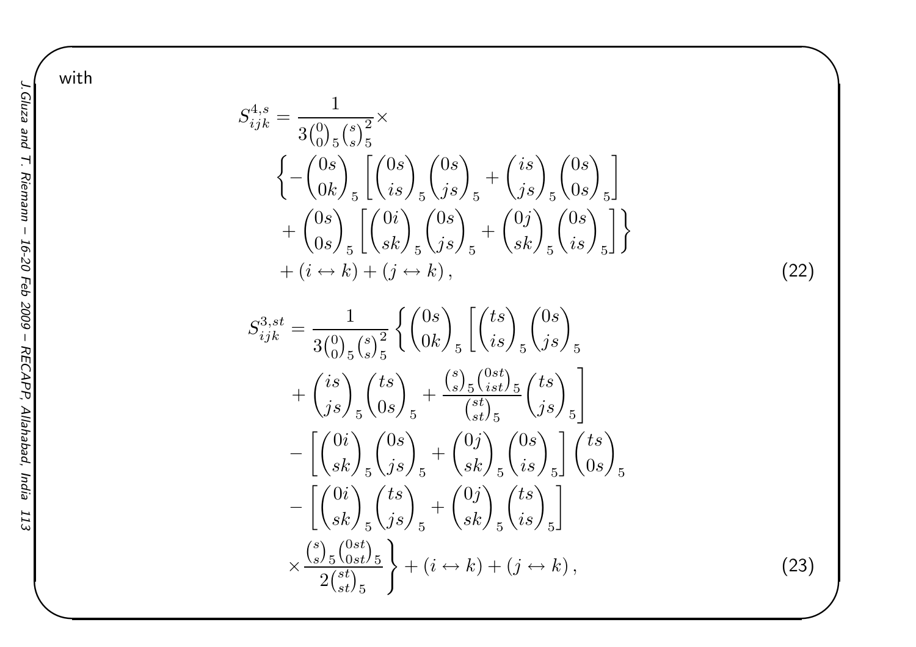with

$$
S^{4,s}_{ijk} = \frac{1}{3\binom{0}{0}_5 \binom{s}{s}_5^2} \times
\left\{ -\binom{0s}{0k}_5 \left[ \binom{0s}{is}_5 \binom{0s}{js}_5 + \binom{is}{js}_5 \binom{0s}{0s}_5 \right]
+ \binom{0s}{0s}_5 \left[ \binom{0i}{sk}_5 \binom{0s}{js}_5 + \binom{0j}{sk}_5 \binom{0s}{is}_5 \right] \right\}
+ (i \leftrightarrow k) + (j \leftrightarrow k) , \tag{22}
$$

$$
\begin{aligned}
S^{3,st}_{ijk} = \frac{1}{3\binom{0}{0}_5 \binom{s}{s}_5^2} \Bigg\{ & \binom{0s}{0k}_5 \left[ \binom{ts}{is}_5 \binom{0s}{js}_5 + \binom{is}{js}_5 \binom{ts}{0s}_5 + \frac{\binom{s}{s}_5 \binom{0st}{ist}_5}{\binom{st}{st}_5} \binom{ts}{js}_5 \right] \\
& - \left[ \binom{0i}{sk}_5 \binom{0s}{js}_5 + \binom{0j}{sk}_5 \binom{0s}{is}_5 \right] \binom{ts}{0s}_5 \\
& - \left[ \binom{0i}{sk}_5 \binom{ts}{js}_5 + \binom{0j}{sk}_5 \binom{ts}{is}_5 \right] \\
& \times \frac{\binom{s}{s}_5 \binom{0st}{0st}_5}{2\binom{st}{st}_5} \Bigg\} + (i \leftrightarrow k) + (j \leftrightarrow k) ,
\end{aligned} \tag{23}
$$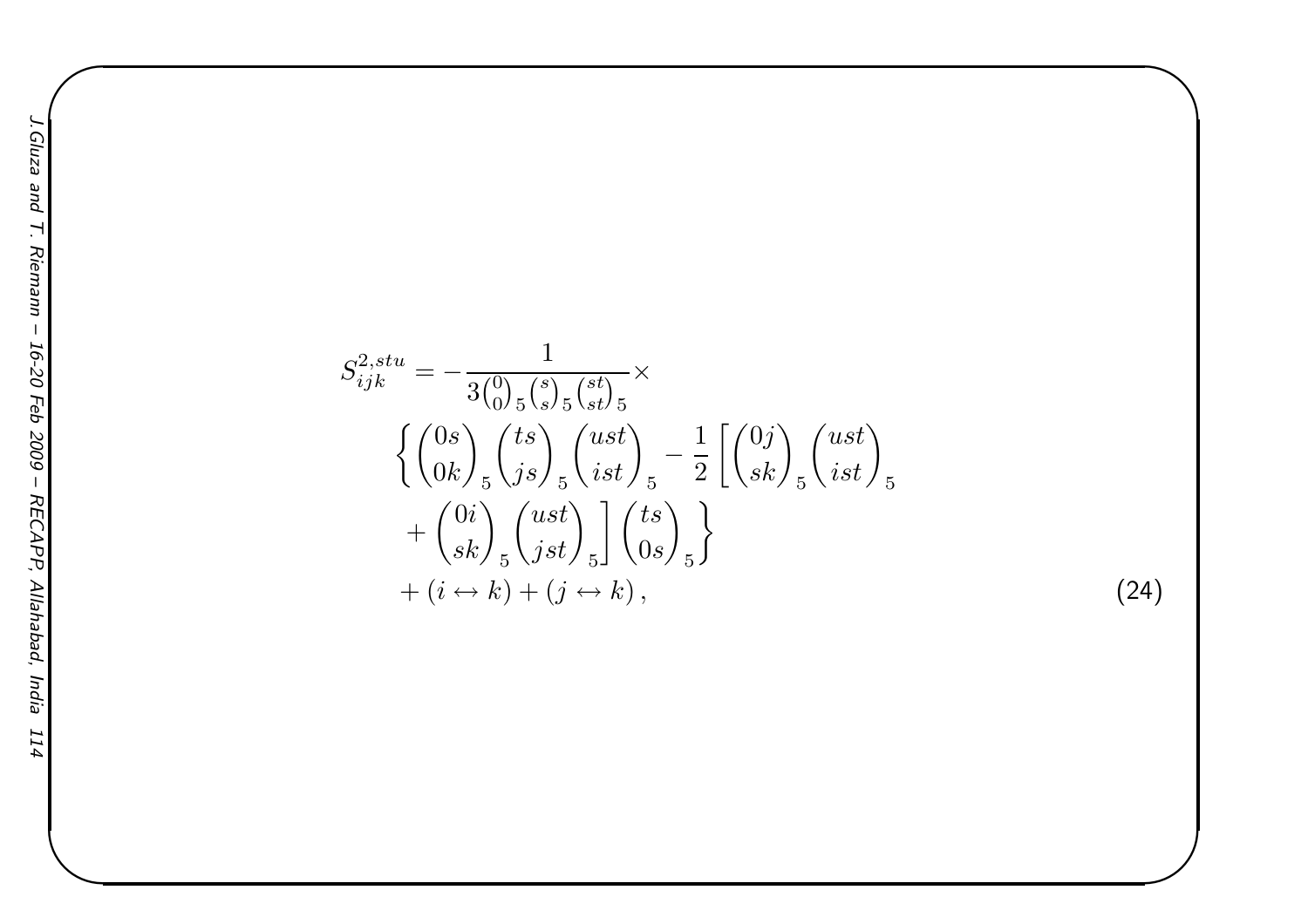$$
\begin{aligned}
S^{2,stu}_{ijk} = &-\frac{1}{3\binom{0}{0}_5\binom{s}{s}_5\binom{st}{st}_5}\times \\
&\left\{\binom{0s}{0k}_5\binom{ts}{js}_5\binom{ust}{ist}_5 - \frac{1}{2}\left[\binom{0j}{sk}_5\binom{ust}{ist}_5\right.\right. \\
&\left.\left. + \binom{0i}{sk}_5\binom{ust}{jst}_5\right]\binom{ts}{0s}_5\right\} \\
&+ (i \leftrightarrow k) + (j \leftrightarrow k)\,,
\end{aligned}
\tag{24}
$$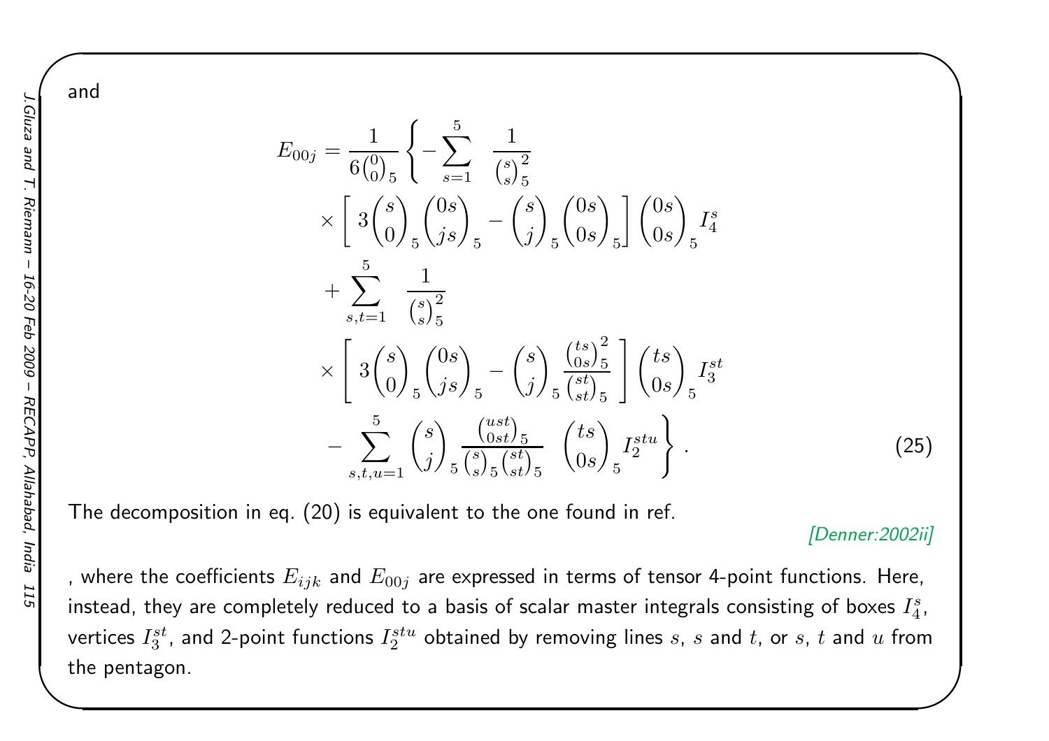and

$$
\begin{aligned}
E_{00j} = \frac{1}{6\binom{0}{0}_5} \Bigg\{ & -\sum_{s=1}^{5} \frac{1}{\binom{s}{s}_5^2} \\
& \times \left[ 3\binom{s}{0}_5 \binom{0s}{js}_5 - \binom{s}{j}_5 \binom{0s}{0s}_5 \right] \binom{0s}{0s}_5 I_4^s \\
& + \sum_{s,t=1}^{5} \frac{1}{\binom{s}{s}_5^2} \\
& \times \left[ 3\binom{s}{0}_5 \binom{0s}{js}_5 - \binom{s}{j}_5 \frac{\binom{ts}{0s}_5^2}{\binom{st}{st}_5} \right] \binom{ts}{0s}_5 I_3^{st} \\
& - \sum_{s,t,u=1}^{5} \binom{s}{j}_5 \frac{\binom{ust}{0st}_5}{\binom{s}{s}_5 \binom{st}{st}_5} \binom{ts}{0s}_5 I_2^{stu} \Bigg\} .
\end{aligned}
\qquad (25)
$$

The decomposition in eq. (20) is equivalent to the one found in ref.

[Denner:2002ii]

, where the coefficients $E_{ijk}$ and $E_{00j}$ are expressed in terms of tensor 4-point functions. Here, instead, they are completely reduced to a basis of scalar master integrals consisting of boxes $I_4^s$, vertices $I_3^{st}$, and 2-point functions $I_2^{stu}$ obtained by removing lines $s$, $s$ and $t$, or $s$, $t$ and $u$ from the pentagon.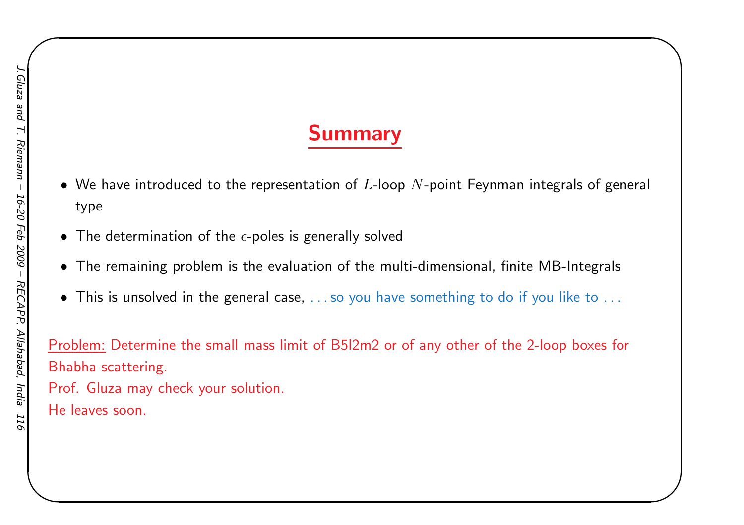# Summary

- We have introduced to the representation of $L$-loop $N$-point Feynman integrals of general type
- The determination of the $\epsilon$-poles is generally solved
- The remaining problem is the evaluation of the multi-dimensional, finite MB-Integrals
- This is unsolved in the general case, . . . so you have something to do if you like to . . .

Problem: Determine the small mass limit of B5l2m2 or of any other of the 2-loop boxes for Bhabha scattering.
Prof. Gluza may check your solution.
He leaves soon.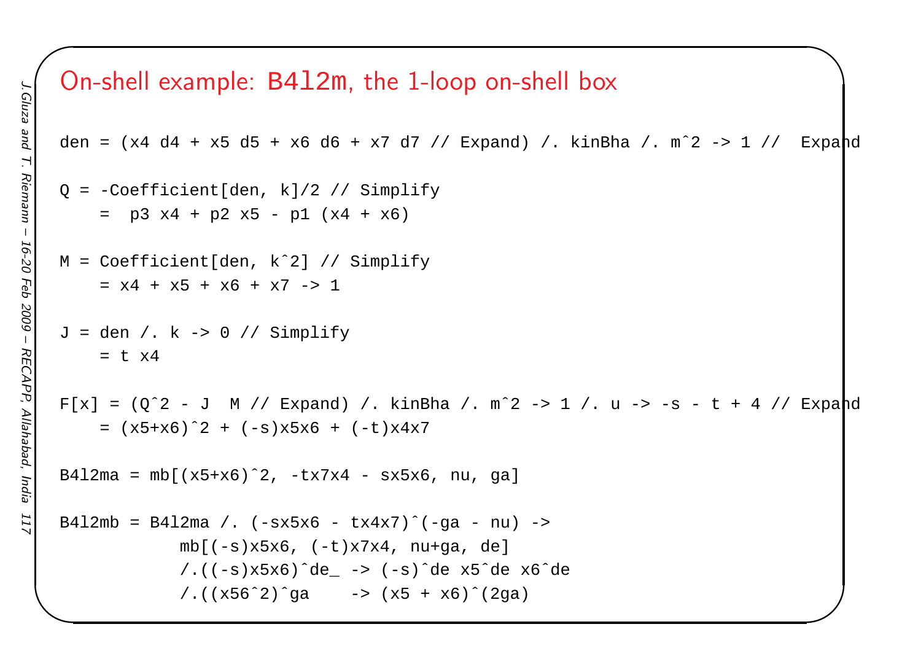## On-shell example: `B4l2m`, the 1-loop on-shell box

```
den = (x4 d4 + x5 d5 + x6 d6 + x7 d7 // Expand) /. kinBha /. m^2 -> 1 //  Expand

Q = -Coefficient[den, k]/2 // Simplify
    =  p3 x4 + p2 x5 - p1 (x4 + x6)

M = Coefficient[den, k^2] // Simplify
    = x4 + x5 + x6 + x7 -> 1

J = den /. k -> 0 // Simplify
    = t x4

F[x] = (Q^2 - J  M // Expand) /. kinBha /. m^2 -> 1 /. u -> -s - t + 4 // Expand
    = (x5+x6)^2 + (-s)x5x6 + (-t)x4x7

B4l2ma = mb[(x5+x6)^2, -tx7x4 - sx5x6, nu, ga]

B4l2mb = B4l2ma /. (-sx5x6 - tx4x7)^(-ga - nu) ->
            mb[(-s)x5x6, (-t)x7x4, nu+ga, de]
            /.((-s)x5x6)^de_ -> (-s)^de x5^de x6^de
            /.((x56^2)^ga     -> (x5 + x6)^(2ga)
```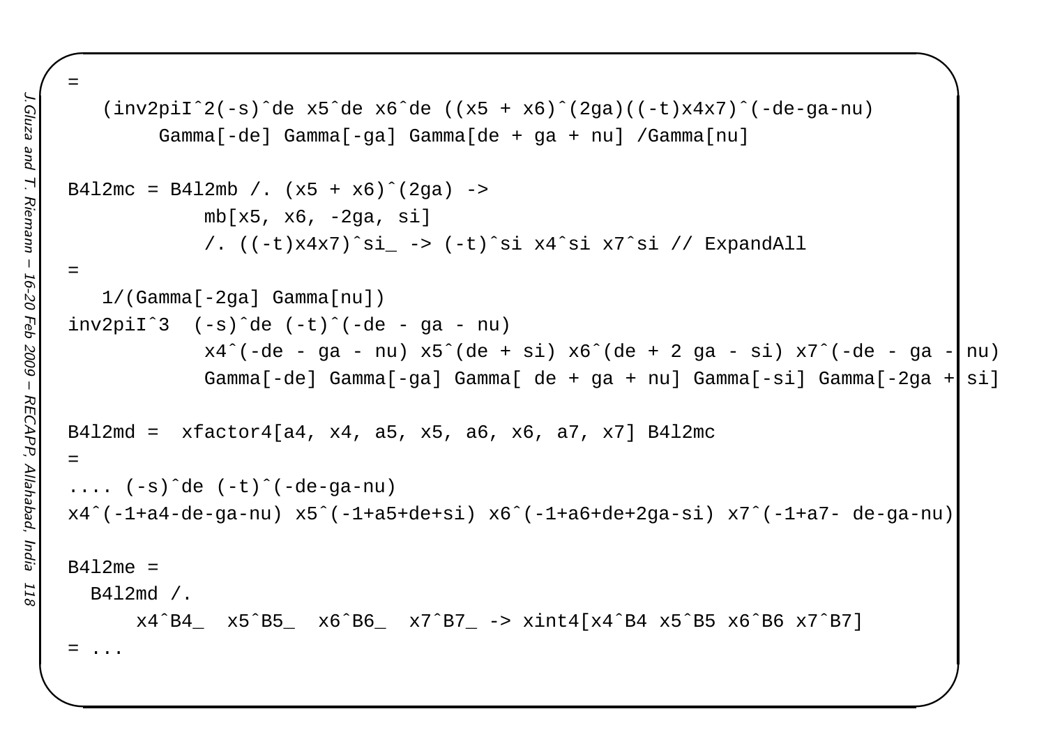```
=
   (inv2piI^2(-s)^de x5^de x6^de ((x5 + x6)^(2ga)((-t)x4x7)^(-de-ga-nu)
        Gamma[-de] Gamma[-ga] Gamma[de + ga + nu] /Gamma[nu]

B4l2mc = B4l2mb /. (x5 + x6)^(2ga) ->
           mb[x5, x6, -2ga, si]
           /. ((-t)x4x7)^si_ -> (-t)^si x4^si x7^si // ExpandAll
=
   1/(Gamma[-2ga] Gamma[nu])
inv2piI^3  (-s)^de (-t)^(-de - ga - nu)
           x4^(-de - ga - nu) x5^(de + si) x6^(de + 2 ga - si) x7^(-de - ga - nu)
           Gamma[-de] Gamma[-ga] Gamma[ de + ga + nu] Gamma[-si] Gamma[-2ga + si]

B4l2md =  xfactor4[a4, x4, a5, x5, a6, x6, a7, x7] B4l2mc
=
.... (-s)^de (-t)^(-de-ga-nu)
x4^(-1+a4-de-ga-nu) x5^(-1+a5+de+si) x6^(-1+a6+de+2ga-si) x7^(-1+a7- de-ga-nu)

B4l2me =
  B4l2md /.
      x4^B4_  x5^B5_  x6^B6_  x7^B7_ -> xint4[x4^B4 x5^B5 x6^B6 x7^B7]
= ...
```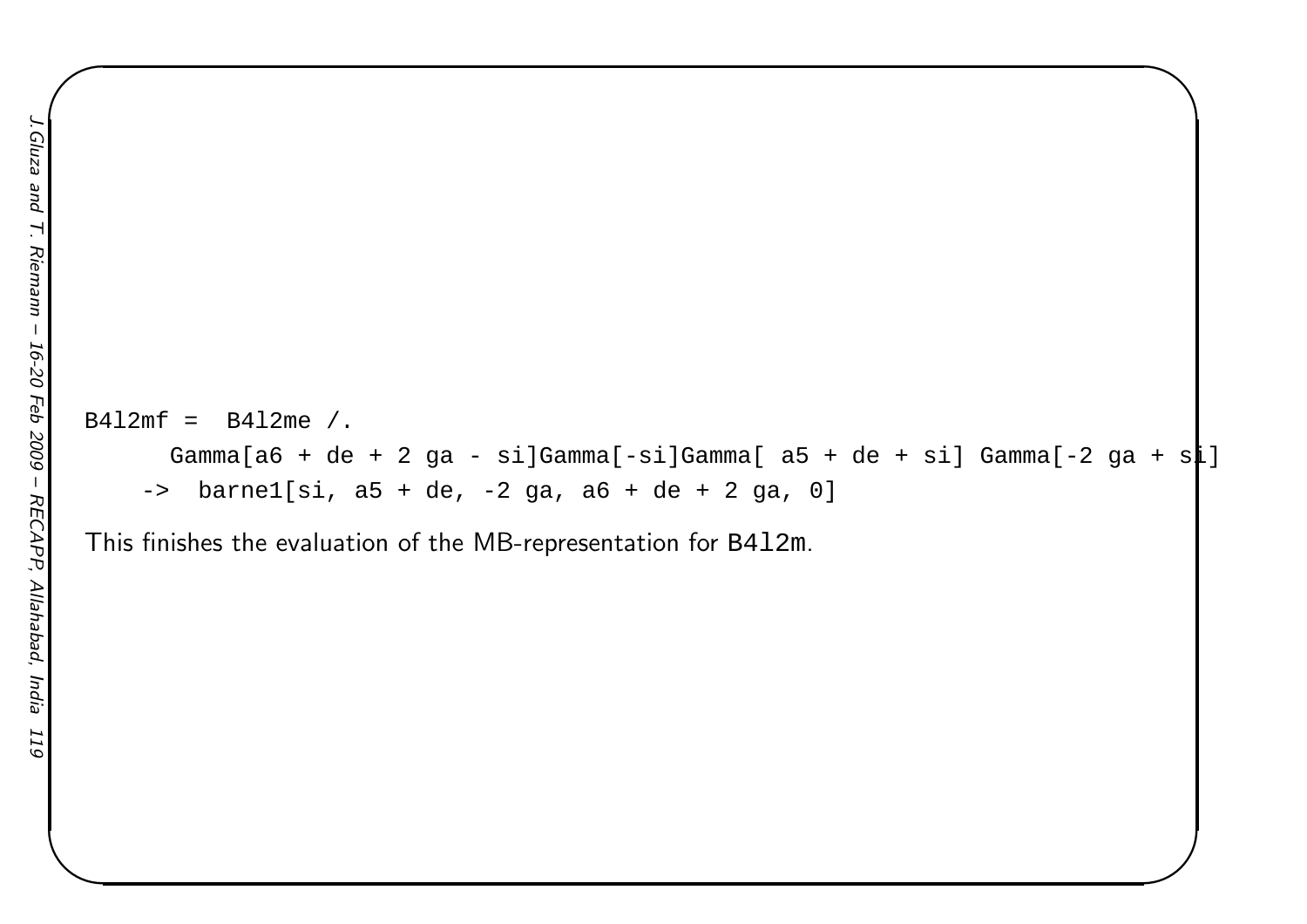```
B4l2mf =  B4l2me /.
      Gamma[a6 + de + 2 ga - si]Gamma[-si]Gamma[ a5 + de + si] Gamma[-2 ga + si]
    ->  barne1[si, a5 + de, -2 ga, a6 + de + 2 ga, 0]
```

This finishes the evaluation of the MB-representation for `B4l2m`.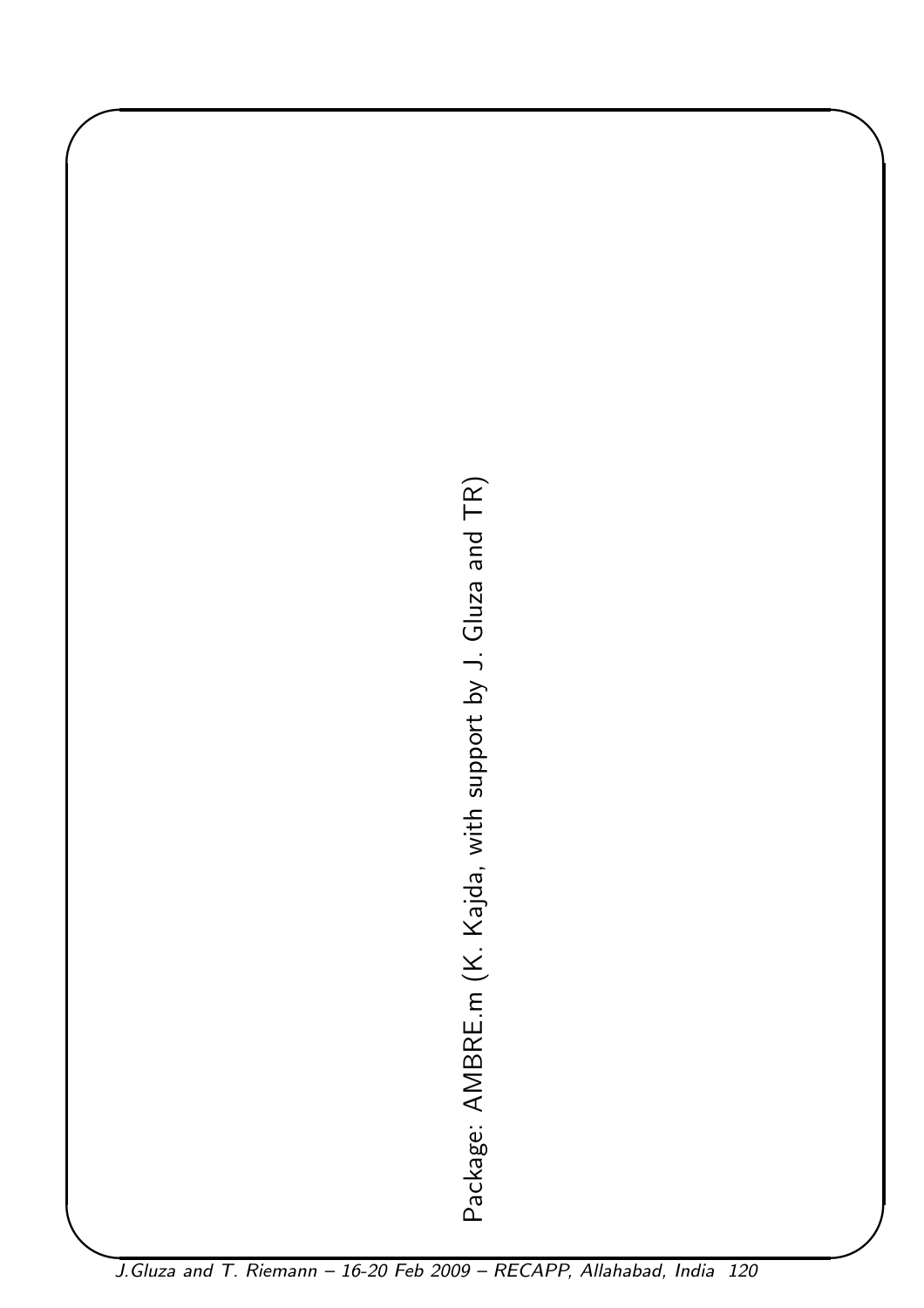Package: AMBRE.m (K. Kajda, with support by J. Gluza and TR)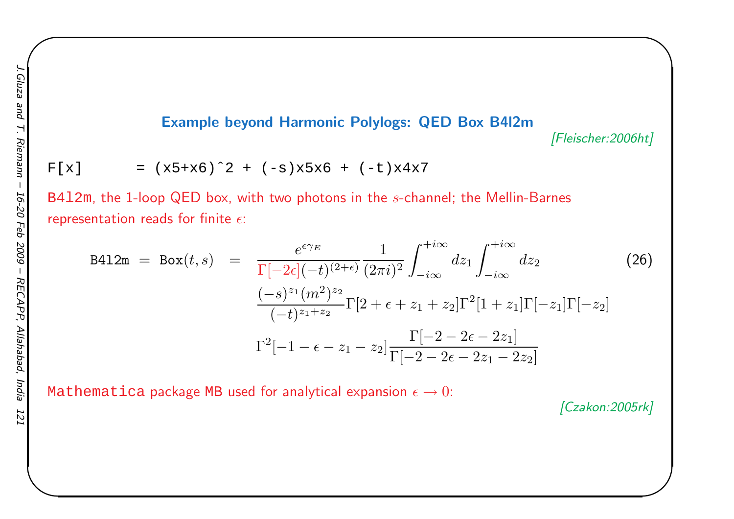## Example beyond Harmonic Polylogs: QED Box B4l2m

*[Fleischer:2006ht]*

```
F[x]      = (x5+x6)^2 + (-s)x5x6 + (-t)x4x7
```

`B4l2m`, the 1-loop QED box, with two photons in the $s$-channel; the Mellin-Barnes representation reads for finite $\epsilon$:

$$
\texttt{B4l2m} = \texttt{Box}(t,s) = \frac{e^{\epsilon\gamma_E}}{\Gamma[-2\epsilon](-t)^{(2+\epsilon)}} \frac{1}{(2\pi i)^2} \int_{-i\infty}^{+i\infty} dz_1 \int_{-i\infty}^{+i\infty} dz_2
\frac{(-s)^{z_1}(m^2)^{z_2}}{(-t)^{z_1+z_2}} \Gamma[2+\epsilon+z_1+z_2]\Gamma^2[1+z_1]\Gamma[-z_1]\Gamma[-z_2]
\Gamma^2[-1-\epsilon-z_1-z_2] \frac{\Gamma[-2-2\epsilon-2z_1]}{\Gamma[-2-2\epsilon-2z_1-2z_2]} \tag{26}
$$

`Mathematica` package `MB` used for analytical expansion $\epsilon \to 0$:

*[Czakon:2005rk]*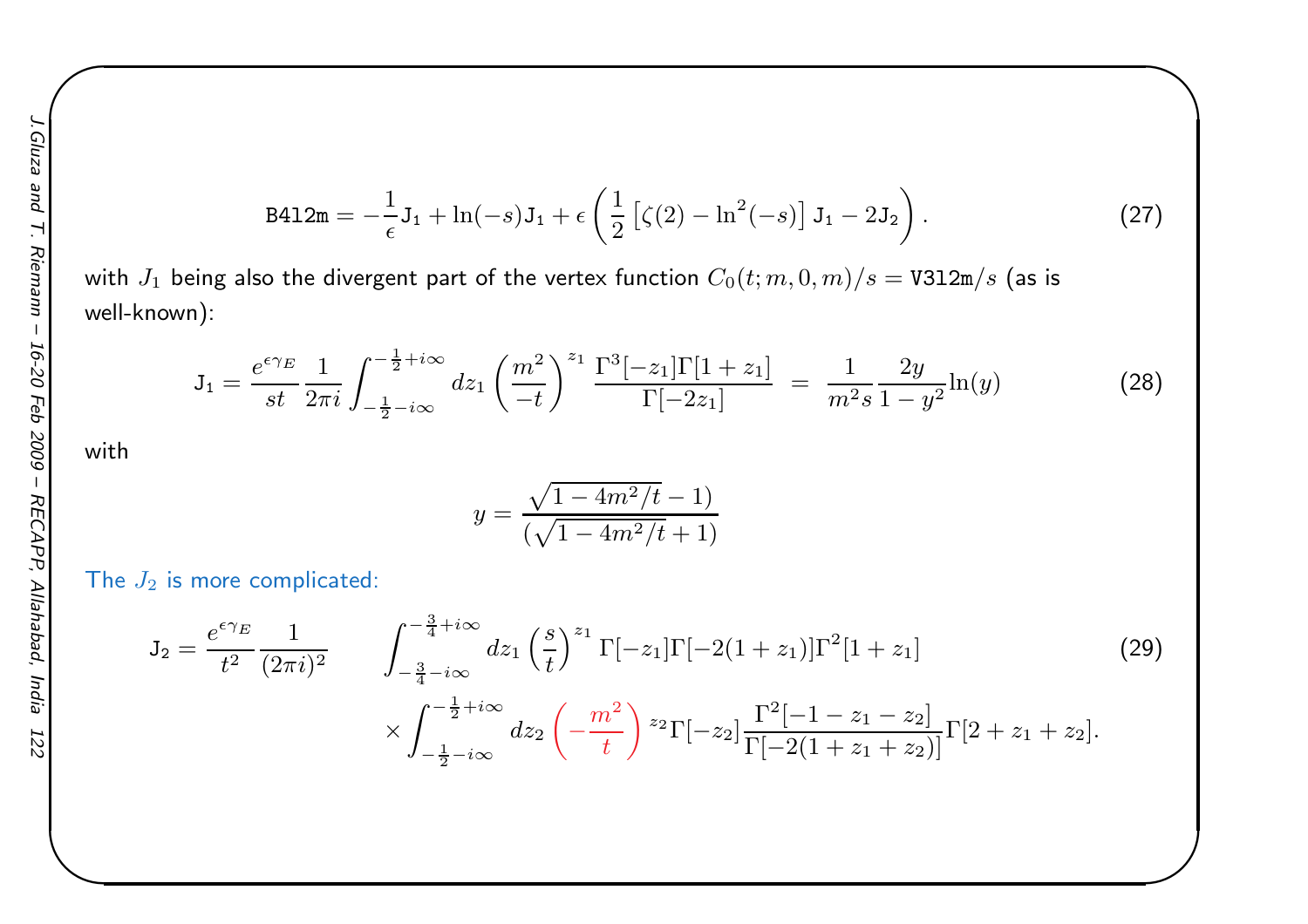$$\texttt{B4l2m} = -\frac{1}{\epsilon}\texttt{J}_1 + \ln(-s)\texttt{J}_1 + \epsilon\left(\frac{1}{2}\left[\zeta(2) - \ln^2(-s)\right]\texttt{J}_1 - 2\texttt{J}_2\right). \tag{27}$$

with $J_1$ being also the divergent part of the vertex function $C_0(t;m,0,m)/s = \texttt{V3l2m}/s$ (as is well-known):

$$\texttt{J}_1 = \frac{e^{\epsilon\gamma_E}}{st}\frac{1}{2\pi i}\int_{-\frac{1}{2}-i\infty}^{-\frac{1}{2}+i\infty} dz_1 \left(\frac{m^2}{-t}\right)^{z_1} \frac{\Gamma^3[-z_1]\Gamma[1+z_1]}{\Gamma[-2z_1]} = \frac{1}{m^2 s}\frac{2y}{1-y^2}\ln(y) \tag{28}$$

with

$$y = \frac{\sqrt{1-4m^2/t}-1)}{(\sqrt{1-4m^2/t}+1)}$$

The $J_2$ is more complicated:

$$\begin{aligned}\texttt{J}_2 = \frac{e^{\epsilon\gamma_E}}{t^2}\frac{1}{(2\pi i)^2} \quad & \int_{-\frac{3}{4}-i\infty}^{-\frac{3}{4}+i\infty} dz_1 \left(\frac{s}{t}\right)^{z_1} \Gamma[-z_1]\Gamma[-2(1+z_1)]\Gamma^2[1+z_1] \\ & \times \int_{-\frac{1}{2}-i\infty}^{-\frac{1}{2}+i\infty} dz_2 \left(-\frac{m^2}{t}\right)^{z_2} \Gamma[-z_2]\frac{\Gamma^2[-1-z_1-z_2]}{\Gamma[-2(1+z_1+z_2)]}\Gamma[2+z_1+z_2].\end{aligned} \tag{29}$$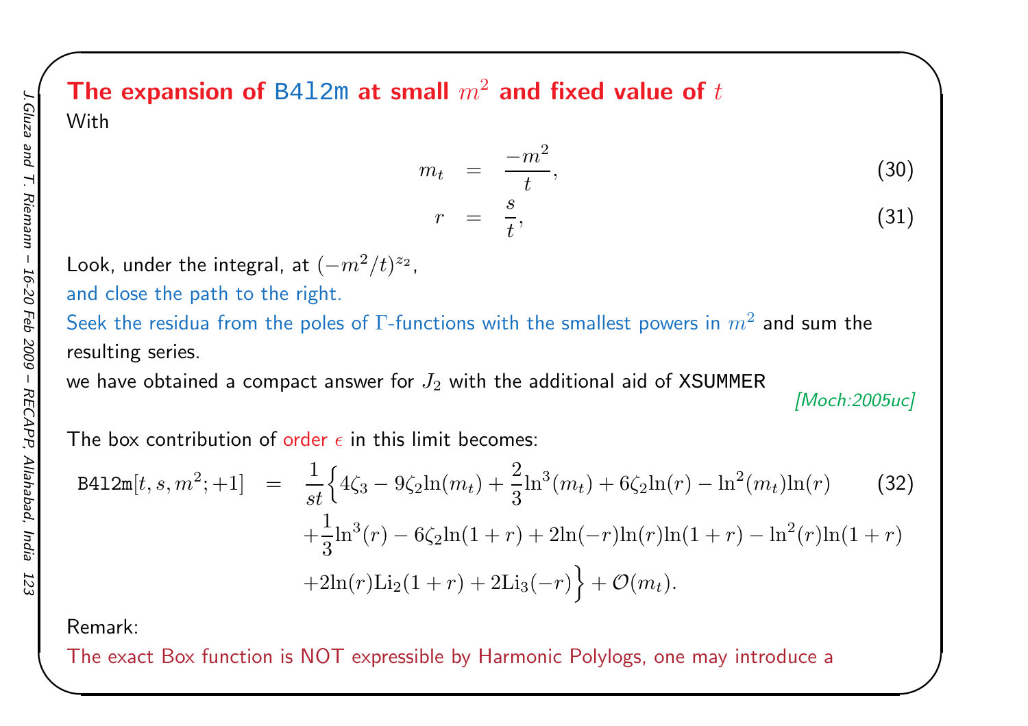## The expansion of B4l2m at small $m^2$ and fixed value of $t$

With

$$m_t = \frac{-m^2}{t}, \tag{30}$$

$$r = \frac{s}{t}, \tag{31}$$

Look, under the integral, at $(-m^2/t)^{z_2}$,
and close the path to the right.
Seek the residua from the poles of $\Gamma$-functions with the smallest powers in $m^2$ and sum the resulting series.
we have obtained a compact answer for $J_2$ with the additional aid of XSUMMER

*[Moch:2005uc]*

The box contribution of order $\epsilon$ in this limit becomes:

$$
\begin{aligned}
\texttt{B4l2m}[t,s,m^2;+1] = \frac{1}{st}\Big\{ & 4\zeta_3 - 9\zeta_2 \ln(m_t) + \frac{2}{3}\ln^3(m_t) + 6\zeta_2 \ln(r) - \ln^2(m_t)\ln(r) \\
& + \frac{1}{3}\ln^3(r) - 6\zeta_2 \ln(1+r) + 2\ln(-r)\ln(r)\ln(1+r) - \ln^2(r)\ln(1+r) \\
& + 2\ln(r)\mathrm{Li}_2(1+r) + 2\mathrm{Li}_3(-r)\Big\} + \mathcal{O}(m_t).
\end{aligned}
\tag{32}
$$

Remark:
The exact Box function is NOT expressible by Harmonic Polylogs, one may introduce a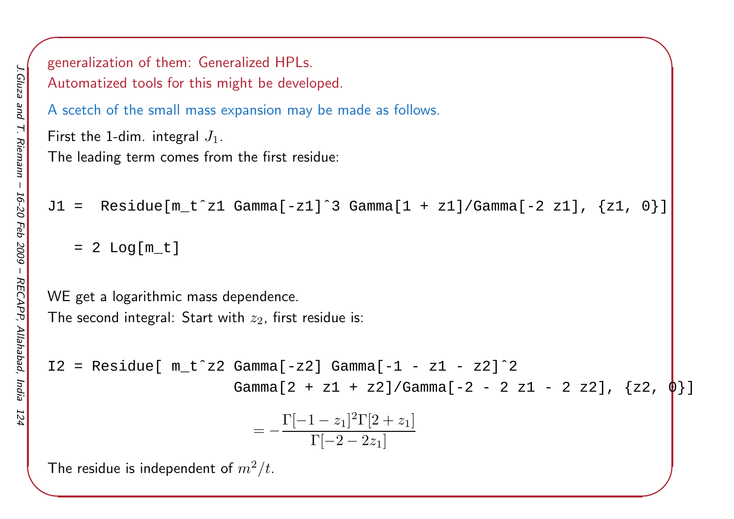generalization of them: Generalized HPLs.
Automatized tools for this might be developed.

A scetch of the small mass expansion may be made as follows.

First the 1-dim. integral $J_1$.
The leading term comes from the first residue:

```
J1 =  Residue[m_t^z1 Gamma[-z1]^3 Gamma[1 + z1]/Gamma[-2 z1], {z1, 0}]

   = 2 Log[m_t]
```

WE get a logarithmic mass dependence.
The second integral: Start with $z_2$, first residue is:

```
I2 = Residue[ m_t^z2 Gamma[-z2] Gamma[-1 - z1 - z2]^2
                       Gamma[2 + z1 + z2]/Gamma[-2 - 2 z1 - 2 z2], {z2, 0}]
```

$$= -\frac{\Gamma[-1-z_1]^2\Gamma[2+z_1]}{\Gamma[-2-2z_1]}$$

The residue is independent of $m^2/t$.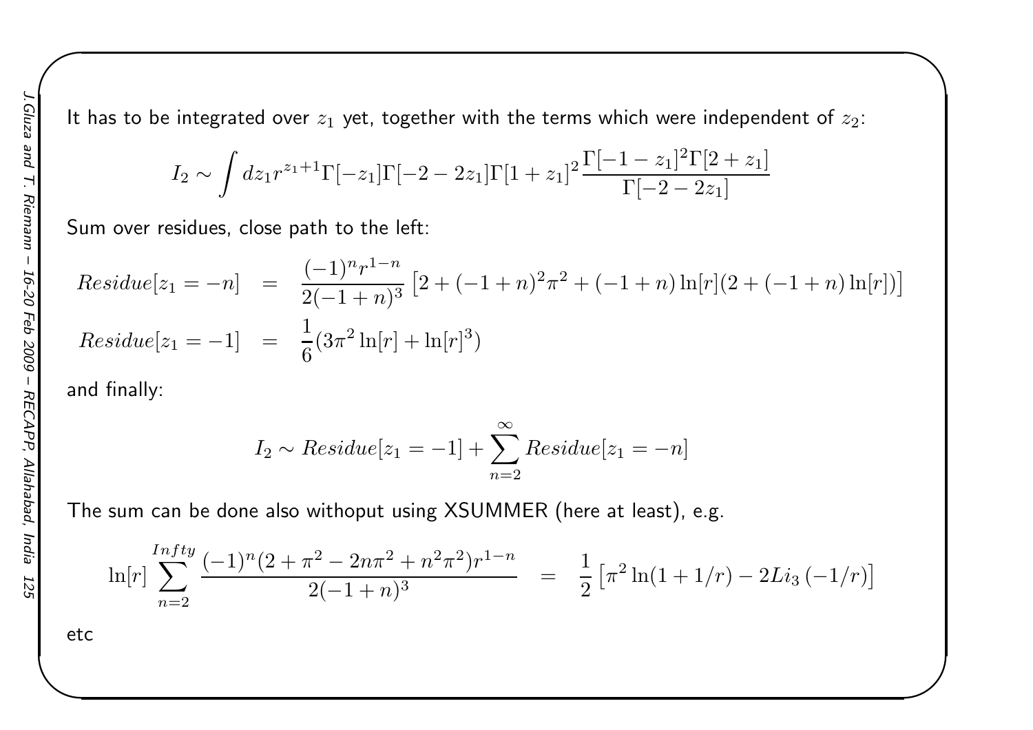It has to be integrated over $z_1$ yet, together with the terms which were independent of $z_2$:

$$I_2 \sim \int dz_1 r^{z_1+1} \Gamma[-z_1]\Gamma[-2-2z_1]\Gamma[1+z_1]^2 \frac{\Gamma[-1-z_1]^2\Gamma[2+z_1]}{\Gamma[-2-2z_1]}$$

Sum over residues, close path to the left:

$$Residue[z_1 = -n] \quad = \quad \frac{(-1)^n r^{1-n}}{2(-1+n)^3} \left[2 + (-1+n)^2\pi^2 + (-1+n)\ln[r](2 + (-1+n)\ln[r])\right]$$

$$Residue[z_1 = -1] \quad = \quad \frac{1}{6}(3\pi^2 \ln[r] + \ln[r]^3)$$

and finally:

$$I_2 \sim Residue[z_1 = -1] + \sum_{n=2}^{\infty} Residue[z_1 = -n]$$

The sum can be done also withoput using XSUMMER (here at least), e.g.

$$\ln[r] \sum_{n=2}^{Infty} \frac{(-1)^n(2 + \pi^2 - 2n\pi^2 + n^2\pi^2)r^{1-n}}{2(-1+n)^3} \quad = \quad \frac{1}{2}\left[\pi^2 \ln(1 + 1/r) - 2Li_3\left(-1/r\right)\right]$$

etc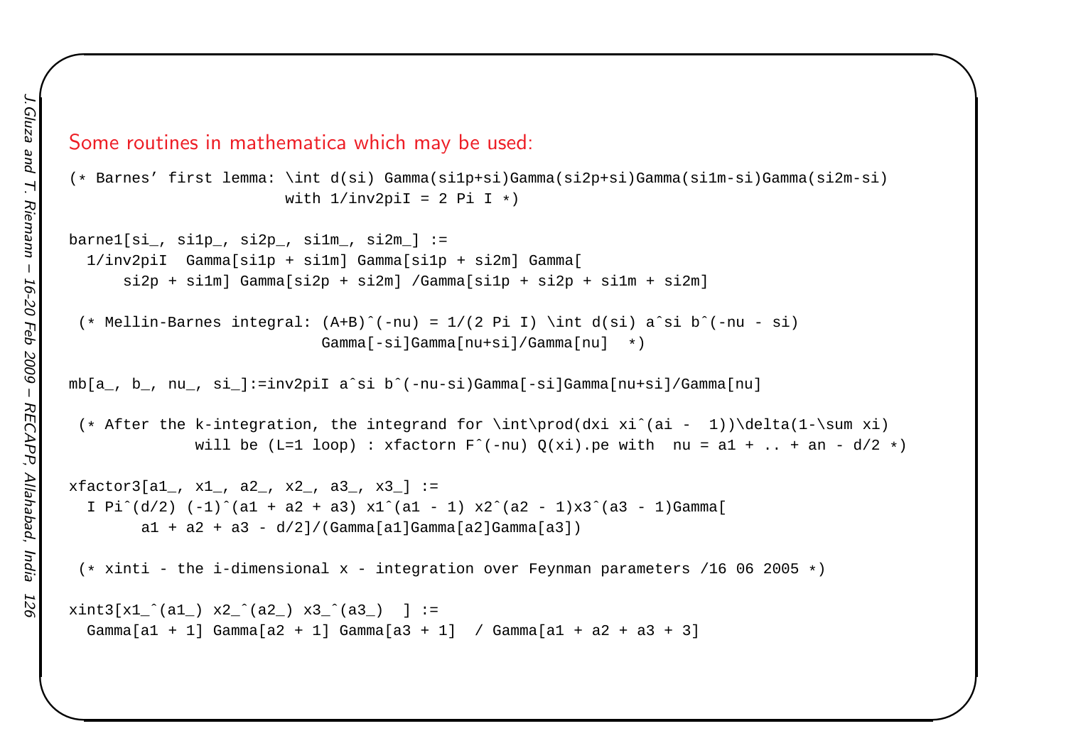## Some routines in mathematica which may be used:

```
(* Barnes' first lemma: \int d(si) Gamma(si1p+si)Gamma(si2p+si)Gamma(si1m-si)Gamma(si2m-si)
                        with 1/inv2piI = 2 Pi I *)

barne1[si_, si1p_, si2p_, si1m_, si2m_] :=
  1/inv2piI  Gamma[si1p + si1m] Gamma[si1p + si2m] Gamma[
      si2p + si1m] Gamma[si2p + si2m] /Gamma[si1p + si2p + si1m + si2m]

 (* Mellin-Barnes integral: (A+B)^(-nu) = 1/(2 Pi I) \int d(si) a^si b^(-nu - si)
                            Gamma[-si]Gamma[nu+si]/Gamma[nu]  *)

mb[a_, b_, nu_, si_]:=inv2piI a^si b^(-nu-si)Gamma[-si]Gamma[nu+si]/Gamma[nu]

 (* After the k-integration, the integrand for \int\prod(dxi xi^(ai -  1))\delta(1-\sum xi)
             will be (L=1 loop) : xfactorn F^(-nu) Q(xi).pe with  nu = a1 + .. + an - d/2 *)

xfactor3[a1_, x1_, a2_, x2_, a3_, x3_] :=
  I Pi^(d/2) (-1)^(a1 + a2 + a3) x1^(a1 - 1) x2^(a2 - 1)x3^(a3 - 1)Gamma[
        a1 + a2 + a3 - d/2]/(Gamma[a1]Gamma[a2]Gamma[a3])

 (* xinti - the i-dimensional x - integration over Feynman parameters /16 06 2005 *)

xint3[x1_^(a1_) x2_^(a2_) x3_^(a3_)  ] :=
  Gamma[a1 + 1] Gamma[a2 + 1] Gamma[a3 + 1]  / Gamma[a1 + a2 + a3 + 3]
```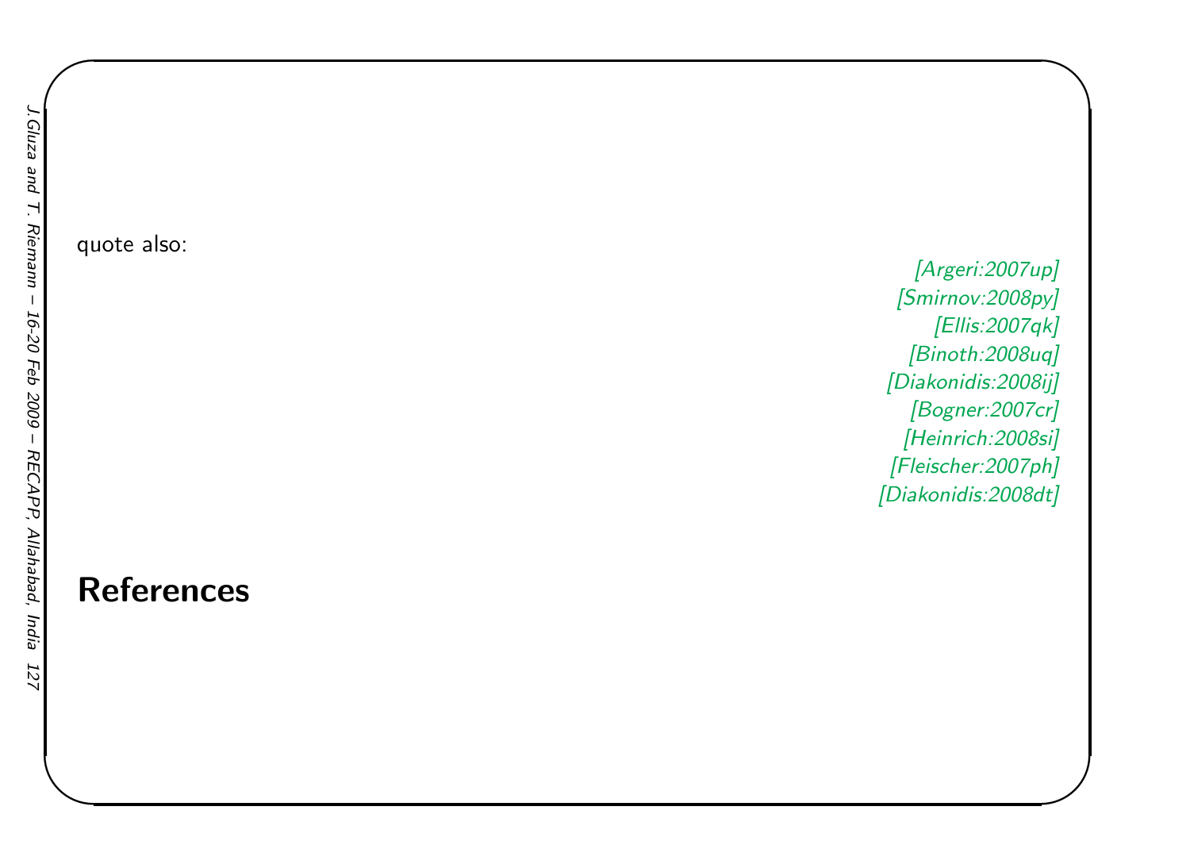quote also:

*[Argeri:2007up]*
*[Smirnov:2008py]*
*[Ellis:2007qk]*
*[Binoth:2008uq]*
*[Diakonidis:2008ij]*
*[Bogner:2007cr]*
*[Heinrich:2008si]*
*[Fleischer:2007ph]*
*[Diakonidis:2008dt]*

# References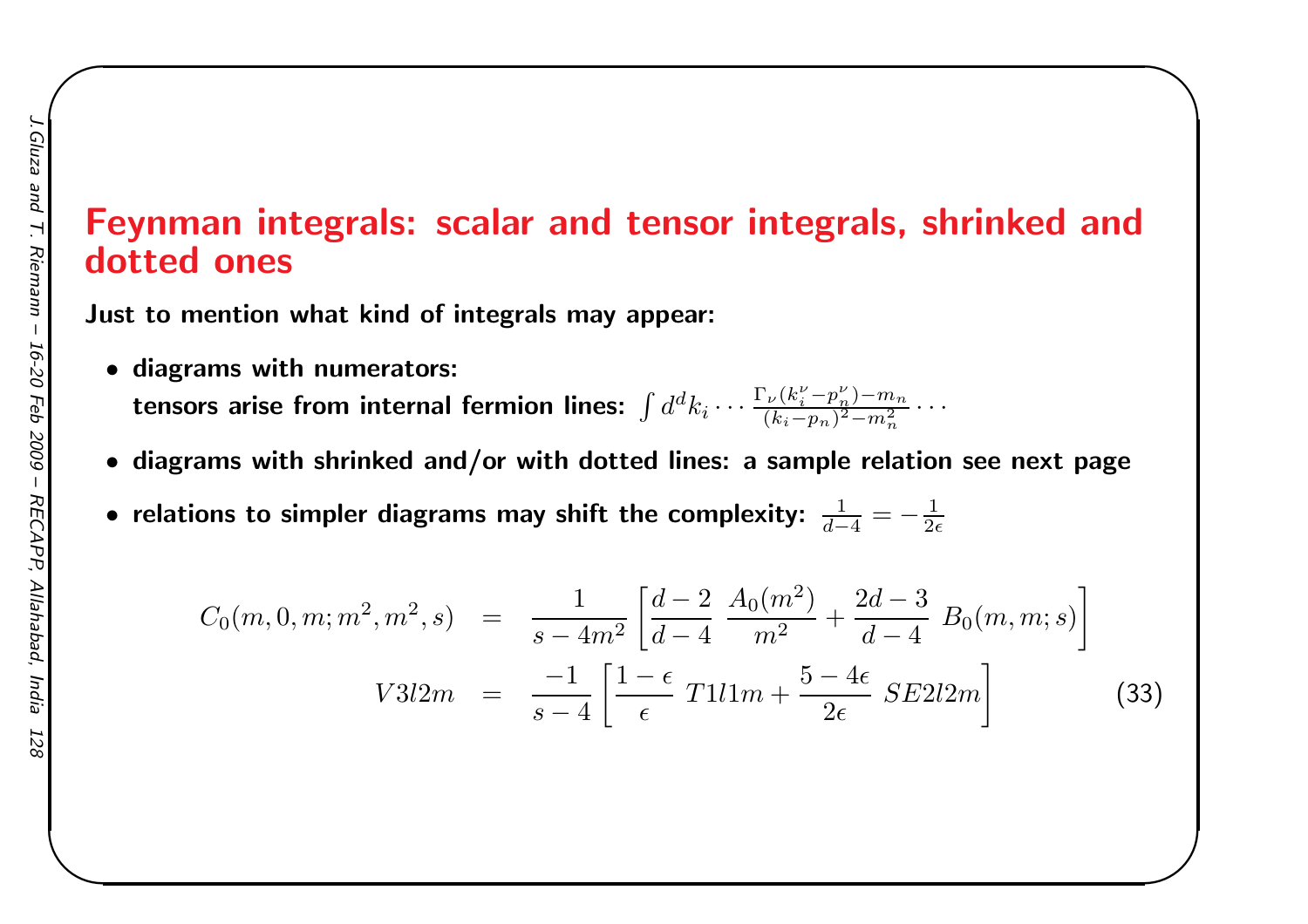# Feynman integrals: scalar and tensor integrals, shrinked and dotted ones

**Just to mention what kind of integrals may appear:**

- **diagrams with numerators:**
  **tensors arise from internal fermion lines:** $\int d^d k_i \cdots \frac{\Gamma_\nu (k_i^\nu - p_n^\nu) - m_n}{(k_i - p_n)^2 - m_n^2} \cdots$
- **diagrams with shrinked and/or with dotted lines: a sample relation see next page**
- **relations to simpler diagrams may shift the complexity:** $\frac{1}{d-4} = -\frac{1}{2\epsilon}$

$$
\begin{aligned}
C_0(m, 0, m; m^2, m^2, s) &= \frac{1}{s - 4m^2} \left[ \frac{d-2}{d-4} \; \frac{A_0(m^2)}{m^2} + \frac{2d-3}{d-4} \; B_0(m, m; s) \right] \\
V3l2m &= \frac{-1}{s-4} \left[ \frac{1-\epsilon}{\epsilon} \; T1l1m + \frac{5-4\epsilon}{2\epsilon} \; SE2l2m \right]
\end{aligned}
\tag{33}
$$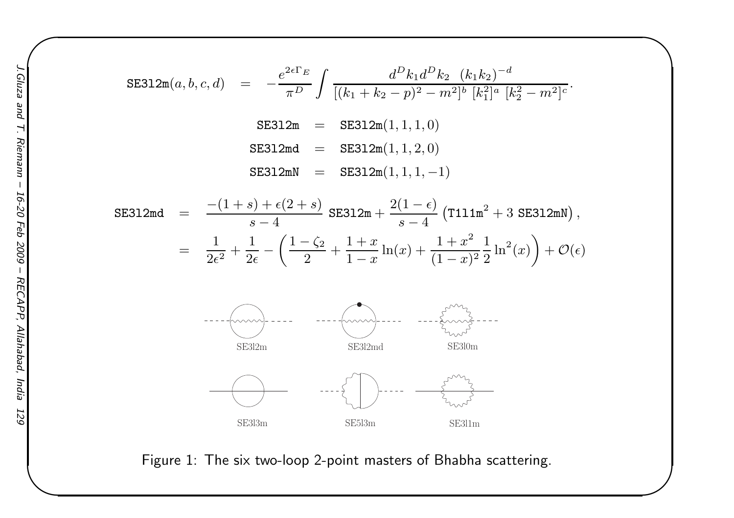$$
\texttt{SE3l2m}(a,b,c,d) = -\frac{e^{2\epsilon\Gamma_E}}{\pi^D}\int \frac{d^Dk_1 d^Dk_2 \quad (k_1k_2)^{-d}}{[(k_1+k_2-p)^2-m^2]^b\ [k_1^2]^a\ [k_2^2-m^2]^c}.
$$

$$
\begin{aligned}
\texttt{SE3l2m} &= \texttt{SE3l2m}(1,1,1,0)\\
\texttt{SE3l2md} &= \texttt{SE3l2m}(1,1,2,0)\\
\texttt{SE3l2mN} &= \texttt{SE3l2m}(1,1,1,-1)
\end{aligned}
$$

$$
\begin{aligned}
\texttt{SE3l2md} &= \frac{-(1+s)+\epsilon(2+s)}{s-4}\ \texttt{SE3l2m} + \frac{2(1-\epsilon)}{s-4}\left(\texttt{T1l1m}^2 + 3\ \texttt{SE3l2mN}\right),\\
&= \frac{1}{2\epsilon^2} + \frac{1}{2\epsilon} - \left(\frac{1-\zeta_2}{2} + \frac{1+x}{1-x}\ln(x) + \frac{1+x^2}{(1-x)^2}\frac{1}{2}\ln^2(x)\right) + \mathcal{O}(\epsilon)
\end{aligned}
$$

SE3l2m SE3l2md SE3l0m

SE3l3m SE5l3m SE3l1m

Figure 1: The six two-loop 2-point masters of Bhabha scattering.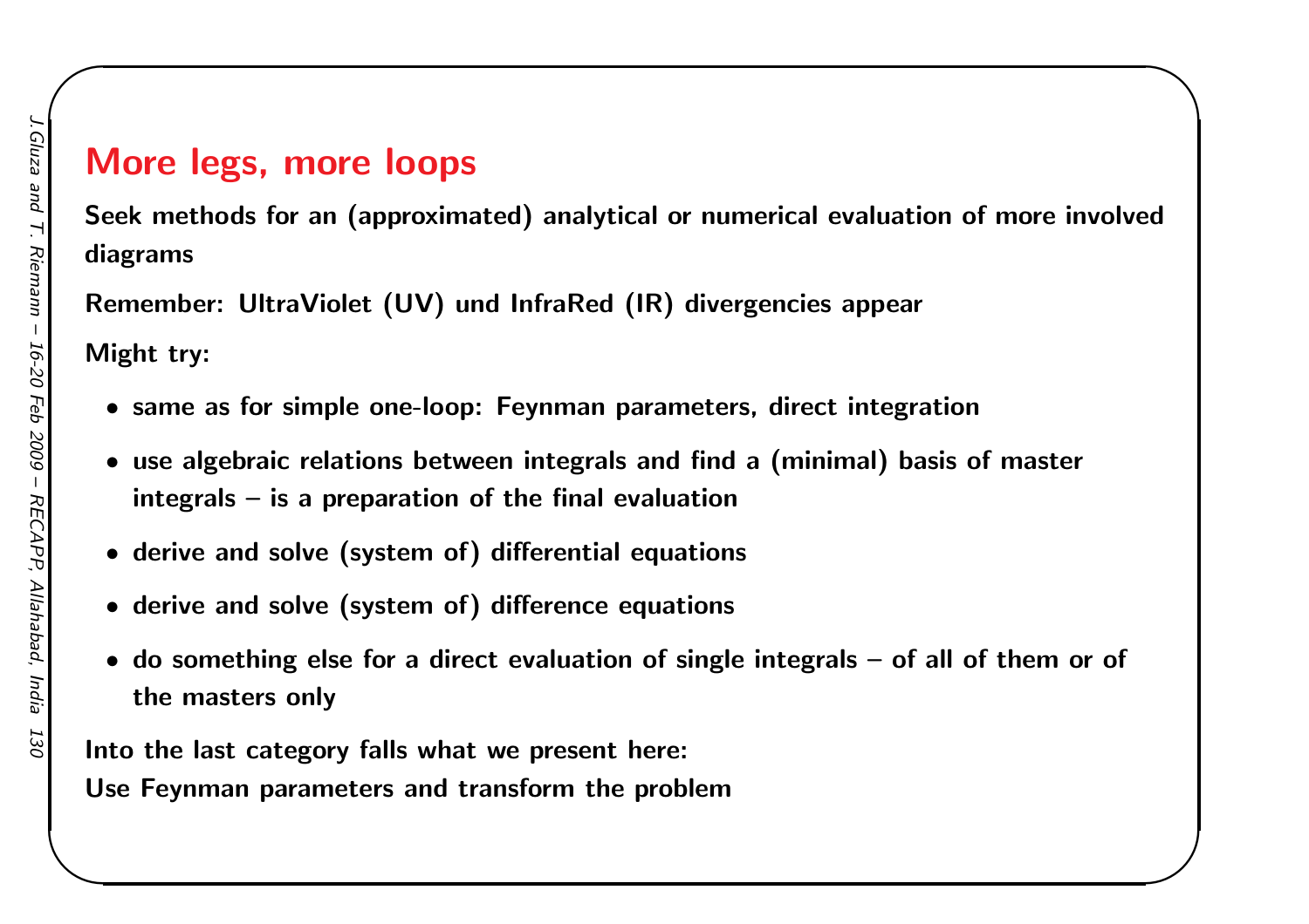# More legs, more loops

Seek methods for an (approximated) analytical or numerical evaluation of more involved diagrams

Remember: UltraViolet (UV) und InfraRed (IR) divergencies appear

Might try:

- same as for simple one-loop: Feynman parameters, direct integration
- use algebraic relations between integrals and find a (minimal) basis of master integrals – is a preparation of the final evaluation
- derive and solve (system of) differential equations
- derive and solve (system of) difference equations
- do something else for a direct evaluation of single integrals – of all of them or of the masters only

Into the last category falls what we present here:
Use Feynman parameters and transform the problem